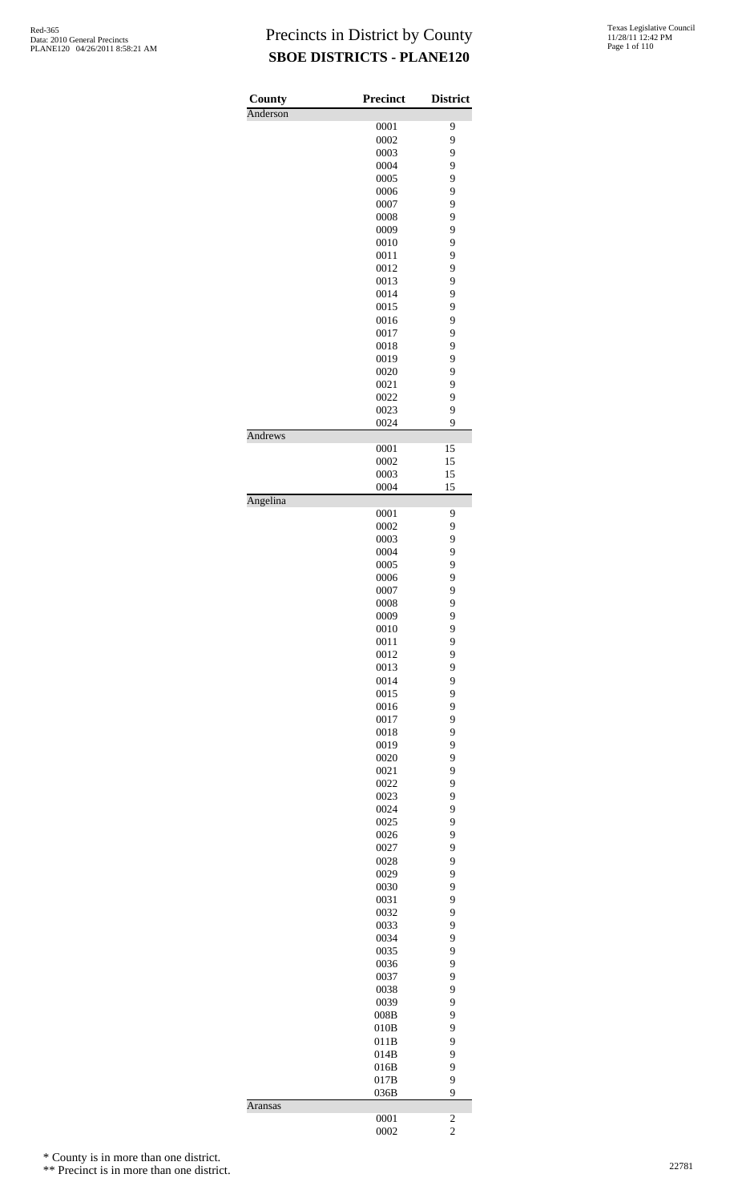# Precincts in District by County
## SBOE DISTRICTS - PLANE120

| County | Precinct | District |
|---|---|---|
| Anderson | | |
| | 0001 | 9 |
| | 0002 | 9 |
| | 0003 | 9 |
| | 0004 | 9 |
| | 0005 | 9 |
| | 0006 | 9 |
| | 0007 | 9 |
| | 0008 | 9 |
| | 0009 | 9 |
| | 0010 | 9 |
| | 0011 | 9 |
| | 0012 | 9 |
| | 0013 | 9 |
| | 0014 | 9 |
| | 0015 | 9 |
| | 0016 | 9 |
| | 0017 | 9 |
| | 0018 | 9 |
| | 0019 | 9 |
| | 0020 | 9 |
| | 0021 | 9 |
| | 0022 | 9 |
| | 0023 | 9 |
| | 0024 | 9 |
| Andrews | | |
| | 0001 | 15 |
| | 0002 | 15 |
| | 0003 | 15 |
| | 0004 | 15 |
| Angelina | | |
| | 0001 | 9 |
| | 0002 | 9 |
| | 0003 | 9 |
| | 0004 | 9 |
| | 0005 | 9 |
| | 0006 | 9 |
| | 0007 | 9 |
| | 0008 | 9 |
| | 0009 | 9 |
| | 0010 | 9 |
| | 0011 | 9 |
| | 0012 | 9 |
| | 0013 | 9 |
| | 0014 | 9 |
| | 0015 | 9 |
| | 0016 | 9 |
| | 0017 | 9 |
| | 0018 | 9 |
| | 0019 | 9 |
| | 0020 | 9 |
| | 0021 | 9 |
| | 0022 | 9 |
| | 0023 | 9 |
| | 0024 | 9 |
| | 0025 | 9 |
| | 0026 | 9 |
| | 0027 | 9 |
| | 0028 | 9 |
| | 0029 | 9 |
| | 0030 | 9 |
| | 0031 | 9 |
| | 0032 | 9 |
| | 0033 | 9 |
| | 0034 | 9 |
| | 0035 | 9 |
| | 0036 | 9 |
| | 0037 | 9 |
| | 0038 | 9 |
| | 0039 | 9 |
| | 008B | 9 |
| | 010B | 9 |
| | 011B | 9 |
| | 014B | 9 |
| | 016B | 9 |
| | 017B | 9 |
| | 036B | 9 |
| Aransas | | |
| | 0001 | 2 |
| | 0002 | 2 |

\* County is in more than one district.

\*\* Precinct is in more than one district.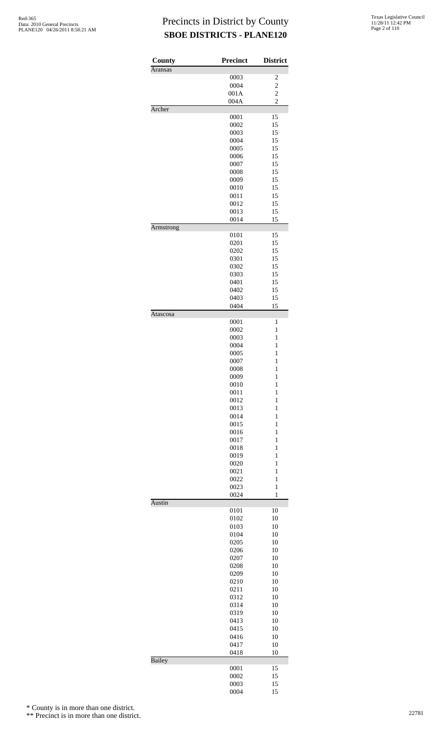# Precincts in District by County
## SBOE DISTRICTS - PLANE120

| County | Precinct | District |
|---|---|---|
| Aransas | | |
| | 0003 | 2 |
| | 0004 | 2 |
| | 001A | 2 |
| | 004A | 2 |
| Archer | | |
| | 0001 | 15 |
| | 0002 | 15 |
| | 0003 | 15 |
| | 0004 | 15 |
| | 0005 | 15 |
| | 0006 | 15 |
| | 0007 | 15 |
| | 0008 | 15 |
| | 0009 | 15 |
| | 0010 | 15 |
| | 0011 | 15 |
| | 0012 | 15 |
| | 0013 | 15 |
| | 0014 | 15 |
| Armstrong | | |
| | 0101 | 15 |
| | 0201 | 15 |
| | 0202 | 15 |
| | 0301 | 15 |
| | 0302 | 15 |
| | 0303 | 15 |
| | 0401 | 15 |
| | 0402 | 15 |
| | 0403 | 15 |
| | 0404 | 15 |
| Atascosa | | |
| | 0001 | 1 |
| | 0002 | 1 |
| | 0003 | 1 |
| | 0004 | 1 |
| | 0005 | 1 |
| | 0007 | 1 |
| | 0008 | 1 |
| | 0009 | 1 |
| | 0010 | 1 |
| | 0011 | 1 |
| | 0012 | 1 |
| | 0013 | 1 |
| | 0014 | 1 |
| | 0015 | 1 |
| | 0016 | 1 |
| | 0017 | 1 |
| | 0018 | 1 |
| | 0019 | 1 |
| | 0020 | 1 |
| | 0021 | 1 |
| | 0022 | 1 |
| | 0023 | 1 |
| | 0024 | 1 |
| Austin | | |
| | 0101 | 10 |
| | 0102 | 10 |
| | 0103 | 10 |
| | 0104 | 10 |
| | 0205 | 10 |
| | 0206 | 10 |
| | 0207 | 10 |
| | 0208 | 10 |
| | 0209 | 10 |
| | 0210 | 10 |
| | 0211 | 10 |
| | 0312 | 10 |
| | 0314 | 10 |
| | 0319 | 10 |
| | 0413 | 10 |
| | 0415 | 10 |
| | 0416 | 10 |
| | 0417 | 10 |
| | 0418 | 10 |
| Bailey | | |
| | 0001 | 15 |
| | 0002 | 15 |
| | 0003 | 15 |
| | 0004 | 15 |

\* County is in more than one district.

\*\* Precinct is in more than one district.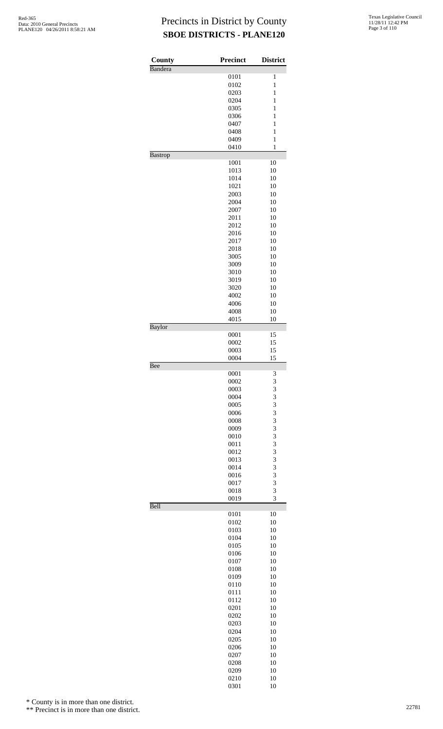# Precincts in District by County
## SBOE DISTRICTS - PLANE120

| County | Precinct | District |
|---|---|---|
| Bandera | | |
| | 0101 | 1 |
| | 0102 | 1 |
| | 0203 | 1 |
| | 0204 | 1 |
| | 0305 | 1 |
| | 0306 | 1 |
| | 0407 | 1 |
| | 0408 | 1 |
| | 0409 | 1 |
| | 0410 | 1 |
| Bastrop | | |
| | 1001 | 10 |
| | 1013 | 10 |
| | 1014 | 10 |
| | 1021 | 10 |
| | 2003 | 10 |
| | 2004 | 10 |
| | 2007 | 10 |
| | 2011 | 10 |
| | 2012 | 10 |
| | 2016 | 10 |
| | 2017 | 10 |
| | 2018 | 10 |
| | 3005 | 10 |
| | 3009 | 10 |
| | 3010 | 10 |
| | 3019 | 10 |
| | 3020 | 10 |
| | 4002 | 10 |
| | 4006 | 10 |
| | 4008 | 10 |
| | 4015 | 10 |
| Baylor | | |
| | 0001 | 15 |
| | 0002 | 15 |
| | 0003 | 15 |
| | 0004 | 15 |
| Bee | | |
| | 0001 | 3 |
| | 0002 | 3 |
| | 0003 | 3 |
| | 0004 | 3 |
| | 0005 | 3 |
| | 0006 | 3 |
| | 0008 | 3 |
| | 0009 | 3 |
| | 0010 | 3 |
| | 0011 | 3 |
| | 0012 | 3 |
| | 0013 | 3 |
| | 0014 | 3 |
| | 0016 | 3 |
| | 0017 | 3 |
| | 0018 | 3 |
| | 0019 | 3 |
| Bell | | |
| | 0101 | 10 |
| | 0102 | 10 |
| | 0103 | 10 |
| | 0104 | 10 |
| | 0105 | 10 |
| | 0106 | 10 |
| | 0107 | 10 |
| | 0108 | 10 |
| | 0109 | 10 |
| | 0110 | 10 |
| | 0111 | 10 |
| | 0112 | 10 |
| | 0201 | 10 |
| | 0202 | 10 |
| | 0203 | 10 |
| | 0204 | 10 |
| | 0205 | 10 |
| | 0206 | 10 |
| | 0207 | 10 |
| | 0208 | 10 |
| | 0209 | 10 |
| | 0210 | 10 |
| | 0301 | 10 |

\* County is in more than one district.

\*\* Precinct is in more than one district.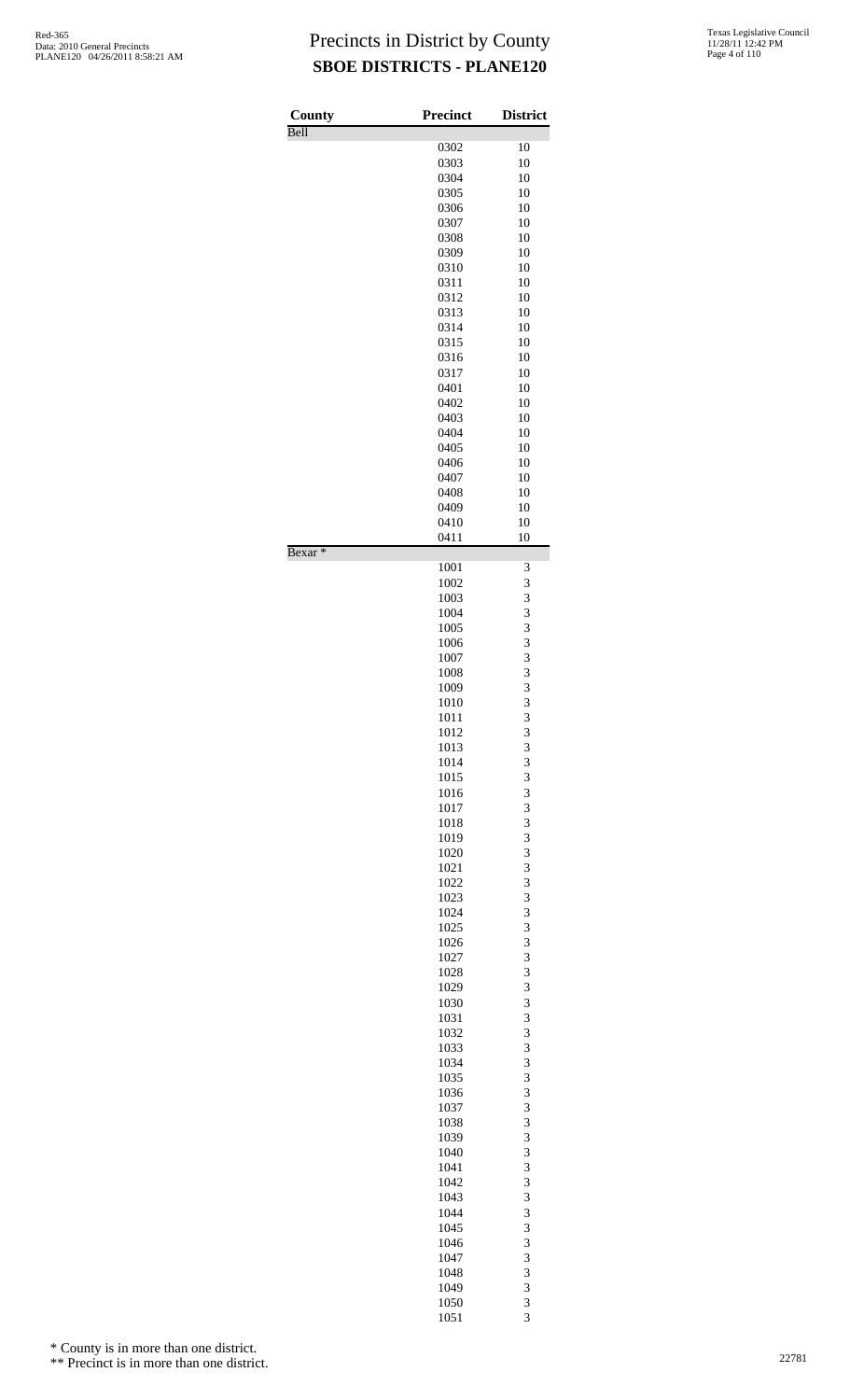# Precincts in District by County

## SBOE DISTRICTS - PLANE120

| County | Precinct | District |
|---|---|---|
| Bell | | |
| | 0302 | 10 |
| | 0303 | 10 |
| | 0304 | 10 |
| | 0305 | 10 |
| | 0306 | 10 |
| | 0307 | 10 |
| | 0308 | 10 |
| | 0309 | 10 |
| | 0310 | 10 |
| | 0311 | 10 |
| | 0312 | 10 |
| | 0313 | 10 |
| | 0314 | 10 |
| | 0315 | 10 |
| | 0316 | 10 |
| | 0317 | 10 |
| | 0401 | 10 |
| | 0402 | 10 |
| | 0403 | 10 |
| | 0404 | 10 |
| | 0405 | 10 |
| | 0406 | 10 |
| | 0407 | 10 |
| | 0408 | 10 |
| | 0409 | 10 |
| | 0410 | 10 |
| | 0411 | 10 |
| Bexar * | | |
| | 1001 | 3 |
| | 1002 | 3 |
| | 1003 | 3 |
| | 1004 | 3 |
| | 1005 | 3 |
| | 1006 | 3 |
| | 1007 | 3 |
| | 1008 | 3 |
| | 1009 | 3 |
| | 1010 | 3 |
| | 1011 | 3 |
| | 1012 | 3 |
| | 1013 | 3 |
| | 1014 | 3 |
| | 1015 | 3 |
| | 1016 | 3 |
| | 1017 | 3 |
| | 1018 | 3 |
| | 1019 | 3 |
| | 1020 | 3 |
| | 1021 | 3 |
| | 1022 | 3 |
| | 1023 | 3 |
| | 1024 | 3 |
| | 1025 | 3 |
| | 1026 | 3 |
| | 1027 | 3 |
| | 1028 | 3 |
| | 1029 | 3 |
| | 1030 | 3 |
| | 1031 | 3 |
| | 1032 | 3 |
| | 1033 | 3 |
| | 1034 | 3 |
| | 1035 | 3 |
| | 1036 | 3 |
| | 1037 | 3 |
| | 1038 | 3 |
| | 1039 | 3 |
| | 1040 | 3 |
| | 1041 | 3 |
| | 1042 | 3 |
| | 1043 | 3 |
| | 1044 | 3 |
| | 1045 | 3 |
| | 1046 | 3 |
| | 1047 | 3 |
| | 1048 | 3 |
| | 1049 | 3 |
| | 1050 | 3 |
| | 1051 | 3 |

\* County is in more than one district.

\** Precinct is in more than one district.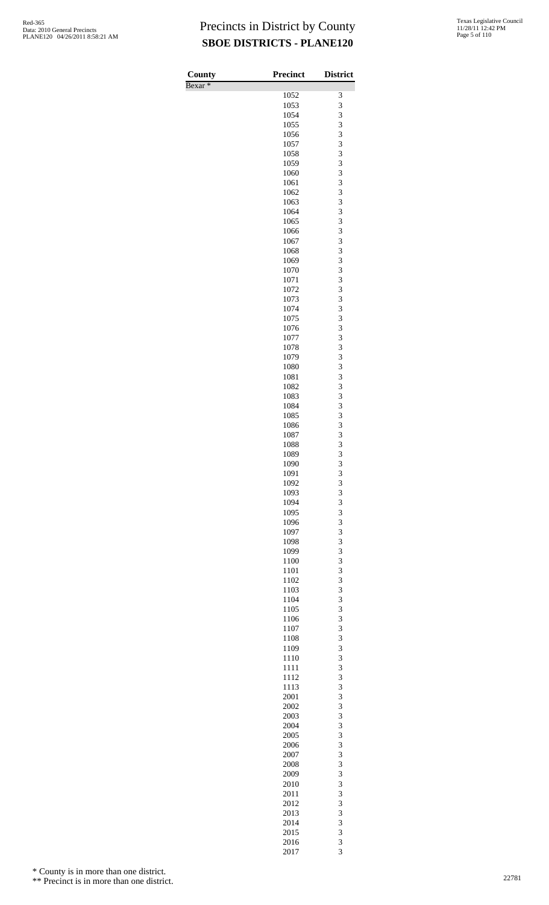# Precincts in District by County
## SBOE DISTRICTS - PLANE120

| County | Precinct | District |
|---|---|---|
| Bexar * | | |
| | 1052 | 3 |
| | 1053 | 3 |
| | 1054 | 3 |
| | 1055 | 3 |
| | 1056 | 3 |
| | 1057 | 3 |
| | 1058 | 3 |
| | 1059 | 3 |
| | 1060 | 3 |
| | 1061 | 3 |
| | 1062 | 3 |
| | 1063 | 3 |
| | 1064 | 3 |
| | 1065 | 3 |
| | 1066 | 3 |
| | 1067 | 3 |
| | 1068 | 3 |
| | 1069 | 3 |
| | 1070 | 3 |
| | 1071 | 3 |
| | 1072 | 3 |
| | 1073 | 3 |
| | 1074 | 3 |
| | 1075 | 3 |
| | 1076 | 3 |
| | 1077 | 3 |
| | 1078 | 3 |
| | 1079 | 3 |
| | 1080 | 3 |
| | 1081 | 3 |
| | 1082 | 3 |
| | 1083 | 3 |
| | 1084 | 3 |
| | 1085 | 3 |
| | 1086 | 3 |
| | 1087 | 3 |
| | 1088 | 3 |
| | 1089 | 3 |
| | 1090 | 3 |
| | 1091 | 3 |
| | 1092 | 3 |
| | 1093 | 3 |
| | 1094 | 3 |
| | 1095 | 3 |
| | 1096 | 3 |
| | 1097 | 3 |
| | 1098 | 3 |
| | 1099 | 3 |
| | 1100 | 3 |
| | 1101 | 3 |
| | 1102 | 3 |
| | 1103 | 3 |
| | 1104 | 3 |
| | 1105 | 3 |
| | 1106 | 3 |
| | 1107 | 3 |
| | 1108 | 3 |
| | 1109 | 3 |
| | 1110 | 3 |
| | 1111 | 3 |
| | 1112 | 3 |
| | 1113 | 3 |
| | 2001 | 3 |
| | 2002 | 3 |
| | 2003 | 3 |
| | 2004 | 3 |
| | 2005 | 3 |
| | 2006 | 3 |
| | 2007 | 3 |
| | 2008 | 3 |
| | 2009 | 3 |
| | 2010 | 3 |
| | 2011 | 3 |
| | 2012 | 3 |
| | 2013 | 3 |
| | 2014 | 3 |
| | 2015 | 3 |
| | 2016 | 3 |
| | 2017 | 3 |

* County is in more than one district.

** Precinct is in more than one district.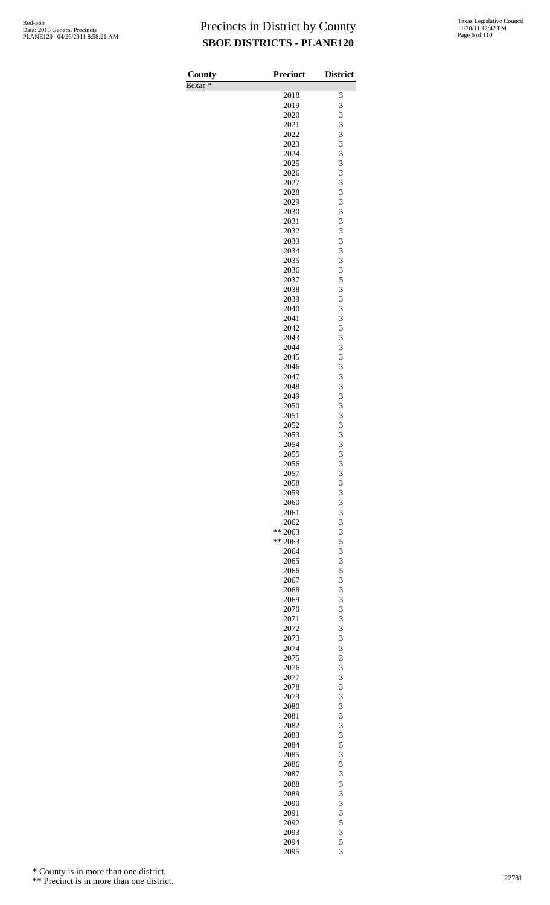# Precincts in District by County

**SBOE DISTRICTS - PLANE120**

| County | Precinct | District |
|---|---|---|
| Bexar * | | |
| | 2018 | 3 |
| | 2019 | 3 |
| | 2020 | 3 |
| | 2021 | 3 |
| | 2022 | 3 |
| | 2023 | 3 |
| | 2024 | 3 |
| | 2025 | 3 |
| | 2026 | 3 |
| | 2027 | 3 |
| | 2028 | 3 |
| | 2029 | 3 |
| | 2030 | 3 |
| | 2031 | 3 |
| | 2032 | 3 |
| | 2033 | 3 |
| | 2034 | 3 |
| | 2035 | 3 |
| | 2036 | 3 |
| | 2037 | 5 |
| | 2038 | 3 |
| | 2039 | 3 |
| | 2040 | 3 |
| | 2041 | 3 |
| | 2042 | 3 |
| | 2043 | 3 |
| | 2044 | 3 |
| | 2045 | 3 |
| | 2046 | 3 |
| | 2047 | 3 |
| | 2048 | 3 |
| | 2049 | 3 |
| | 2050 | 3 |
| | 2051 | 3 |
| | 2052 | 3 |
| | 2053 | 3 |
| | 2054 | 3 |
| | 2055 | 3 |
| | 2056 | 3 |
| | 2057 | 3 |
| | 2058 | 3 |
| | 2059 | 3 |
| | 2060 | 3 |
| | 2061 | 3 |
| | 2062 | 3 |
| | ** 2063 | 3 |
| | ** 2063 | 5 |
| | 2064 | 3 |
| | 2065 | 3 |
| | 2066 | 5 |
| | 2067 | 3 |
| | 2068 | 3 |
| | 2069 | 3 |
| | 2070 | 3 |
| | 2071 | 3 |
| | 2072 | 3 |
| | 2073 | 3 |
| | 2074 | 3 |
| | 2075 | 3 |
| | 2076 | 3 |
| | 2077 | 3 |
| | 2078 | 3 |
| | 2079 | 3 |
| | 2080 | 3 |
| | 2081 | 3 |
| | 2082 | 3 |
| | 2083 | 3 |
| | 2084 | 5 |
| | 2085 | 3 |
| | 2086 | 3 |
| | 2087 | 3 |
| | 2088 | 3 |
| | 2089 | 3 |
| | 2090 | 3 |
| | 2091 | 3 |
| | 2092 | 5 |
| | 2093 | 3 |
| | 2094 | 5 |
| | 2095 | 3 |

\* County is in more than one district.

\*\* Precinct is in more than one district.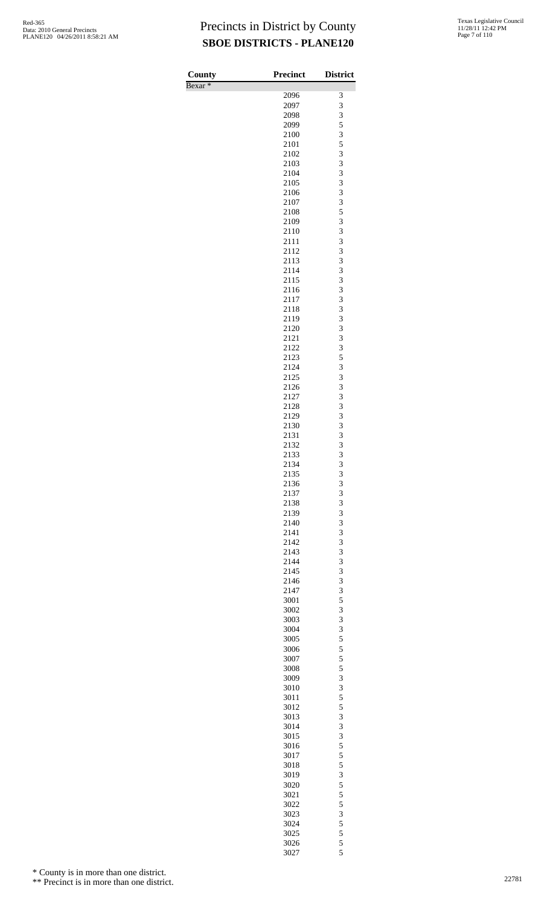# Precincts in District by County
## SBOE DISTRICTS - PLANE120

| County | Precinct | District |
|---|---|---|
| Bexar * | | |
| | 2096 | 3 |
| | 2097 | 3 |
| | 2098 | 3 |
| | 2099 | 5 |
| | 2100 | 3 |
| | 2101 | 5 |
| | 2102 | 3 |
| | 2103 | 3 |
| | 2104 | 3 |
| | 2105 | 3 |
| | 2106 | 3 |
| | 2107 | 3 |
| | 2108 | 5 |
| | 2109 | 3 |
| | 2110 | 3 |
| | 2111 | 3 |
| | 2112 | 3 |
| | 2113 | 3 |
| | 2114 | 3 |
| | 2115 | 3 |
| | 2116 | 3 |
| | 2117 | 3 |
| | 2118 | 3 |
| | 2119 | 3 |
| | 2120 | 3 |
| | 2121 | 3 |
| | 2122 | 3 |
| | 2123 | 5 |
| | 2124 | 3 |
| | 2125 | 3 |
| | 2126 | 3 |
| | 2127 | 3 |
| | 2128 | 3 |
| | 2129 | 3 |
| | 2130 | 3 |
| | 2131 | 3 |
| | 2132 | 3 |
| | 2133 | 3 |
| | 2134 | 3 |
| | 2135 | 3 |
| | 2136 | 3 |
| | 2137 | 3 |
| | 2138 | 3 |
| | 2139 | 3 |
| | 2140 | 3 |
| | 2141 | 3 |
| | 2142 | 3 |
| | 2143 | 3 |
| | 2144 | 3 |
| | 2145 | 3 |
| | 2146 | 3 |
| | 2147 | 3 |
| | 3001 | 5 |
| | 3002 | 3 |
| | 3003 | 3 |
| | 3004 | 3 |
| | 3005 | 5 |
| | 3006 | 5 |
| | 3007 | 5 |
| | 3008 | 5 |
| | 3009 | 3 |
| | 3010 | 3 |
| | 3011 | 5 |
| | 3012 | 5 |
| | 3013 | 3 |
| | 3014 | 3 |
| | 3015 | 3 |
| | 3016 | 5 |
| | 3017 | 5 |
| | 3018 | 5 |
| | 3019 | 3 |
| | 3020 | 5 |
| | 3021 | 5 |
| | 3022 | 5 |
| | 3023 | 3 |
| | 3024 | 5 |
| | 3025 | 5 |
| | 3026 | 5 |
| | 3027 | 5 |

\* County is in more than one district.

\** Precinct is in more than one district.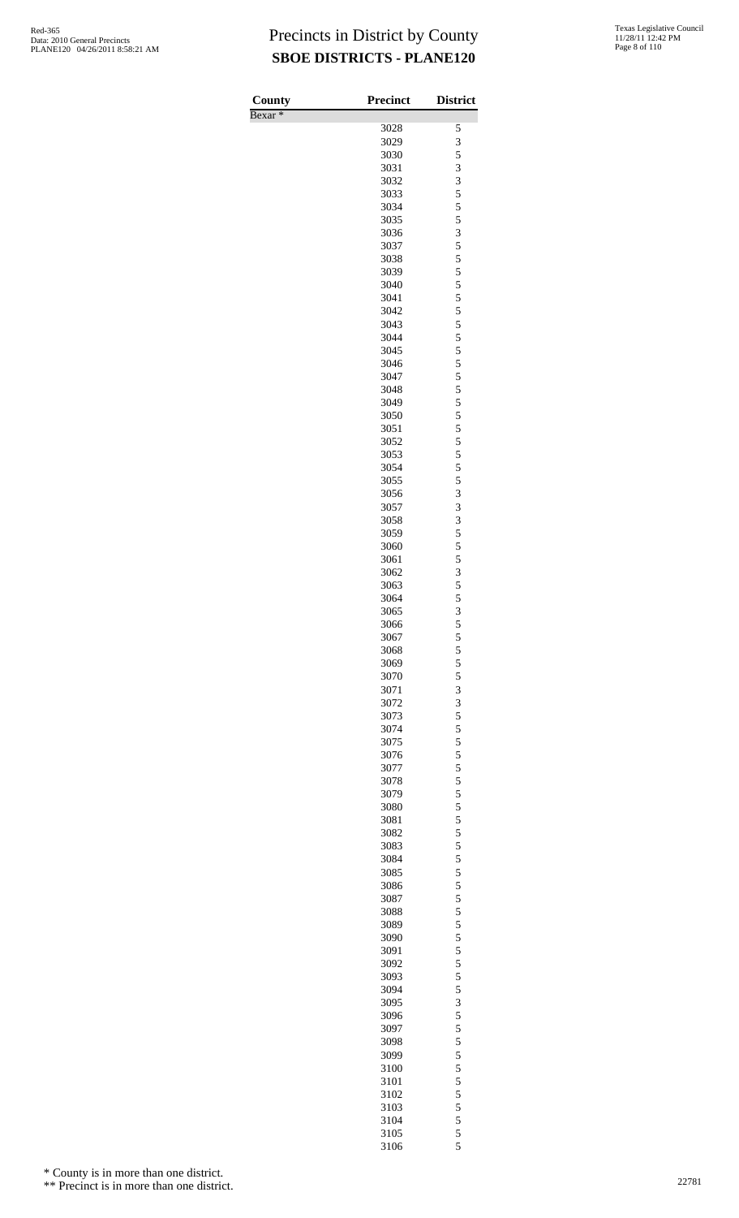# Precincts in District by County

## SBOE DISTRICTS - PLANE120

| County | Precinct | District |
|---|---|---|
| Bexar * | | |
| | 3028 | 5 |
| | 3029 | 3 |
| | 3030 | 5 |
| | 3031 | 3 |
| | 3032 | 3 |
| | 3033 | 5 |
| | 3034 | 5 |
| | 3035 | 5 |
| | 3036 | 3 |
| | 3037 | 5 |
| | 3038 | 5 |
| | 3039 | 5 |
| | 3040 | 5 |
| | 3041 | 5 |
| | 3042 | 5 |
| | 3043 | 5 |
| | 3044 | 5 |
| | 3045 | 5 |
| | 3046 | 5 |
| | 3047 | 5 |
| | 3048 | 5 |
| | 3049 | 5 |
| | 3050 | 5 |
| | 3051 | 5 |
| | 3052 | 5 |
| | 3053 | 5 |
| | 3054 | 5 |
| | 3055 | 5 |
| | 3056 | 3 |
| | 3057 | 3 |
| | 3058 | 3 |
| | 3059 | 5 |
| | 3060 | 5 |
| | 3061 | 5 |
| | 3062 | 3 |
| | 3063 | 5 |
| | 3064 | 5 |
| | 3065 | 3 |
| | 3066 | 5 |
| | 3067 | 5 |
| | 3068 | 5 |
| | 3069 | 5 |
| | 3070 | 5 |
| | 3071 | 3 |
| | 3072 | 3 |
| | 3073 | 5 |
| | 3074 | 5 |
| | 3075 | 5 |
| | 3076 | 5 |
| | 3077 | 5 |
| | 3078 | 5 |
| | 3079 | 5 |
| | 3080 | 5 |
| | 3081 | 5 |
| | 3082 | 5 |
| | 3083 | 5 |
| | 3084 | 5 |
| | 3085 | 5 |
| | 3086 | 5 |
| | 3087 | 5 |
| | 3088 | 5 |
| | 3089 | 5 |
| | 3090 | 5 |
| | 3091 | 5 |
| | 3092 | 5 |
| | 3093 | 5 |
| | 3094 | 5 |
| | 3095 | 3 |
| | 3096 | 5 |
| | 3097 | 5 |
| | 3098 | 5 |
| | 3099 | 5 |
| | 3100 | 5 |
| | 3101 | 5 |
| | 3102 | 5 |
| | 3103 | 5 |
| | 3104 | 5 |
| | 3105 | 5 |
| | 3106 | 5 |

\* County is in more than one district.

\*\* Precinct is in more than one district.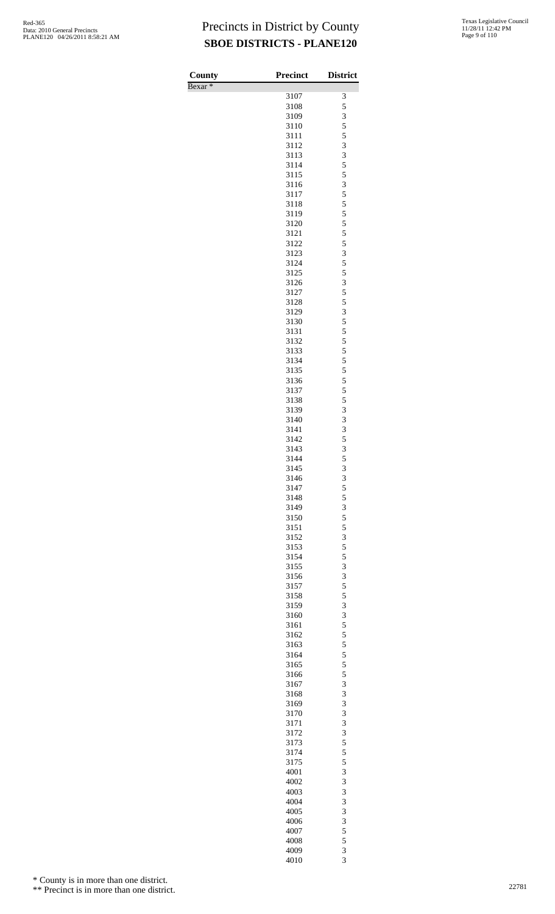# Precincts in District by County

## SBOE DISTRICTS - PLANE120

| County | Precinct | District |
|---|---|---|
| Bexar * | | |
| | 3107 | 3 |
| | 3108 | 5 |
| | 3109 | 3 |
| | 3110 | 5 |
| | 3111 | 5 |
| | 3112 | 3 |
| | 3113 | 3 |
| | 3114 | 5 |
| | 3115 | 5 |
| | 3116 | 3 |
| | 3117 | 5 |
| | 3118 | 5 |
| | 3119 | 5 |
| | 3120 | 5 |
| | 3121 | 5 |
| | 3122 | 5 |
| | 3123 | 3 |
| | 3124 | 5 |
| | 3125 | 5 |
| | 3126 | 3 |
| | 3127 | 5 |
| | 3128 | 5 |
| | 3129 | 3 |
| | 3130 | 5 |
| | 3131 | 5 |
| | 3132 | 5 |
| | 3133 | 5 |
| | 3134 | 5 |
| | 3135 | 5 |
| | 3136 | 5 |
| | 3137 | 5 |
| | 3138 | 5 |
| | 3139 | 3 |
| | 3140 | 3 |
| | 3141 | 3 |
| | 3142 | 5 |
| | 3143 | 3 |
| | 3144 | 5 |
| | 3145 | 3 |
| | 3146 | 3 |
| | 3147 | 5 |
| | 3148 | 5 |
| | 3149 | 3 |
| | 3150 | 5 |
| | 3151 | 5 |
| | 3152 | 3 |
| | 3153 | 5 |
| | 3154 | 5 |
| | 3155 | 3 |
| | 3156 | 3 |
| | 3157 | 5 |
| | 3158 | 5 |
| | 3159 | 3 |
| | 3160 | 3 |
| | 3161 | 5 |
| | 3162 | 5 |
| | 3163 | 5 |
| | 3164 | 5 |
| | 3165 | 5 |
| | 3166 | 5 |
| | 3167 | 3 |
| | 3168 | 3 |
| | 3169 | 3 |
| | 3170 | 3 |
| | 3171 | 3 |
| | 3172 | 3 |
| | 3173 | 5 |
| | 3174 | 5 |
| | 3175 | 5 |
| | 4001 | 3 |
| | 4002 | 3 |
| | 4003 | 3 |
| | 4004 | 3 |
| | 4005 | 3 |
| | 4006 | 3 |
| | 4007 | 5 |
| | 4008 | 5 |
| | 4009 | 3 |
| | 4010 | 3 |

\* County is in more than one district.

\*\* Precinct is in more than one district.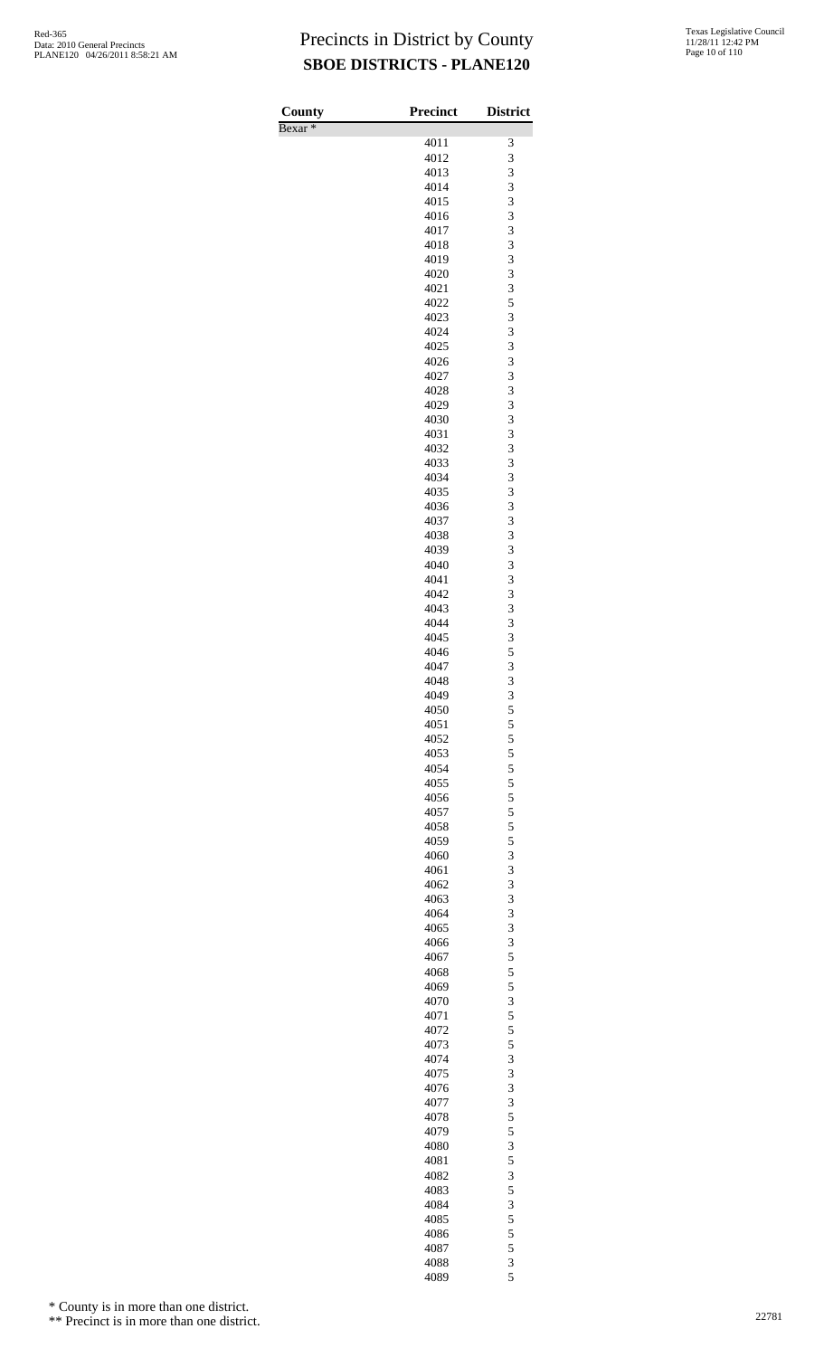# Precincts in District by County

## SBOE DISTRICTS - PLANE120

| County | Precinct | District |
|---|---|---|
| Bexar * | | |
| | 4011 | 3 |
| | 4012 | 3 |
| | 4013 | 3 |
| | 4014 | 3 |
| | 4015 | 3 |
| | 4016 | 3 |
| | 4017 | 3 |
| | 4018 | 3 |
| | 4019 | 3 |
| | 4020 | 3 |
| | 4021 | 3 |
| | 4022 | 5 |
| | 4023 | 3 |
| | 4024 | 3 |
| | 4025 | 3 |
| | 4026 | 3 |
| | 4027 | 3 |
| | 4028 | 3 |
| | 4029 | 3 |
| | 4030 | 3 |
| | 4031 | 3 |
| | 4032 | 3 |
| | 4033 | 3 |
| | 4034 | 3 |
| | 4035 | 3 |
| | 4036 | 3 |
| | 4037 | 3 |
| | 4038 | 3 |
| | 4039 | 3 |
| | 4040 | 3 |
| | 4041 | 3 |
| | 4042 | 3 |
| | 4043 | 3 |
| | 4044 | 3 |
| | 4045 | 3 |
| | 4046 | 5 |
| | 4047 | 3 |
| | 4048 | 3 |
| | 4049 | 3 |
| | 4050 | 5 |
| | 4051 | 5 |
| | 4052 | 5 |
| | 4053 | 5 |
| | 4054 | 5 |
| | 4055 | 5 |
| | 4056 | 5 |
| | 4057 | 5 |
| | 4058 | 5 |
| | 4059 | 5 |
| | 4060 | 3 |
| | 4061 | 3 |
| | 4062 | 3 |
| | 4063 | 3 |
| | 4064 | 3 |
| | 4065 | 3 |
| | 4066 | 3 |
| | 4067 | 5 |
| | 4068 | 5 |
| | 4069 | 5 |
| | 4070 | 3 |
| | 4071 | 5 |
| | 4072 | 5 |
| | 4073 | 5 |
| | 4074 | 3 |
| | 4075 | 3 |
| | 4076 | 3 |
| | 4077 | 3 |
| | 4078 | 5 |
| | 4079 | 5 |
| | 4080 | 3 |
| | 4081 | 5 |
| | 4082 | 3 |
| | 4083 | 5 |
| | 4084 | 3 |
| | 4085 | 5 |
| | 4086 | 5 |
| | 4087 | 5 |
| | 4088 | 3 |
| | 4089 | 5 |

\* County is in more than one district.

\*\* Precinct is in more than one district.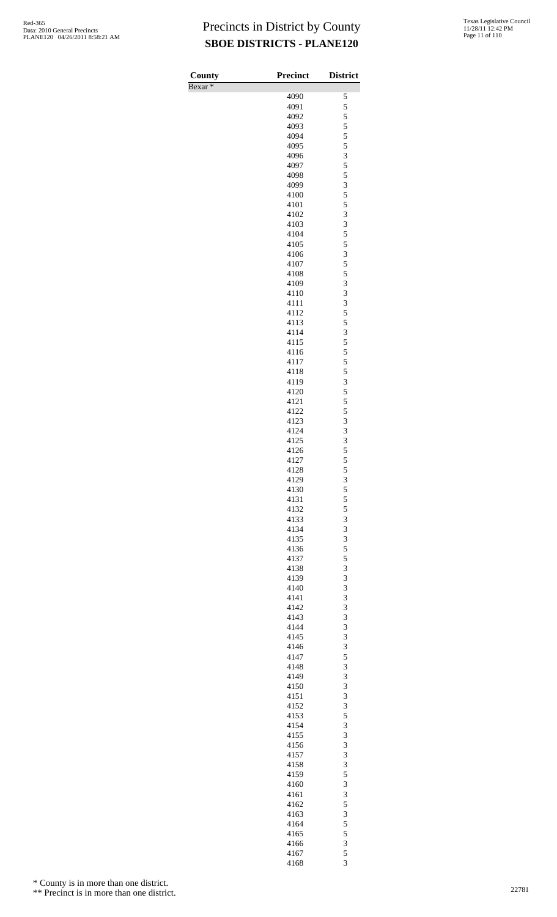# Precincts in District by County

## SBOE DISTRICTS - PLANE120

| County | Precinct | District |
|---|---|---|
| Bexar * | | |
| | 4090 | 5 |
| | 4091 | 5 |
| | 4092 | 5 |
| | 4093 | 5 |
| | 4094 | 5 |
| | 4095 | 5 |
| | 4096 | 3 |
| | 4097 | 5 |
| | 4098 | 5 |
| | 4099 | 3 |
| | 4100 | 5 |
| | 4101 | 5 |
| | 4102 | 3 |
| | 4103 | 3 |
| | 4104 | 5 |
| | 4105 | 5 |
| | 4106 | 3 |
| | 4107 | 5 |
| | 4108 | 5 |
| | 4109 | 3 |
| | 4110 | 3 |
| | 4111 | 3 |
| | 4112 | 5 |
| | 4113 | 5 |
| | 4114 | 3 |
| | 4115 | 5 |
| | 4116 | 5 |
| | 4117 | 5 |
| | 4118 | 5 |
| | 4119 | 3 |
| | 4120 | 5 |
| | 4121 | 5 |
| | 4122 | 5 |
| | 4123 | 3 |
| | 4124 | 3 |
| | 4125 | 3 |
| | 4126 | 5 |
| | 4127 | 5 |
| | 4128 | 5 |
| | 4129 | 3 |
| | 4130 | 5 |
| | 4131 | 5 |
| | 4132 | 5 |
| | 4133 | 3 |
| | 4134 | 3 |
| | 4135 | 3 |
| | 4136 | 5 |
| | 4137 | 5 |
| | 4138 | 3 |
| | 4139 | 3 |
| | 4140 | 3 |
| | 4141 | 3 |
| | 4142 | 3 |
| | 4143 | 3 |
| | 4144 | 3 |
| | 4145 | 3 |
| | 4146 | 3 |
| | 4147 | 5 |
| | 4148 | 3 |
| | 4149 | 3 |
| | 4150 | 3 |
| | 4151 | 3 |
| | 4152 | 3 |
| | 4153 | 5 |
| | 4154 | 3 |
| | 4155 | 3 |
| | 4156 | 3 |
| | 4157 | 3 |
| | 4158 | 3 |
| | 4159 | 5 |
| | 4160 | 3 |
| | 4161 | 3 |
| | 4162 | 5 |
| | 4163 | 3 |
| | 4164 | 5 |
| | 4165 | 5 |
| | 4166 | 3 |
| | 4167 | 5 |
| | 4168 | 3 |

\* County is in more than one district.

\*\* Precinct is in more than one district.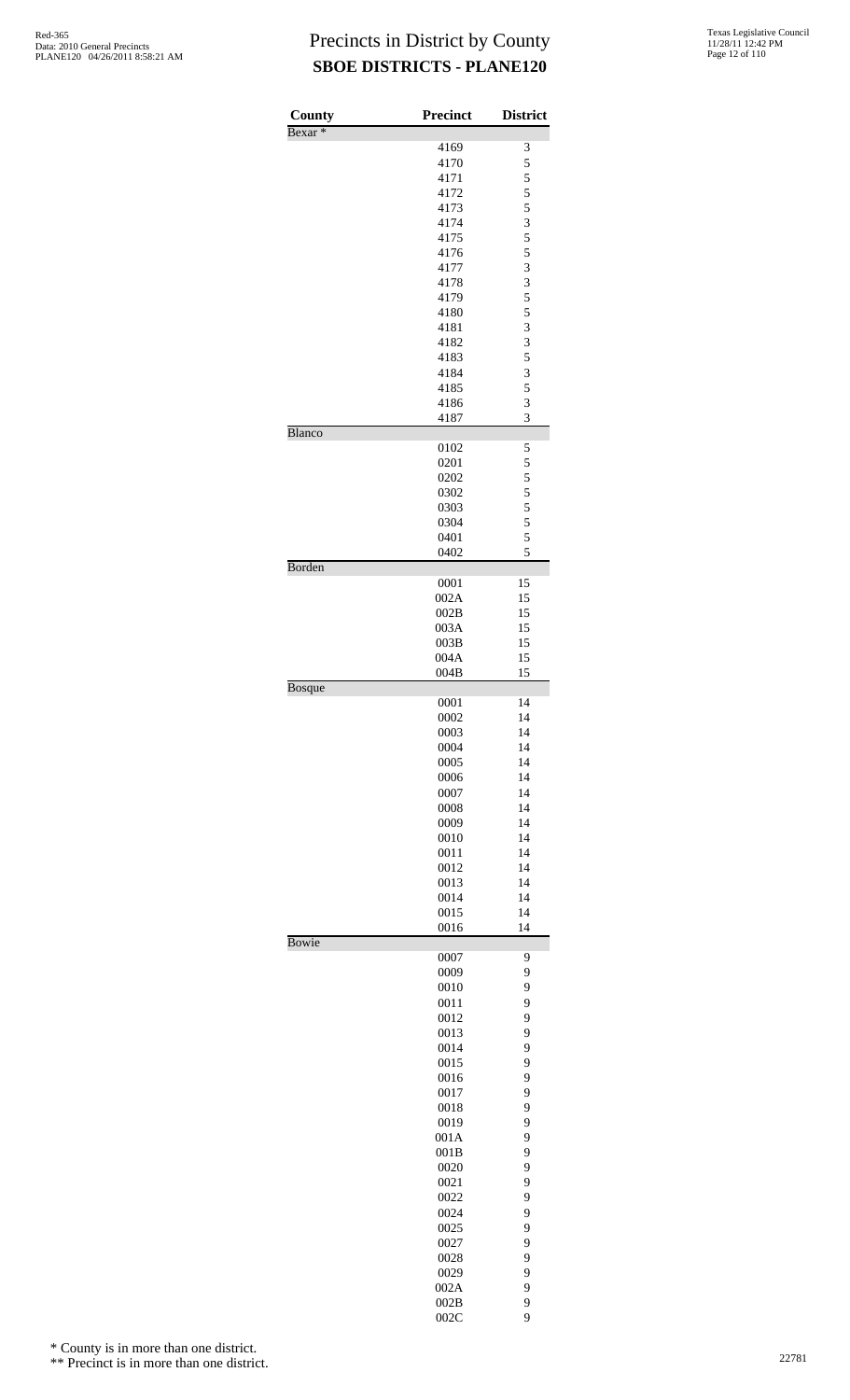# Precincts in District by County

## SBOE DISTRICTS - PLANE120

| County | Precinct | District |
|---|---|---|
| Bexar * | | |
| | 4169 | 3 |
| | 4170 | 5 |
| | 4171 | 5 |
| | 4172 | 5 |
| | 4173 | 5 |
| | 4174 | 3 |
| | 4175 | 5 |
| | 4176 | 5 |
| | 4177 | 3 |
| | 4178 | 3 |
| | 4179 | 5 |
| | 4180 | 5 |
| | 4181 | 3 |
| | 4182 | 3 |
| | 4183 | 5 |
| | 4184 | 3 |
| | 4185 | 5 |
| | 4186 | 3 |
| | 4187 | 3 |
| Blanco | | |
| | 0102 | 5 |
| | 0201 | 5 |
| | 0202 | 5 |
| | 0302 | 5 |
| | 0303 | 5 |
| | 0304 | 5 |
| | 0401 | 5 |
| | 0402 | 5 |
| Borden | | |
| | 0001 | 15 |
| | 002A | 15 |
| | 002B | 15 |
| | 003A | 15 |
| | 003B | 15 |
| | 004A | 15 |
| | 004B | 15 |
| Bosque | | |
| | 0001 | 14 |
| | 0002 | 14 |
| | 0003 | 14 |
| | 0004 | 14 |
| | 0005 | 14 |
| | 0006 | 14 |
| | 0007 | 14 |
| | 0008 | 14 |
| | 0009 | 14 |
| | 0010 | 14 |
| | 0011 | 14 |
| | 0012 | 14 |
| | 0013 | 14 |
| | 0014 | 14 |
| | 0015 | 14 |
| | 0016 | 14 |
| Bowie | | |
| | 0007 | 9 |
| | 0009 | 9 |
| | 0010 | 9 |
| | 0011 | 9 |
| | 0012 | 9 |
| | 0013 | 9 |
| | 0014 | 9 |
| | 0015 | 9 |
| | 0016 | 9 |
| | 0017 | 9 |
| | 0018 | 9 |
| | 0019 | 9 |
| | 001A | 9 |
| | 001B | 9 |
| | 0020 | 9 |
| | 0021 | 9 |
| | 0022 | 9 |
| | 0024 | 9 |
| | 0025 | 9 |
| | 0027 | 9 |
| | 0028 | 9 |
| | 0029 | 9 |
| | 002A | 9 |
| | 002B | 9 |
| | 002C | 9 |

\* County is in more than one district.

\*\* Precinct is in more than one district.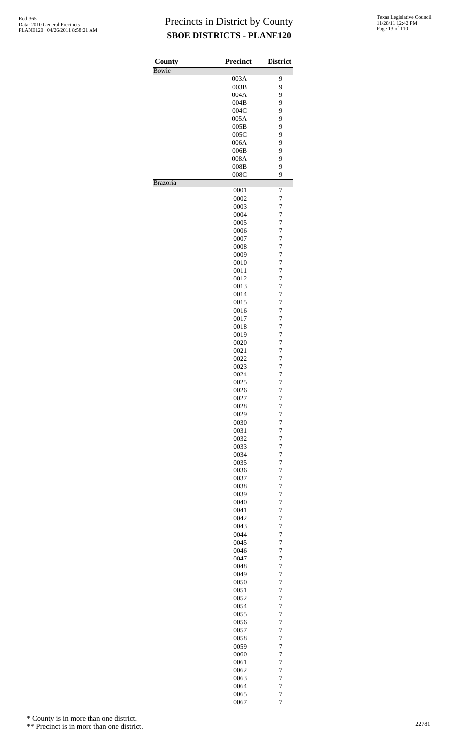# Precincts in District by County

## SBOE DISTRICTS - PLANE120

| County | Precinct | District |
|---|---|---|
| Bowie | | |
| | 003A | 9 |
| | 003B | 9 |
| | 004A | 9 |
| | 004B | 9 |
| | 004C | 9 |
| | 005A | 9 |
| | 005B | 9 |
| | 005C | 9 |
| | 006A | 9 |
| | 006B | 9 |
| | 008A | 9 |
| | 008B | 9 |
| | 008C | 9 |
| Brazoria | | |
| | 0001 | 7 |
| | 0002 | 7 |
| | 0003 | 7 |
| | 0004 | 7 |
| | 0005 | 7 |
| | 0006 | 7 |
| | 0007 | 7 |
| | 0008 | 7 |
| | 0009 | 7 |
| | 0010 | 7 |
| | 0011 | 7 |
| | 0012 | 7 |
| | 0013 | 7 |
| | 0014 | 7 |
| | 0015 | 7 |
| | 0016 | 7 |
| | 0017 | 7 |
| | 0018 | 7 |
| | 0019 | 7 |
| | 0020 | 7 |
| | 0021 | 7 |
| | 0022 | 7 |
| | 0023 | 7 |
| | 0024 | 7 |
| | 0025 | 7 |
| | 0026 | 7 |
| | 0027 | 7 |
| | 0028 | 7 |
| | 0029 | 7 |
| | 0030 | 7 |
| | 0031 | 7 |
| | 0032 | 7 |
| | 0033 | 7 |
| | 0034 | 7 |
| | 0035 | 7 |
| | 0036 | 7 |
| | 0037 | 7 |
| | 0038 | 7 |
| | 0039 | 7 |
| | 0040 | 7 |
| | 0041 | 7 |
| | 0042 | 7 |
| | 0043 | 7 |
| | 0044 | 7 |
| | 0045 | 7 |
| | 0046 | 7 |
| | 0047 | 7 |
| | 0048 | 7 |
| | 0049 | 7 |
| | 0050 | 7 |
| | 0051 | 7 |
| | 0052 | 7 |
| | 0054 | 7 |
| | 0055 | 7 |
| | 0056 | 7 |
| | 0057 | 7 |
| | 0058 | 7 |
| | 0059 | 7 |
| | 0060 | 7 |
| | 0061 | 7 |
| | 0062 | 7 |
| | 0063 | 7 |
| | 0064 | 7 |
| | 0065 | 7 |
| | 0067 | 7 |

\* County is in more than one district.

\*\* Precinct is in more than one district.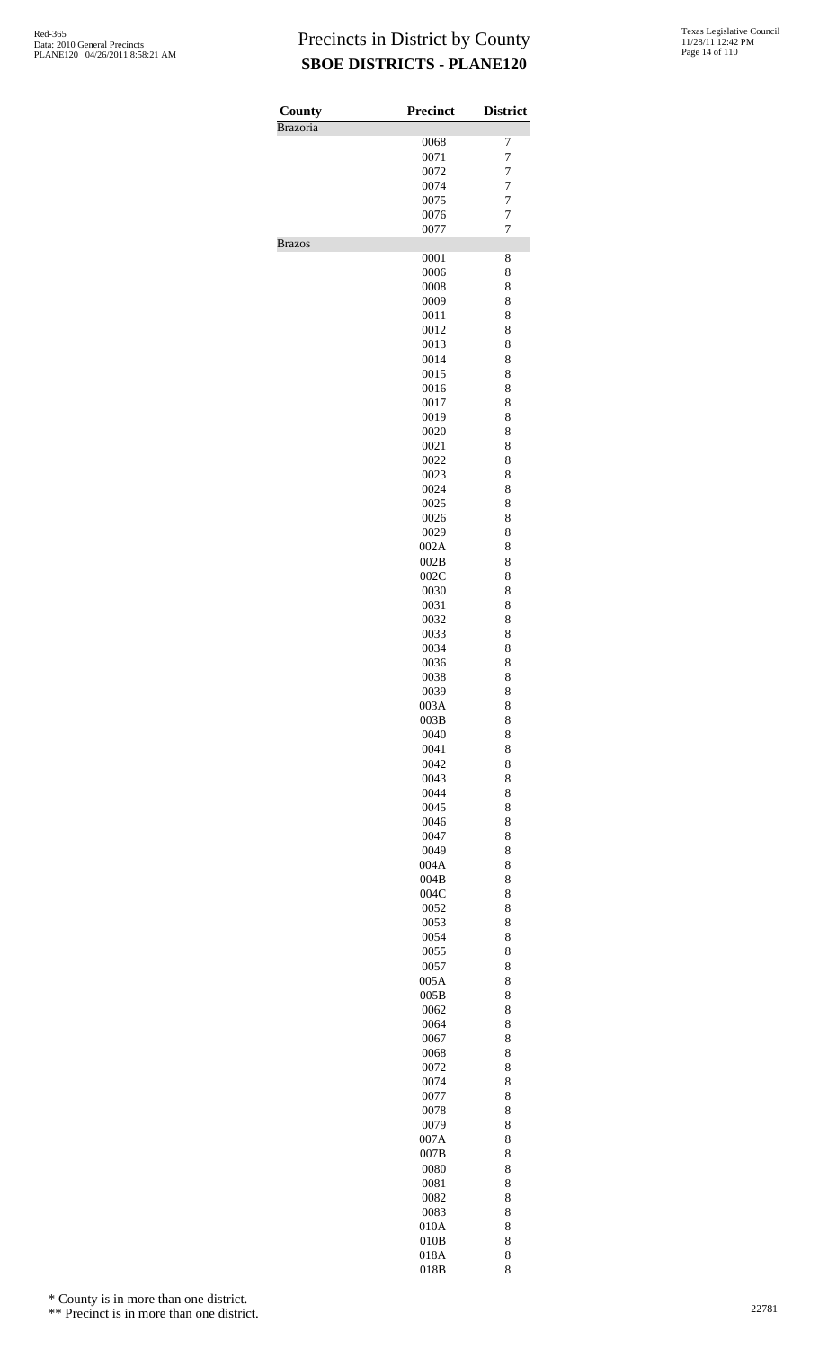# Precincts in District by County

## SBOE DISTRICTS - PLANE120

| County | Precinct | District |
|---|---|---|
| Brazoria | | |
| | 0068 | 7 |
| | 0071 | 7 |
| | 0072 | 7 |
| | 0074 | 7 |
| | 0075 | 7 |
| | 0076 | 7 |
| | 0077 | 7 |
| Brazos | | |
| | 0001 | 8 |
| | 0006 | 8 |
| | 0008 | 8 |
| | 0009 | 8 |
| | 0011 | 8 |
| | 0012 | 8 |
| | 0013 | 8 |
| | 0014 | 8 |
| | 0015 | 8 |
| | 0016 | 8 |
| | 0017 | 8 |
| | 0019 | 8 |
| | 0020 | 8 |
| | 0021 | 8 |
| | 0022 | 8 |
| | 0023 | 8 |
| | 0024 | 8 |
| | 0025 | 8 |
| | 0026 | 8 |
| | 0029 | 8 |
| | 002A | 8 |
| | 002B | 8 |
| | 002C | 8 |
| | 0030 | 8 |
| | 0031 | 8 |
| | 0032 | 8 |
| | 0033 | 8 |
| | 0034 | 8 |
| | 0036 | 8 |
| | 0038 | 8 |
| | 0039 | 8 |
| | 003A | 8 |
| | 003B | 8 |
| | 0040 | 8 |
| | 0041 | 8 |
| | 0042 | 8 |
| | 0043 | 8 |
| | 0044 | 8 |
| | 0045 | 8 |
| | 0046 | 8 |
| | 0047 | 8 |
| | 0049 | 8 |
| | 004A | 8 |
| | 004B | 8 |
| | 004C | 8 |
| | 0052 | 8 |
| | 0053 | 8 |
| | 0054 | 8 |
| | 0055 | 8 |
| | 0057 | 8 |
| | 005A | 8 |
| | 005B | 8 |
| | 0062 | 8 |
| | 0064 | 8 |
| | 0067 | 8 |
| | 0068 | 8 |
| | 0072 | 8 |
| | 0074 | 8 |
| | 0077 | 8 |
| | 0078 | 8 |
| | 0079 | 8 |
| | 007A | 8 |
| | 007B | 8 |
| | 0080 | 8 |
| | 0081 | 8 |
| | 0082 | 8 |
| | 0083 | 8 |
| | 010A | 8 |
| | 010B | 8 |
| | 018A | 8 |
| | 018B | 8 |

* County is in more than one district.

** Precinct is in more than one district.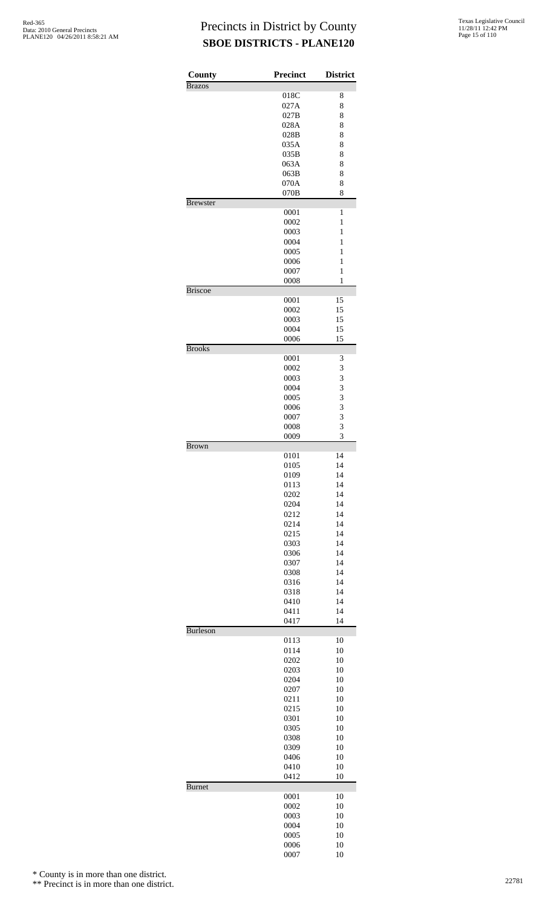# Precincts in District by County

## SBOE DISTRICTS - PLANE120

| County | Precinct | District |
|---|---|---|
| Brazos | | |
| | 018C | 8 |
| | 027A | 8 |
| | 027B | 8 |
| | 028A | 8 |
| | 028B | 8 |
| | 035A | 8 |
| | 035B | 8 |
| | 063A | 8 |
| | 063B | 8 |
| | 070A | 8 |
| | 070B | 8 |
| Brewster | | |
| | 0001 | 1 |
| | 0002 | 1 |
| | 0003 | 1 |
| | 0004 | 1 |
| | 0005 | 1 |
| | 0006 | 1 |
| | 0007 | 1 |
| | 0008 | 1 |
| Briscoe | | |
| | 0001 | 15 |
| | 0002 | 15 |
| | 0003 | 15 |
| | 0004 | 15 |
| | 0006 | 15 |
| Brooks | | |
| | 0001 | 3 |
| | 0002 | 3 |
| | 0003 | 3 |
| | 0004 | 3 |
| | 0005 | 3 |
| | 0006 | 3 |
| | 0007 | 3 |
| | 0008 | 3 |
| | 0009 | 3 |
| Brown | | |
| | 0101 | 14 |
| | 0105 | 14 |
| | 0109 | 14 |
| | 0113 | 14 |
| | 0202 | 14 |
| | 0204 | 14 |
| | 0212 | 14 |
| | 0214 | 14 |
| | 0215 | 14 |
| | 0303 | 14 |
| | 0306 | 14 |
| | 0307 | 14 |
| | 0308 | 14 |
| | 0316 | 14 |
| | 0318 | 14 |
| | 0410 | 14 |
| | 0411 | 14 |
| | 0417 | 14 |
| Burleson | | |
| | 0113 | 10 |
| | 0114 | 10 |
| | 0202 | 10 |
| | 0203 | 10 |
| | 0204 | 10 |
| | 0207 | 10 |
| | 0211 | 10 |
| | 0215 | 10 |
| | 0301 | 10 |
| | 0305 | 10 |
| | 0308 | 10 |
| | 0309 | 10 |
| | 0406 | 10 |
| | 0410 | 10 |
| | 0412 | 10 |
| Burnet | | |
| | 0001 | 10 |
| | 0002 | 10 |
| | 0003 | 10 |
| | 0004 | 10 |
| | 0005 | 10 |
| | 0006 | 10 |
| | 0007 | 10 |

\* County is in more than one district.

\*\* Precinct is in more than one district.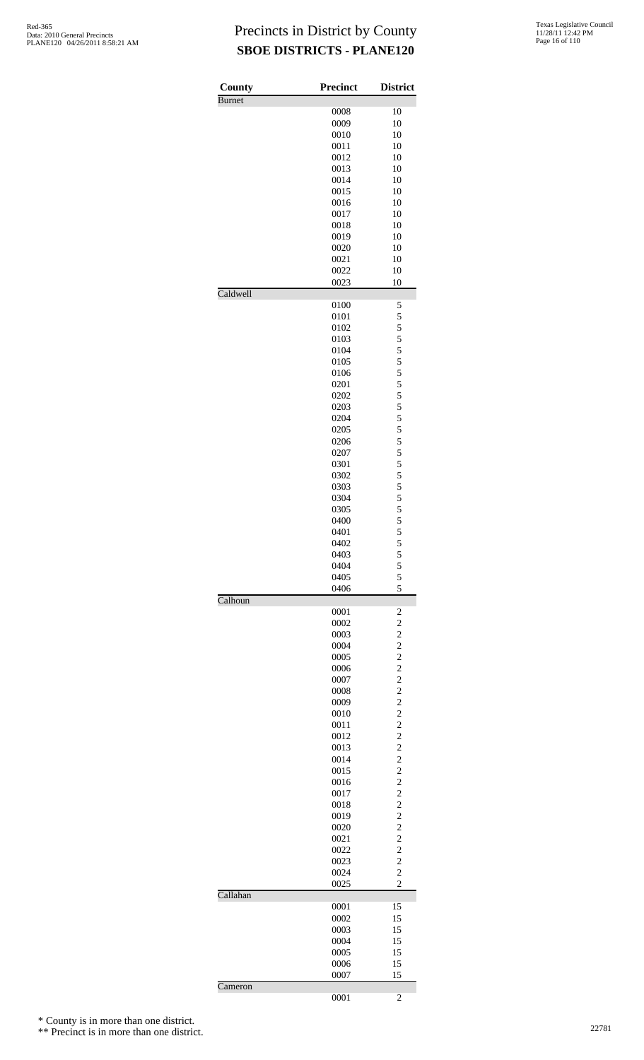# Precincts in District by County

## SBOE DISTRICTS - PLANE120

| County | Precinct | District |
|---|---|---|
| Burnet | | |
| | 0008 | 10 |
| | 0009 | 10 |
| | 0010 | 10 |
| | 0011 | 10 |
| | 0012 | 10 |
| | 0013 | 10 |
| | 0014 | 10 |
| | 0015 | 10 |
| | 0016 | 10 |
| | 0017 | 10 |
| | 0018 | 10 |
| | 0019 | 10 |
| | 0020 | 10 |
| | 0021 | 10 |
| | 0022 | 10 |
| | 0023 | 10 |
| Caldwell | | |
| | 0100 | 5 |
| | 0101 | 5 |
| | 0102 | 5 |
| | 0103 | 5 |
| | 0104 | 5 |
| | 0105 | 5 |
| | 0106 | 5 |
| | 0201 | 5 |
| | 0202 | 5 |
| | 0203 | 5 |
| | 0204 | 5 |
| | 0205 | 5 |
| | 0206 | 5 |
| | 0207 | 5 |
| | 0301 | 5 |
| | 0302 | 5 |
| | 0303 | 5 |
| | 0304 | 5 |
| | 0305 | 5 |
| | 0400 | 5 |
| | 0401 | 5 |
| | 0402 | 5 |
| | 0403 | 5 |
| | 0404 | 5 |
| | 0405 | 5 |
| | 0406 | 5 |
| Calhoun | | |
| | 0001 | 2 |
| | 0002 | 2 |
| | 0003 | 2 |
| | 0004 | 2 |
| | 0005 | 2 |
| | 0006 | 2 |
| | 0007 | 2 |
| | 0008 | 2 |
| | 0009 | 2 |
| | 0010 | 2 |
| | 0011 | 2 |
| | 0012 | 2 |
| | 0013 | 2 |
| | 0014 | 2 |
| | 0015 | 2 |
| | 0016 | 2 |
| | 0017 | 2 |
| | 0018 | 2 |
| | 0019 | 2 |
| | 0020 | 2 |
| | 0021 | 2 |
| | 0022 | 2 |
| | 0023 | 2 |
| | 0024 | 2 |
| | 0025 | 2 |
| Callahan | | |
| | 0001 | 15 |
| | 0002 | 15 |
| | 0003 | 15 |
| | 0004 | 15 |
| | 0005 | 15 |
| | 0006 | 15 |
| | 0007 | 15 |
| Cameron | | |
| | 0001 | 2 |

\* County is in more than one district.

\*\* Precinct is in more than one district.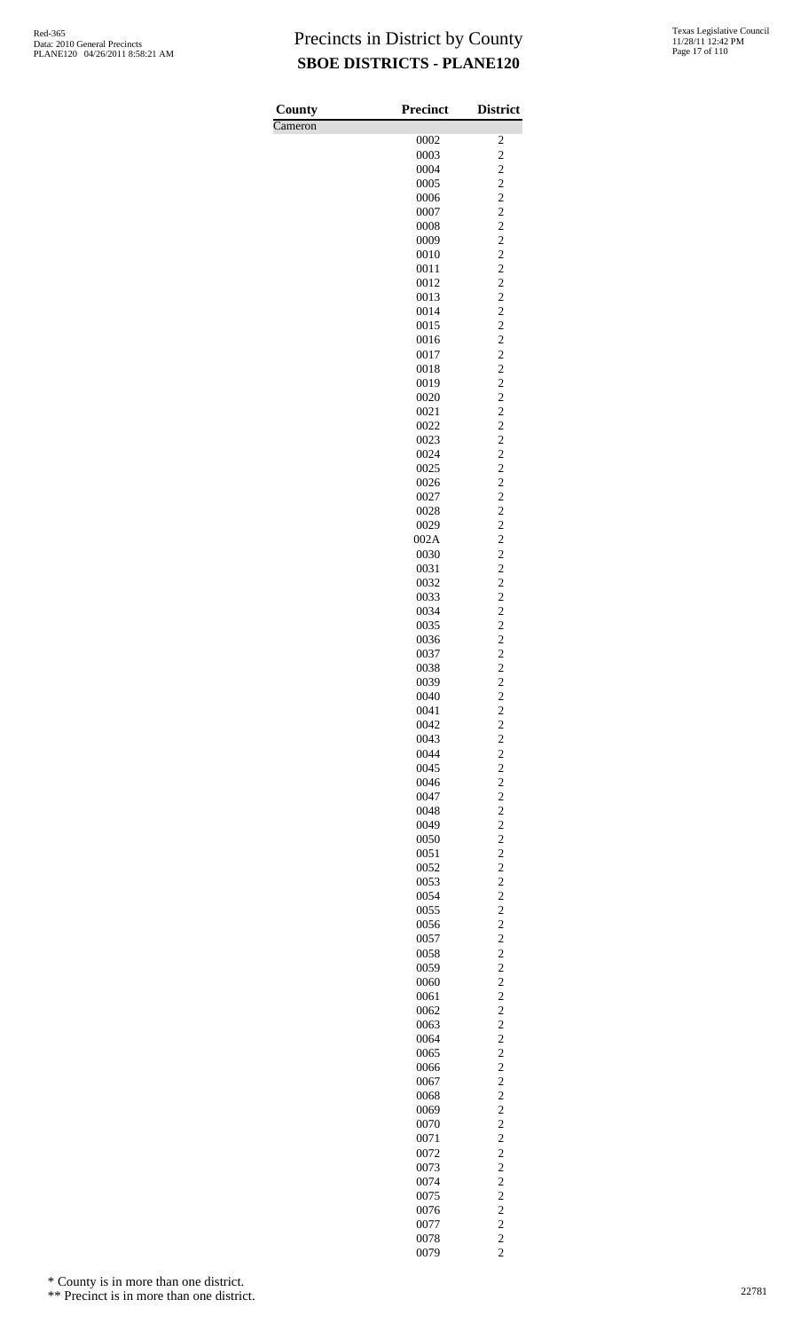# Precincts in District by County
## SBOE DISTRICTS - PLANE120

| County | Precinct | District |
|---|---|---|
| Cameron | | |
| | 0002 | 2 |
| | 0003 | 2 |
| | 0004 | 2 |
| | 0005 | 2 |
| | 0006 | 2 |
| | 0007 | 2 |
| | 0008 | 2 |
| | 0009 | 2 |
| | 0010 | 2 |
| | 0011 | 2 |
| | 0012 | 2 |
| | 0013 | 2 |
| | 0014 | 2 |
| | 0015 | 2 |
| | 0016 | 2 |
| | 0017 | 2 |
| | 0018 | 2 |
| | 0019 | 2 |
| | 0020 | 2 |
| | 0021 | 2 |
| | 0022 | 2 |
| | 0023 | 2 |
| | 0024 | 2 |
| | 0025 | 2 |
| | 0026 | 2 |
| | 0027 | 2 |
| | 0028 | 2 |
| | 0029 | 2 |
| | 002A | 2 |
| | 0030 | 2 |
| | 0031 | 2 |
| | 0032 | 2 |
| | 0033 | 2 |
| | 0034 | 2 |
| | 0035 | 2 |
| | 0036 | 2 |
| | 0037 | 2 |
| | 0038 | 2 |
| | 0039 | 2 |
| | 0040 | 2 |
| | 0041 | 2 |
| | 0042 | 2 |
| | 0043 | 2 |
| | 0044 | 2 |
| | 0045 | 2 |
| | 0046 | 2 |
| | 0047 | 2 |
| | 0048 | 2 |
| | 0049 | 2 |
| | 0050 | 2 |
| | 0051 | 2 |
| | 0052 | 2 |
| | 0053 | 2 |
| | 0054 | 2 |
| | 0055 | 2 |
| | 0056 | 2 |
| | 0057 | 2 |
| | 0058 | 2 |
| | 0059 | 2 |
| | 0060 | 2 |
| | 0061 | 2 |
| | 0062 | 2 |
| | 0063 | 2 |
| | 0064 | 2 |
| | 0065 | 2 |
| | 0066 | 2 |
| | 0067 | 2 |
| | 0068 | 2 |
| | 0069 | 2 |
| | 0070 | 2 |
| | 0071 | 2 |
| | 0072 | 2 |
| | 0073 | 2 |
| | 0074 | 2 |
| | 0075 | 2 |
| | 0076 | 2 |
| | 0077 | 2 |
| | 0078 | 2 |
| | 0079 | 2 |

\* County is in more than one district.

\*\* Precinct is in more than one district.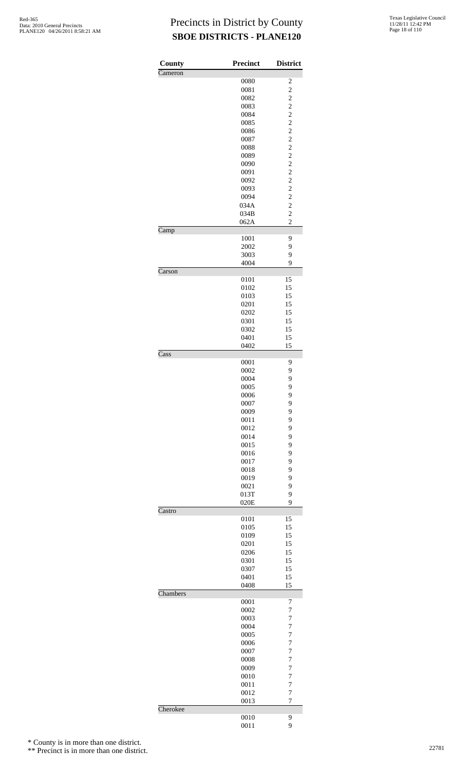# Precincts in District by County

## SBOE DISTRICTS - PLANE120

| County | Precinct | District |
|---|---|---|
| Cameron | | |
| | 0080 | 2 |
| | 0081 | 2 |
| | 0082 | 2 |
| | 0083 | 2 |
| | 0084 | 2 |
| | 0085 | 2 |
| | 0086 | 2 |
| | 0087 | 2 |
| | 0088 | 2 |
| | 0089 | 2 |
| | 0090 | 2 |
| | 0091 | 2 |
| | 0092 | 2 |
| | 0093 | 2 |
| | 0094 | 2 |
| | 034A | 2 |
| | 034B | 2 |
| | 062A | 2 |
| Camp | | |
| | 1001 | 9 |
| | 2002 | 9 |
| | 3003 | 9 |
| | 4004 | 9 |
| Carson | | |
| | 0101 | 15 |
| | 0102 | 15 |
| | 0103 | 15 |
| | 0201 | 15 |
| | 0202 | 15 |
| | 0301 | 15 |
| | 0302 | 15 |
| | 0401 | 15 |
| | 0402 | 15 |
| Cass | | |
| | 0001 | 9 |
| | 0002 | 9 |
| | 0004 | 9 |
| | 0005 | 9 |
| | 0006 | 9 |
| | 0007 | 9 |
| | 0009 | 9 |
| | 0011 | 9 |
| | 0012 | 9 |
| | 0014 | 9 |
| | 0015 | 9 |
| | 0016 | 9 |
| | 0017 | 9 |
| | 0018 | 9 |
| | 0019 | 9 |
| | 0021 | 9 |
| | 013T | 9 |
| | 020E | 9 |
| Castro | | |
| | 0101 | 15 |
| | 0105 | 15 |
| | 0109 | 15 |
| | 0201 | 15 |
| | 0206 | 15 |
| | 0301 | 15 |
| | 0307 | 15 |
| | 0401 | 15 |
| | 0408 | 15 |
| Chambers | | |
| | 0001 | 7 |
| | 0002 | 7 |
| | 0003 | 7 |
| | 0004 | 7 |
| | 0005 | 7 |
| | 0006 | 7 |
| | 0007 | 7 |
| | 0008 | 7 |
| | 0009 | 7 |
| | 0010 | 7 |
| | 0011 | 7 |
| | 0012 | 7 |
| | 0013 | 7 |
| Cherokee | | |
| | 0010 | 9 |
| | 0011 | 9 |

\* County is in more than one district.

\*\* Precinct is in more than one district.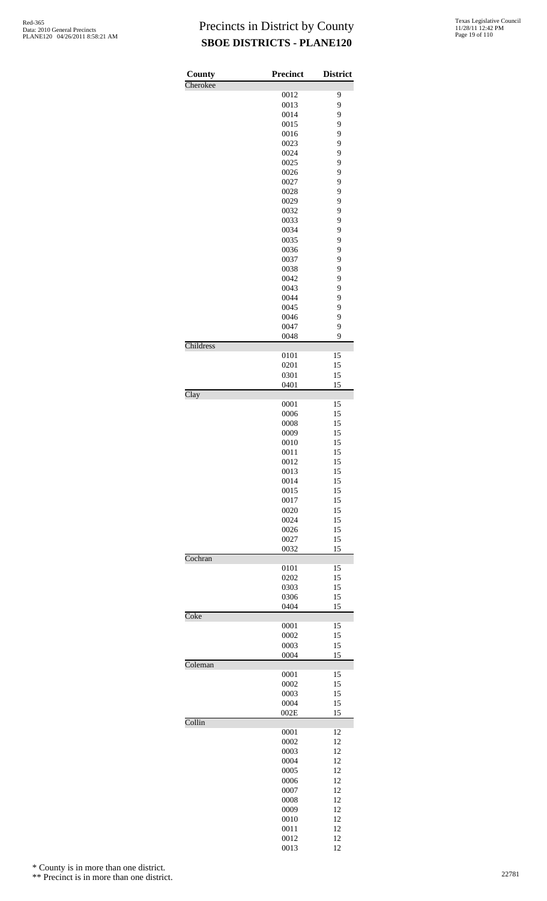# Precincts in District by County

## SBOE DISTRICTS - PLANE120

| County | Precinct | District |
|---|---|---|
| Cherokee | | |
| | 0012 | 9 |
| | 0013 | 9 |
| | 0014 | 9 |
| | 0015 | 9 |
| | 0016 | 9 |
| | 0023 | 9 |
| | 0024 | 9 |
| | 0025 | 9 |
| | 0026 | 9 |
| | 0027 | 9 |
| | 0028 | 9 |
| | 0029 | 9 |
| | 0032 | 9 |
| | 0033 | 9 |
| | 0034 | 9 |
| | 0035 | 9 |
| | 0036 | 9 |
| | 0037 | 9 |
| | 0038 | 9 |
| | 0042 | 9 |
| | 0043 | 9 |
| | 0044 | 9 |
| | 0045 | 9 |
| | 0046 | 9 |
| | 0047 | 9 |
| | 0048 | 9 |
| Childress | | |
| | 0101 | 15 |
| | 0201 | 15 |
| | 0301 | 15 |
| | 0401 | 15 |
| Clay | | |
| | 0001 | 15 |
| | 0006 | 15 |
| | 0008 | 15 |
| | 0009 | 15 |
| | 0010 | 15 |
| | 0011 | 15 |
| | 0012 | 15 |
| | 0013 | 15 |
| | 0014 | 15 |
| | 0015 | 15 |
| | 0017 | 15 |
| | 0020 | 15 |
| | 0024 | 15 |
| | 0026 | 15 |
| | 0027 | 15 |
| | 0032 | 15 |
| Cochran | | |
| | 0101 | 15 |
| | 0202 | 15 |
| | 0303 | 15 |
| | 0306 | 15 |
| | 0404 | 15 |
| Coke | | |
| | 0001 | 15 |
| | 0002 | 15 |
| | 0003 | 15 |
| | 0004 | 15 |
| Coleman | | |
| | 0001 | 15 |
| | 0002 | 15 |
| | 0003 | 15 |
| | 0004 | 15 |
| | 002E | 15 |
| Collin | | |
| | 0001 | 12 |
| | 0002 | 12 |
| | 0003 | 12 |
| | 0004 | 12 |
| | 0005 | 12 |
| | 0006 | 12 |
| | 0007 | 12 |
| | 0008 | 12 |
| | 0009 | 12 |
| | 0010 | 12 |
| | 0011 | 12 |
| | 0012 | 12 |
| | 0013 | 12 |

\* County is in more than one district.

\*\* Precinct is in more than one district.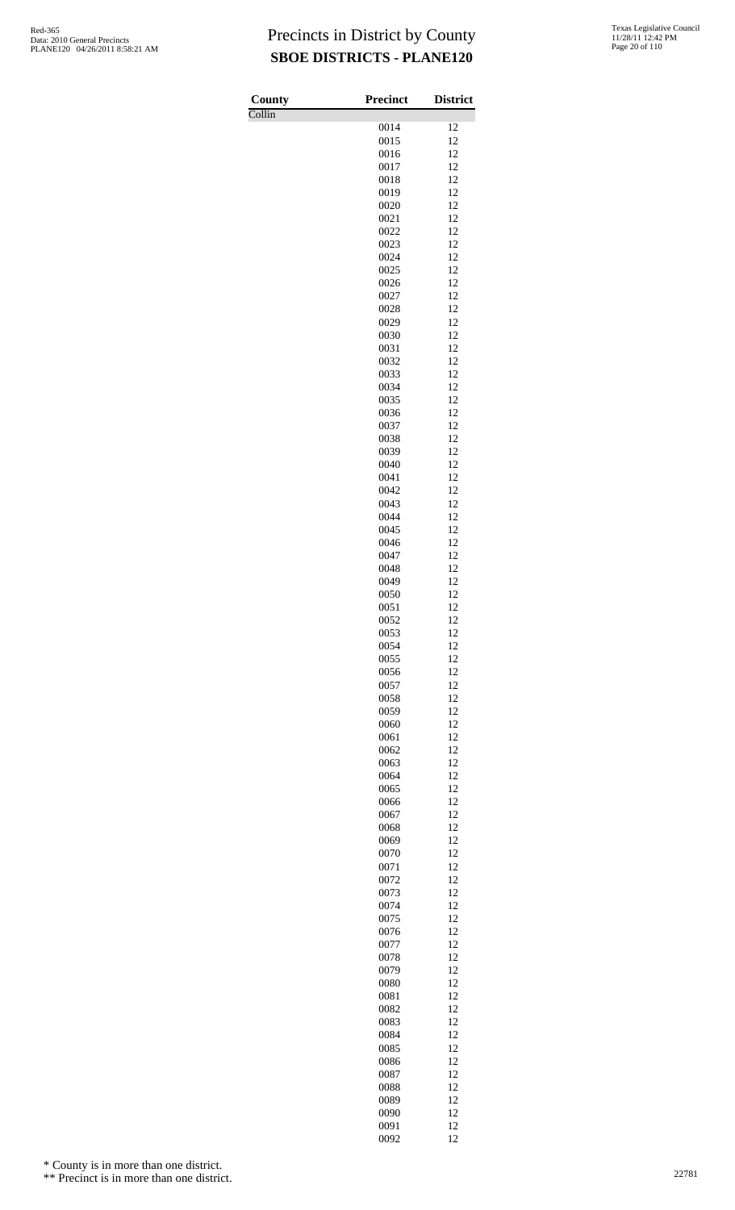# Precincts in District by County

## SBOE DISTRICTS - PLANE120

| County | Precinct | District |
|---|---|---|
| Collin | | |
| | 0014 | 12 |
| | 0015 | 12 |
| | 0016 | 12 |
| | 0017 | 12 |
| | 0018 | 12 |
| | 0019 | 12 |
| | 0020 | 12 |
| | 0021 | 12 |
| | 0022 | 12 |
| | 0023 | 12 |
| | 0024 | 12 |
| | 0025 | 12 |
| | 0026 | 12 |
| | 0027 | 12 |
| | 0028 | 12 |
| | 0029 | 12 |
| | 0030 | 12 |
| | 0031 | 12 |
| | 0032 | 12 |
| | 0033 | 12 |
| | 0034 | 12 |
| | 0035 | 12 |
| | 0036 | 12 |
| | 0037 | 12 |
| | 0038 | 12 |
| | 0039 | 12 |
| | 0040 | 12 |
| | 0041 | 12 |
| | 0042 | 12 |
| | 0043 | 12 |
| | 0044 | 12 |
| | 0045 | 12 |
| | 0046 | 12 |
| | 0047 | 12 |
| | 0048 | 12 |
| | 0049 | 12 |
| | 0050 | 12 |
| | 0051 | 12 |
| | 0052 | 12 |
| | 0053 | 12 |
| | 0054 | 12 |
| | 0055 | 12 |
| | 0056 | 12 |
| | 0057 | 12 |
| | 0058 | 12 |
| | 0059 | 12 |
| | 0060 | 12 |
| | 0061 | 12 |
| | 0062 | 12 |
| | 0063 | 12 |
| | 0064 | 12 |
| | 0065 | 12 |
| | 0066 | 12 |
| | 0067 | 12 |
| | 0068 | 12 |
| | 0069 | 12 |
| | 0070 | 12 |
| | 0071 | 12 |
| | 0072 | 12 |
| | 0073 | 12 |
| | 0074 | 12 |
| | 0075 | 12 |
| | 0076 | 12 |
| | 0077 | 12 |
| | 0078 | 12 |
| | 0079 | 12 |
| | 0080 | 12 |
| | 0081 | 12 |
| | 0082 | 12 |
| | 0083 | 12 |
| | 0084 | 12 |
| | 0085 | 12 |
| | 0086 | 12 |
| | 0087 | 12 |
| | 0088 | 12 |
| | 0089 | 12 |
| | 0090 | 12 |
| | 0091 | 12 |
| | 0092 | 12 |

\* County is in more than one district.

\*\* Precinct is in more than one district.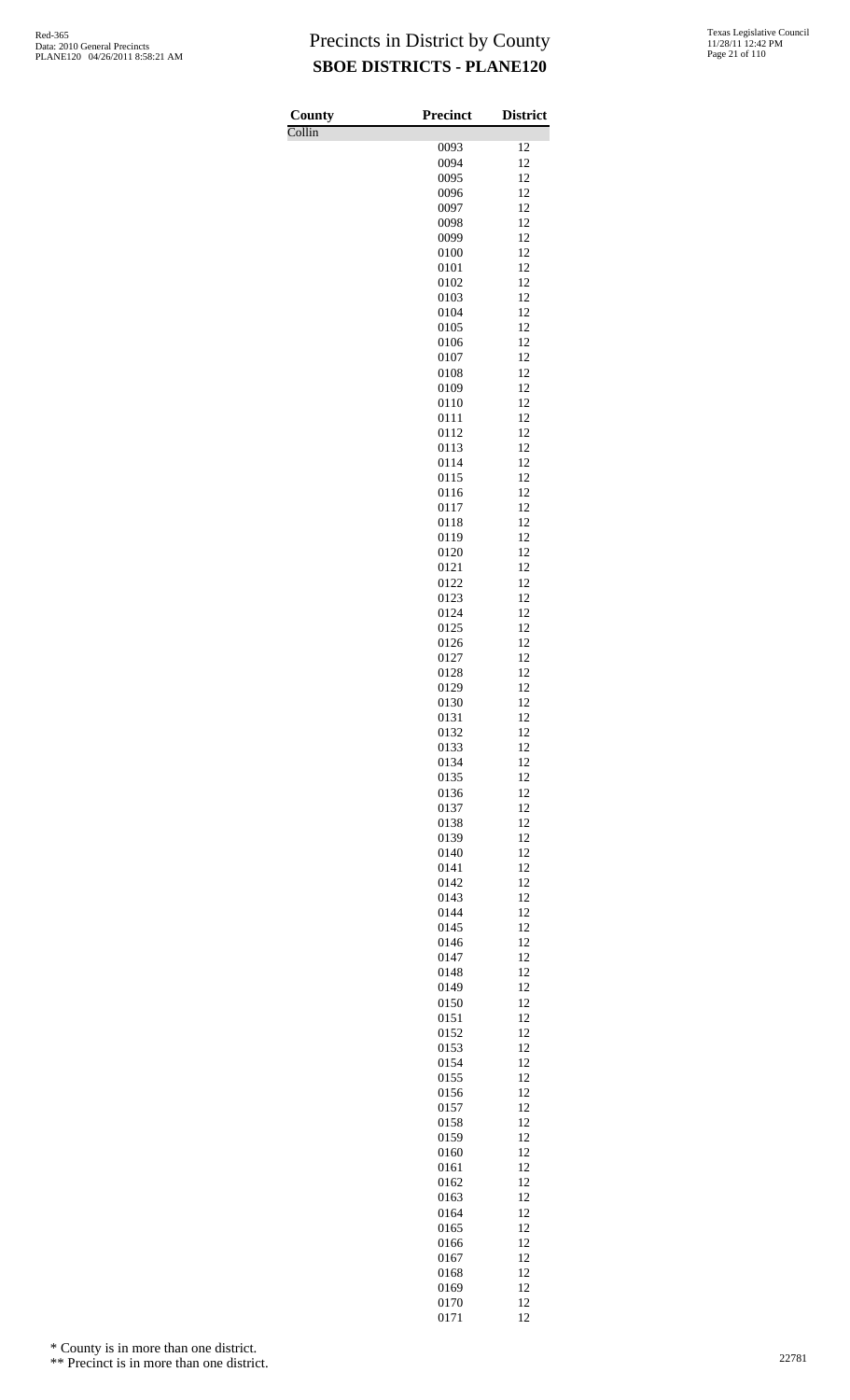| County | Precinct | District |
| --- | --- | --- |
| Collin | | |
| | 0093 | 12 |
| | 0094 | 12 |
| | 0095 | 12 |
| | 0096 | 12 |
| | 0097 | 12 |
| | 0098 | 12 |
| | 0099 | 12 |
| | 0100 | 12 |
| | 0101 | 12 |
| | 0102 | 12 |
| | 0103 | 12 |
| | 0104 | 12 |
| | 0105 | 12 |
| | 0106 | 12 |
| | 0107 | 12 |
| | 0108 | 12 |
| | 0109 | 12 |
| | 0110 | 12 |
| | 0111 | 12 |
| | 0112 | 12 |
| | 0113 | 12 |
| | 0114 | 12 |
| | 0115 | 12 |
| | 0116 | 12 |
| | 0117 | 12 |
| | 0118 | 12 |
| | 0119 | 12 |
| | 0120 | 12 |
| | 0121 | 12 |
| | 0122 | 12 |
| | 0123 | 12 |
| | 0124 | 12 |
| | 0125 | 12 |
| | 0126 | 12 |
| | 0127 | 12 |
| | 0128 | 12 |
| | 0129 | 12 |
| | 0130 | 12 |
| | 0131 | 12 |
| | 0132 | 12 |
| | 0133 | 12 |
| | 0134 | 12 |
| | 0135 | 12 |
| | 0136 | 12 |
| | 0137 | 12 |
| | 0138 | 12 |
| | 0139 | 12 |
| | 0140 | 12 |
| | 0141 | 12 |
| | 0142 | 12 |
| | 0143 | 12 |
| | 0144 | 12 |
| | 0145 | 12 |
| | 0146 | 12 |
| | 0147 | 12 |
| | 0148 | 12 |
| | 0149 | 12 |
| | 0150 | 12 |
| | 0151 | 12 |
| | 0152 | 12 |
| | 0153 | 12 |
| | 0154 | 12 |
| | 0155 | 12 |
| | 0156 | 12 |
| | 0157 | 12 |
| | 0158 | 12 |
| | 0159 | 12 |
| | 0160 | 12 |
| | 0161 | 12 |
| | 0162 | 12 |
| | 0163 | 12 |
| | 0164 | 12 |
| | 0165 | 12 |
| | 0166 | 12 |
| | 0167 | 12 |
| | 0168 | 12 |
| | 0169 | 12 |
| | 0170 | 12 |
| | 0171 | 12 |

\* County is in more than one district.

\*\* Precinct is in more than one district.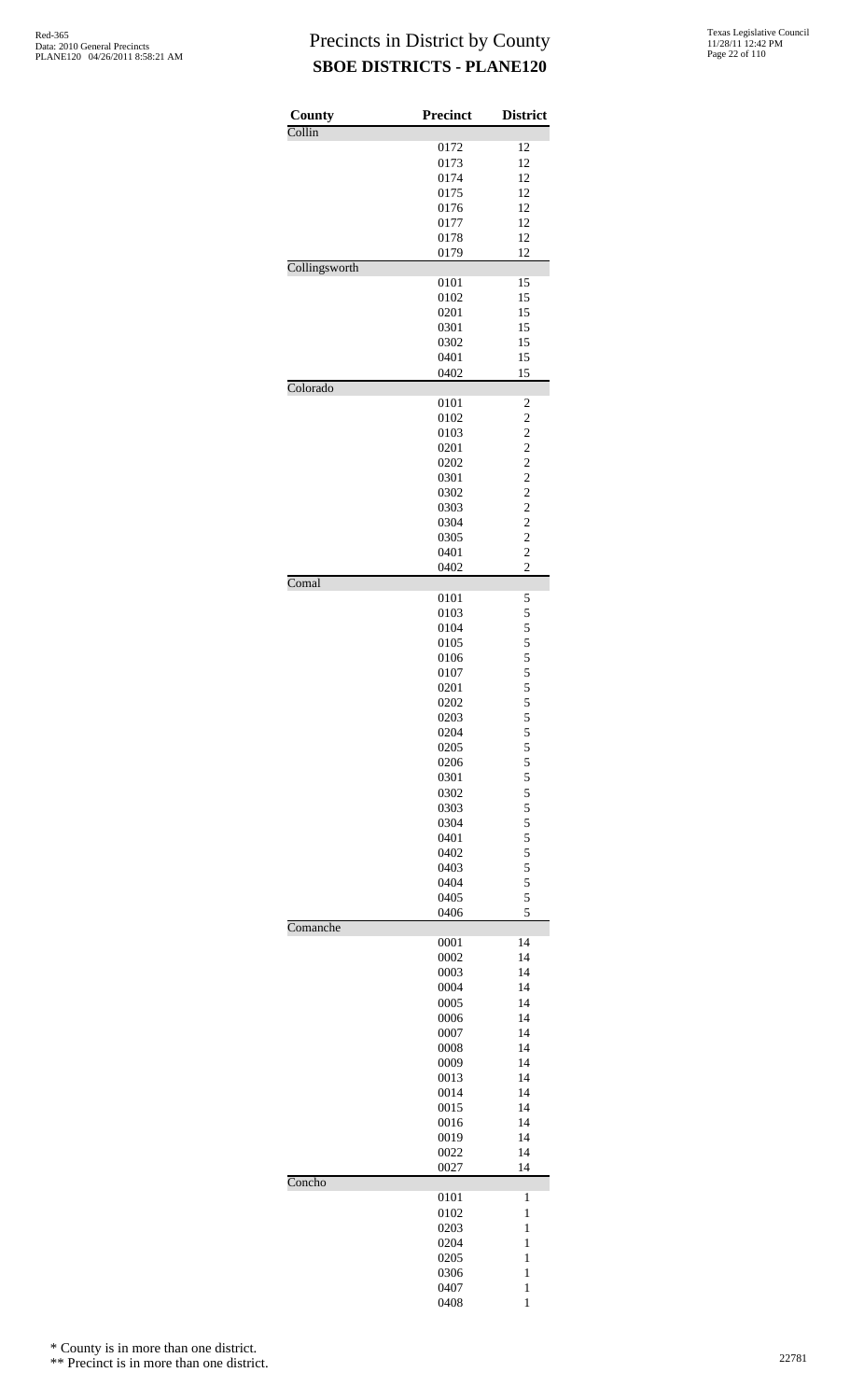# Precincts in District by County
## SBOE DISTRICTS - PLANE120

| County | Precinct | District |
|---|---|---|
| Collin | | |
| | 0172 | 12 |
| | 0173 | 12 |
| | 0174 | 12 |
| | 0175 | 12 |
| | 0176 | 12 |
| | 0177 | 12 |
| | 0178 | 12 |
| | 0179 | 12 |
| Collingsworth | | |
| | 0101 | 15 |
| | 0102 | 15 |
| | 0201 | 15 |
| | 0301 | 15 |
| | 0302 | 15 |
| | 0401 | 15 |
| | 0402 | 15 |
| Colorado | | |
| | 0101 | 2 |
| | 0102 | 2 |
| | 0103 | 2 |
| | 0201 | 2 |
| | 0202 | 2 |
| | 0301 | 2 |
| | 0302 | 2 |
| | 0303 | 2 |
| | 0304 | 2 |
| | 0305 | 2 |
| | 0401 | 2 |
| | 0402 | 2 |
| Comal | | |
| | 0101 | 5 |
| | 0103 | 5 |
| | 0104 | 5 |
| | 0105 | 5 |
| | 0106 | 5 |
| | 0107 | 5 |
| | 0201 | 5 |
| | 0202 | 5 |
| | 0203 | 5 |
| | 0204 | 5 |
| | 0205 | 5 |
| | 0206 | 5 |
| | 0301 | 5 |
| | 0302 | 5 |
| | 0303 | 5 |
| | 0304 | 5 |
| | 0401 | 5 |
| | 0402 | 5 |
| | 0403 | 5 |
| | 0404 | 5 |
| | 0405 | 5 |
| | 0406 | 5 |
| Comanche | | |
| | 0001 | 14 |
| | 0002 | 14 |
| | 0003 | 14 |
| | 0004 | 14 |
| | 0005 | 14 |
| | 0006 | 14 |
| | 0007 | 14 |
| | 0008 | 14 |
| | 0009 | 14 |
| | 0013 | 14 |
| | 0014 | 14 |
| | 0015 | 14 |
| | 0016 | 14 |
| | 0019 | 14 |
| | 0022 | 14 |
| | 0027 | 14 |
| Concho | | |
| | 0101 | 1 |
| | 0102 | 1 |
| | 0203 | 1 |
| | 0204 | 1 |
| | 0205 | 1 |
| | 0306 | 1 |
| | 0407 | 1 |
| | 0408 | 1 |

\* County is in more than one district.

\*\* Precinct is in more than one district.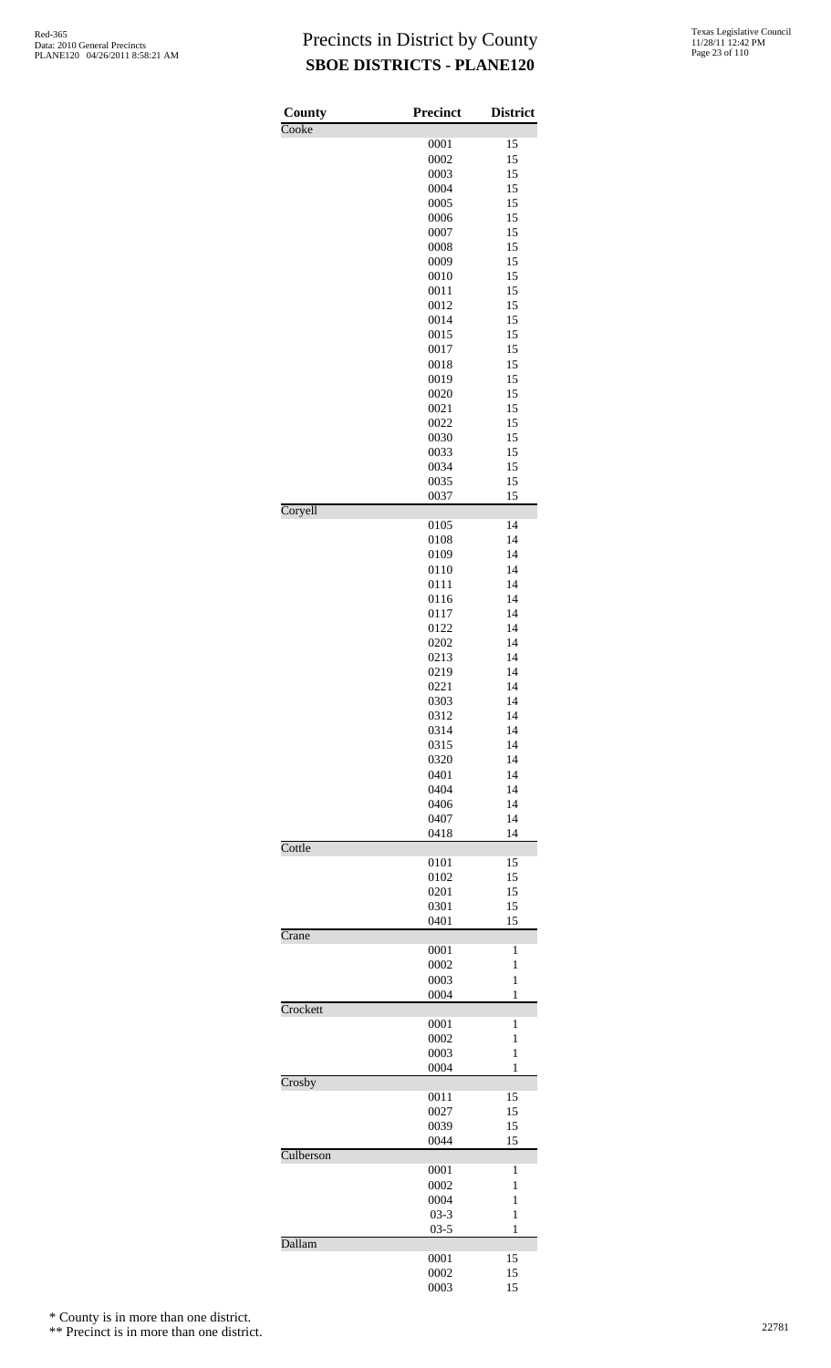# Precincts in District by County
## SBOE DISTRICTS - PLANE120

| County | Precinct | District |
|---|---|---|
| Cooke | | |
| | 0001 | 15 |
| | 0002 | 15 |
| | 0003 | 15 |
| | 0004 | 15 |
| | 0005 | 15 |
| | 0006 | 15 |
| | 0007 | 15 |
| | 0008 | 15 |
| | 0009 | 15 |
| | 0010 | 15 |
| | 0011 | 15 |
| | 0012 | 15 |
| | 0014 | 15 |
| | 0015 | 15 |
| | 0017 | 15 |
| | 0018 | 15 |
| | 0019 | 15 |
| | 0020 | 15 |
| | 0021 | 15 |
| | 0022 | 15 |
| | 0030 | 15 |
| | 0033 | 15 |
| | 0034 | 15 |
| | 0035 | 15 |
| | 0037 | 15 |
| Coryell | | |
| | 0105 | 14 |
| | 0108 | 14 |
| | 0109 | 14 |
| | 0110 | 14 |
| | 0111 | 14 |
| | 0116 | 14 |
| | 0117 | 14 |
| | 0122 | 14 |
| | 0202 | 14 |
| | 0213 | 14 |
| | 0219 | 14 |
| | 0221 | 14 |
| | 0303 | 14 |
| | 0312 | 14 |
| | 0314 | 14 |
| | 0315 | 14 |
| | 0320 | 14 |
| | 0401 | 14 |
| | 0404 | 14 |
| | 0406 | 14 |
| | 0407 | 14 |
| | 0418 | 14 |
| Cottle | | |
| | 0101 | 15 |
| | 0102 | 15 |
| | 0201 | 15 |
| | 0301 | 15 |
| | 0401 | 15 |
| Crane | | |
| | 0001 | 1 |
| | 0002 | 1 |
| | 0003 | 1 |
| | 0004 | 1 |
| Crockett | | |
| | 0001 | 1 |
| | 0002 | 1 |
| | 0003 | 1 |
| | 0004 | 1 |
| Crosby | | |
| | 0011 | 15 |
| | 0027 | 15 |
| | 0039 | 15 |
| | 0044 | 15 |
| Culberson | | |
| | 0001 | 1 |
| | 0002 | 1 |
| | 0004 | 1 |
| | 03-3 | 1 |
| | 03-5 | 1 |
| Dallam | | |
| | 0001 | 15 |
| | 0002 | 15 |
| | 0003 | 15 |

\* County is in more than one district.

\*\* Precinct is in more than one district.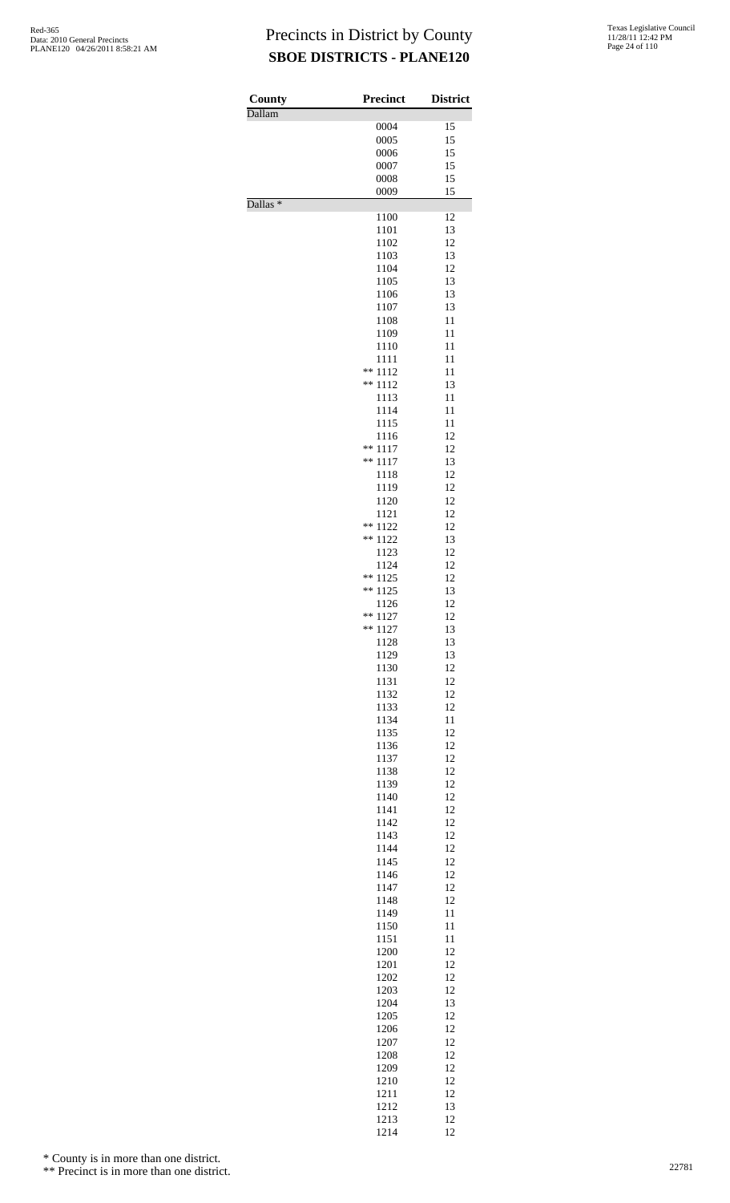# Precincts in District by County
## SBOE DISTRICTS - PLANE120

Red-365
Data: 2010 General Precincts
PLANE120 04/26/2011 8:58:21 AM

Texas Legislative Council
11/28/11 12:42 PM

| County | Precinct | District |
|---|---|---|
| Dallam | | |
| | 0004 | 15 |
| | 0005 | 15 |
| | 0006 | 15 |
| | 0007 | 15 |
| | 0008 | 15 |
| | 0009 | 15 |
| Dallas * | | |
| | 1100 | 12 |
| | 1101 | 13 |
| | 1102 | 12 |
| | 1103 | 13 |
| | 1104 | 12 |
| | 1105 | 13 |
| | 1106 | 13 |
| | 1107 | 13 |
| | 1108 | 11 |
| | 1109 | 11 |
| | 1110 | 11 |
| | 1111 | 11 |
| | ** 1112 | 11 |
| | ** 1112 | 13 |
| | 1113 | 11 |
| | 1114 | 11 |
| | 1115 | 11 |
| | 1116 | 12 |
| | ** 1117 | 12 |
| | ** 1117 | 13 |
| | 1118 | 12 |
| | 1119 | 12 |
| | 1120 | 12 |
| | 1121 | 12 |
| | ** 1122 | 12 |
| | ** 1122 | 13 |
| | 1123 | 12 |
| | 1124 | 12 |
| | ** 1125 | 12 |
| | ** 1125 | 13 |
| | 1126 | 12 |
| | ** 1127 | 12 |
| | ** 1127 | 13 |
| | 1128 | 13 |
| | 1129 | 13 |
| | 1130 | 12 |
| | 1131 | 12 |
| | 1132 | 12 |
| | 1133 | 12 |
| | 1134 | 11 |
| | 1135 | 12 |
| | 1136 | 12 |
| | 1137 | 12 |
| | 1138 | 12 |
| | 1139 | 12 |
| | 1140 | 12 |
| | 1141 | 12 |
| | 1142 | 12 |
| | 1143 | 12 |
| | 1144 | 12 |
| | 1145 | 12 |
| | 1146 | 12 |
| | 1147 | 12 |
| | 1148 | 12 |
| | 1149 | 11 |
| | 1150 | 11 |
| | 1151 | 11 |
| | 1200 | 12 |
| | 1201 | 12 |
| | 1202 | 12 |
| | 1203 | 12 |
| | 1204 | 13 |
| | 1205 | 12 |
| | 1206 | 12 |
| | 1207 | 12 |
| | 1208 | 12 |
| | 1209 | 12 |
| | 1210 | 12 |
| | 1211 | 12 |
| | 1212 | 13 |
| | 1213 | 12 |
| | 1214 | 12 |

\* County is in more than one district.

\*\* Precinct is in more than one district.

22781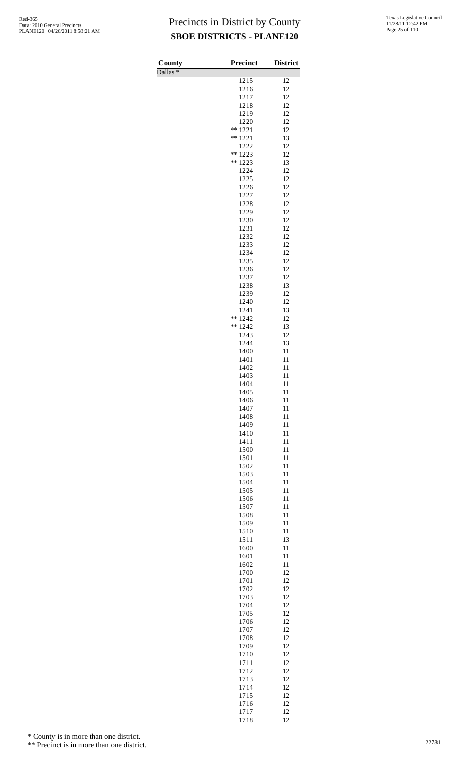# Precincts in District by County

## SBOE DISTRICTS - PLANE120

| County | Precinct | District |
|---|---|---|
| Dallas * | | |
| | 1215 | 12 |
| | 1216 | 12 |
| | 1217 | 12 |
| | 1218 | 12 |
| | 1219 | 12 |
| | 1220 | 12 |
| | ** 1221 | 12 |
| | ** 1221 | 13 |
| | 1222 | 12 |
| | ** 1223 | 12 |
| | ** 1223 | 13 |
| | 1224 | 12 |
| | 1225 | 12 |
| | 1226 | 12 |
| | 1227 | 12 |
| | 1228 | 12 |
| | 1229 | 12 |
| | 1230 | 12 |
| | 1231 | 12 |
| | 1232 | 12 |
| | 1233 | 12 |
| | 1234 | 12 |
| | 1235 | 12 |
| | 1236 | 12 |
| | 1237 | 12 |
| | 1238 | 13 |
| | 1239 | 12 |
| | 1240 | 12 |
| | 1241 | 13 |
| | ** 1242 | 12 |
| | ** 1242 | 13 |
| | 1243 | 12 |
| | 1244 | 13 |
| | 1400 | 11 |
| | 1401 | 11 |
| | 1402 | 11 |
| | 1403 | 11 |
| | 1404 | 11 |
| | 1405 | 11 |
| | 1406 | 11 |
| | 1407 | 11 |
| | 1408 | 11 |
| | 1409 | 11 |
| | 1410 | 11 |
| | 1411 | 11 |
| | 1500 | 11 |
| | 1501 | 11 |
| | 1502 | 11 |
| | 1503 | 11 |
| | 1504 | 11 |
| | 1505 | 11 |
| | 1506 | 11 |
| | 1507 | 11 |
| | 1508 | 11 |
| | 1509 | 11 |
| | 1510 | 11 |
| | 1511 | 13 |
| | 1600 | 11 |
| | 1601 | 11 |
| | 1602 | 11 |
| | 1700 | 12 |
| | 1701 | 12 |
| | 1702 | 12 |
| | 1703 | 12 |
| | 1704 | 12 |
| | 1705 | 12 |
| | 1706 | 12 |
| | 1707 | 12 |
| | 1708 | 12 |
| | 1709 | 12 |
| | 1710 | 12 |
| | 1711 | 12 |
| | 1712 | 12 |
| | 1713 | 12 |
| | 1714 | 12 |
| | 1715 | 12 |
| | 1716 | 12 |
| | 1717 | 12 |
| | 1718 | 12 |

\* County is in more than one district.

\*\* Precinct is in more than one district.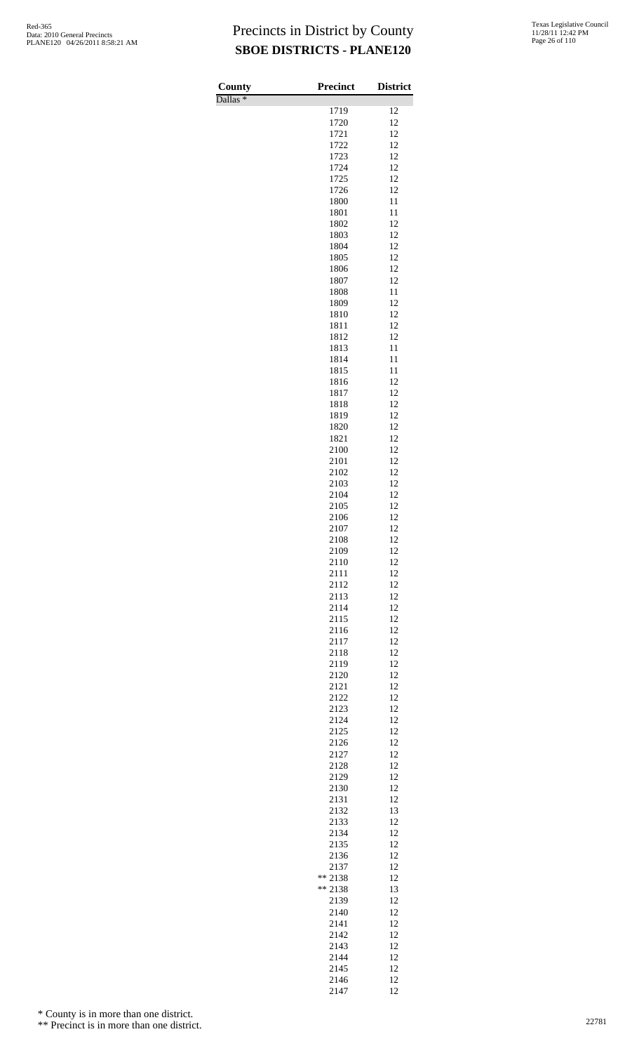# Precincts in District by County

## SBOE DISTRICTS - PLANE120

| County | Precinct | District |
|---|---|---|
| Dallas * | | |
| | 1719 | 12 |
| | 1720 | 12 |
| | 1721 | 12 |
| | 1722 | 12 |
| | 1723 | 12 |
| | 1724 | 12 |
| | 1725 | 12 |
| | 1726 | 12 |
| | 1800 | 11 |
| | 1801 | 11 |
| | 1802 | 12 |
| | 1803 | 12 |
| | 1804 | 12 |
| | 1805 | 12 |
| | 1806 | 12 |
| | 1807 | 12 |
| | 1808 | 11 |
| | 1809 | 12 |
| | 1810 | 12 |
| | 1811 | 12 |
| | 1812 | 12 |
| | 1813 | 11 |
| | 1814 | 11 |
| | 1815 | 11 |
| | 1816 | 12 |
| | 1817 | 12 |
| | 1818 | 12 |
| | 1819 | 12 |
| | 1820 | 12 |
| | 1821 | 12 |
| | 2100 | 12 |
| | 2101 | 12 |
| | 2102 | 12 |
| | 2103 | 12 |
| | 2104 | 12 |
| | 2105 | 12 |
| | 2106 | 12 |
| | 2107 | 12 |
| | 2108 | 12 |
| | 2109 | 12 |
| | 2110 | 12 |
| | 2111 | 12 |
| | 2112 | 12 |
| | 2113 | 12 |
| | 2114 | 12 |
| | 2115 | 12 |
| | 2116 | 12 |
| | 2117 | 12 |
| | 2118 | 12 |
| | 2119 | 12 |
| | 2120 | 12 |
| | 2121 | 12 |
| | 2122 | 12 |
| | 2123 | 12 |
| | 2124 | 12 |
| | 2125 | 12 |
| | 2126 | 12 |
| | 2127 | 12 |
| | 2128 | 12 |
| | 2129 | 12 |
| | 2130 | 12 |
| | 2131 | 12 |
| | 2132 | 13 |
| | 2133 | 12 |
| | 2134 | 12 |
| | 2135 | 12 |
| | 2136 | 12 |
| | 2137 | 12 |
| | ** 2138 | 12 |
| | ** 2138 | 13 |
| | 2139 | 12 |
| | 2140 | 12 |
| | 2141 | 12 |
| | 2142 | 12 |
| | 2143 | 12 |
| | 2144 | 12 |
| | 2145 | 12 |
| | 2146 | 12 |
| | 2147 | 12 |

\* County is in more than one district.

\*\* Precinct is in more than one district.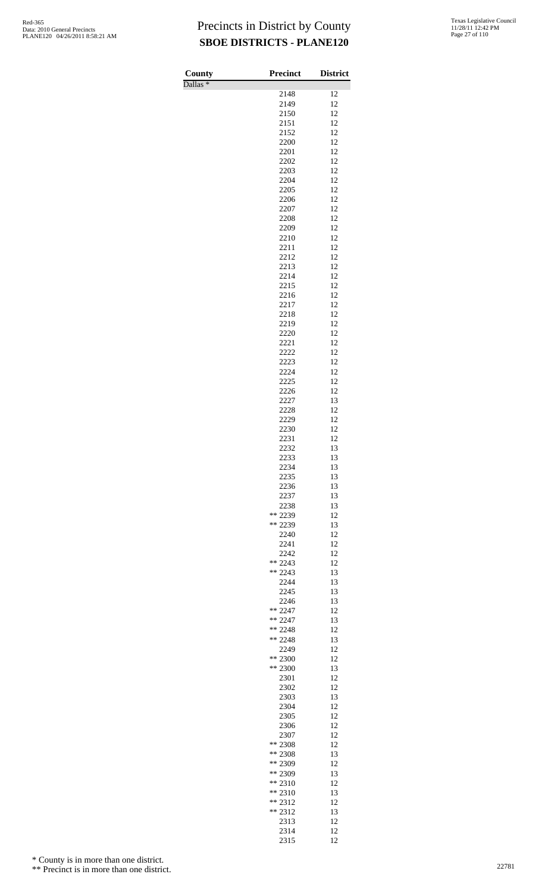# Precincts in District by County

## SBOE DISTRICTS - PLANE120

| County | Precinct | District |
|---|---|---|
| Dallas * | | |
| | 2148 | 12 |
| | 2149 | 12 |
| | 2150 | 12 |
| | 2151 | 12 |
| | 2152 | 12 |
| | 2200 | 12 |
| | 2201 | 12 |
| | 2202 | 12 |
| | 2203 | 12 |
| | 2204 | 12 |
| | 2205 | 12 |
| | 2206 | 12 |
| | 2207 | 12 |
| | 2208 | 12 |
| | 2209 | 12 |
| | 2210 | 12 |
| | 2211 | 12 |
| | 2212 | 12 |
| | 2213 | 12 |
| | 2214 | 12 |
| | 2215 | 12 |
| | 2216 | 12 |
| | 2217 | 12 |
| | 2218 | 12 |
| | 2219 | 12 |
| | 2220 | 12 |
| | 2221 | 12 |
| | 2222 | 12 |
| | 2223 | 12 |
| | 2224 | 12 |
| | 2225 | 12 |
| | 2226 | 12 |
| | 2227 | 13 |
| | 2228 | 12 |
| | 2229 | 12 |
| | 2230 | 12 |
| | 2231 | 12 |
| | 2232 | 13 |
| | 2233 | 13 |
| | 2234 | 13 |
| | 2235 | 13 |
| | 2236 | 13 |
| | 2237 | 13 |
| | 2238 | 13 |
| | ** 2239 | 12 |
| | ** 2239 | 13 |
| | 2240 | 12 |
| | 2241 | 12 |
| | 2242 | 12 |
| | ** 2243 | 12 |
| | ** 2243 | 13 |
| | 2244 | 13 |
| | 2245 | 13 |
| | 2246 | 13 |
| | ** 2247 | 12 |
| | ** 2247 | 13 |
| | ** 2248 | 12 |
| | ** 2248 | 13 |
| | 2249 | 12 |
| | ** 2300 | 12 |
| | ** 2300 | 13 |
| | 2301 | 12 |
| | 2302 | 12 |
| | 2303 | 13 |
| | 2304 | 12 |
| | 2305 | 12 |
| | 2306 | 12 |
| | 2307 | 12 |
| | ** 2308 | 12 |
| | ** 2308 | 13 |
| | ** 2309 | 12 |
| | ** 2309 | 13 |
| | ** 2310 | 12 |
| | ** 2310 | 13 |
| | ** 2312 | 12 |
| | ** 2312 | 13 |
| | 2313 | 12 |
| | 2314 | 12 |
| | 2315 | 12 |

\* County is in more than one district.

\** Precinct is in more than one district.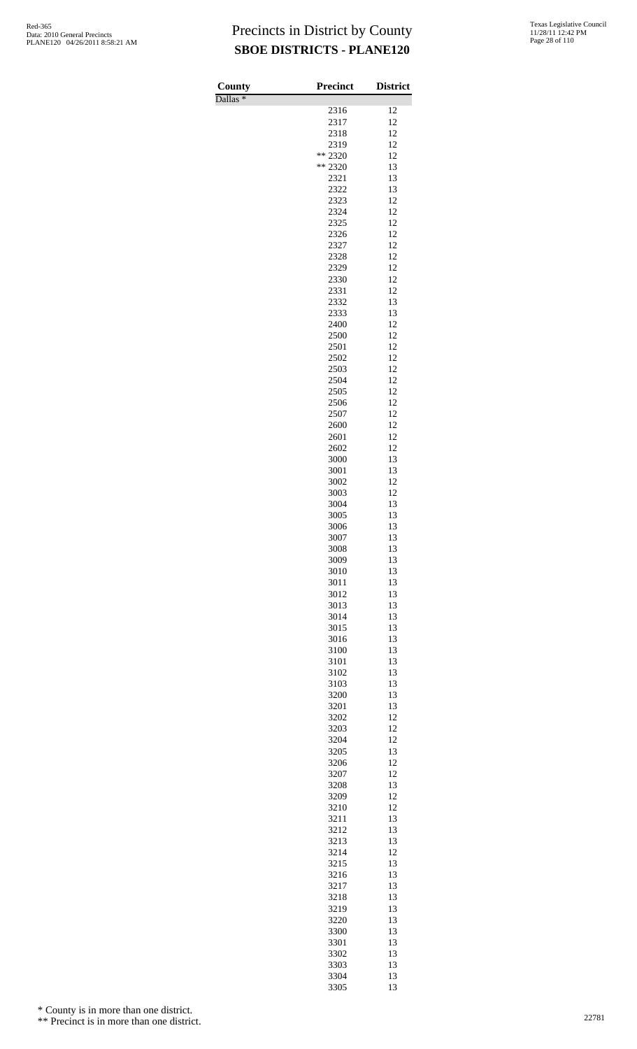# Precincts in District by County

## SBOE DISTRICTS - PLANE120

Red-365
Data: 2010 General Precincts
PLANE120 04/26/2011 8:58:21 AM

Texas Legislative Council
11/28/11 12:42 PM

| County | Precinct | District |
|---|---|---|
| Dallas * | | |
| | 2316 | 12 |
| | 2317 | 12 |
| | 2318 | 12 |
| | 2319 | 12 |
| | ** 2320 | 12 |
| | ** 2320 | 13 |
| | 2321 | 13 |
| | 2322 | 13 |
| | 2323 | 12 |
| | 2324 | 12 |
| | 2325 | 12 |
| | 2326 | 12 |
| | 2327 | 12 |
| | 2328 | 12 |
| | 2329 | 12 |
| | 2330 | 12 |
| | 2331 | 12 |
| | 2332 | 13 |
| | 2333 | 13 |
| | 2400 | 12 |
| | 2500 | 12 |
| | 2501 | 12 |
| | 2502 | 12 |
| | 2503 | 12 |
| | 2504 | 12 |
| | 2505 | 12 |
| | 2506 | 12 |
| | 2507 | 12 |
| | 2600 | 12 |
| | 2601 | 12 |
| | 2602 | 12 |
| | 3000 | 13 |
| | 3001 | 13 |
| | 3002 | 12 |
| | 3003 | 12 |
| | 3004 | 13 |
| | 3005 | 13 |
| | 3006 | 13 |
| | 3007 | 13 |
| | 3008 | 13 |
| | 3009 | 13 |
| | 3010 | 13 |
| | 3011 | 13 |
| | 3012 | 13 |
| | 3013 | 13 |
| | 3014 | 13 |
| | 3015 | 13 |
| | 3016 | 13 |
| | 3100 | 13 |
| | 3101 | 13 |
| | 3102 | 13 |
| | 3103 | 13 |
| | 3200 | 13 |
| | 3201 | 13 |
| | 3202 | 12 |
| | 3203 | 12 |
| | 3204 | 12 |
| | 3205 | 13 |
| | 3206 | 12 |
| | 3207 | 12 |
| | 3208 | 13 |
| | 3209 | 12 |
| | 3210 | 12 |
| | 3211 | 13 |
| | 3212 | 13 |
| | 3213 | 13 |
| | 3214 | 12 |
| | 3215 | 13 |
| | 3216 | 13 |
| | 3217 | 13 |
| | 3218 | 13 |
| | 3219 | 13 |
| | 3220 | 13 |
| | 3300 | 13 |
| | 3301 | 13 |
| | 3302 | 13 |
| | 3303 | 13 |
| | 3304 | 13 |
| | 3305 | 13 |

\* County is in more than one district.

\*\* Precinct is in more than one district.

22781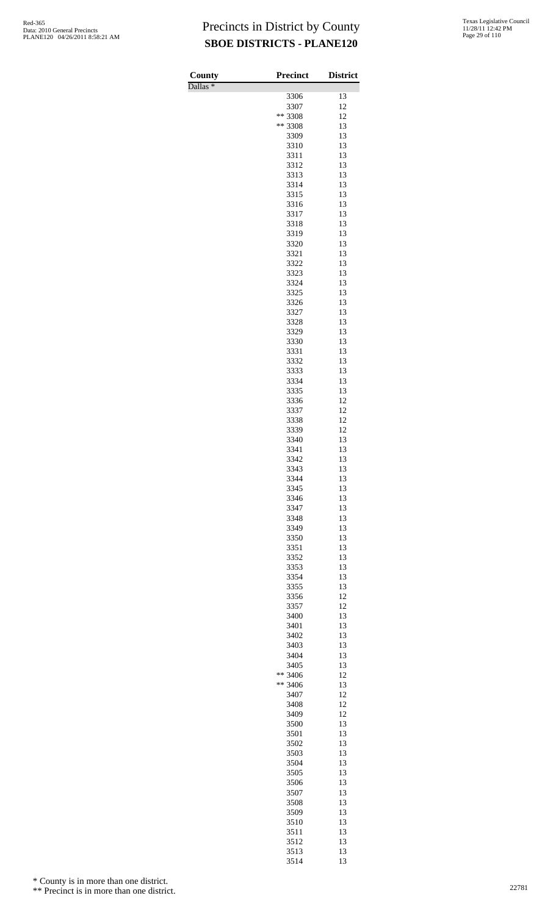# Precincts in District by County

## SBOE DISTRICTS - PLANE120

Red-365
Data: 2010 General Precincts
PLANE120 04/26/2011 8:58:21 AM

Texas Legislative Council
11/28/11 12:42 PM

| County | Precinct | District |
|---|---|---|
| Dallas * | | |
| | 3306 | 13 |
| | 3307 | 12 |
| | ** 3308 | 12 |
| | ** 3308 | 13 |
| | 3309 | 13 |
| | 3310 | 13 |
| | 3311 | 13 |
| | 3312 | 13 |
| | 3313 | 13 |
| | 3314 | 13 |
| | 3315 | 13 |
| | 3316 | 13 |
| | 3317 | 13 |
| | 3318 | 13 |
| | 3319 | 13 |
| | 3320 | 13 |
| | 3321 | 13 |
| | 3322 | 13 |
| | 3323 | 13 |
| | 3324 | 13 |
| | 3325 | 13 |
| | 3326 | 13 |
| | 3327 | 13 |
| | 3328 | 13 |
| | 3329 | 13 |
| | 3330 | 13 |
| | 3331 | 13 |
| | 3332 | 13 |
| | 3333 | 13 |
| | 3334 | 13 |
| | 3335 | 13 |
| | 3336 | 12 |
| | 3337 | 12 |
| | 3338 | 12 |
| | 3339 | 12 |
| | 3340 | 13 |
| | 3341 | 13 |
| | 3342 | 13 |
| | 3343 | 13 |
| | 3344 | 13 |
| | 3345 | 13 |
| | 3346 | 13 |
| | 3347 | 13 |
| | 3348 | 13 |
| | 3349 | 13 |
| | 3350 | 13 |
| | 3351 | 13 |
| | 3352 | 13 |
| | 3353 | 13 |
| | 3354 | 13 |
| | 3355 | 13 |
| | 3356 | 12 |
| | 3357 | 12 |
| | 3400 | 13 |
| | 3401 | 13 |
| | 3402 | 13 |
| | 3403 | 13 |
| | 3404 | 13 |
| | 3405 | 13 |
| | ** 3406 | 12 |
| | ** 3406 | 13 |
| | 3407 | 12 |
| | 3408 | 12 |
| | 3409 | 12 |
| | 3500 | 13 |
| | 3501 | 13 |
| | 3502 | 13 |
| | 3503 | 13 |
| | 3504 | 13 |
| | 3505 | 13 |
| | 3506 | 13 |
| | 3507 | 13 |
| | 3508 | 13 |
| | 3509 | 13 |
| | 3510 | 13 |
| | 3511 | 13 |
| | 3512 | 13 |
| | 3513 | 13 |
| | 3514 | 13 |

\* County is in more than one district.

\** Precinct is in more than one district.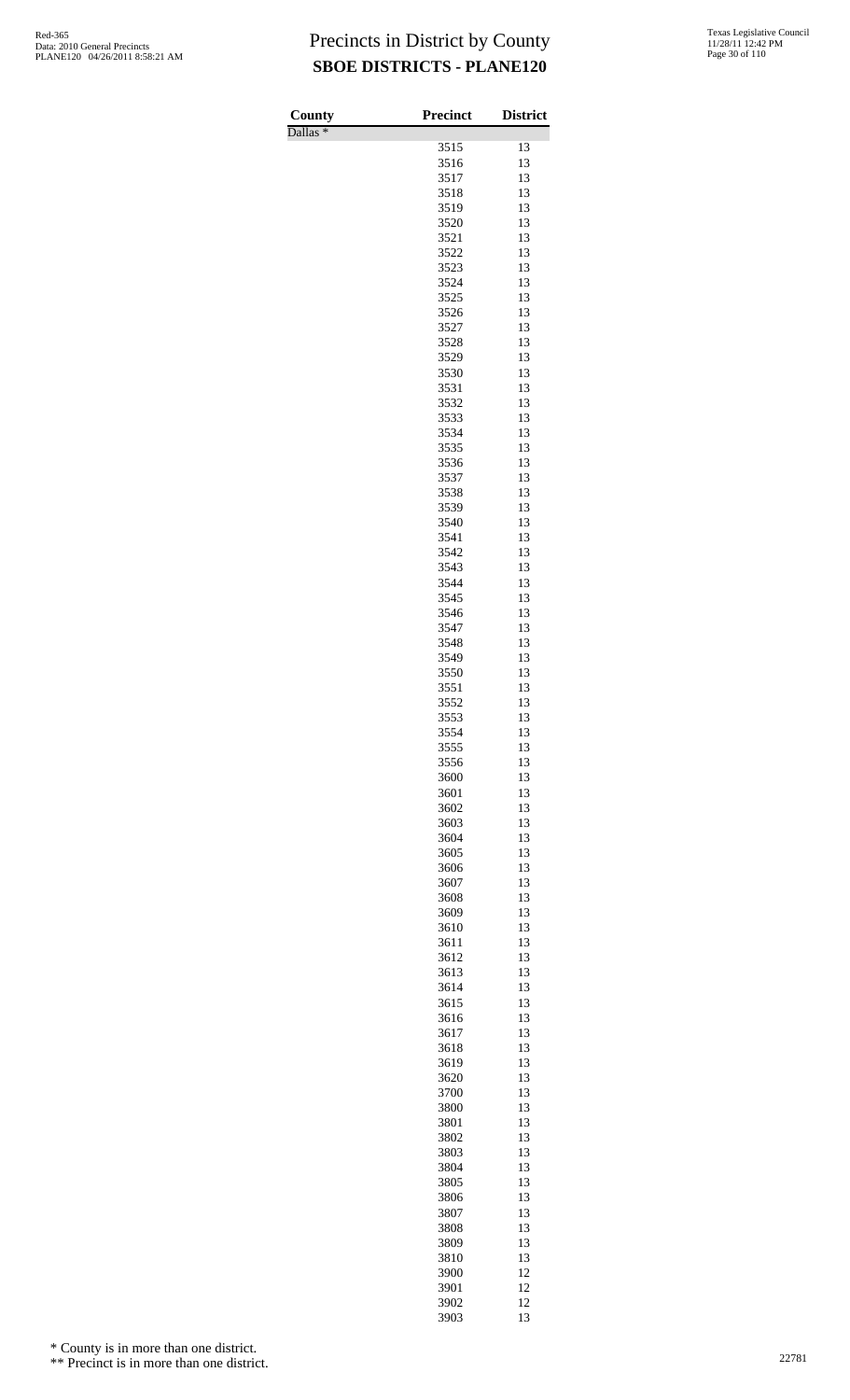# Precincts in District by County

## SBOE DISTRICTS - PLANE120

| County | Precinct | District |
| --- | --- | --- |
| Dallas * | | |
| | 3515 | 13 |
| | 3516 | 13 |
| | 3517 | 13 |
| | 3518 | 13 |
| | 3519 | 13 |
| | 3520 | 13 |
| | 3521 | 13 |
| | 3522 | 13 |
| | 3523 | 13 |
| | 3524 | 13 |
| | 3525 | 13 |
| | 3526 | 13 |
| | 3527 | 13 |
| | 3528 | 13 |
| | 3529 | 13 |
| | 3530 | 13 |
| | 3531 | 13 |
| | 3532 | 13 |
| | 3533 | 13 |
| | 3534 | 13 |
| | 3535 | 13 |
| | 3536 | 13 |
| | 3537 | 13 |
| | 3538 | 13 |
| | 3539 | 13 |
| | 3540 | 13 |
| | 3541 | 13 |
| | 3542 | 13 |
| | 3543 | 13 |
| | 3544 | 13 |
| | 3545 | 13 |
| | 3546 | 13 |
| | 3547 | 13 |
| | 3548 | 13 |
| | 3549 | 13 |
| | 3550 | 13 |
| | 3551 | 13 |
| | 3552 | 13 |
| | 3553 | 13 |
| | 3554 | 13 |
| | 3555 | 13 |
| | 3556 | 13 |
| | 3600 | 13 |
| | 3601 | 13 |
| | 3602 | 13 |
| | 3603 | 13 |
| | 3604 | 13 |
| | 3605 | 13 |
| | 3606 | 13 |
| | 3607 | 13 |
| | 3608 | 13 |
| | 3609 | 13 |
| | 3610 | 13 |
| | 3611 | 13 |
| | 3612 | 13 |
| | 3613 | 13 |
| | 3614 | 13 |
| | 3615 | 13 |
| | 3616 | 13 |
| | 3617 | 13 |
| | 3618 | 13 |
| | 3619 | 13 |
| | 3620 | 13 |
| | 3700 | 13 |
| | 3800 | 13 |
| | 3801 | 13 |
| | 3802 | 13 |
| | 3803 | 13 |
| | 3804 | 13 |
| | 3805 | 13 |
| | 3806 | 13 |
| | 3807 | 13 |
| | 3808 | 13 |
| | 3809 | 13 |
| | 3810 | 13 |
| | 3900 | 12 |
| | 3901 | 12 |
| | 3902 | 12 |
| | 3903 | 13 |

\* County is in more than one district.

\*\* Precinct is in more than one district.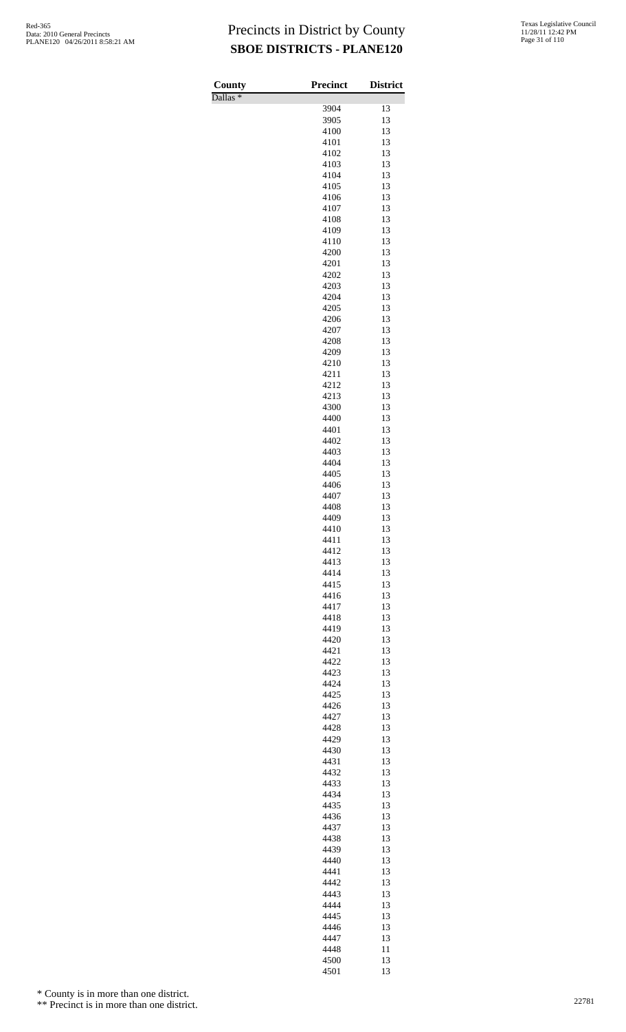# Precincts in District by County

## SBOE DISTRICTS - PLANE120

| County | Precinct | District |
|---|---|---|
| Dallas * | | |
| | 3904 | 13 |
| | 3905 | 13 |
| | 4100 | 13 |
| | 4101 | 13 |
| | 4102 | 13 |
| | 4103 | 13 |
| | 4104 | 13 |
| | 4105 | 13 |
| | 4106 | 13 |
| | 4107 | 13 |
| | 4108 | 13 |
| | 4109 | 13 |
| | 4110 | 13 |
| | 4200 | 13 |
| | 4201 | 13 |
| | 4202 | 13 |
| | 4203 | 13 |
| | 4204 | 13 |
| | 4205 | 13 |
| | 4206 | 13 |
| | 4207 | 13 |
| | 4208 | 13 |
| | 4209 | 13 |
| | 4210 | 13 |
| | 4211 | 13 |
| | 4212 | 13 |
| | 4213 | 13 |
| | 4300 | 13 |
| | 4400 | 13 |
| | 4401 | 13 |
| | 4402 | 13 |
| | 4403 | 13 |
| | 4404 | 13 |
| | 4405 | 13 |
| | 4406 | 13 |
| | 4407 | 13 |
| | 4408 | 13 |
| | 4409 | 13 |
| | 4410 | 13 |
| | 4411 | 13 |
| | 4412 | 13 |
| | 4413 | 13 |
| | 4414 | 13 |
| | 4415 | 13 |
| | 4416 | 13 |
| | 4417 | 13 |
| | 4418 | 13 |
| | 4419 | 13 |
| | 4420 | 13 |
| | 4421 | 13 |
| | 4422 | 13 |
| | 4423 | 13 |
| | 4424 | 13 |
| | 4425 | 13 |
| | 4426 | 13 |
| | 4427 | 13 |
| | 4428 | 13 |
| | 4429 | 13 |
| | 4430 | 13 |
| | 4431 | 13 |
| | 4432 | 13 |
| | 4433 | 13 |
| | 4434 | 13 |
| | 4435 | 13 |
| | 4436 | 13 |
| | 4437 | 13 |
| | 4438 | 13 |
| | 4439 | 13 |
| | 4440 | 13 |
| | 4441 | 13 |
| | 4442 | 13 |
| | 4443 | 13 |
| | 4444 | 13 |
| | 4445 | 13 |
| | 4446 | 13 |
| | 4447 | 13 |
| | 4448 | 11 |
| | 4500 | 13 |
| | 4501 | 13 |

\* County is in more than one district.

\** Precinct is in more than one district.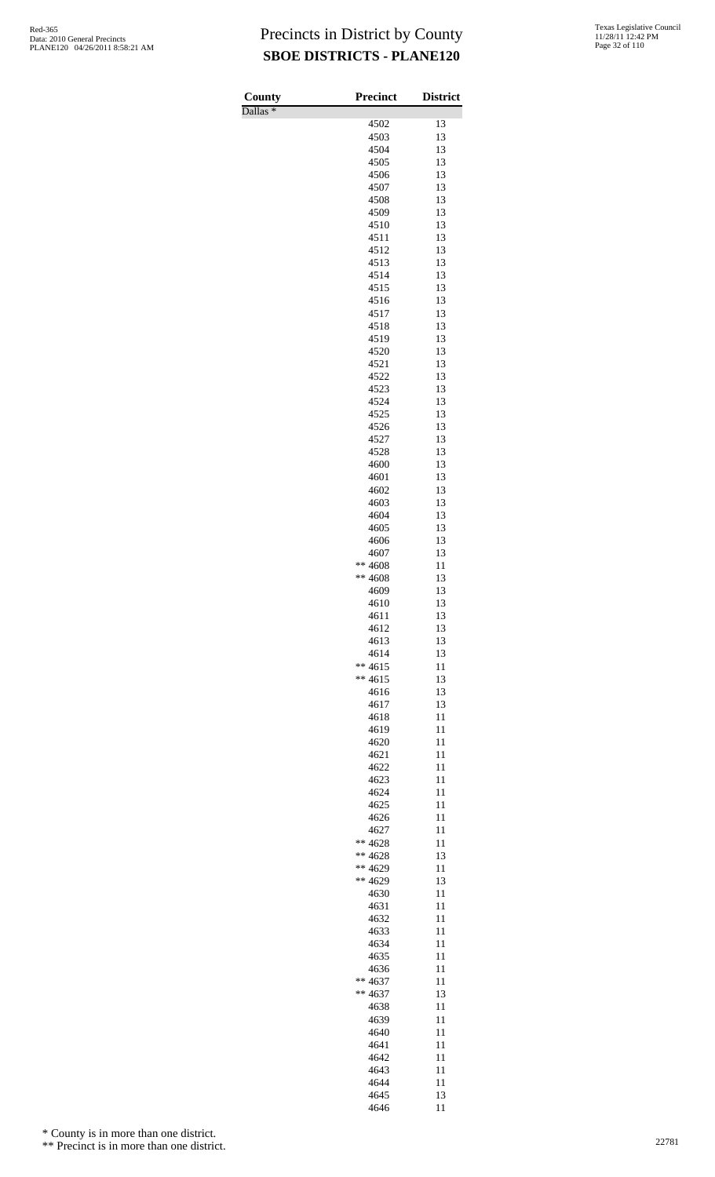# Precincts in District by County

## SBOE DISTRICTS - PLANE120

| County | Precinct | District |
|---|---|---|
| Dallas * | | |
| | 4502 | 13 |
| | 4503 | 13 |
| | 4504 | 13 |
| | 4505 | 13 |
| | 4506 | 13 |
| | 4507 | 13 |
| | 4508 | 13 |
| | 4509 | 13 |
| | 4510 | 13 |
| | 4511 | 13 |
| | 4512 | 13 |
| | 4513 | 13 |
| | 4514 | 13 |
| | 4515 | 13 |
| | 4516 | 13 |
| | 4517 | 13 |
| | 4518 | 13 |
| | 4519 | 13 |
| | 4520 | 13 |
| | 4521 | 13 |
| | 4522 | 13 |
| | 4523 | 13 |
| | 4524 | 13 |
| | 4525 | 13 |
| | 4526 | 13 |
| | 4527 | 13 |
| | 4528 | 13 |
| | 4600 | 13 |
| | 4601 | 13 |
| | 4602 | 13 |
| | 4603 | 13 |
| | 4604 | 13 |
| | 4605 | 13 |
| | 4606 | 13 |
| | 4607 | 13 |
| | ** 4608 | 11 |
| | ** 4608 | 13 |
| | 4609 | 13 |
| | 4610 | 13 |
| | 4611 | 13 |
| | 4612 | 13 |
| | 4613 | 13 |
| | 4614 | 13 |
| | ** 4615 | 11 |
| | ** 4615 | 13 |
| | 4616 | 13 |
| | 4617 | 13 |
| | 4618 | 11 |
| | 4619 | 11 |
| | 4620 | 11 |
| | 4621 | 11 |
| | 4622 | 11 |
| | 4623 | 11 |
| | 4624 | 11 |
| | 4625 | 11 |
| | 4626 | 11 |
| | 4627 | 11 |
| | ** 4628 | 11 |
| | ** 4628 | 13 |
| | ** 4629 | 11 |
| | ** 4629 | 13 |
| | 4630 | 11 |
| | 4631 | 11 |
| | 4632 | 11 |
| | 4633 | 11 |
| | 4634 | 11 |
| | 4635 | 11 |
| | 4636 | 11 |
| | ** 4637 | 11 |
| | ** 4637 | 13 |
| | 4638 | 11 |
| | 4639 | 11 |
| | 4640 | 11 |
| | 4641 | 11 |
| | 4642 | 11 |
| | 4643 | 11 |
| | 4644 | 11 |
| | 4645 | 13 |
| | 4646 | 11 |

\* County is in more than one district.

** Precinct is in more than one district.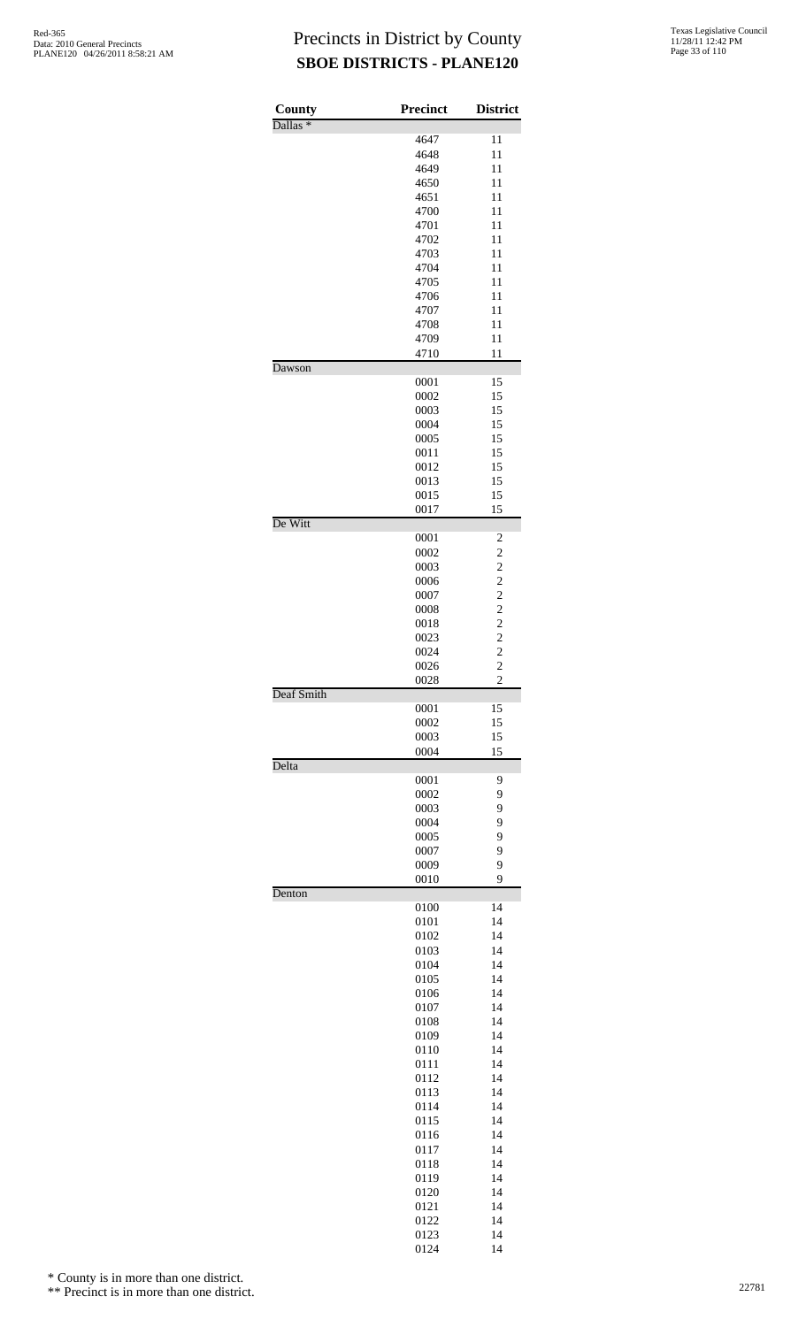# Precincts in District by County
## SBOE DISTRICTS - PLANE120

| County | Precinct | District |
|---|---|---|
| Dallas * | | |
| | 4647 | 11 |
| | 4648 | 11 |
| | 4649 | 11 |
| | 4650 | 11 |
| | 4651 | 11 |
| | 4700 | 11 |
| | 4701 | 11 |
| | 4702 | 11 |
| | 4703 | 11 |
| | 4704 | 11 |
| | 4705 | 11 |
| | 4706 | 11 |
| | 4707 | 11 |
| | 4708 | 11 |
| | 4709 | 11 |
| | 4710 | 11 |
| Dawson | | |
| | 0001 | 15 |
| | 0002 | 15 |
| | 0003 | 15 |
| | 0004 | 15 |
| | 0005 | 15 |
| | 0011 | 15 |
| | 0012 | 15 |
| | 0013 | 15 |
| | 0015 | 15 |
| | 0017 | 15 |
| De Witt | | |
| | 0001 | 2 |
| | 0002 | 2 |
| | 0003 | 2 |
| | 0006 | 2 |
| | 0007 | 2 |
| | 0008 | 2 |
| | 0018 | 2 |
| | 0023 | 2 |
| | 0024 | 2 |
| | 0026 | 2 |
| | 0028 | 2 |
| Deaf Smith | | |
| | 0001 | 15 |
| | 0002 | 15 |
| | 0003 | 15 |
| | 0004 | 15 |
| Delta | | |
| | 0001 | 9 |
| | 0002 | 9 |
| | 0003 | 9 |
| | 0004 | 9 |
| | 0005 | 9 |
| | 0007 | 9 |
| | 0009 | 9 |
| | 0010 | 9 |
| Denton | | |
| | 0100 | 14 |
| | 0101 | 14 |
| | 0102 | 14 |
| | 0103 | 14 |
| | 0104 | 14 |
| | 0105 | 14 |
| | 0106 | 14 |
| | 0107 | 14 |
| | 0108 | 14 |
| | 0109 | 14 |
| | 0110 | 14 |
| | 0111 | 14 |
| | 0112 | 14 |
| | 0113 | 14 |
| | 0114 | 14 |
| | 0115 | 14 |
| | 0116 | 14 |
| | 0117 | 14 |
| | 0118 | 14 |
| | 0119 | 14 |
| | 0120 | 14 |
| | 0121 | 14 |
| | 0122 | 14 |
| | 0123 | 14 |
| | 0124 | 14 |

\* County is in more than one district.

\*\* Precinct is in more than one district.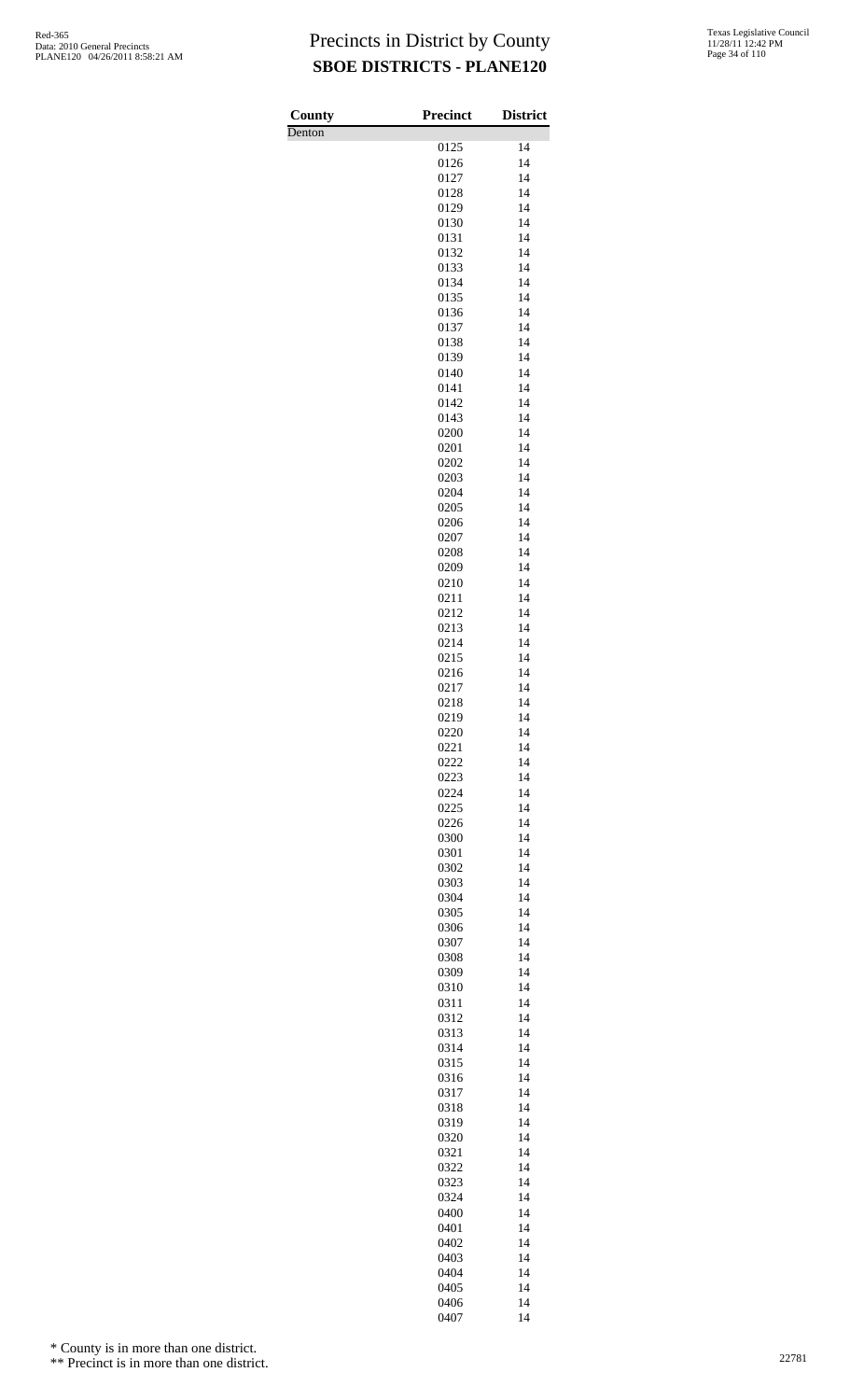# Precincts in District by County
## SBOE DISTRICTS - PLANE120

| County | Precinct | District |
|---|---|---|
| Denton | | |
| | 0125 | 14 |
| | 0126 | 14 |
| | 0127 | 14 |
| | 0128 | 14 |
| | 0129 | 14 |
| | 0130 | 14 |
| | 0131 | 14 |
| | 0132 | 14 |
| | 0133 | 14 |
| | 0134 | 14 |
| | 0135 | 14 |
| | 0136 | 14 |
| | 0137 | 14 |
| | 0138 | 14 |
| | 0139 | 14 |
| | 0140 | 14 |
| | 0141 | 14 |
| | 0142 | 14 |
| | 0143 | 14 |
| | 0200 | 14 |
| | 0201 | 14 |
| | 0202 | 14 |
| | 0203 | 14 |
| | 0204 | 14 |
| | 0205 | 14 |
| | 0206 | 14 |
| | 0207 | 14 |
| | 0208 | 14 |
| | 0209 | 14 |
| | 0210 | 14 |
| | 0211 | 14 |
| | 0212 | 14 |
| | 0213 | 14 |
| | 0214 | 14 |
| | 0215 | 14 |
| | 0216 | 14 |
| | 0217 | 14 |
| | 0218 | 14 |
| | 0219 | 14 |
| | 0220 | 14 |
| | 0221 | 14 |
| | 0222 | 14 |
| | 0223 | 14 |
| | 0224 | 14 |
| | 0225 | 14 |
| | 0226 | 14 |
| | 0300 | 14 |
| | 0301 | 14 |
| | 0302 | 14 |
| | 0303 | 14 |
| | 0304 | 14 |
| | 0305 | 14 |
| | 0306 | 14 |
| | 0307 | 14 |
| | 0308 | 14 |
| | 0309 | 14 |
| | 0310 | 14 |
| | 0311 | 14 |
| | 0312 | 14 |
| | 0313 | 14 |
| | 0314 | 14 |
| | 0315 | 14 |
| | 0316 | 14 |
| | 0317 | 14 |
| | 0318 | 14 |
| | 0319 | 14 |
| | 0320 | 14 |
| | 0321 | 14 |
| | 0322 | 14 |
| | 0323 | 14 |
| | 0324 | 14 |
| | 0400 | 14 |
| | 0401 | 14 |
| | 0402 | 14 |
| | 0403 | 14 |
| | 0404 | 14 |
| | 0405 | 14 |
| | 0406 | 14 |
| | 0407 | 14 |

\* County is in more than one district.

\*\* Precinct is in more than one district.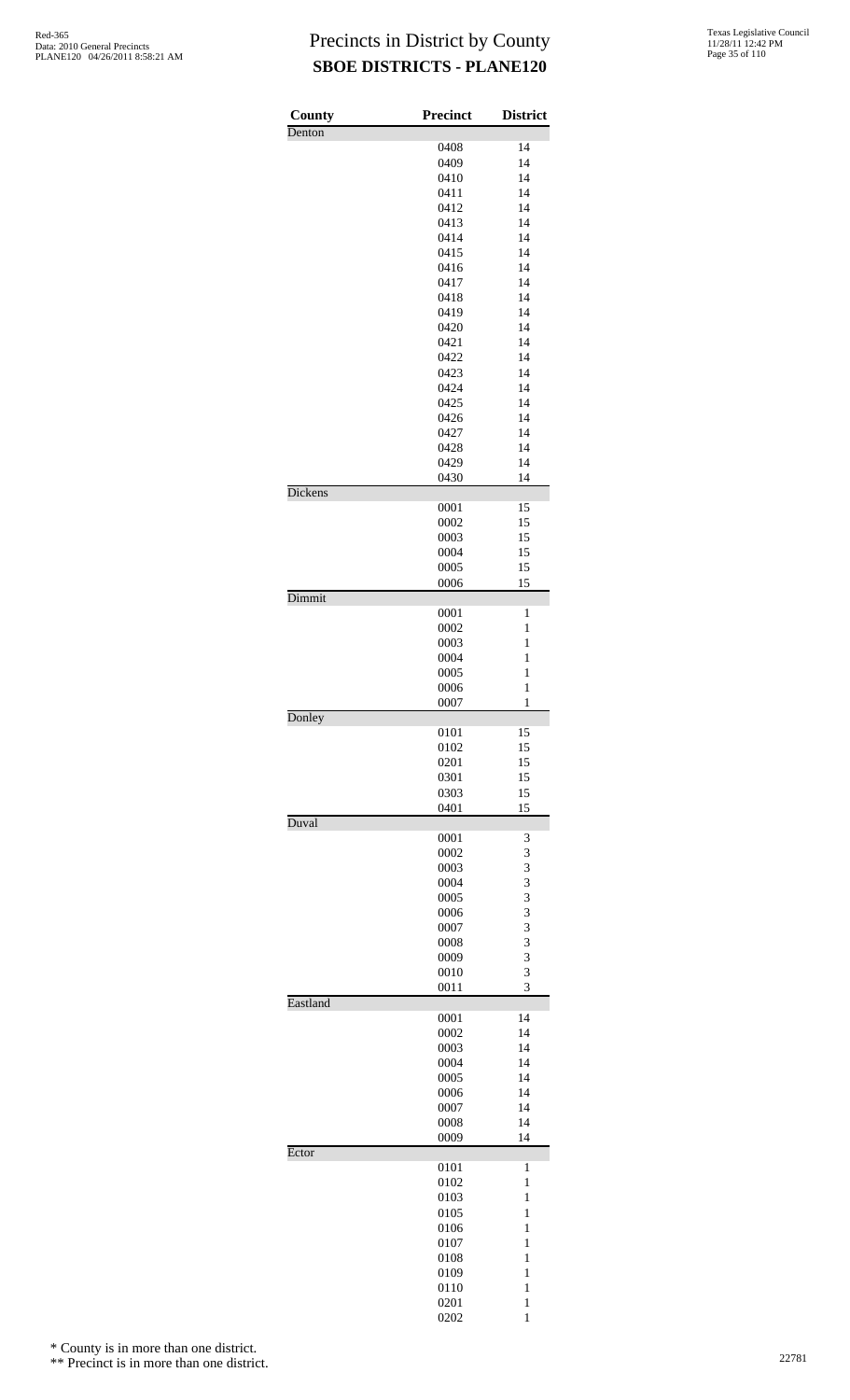# Precincts in District by County
## SBOE DISTRICTS - PLANE120

| County | Precinct | District |
|---|---|---|
| Denton | | |
| | 0408 | 14 |
| | 0409 | 14 |
| | 0410 | 14 |
| | 0411 | 14 |
| | 0412 | 14 |
| | 0413 | 14 |
| | 0414 | 14 |
| | 0415 | 14 |
| | 0416 | 14 |
| | 0417 | 14 |
| | 0418 | 14 |
| | 0419 | 14 |
| | 0420 | 14 |
| | 0421 | 14 |
| | 0422 | 14 |
| | 0423 | 14 |
| | 0424 | 14 |
| | 0425 | 14 |
| | 0426 | 14 |
| | 0427 | 14 |
| | 0428 | 14 |
| | 0429 | 14 |
| | 0430 | 14 |
| Dickens | | |
| | 0001 | 15 |
| | 0002 | 15 |
| | 0003 | 15 |
| | 0004 | 15 |
| | 0005 | 15 |
| | 0006 | 15 |
| Dimmit | | |
| | 0001 | 1 |
| | 0002 | 1 |
| | 0003 | 1 |
| | 0004 | 1 |
| | 0005 | 1 |
| | 0006 | 1 |
| | 0007 | 1 |
| Donley | | |
| | 0101 | 15 |
| | 0102 | 15 |
| | 0201 | 15 |
| | 0301 | 15 |
| | 0303 | 15 |
| | 0401 | 15 |
| Duval | | |
| | 0001 | 3 |
| | 0002 | 3 |
| | 0003 | 3 |
| | 0004 | 3 |
| | 0005 | 3 |
| | 0006 | 3 |
| | 0007 | 3 |
| | 0008 | 3 |
| | 0009 | 3 |
| | 0010 | 3 |
| | 0011 | 3 |
| Eastland | | |
| | 0001 | 14 |
| | 0002 | 14 |
| | 0003 | 14 |
| | 0004 | 14 |
| | 0005 | 14 |
| | 0006 | 14 |
| | 0007 | 14 |
| | 0008 | 14 |
| | 0009 | 14 |
| Ector | | |
| | 0101 | 1 |
| | 0102 | 1 |
| | 0103 | 1 |
| | 0105 | 1 |
| | 0106 | 1 |
| | 0107 | 1 |
| | 0108 | 1 |
| | 0109 | 1 |
| | 0110 | 1 |
| | 0201 | 1 |
| | 0202 | 1 |

\* County is in more than one district.

\*\* Precinct is in more than one district.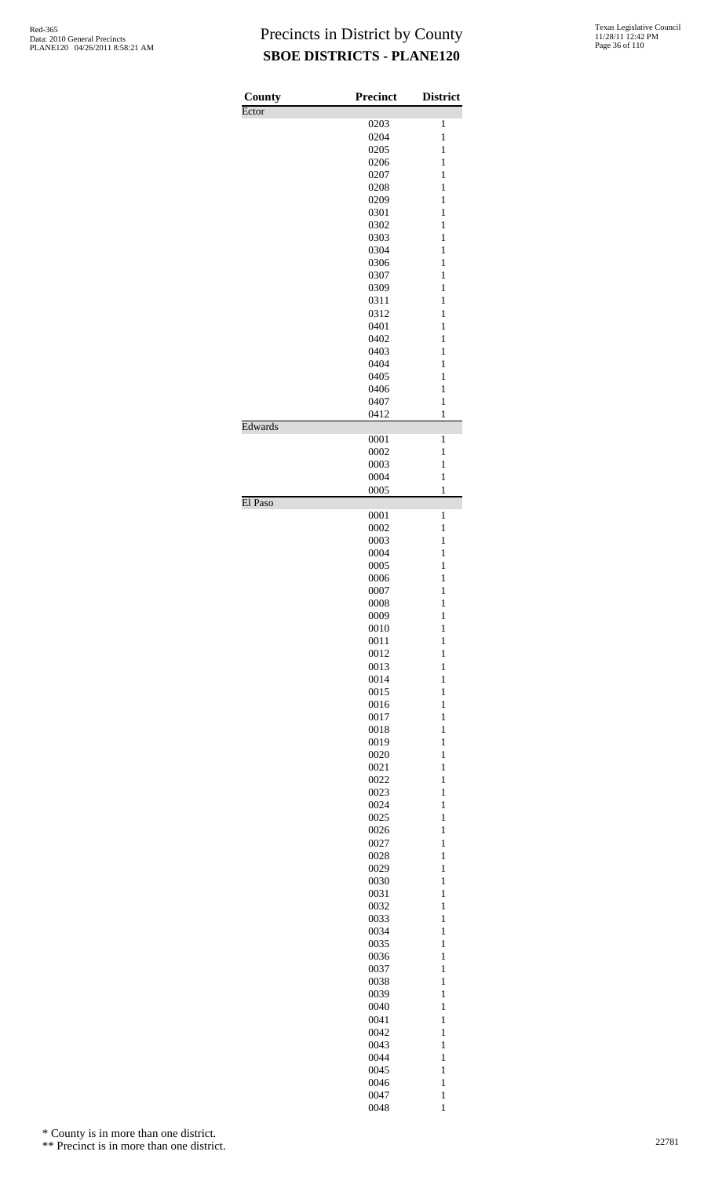# Precincts in District by County

## SBOE DISTRICTS - PLANE120

| County | Precinct | District |
|---|---|---|
| Ector | | |
| | 0203 | 1 |
| | 0204 | 1 |
| | 0205 | 1 |
| | 0206 | 1 |
| | 0207 | 1 |
| | 0208 | 1 |
| | 0209 | 1 |
| | 0301 | 1 |
| | 0302 | 1 |
| | 0303 | 1 |
| | 0304 | 1 |
| | 0306 | 1 |
| | 0307 | 1 |
| | 0309 | 1 |
| | 0311 | 1 |
| | 0312 | 1 |
| | 0401 | 1 |
| | 0402 | 1 |
| | 0403 | 1 |
| | 0404 | 1 |
| | 0405 | 1 |
| | 0406 | 1 |
| | 0407 | 1 |
| | 0412 | 1 |
| Edwards | | |
| | 0001 | 1 |
| | 0002 | 1 |
| | 0003 | 1 |
| | 0004 | 1 |
| | 0005 | 1 |
| El Paso | | |
| | 0001 | 1 |
| | 0002 | 1 |
| | 0003 | 1 |
| | 0004 | 1 |
| | 0005 | 1 |
| | 0006 | 1 |
| | 0007 | 1 |
| | 0008 | 1 |
| | 0009 | 1 |
| | 0010 | 1 |
| | 0011 | 1 |
| | 0012 | 1 |
| | 0013 | 1 |
| | 0014 | 1 |
| | 0015 | 1 |
| | 0016 | 1 |
| | 0017 | 1 |
| | 0018 | 1 |
| | 0019 | 1 |
| | 0020 | 1 |
| | 0021 | 1 |
| | 0022 | 1 |
| | 0023 | 1 |
| | 0024 | 1 |
| | 0025 | 1 |
| | 0026 | 1 |
| | 0027 | 1 |
| | 0028 | 1 |
| | 0029 | 1 |
| | 0030 | 1 |
| | 0031 | 1 |
| | 0032 | 1 |
| | 0033 | 1 |
| | 0034 | 1 |
| | 0035 | 1 |
| | 0036 | 1 |
| | 0037 | 1 |
| | 0038 | 1 |
| | 0039 | 1 |
| | 0040 | 1 |
| | 0041 | 1 |
| | 0042 | 1 |
| | 0043 | 1 |
| | 0044 | 1 |
| | 0045 | 1 |
| | 0046 | 1 |
| | 0047 | 1 |
| | 0048 | 1 |

\* County is in more than one district.

\*\* Precinct is in more than one district.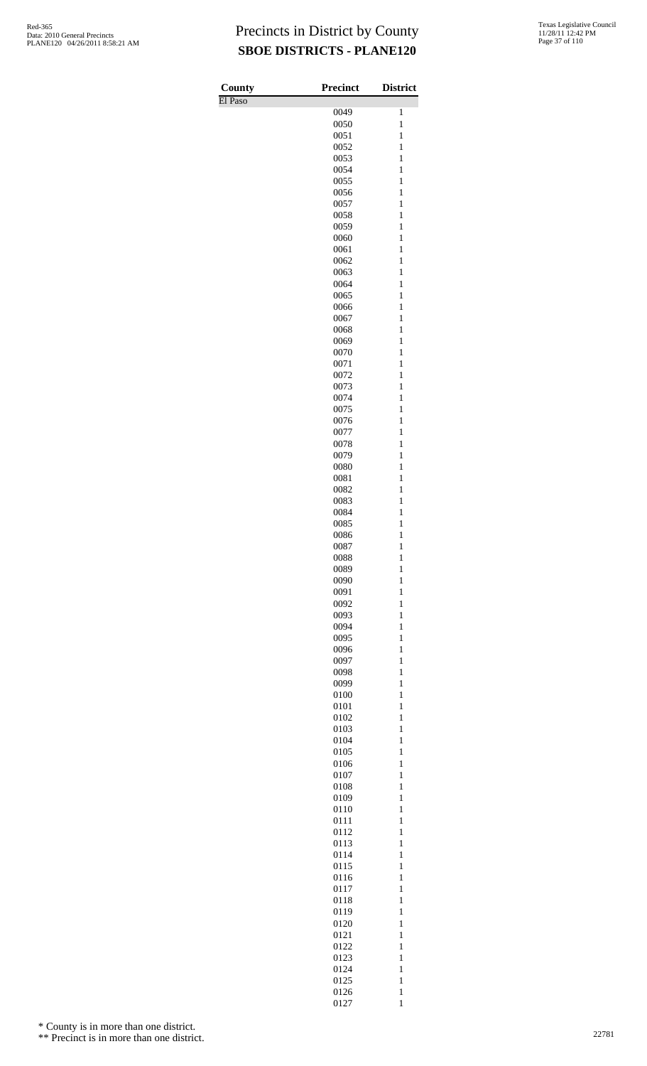# Precincts in District by County
## SBOE DISTRICTS - PLANE120

| County | Precinct | District |
|---|---|---|
| El Paso | | |
| | 0049 | 1 |
| | 0050 | 1 |
| | 0051 | 1 |
| | 0052 | 1 |
| | 0053 | 1 |
| | 0054 | 1 |
| | 0055 | 1 |
| | 0056 | 1 |
| | 0057 | 1 |
| | 0058 | 1 |
| | 0059 | 1 |
| | 0060 | 1 |
| | 0061 | 1 |
| | 0062 | 1 |
| | 0063 | 1 |
| | 0064 | 1 |
| | 0065 | 1 |
| | 0066 | 1 |
| | 0067 | 1 |
| | 0068 | 1 |
| | 0069 | 1 |
| | 0070 | 1 |
| | 0071 | 1 |
| | 0072 | 1 |
| | 0073 | 1 |
| | 0074 | 1 |
| | 0075 | 1 |
| | 0076 | 1 |
| | 0077 | 1 |
| | 0078 | 1 |
| | 0079 | 1 |
| | 0080 | 1 |
| | 0081 | 1 |
| | 0082 | 1 |
| | 0083 | 1 |
| | 0084 | 1 |
| | 0085 | 1 |
| | 0086 | 1 |
| | 0087 | 1 |
| | 0088 | 1 |
| | 0089 | 1 |
| | 0090 | 1 |
| | 0091 | 1 |
| | 0092 | 1 |
| | 0093 | 1 |
| | 0094 | 1 |
| | 0095 | 1 |
| | 0096 | 1 |
| | 0097 | 1 |
| | 0098 | 1 |
| | 0099 | 1 |
| | 0100 | 1 |
| | 0101 | 1 |
| | 0102 | 1 |
| | 0103 | 1 |
| | 0104 | 1 |
| | 0105 | 1 |
| | 0106 | 1 |
| | 0107 | 1 |
| | 0108 | 1 |
| | 0109 | 1 |
| | 0110 | 1 |
| | 0111 | 1 |
| | 0112 | 1 |
| | 0113 | 1 |
| | 0114 | 1 |
| | 0115 | 1 |
| | 0116 | 1 |
| | 0117 | 1 |
| | 0118 | 1 |
| | 0119 | 1 |
| | 0120 | 1 |
| | 0121 | 1 |
| | 0122 | 1 |
| | 0123 | 1 |
| | 0124 | 1 |
| | 0125 | 1 |
| | 0126 | 1 |
| | 0127 | 1 |

\* County is in more than one district.

\*\* Precinct is in more than one district.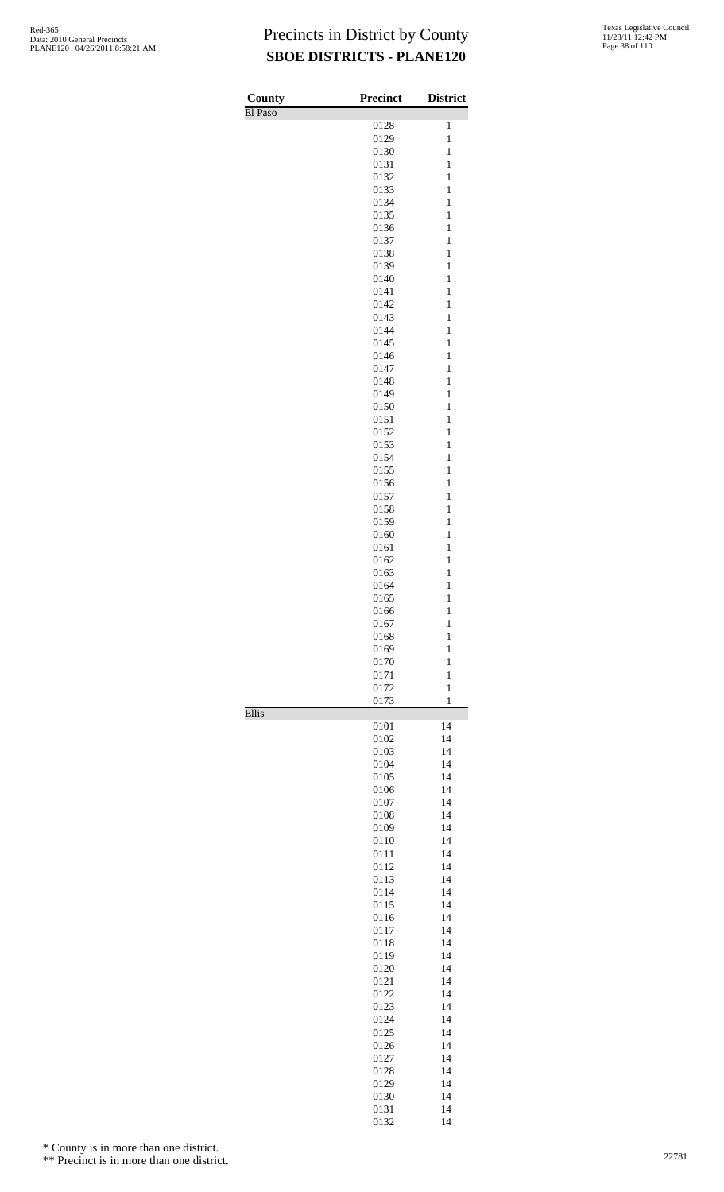# Precincts in District by County

## SBOE DISTRICTS - PLANE120

| County | Precinct | District |
|---|---|---|
| El Paso | | |
| | 0128 | 1 |
| | 0129 | 1 |
| | 0130 | 1 |
| | 0131 | 1 |
| | 0132 | 1 |
| | 0133 | 1 |
| | 0134 | 1 |
| | 0135 | 1 |
| | 0136 | 1 |
| | 0137 | 1 |
| | 0138 | 1 |
| | 0139 | 1 |
| | 0140 | 1 |
| | 0141 | 1 |
| | 0142 | 1 |
| | 0143 | 1 |
| | 0144 | 1 |
| | 0145 | 1 |
| | 0146 | 1 |
| | 0147 | 1 |
| | 0148 | 1 |
| | 0149 | 1 |
| | 0150 | 1 |
| | 0151 | 1 |
| | 0152 | 1 |
| | 0153 | 1 |
| | 0154 | 1 |
| | 0155 | 1 |
| | 0156 | 1 |
| | 0157 | 1 |
| | 0158 | 1 |
| | 0159 | 1 |
| | 0160 | 1 |
| | 0161 | 1 |
| | 0162 | 1 |
| | 0163 | 1 |
| | 0164 | 1 |
| | 0165 | 1 |
| | 0166 | 1 |
| | 0167 | 1 |
| | 0168 | 1 |
| | 0169 | 1 |
| | 0170 | 1 |
| | 0171 | 1 |
| | 0172 | 1 |
| | 0173 | 1 |
| Ellis | | |
| | 0101 | 14 |
| | 0102 | 14 |
| | 0103 | 14 |
| | 0104 | 14 |
| | 0105 | 14 |
| | 0106 | 14 |
| | 0107 | 14 |
| | 0108 | 14 |
| | 0109 | 14 |
| | 0110 | 14 |
| | 0111 | 14 |
| | 0112 | 14 |
| | 0113 | 14 |
| | 0114 | 14 |
| | 0115 | 14 |
| | 0116 | 14 |
| | 0117 | 14 |
| | 0118 | 14 |
| | 0119 | 14 |
| | 0120 | 14 |
| | 0121 | 14 |
| | 0122 | 14 |
| | 0123 | 14 |
| | 0124 | 14 |
| | 0125 | 14 |
| | 0126 | 14 |
| | 0127 | 14 |
| | 0128 | 14 |
| | 0129 | 14 |
| | 0130 | 14 |
| | 0131 | 14 |
| | 0132 | 14 |

\* County is in more than one district.

\*\* Precinct is in more than one district.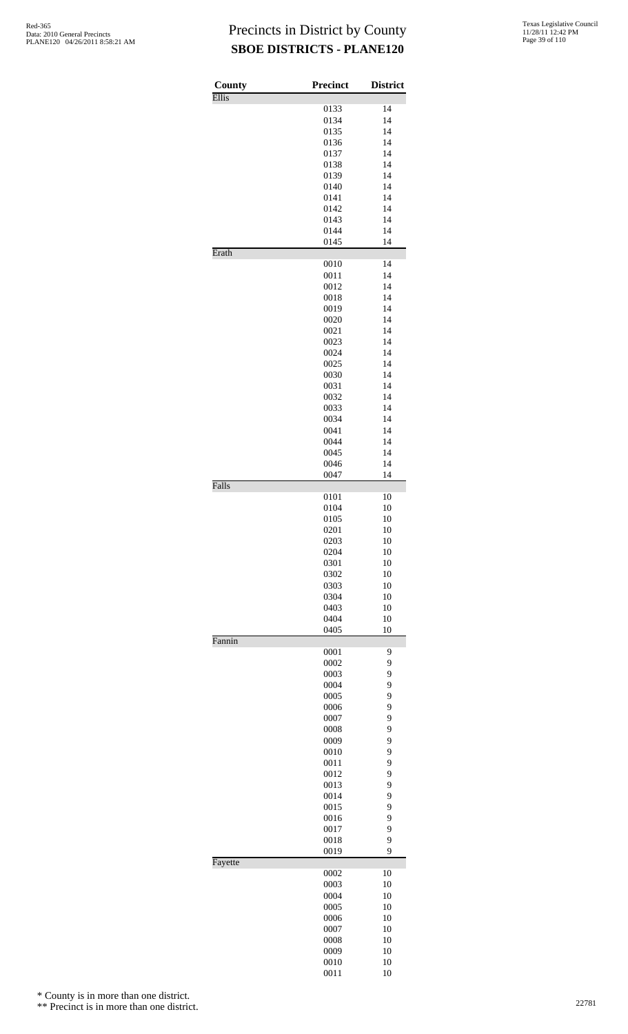# Precincts in District by County

## SBOE DISTRICTS - PLANE120

Red-365
Data: 2010 General Precincts
PLANE120 04/26/2011 8:58:21 AM

Texas Legislative Council
11/28/11 12:42 PM

| County | Precinct | District |
| --- | --- | --- |
| Ellis | | |
| | 0133 | 14 |
| | 0134 | 14 |
| | 0135 | 14 |
| | 0136 | 14 |
| | 0137 | 14 |
| | 0138 | 14 |
| | 0139 | 14 |
| | 0140 | 14 |
| | 0141 | 14 |
| | 0142 | 14 |
| | 0143 | 14 |
| | 0144 | 14 |
| | 0145 | 14 |
| Erath | | |
| | 0010 | 14 |
| | 0011 | 14 |
| | 0012 | 14 |
| | 0018 | 14 |
| | 0019 | 14 |
| | 0020 | 14 |
| | 0021 | 14 |
| | 0023 | 14 |
| | 0024 | 14 |
| | 0025 | 14 |
| | 0030 | 14 |
| | 0031 | 14 |
| | 0032 | 14 |
| | 0033 | 14 |
| | 0034 | 14 |
| | 0041 | 14 |
| | 0044 | 14 |
| | 0045 | 14 |
| | 0046 | 14 |
| | 0047 | 14 |
| Falls | | |
| | 0101 | 10 |
| | 0104 | 10 |
| | 0105 | 10 |
| | 0201 | 10 |
| | 0203 | 10 |
| | 0204 | 10 |
| | 0301 | 10 |
| | 0302 | 10 |
| | 0303 | 10 |
| | 0304 | 10 |
| | 0403 | 10 |
| | 0404 | 10 |
| | 0405 | 10 |
| Fannin | | |
| | 0001 | 9 |
| | 0002 | 9 |
| | 0003 | 9 |
| | 0004 | 9 |
| | 0005 | 9 |
| | 0006 | 9 |
| | 0007 | 9 |
| | 0008 | 9 |
| | 0009 | 9 |
| | 0010 | 9 |
| | 0011 | 9 |
| | 0012 | 9 |
| | 0013 | 9 |
| | 0014 | 9 |
| | 0015 | 9 |
| | 0016 | 9 |
| | 0017 | 9 |
| | 0018 | 9 |
| | 0019 | 9 |
| Fayette | | |
| | 0002 | 10 |
| | 0003 | 10 |
| | 0004 | 10 |
| | 0005 | 10 |
| | 0006 | 10 |
| | 0007 | 10 |
| | 0008 | 10 |
| | 0009 | 10 |
| | 0010 | 10 |
| | 0011 | 10 |

\* County is in more than one district.

\*\* Precinct is in more than one district.

22781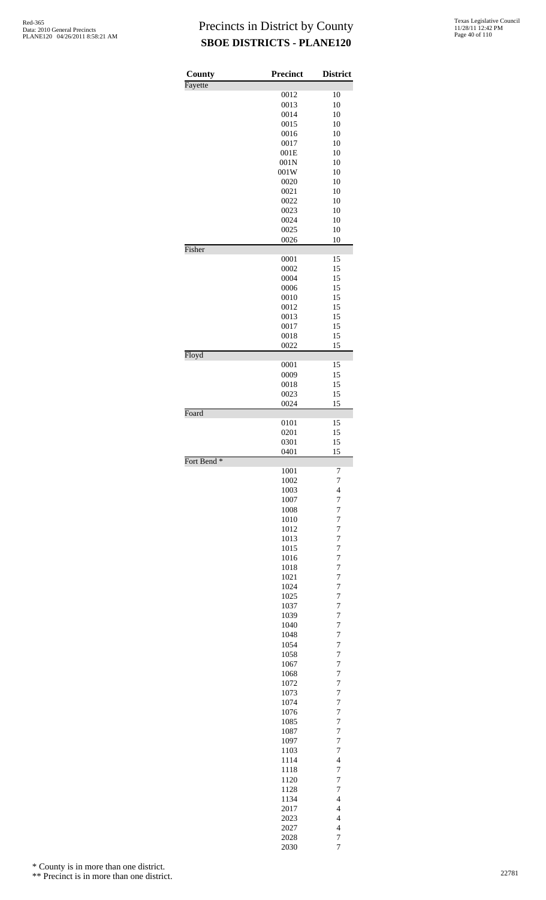# Precincts in District by County
## SBOE DISTRICTS - PLANE120

| County | Precinct | District |
|---|---|---|
| Fayette | | |
| | 0012 | 10 |
| | 0013 | 10 |
| | 0014 | 10 |
| | 0015 | 10 |
| | 0016 | 10 |
| | 0017 | 10 |
| | 001E | 10 |
| | 001N | 10 |
| | 001W | 10 |
| | 0020 | 10 |
| | 0021 | 10 |
| | 0022 | 10 |
| | 0023 | 10 |
| | 0024 | 10 |
| | 0025 | 10 |
| | 0026 | 10 |
| Fisher | | |
| | 0001 | 15 |
| | 0002 | 15 |
| | 0004 | 15 |
| | 0006 | 15 |
| | 0010 | 15 |
| | 0012 | 15 |
| | 0013 | 15 |
| | 0017 | 15 |
| | 0018 | 15 |
| | 0022 | 15 |
| Floyd | | |
| | 0001 | 15 |
| | 0009 | 15 |
| | 0018 | 15 |
| | 0023 | 15 |
| | 0024 | 15 |
| Foard | | |
| | 0101 | 15 |
| | 0201 | 15 |
| | 0301 | 15 |
| | 0401 | 15 |
| Fort Bend * | | |
| | 1001 | 7 |
| | 1002 | 7 |
| | 1003 | 4 |
| | 1007 | 7 |
| | 1008 | 7 |
| | 1010 | 7 |
| | 1012 | 7 |
| | 1013 | 7 |
| | 1015 | 7 |
| | 1016 | 7 |
| | 1018 | 7 |
| | 1021 | 7 |
| | 1024 | 7 |
| | 1025 | 7 |
| | 1037 | 7 |
| | 1039 | 7 |
| | 1040 | 7 |
| | 1048 | 7 |
| | 1054 | 7 |
| | 1058 | 7 |
| | 1067 | 7 |
| | 1068 | 7 |
| | 1072 | 7 |
| | 1073 | 7 |
| | 1074 | 7 |
| | 1076 | 7 |
| | 1085 | 7 |
| | 1087 | 7 |
| | 1097 | 7 |
| | 1103 | 7 |
| | 1114 | 4 |
| | 1118 | 7 |
| | 1120 | 7 |
| | 1128 | 7 |
| | 1134 | 4 |
| | 2017 | 4 |
| | 2023 | 4 |
| | 2027 | 4 |
| | 2028 | 7 |
| | 2030 | 7 |

\* County is in more than one district.

\*\* Precinct is in more than one district.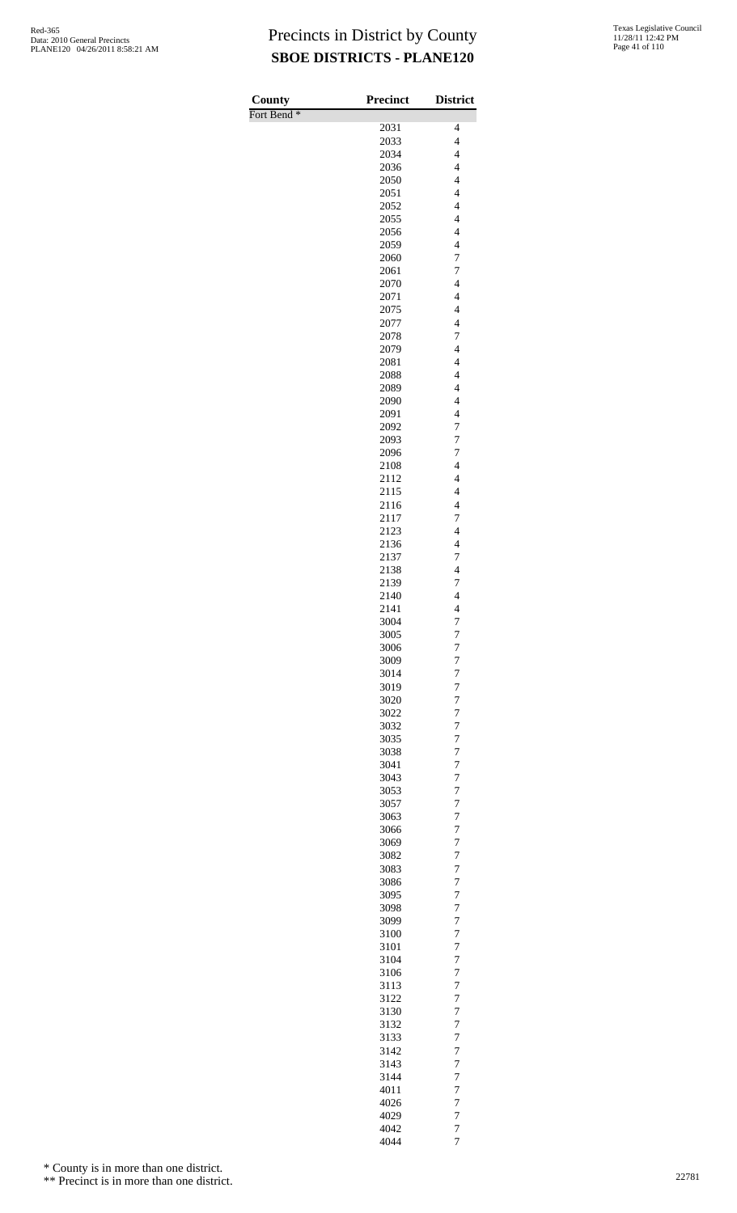# Precincts in District by County

**SBOE DISTRICTS - PLANE120**

| County | Precinct | District |
|---|---|---|
| Fort Bend * | | |
| | 2031 | 4 |
| | 2033 | 4 |
| | 2034 | 4 |
| | 2036 | 4 |
| | 2050 | 4 |
| | 2051 | 4 |
| | 2052 | 4 |
| | 2055 | 4 |
| | 2056 | 4 |
| | 2059 | 4 |
| | 2060 | 7 |
| | 2061 | 7 |
| | 2070 | 4 |
| | 2071 | 4 |
| | 2075 | 4 |
| | 2077 | 4 |
| | 2078 | 7 |
| | 2079 | 4 |
| | 2081 | 4 |
| | 2088 | 4 |
| | 2089 | 4 |
| | 2090 | 4 |
| | 2091 | 4 |
| | 2092 | 7 |
| | 2093 | 7 |
| | 2096 | 7 |
| | 2108 | 4 |
| | 2112 | 4 |
| | 2115 | 4 |
| | 2116 | 4 |
| | 2117 | 7 |
| | 2123 | 4 |
| | 2136 | 4 |
| | 2137 | 7 |
| | 2138 | 4 |
| | 2139 | 7 |
| | 2140 | 4 |
| | 2141 | 4 |
| | 3004 | 7 |
| | 3005 | 7 |
| | 3006 | 7 |
| | 3009 | 7 |
| | 3014 | 7 |
| | 3019 | 7 |
| | 3020 | 7 |
| | 3022 | 7 |
| | 3032 | 7 |
| | 3035 | 7 |
| | 3038 | 7 |
| | 3041 | 7 |
| | 3043 | 7 |
| | 3053 | 7 |
| | 3057 | 7 |
| | 3063 | 7 |
| | 3066 | 7 |
| | 3069 | 7 |
| | 3082 | 7 |
| | 3083 | 7 |
| | 3086 | 7 |
| | 3095 | 7 |
| | 3098 | 7 |
| | 3099 | 7 |
| | 3100 | 7 |
| | 3101 | 7 |
| | 3104 | 7 |
| | 3106 | 7 |
| | 3113 | 7 |
| | 3122 | 7 |
| | 3130 | 7 |
| | 3132 | 7 |
| | 3133 | 7 |
| | 3142 | 7 |
| | 3143 | 7 |
| | 3144 | 7 |
| | 4011 | 7 |
| | 4026 | 7 |
| | 4029 | 7 |
| | 4042 | 7 |
| | 4044 | 7 |

\* County is in more than one district.

\*\* Precinct is in more than one district.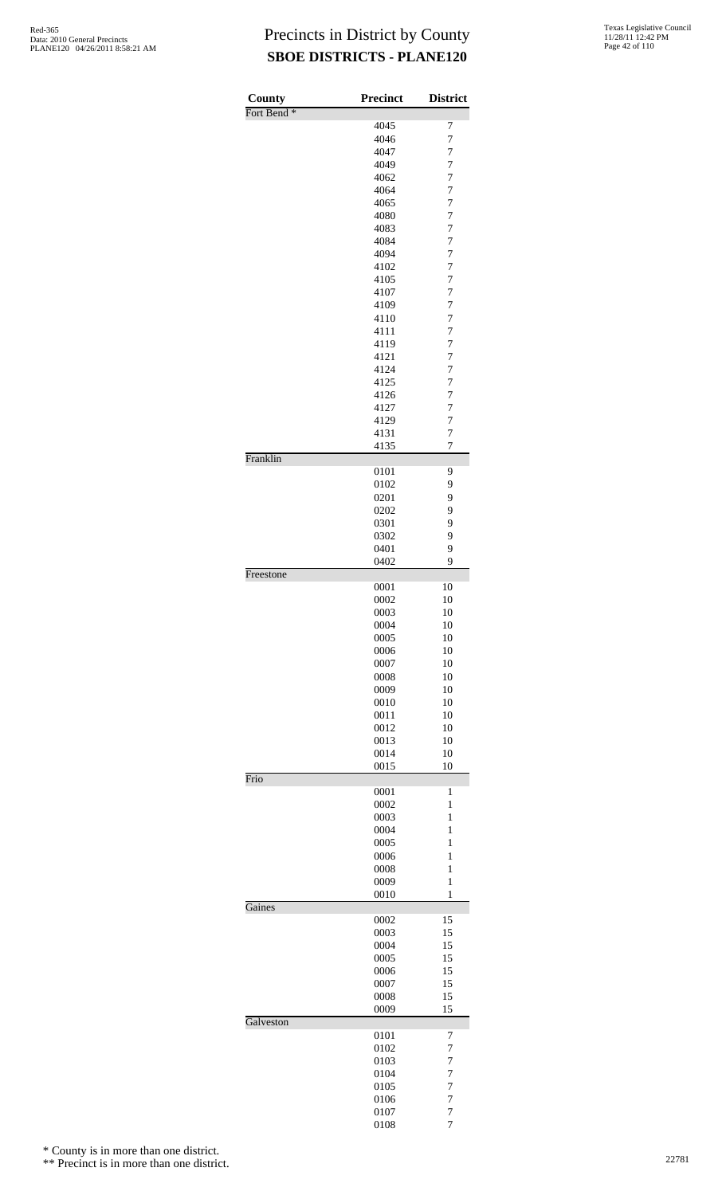# Precincts in District by County
## SBOE DISTRICTS - PLANE120

| County | Precinct | District |
|---|---|---|
| Fort Bend * | | |
| | 4045 | 7 |
| | 4046 | 7 |
| | 4047 | 7 |
| | 4049 | 7 |
| | 4062 | 7 |
| | 4064 | 7 |
| | 4065 | 7 |
| | 4080 | 7 |
| | 4083 | 7 |
| | 4084 | 7 |
| | 4094 | 7 |
| | 4102 | 7 |
| | 4105 | 7 |
| | 4107 | 7 |
| | 4109 | 7 |
| | 4110 | 7 |
| | 4111 | 7 |
| | 4119 | 7 |
| | 4121 | 7 |
| | 4124 | 7 |
| | 4125 | 7 |
| | 4126 | 7 |
| | 4127 | 7 |
| | 4129 | 7 |
| | 4131 | 7 |
| | 4135 | 7 |
| Franklin | | |
| | 0101 | 9 |
| | 0102 | 9 |
| | 0201 | 9 |
| | 0202 | 9 |
| | 0301 | 9 |
| | 0302 | 9 |
| | 0401 | 9 |
| | 0402 | 9 |
| Freestone | | |
| | 0001 | 10 |
| | 0002 | 10 |
| | 0003 | 10 |
| | 0004 | 10 |
| | 0005 | 10 |
| | 0006 | 10 |
| | 0007 | 10 |
| | 0008 | 10 |
| | 0009 | 10 |
| | 0010 | 10 |
| | 0011 | 10 |
| | 0012 | 10 |
| | 0013 | 10 |
| | 0014 | 10 |
| | 0015 | 10 |
| Frio | | |
| | 0001 | 1 |
| | 0002 | 1 |
| | 0003 | 1 |
| | 0004 | 1 |
| | 0005 | 1 |
| | 0006 | 1 |
| | 0008 | 1 |
| | 0009 | 1 |
| | 0010 | 1 |
| Gaines | | |
| | 0002 | 15 |
| | 0003 | 15 |
| | 0004 | 15 |
| | 0005 | 15 |
| | 0006 | 15 |
| | 0007 | 15 |
| | 0008 | 15 |
| | 0009 | 15 |
| Galveston | | |
| | 0101 | 7 |
| | 0102 | 7 |
| | 0103 | 7 |
| | 0104 | 7 |
| | 0105 | 7 |
| | 0106 | 7 |
| | 0107 | 7 |
| | 0108 | 7 |

\* County is in more than one district.

\*\* Precinct is in more than one district.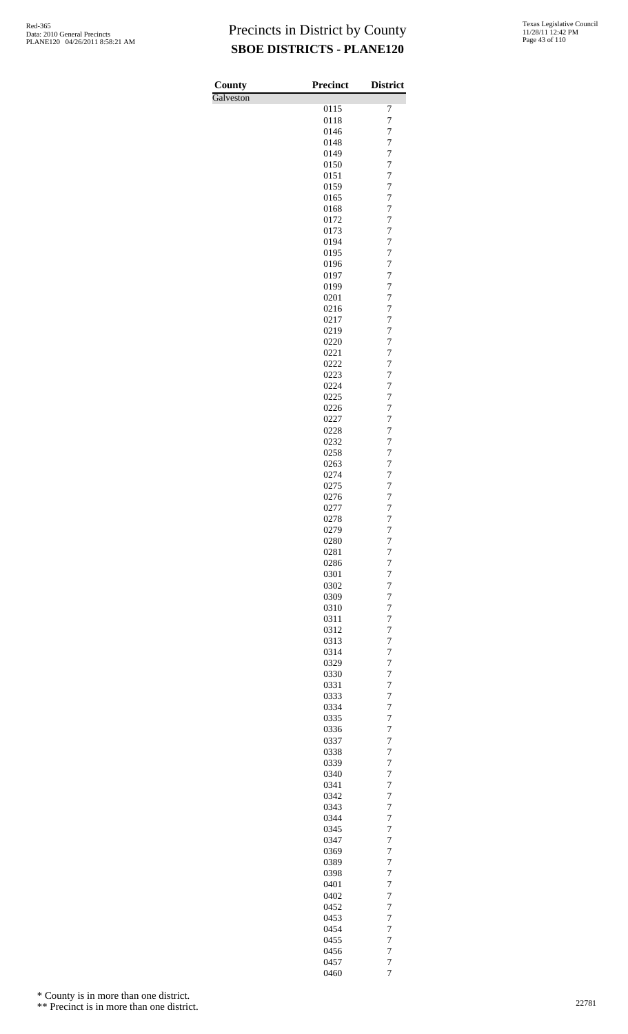# Precincts in District by County

## SBOE DISTRICTS - PLANE120

| County | Precinct | District |
|---|---|---|
| Galveston | | |
| | 0115 | 7 |
| | 0118 | 7 |
| | 0146 | 7 |
| | 0148 | 7 |
| | 0149 | 7 |
| | 0150 | 7 |
| | 0151 | 7 |
| | 0159 | 7 |
| | 0165 | 7 |
| | 0168 | 7 |
| | 0172 | 7 |
| | 0173 | 7 |
| | 0194 | 7 |
| | 0195 | 7 |
| | 0196 | 7 |
| | 0197 | 7 |
| | 0199 | 7 |
| | 0201 | 7 |
| | 0216 | 7 |
| | 0217 | 7 |
| | 0219 | 7 |
| | 0220 | 7 |
| | 0221 | 7 |
| | 0222 | 7 |
| | 0223 | 7 |
| | 0224 | 7 |
| | 0225 | 7 |
| | 0226 | 7 |
| | 0227 | 7 |
| | 0228 | 7 |
| | 0232 | 7 |
| | 0258 | 7 |
| | 0263 | 7 |
| | 0274 | 7 |
| | 0275 | 7 |
| | 0276 | 7 |
| | 0277 | 7 |
| | 0278 | 7 |
| | 0279 | 7 |
| | 0280 | 7 |
| | 0281 | 7 |
| | 0286 | 7 |
| | 0301 | 7 |
| | 0302 | 7 |
| | 0309 | 7 |
| | 0310 | 7 |
| | 0311 | 7 |
| | 0312 | 7 |
| | 0313 | 7 |
| | 0314 | 7 |
| | 0329 | 7 |
| | 0330 | 7 |
| | 0331 | 7 |
| | 0333 | 7 |
| | 0334 | 7 |
| | 0335 | 7 |
| | 0336 | 7 |
| | 0337 | 7 |
| | 0338 | 7 |
| | 0339 | 7 |
| | 0340 | 7 |
| | 0341 | 7 |
| | 0342 | 7 |
| | 0343 | 7 |
| | 0344 | 7 |
| | 0345 | 7 |
| | 0347 | 7 |
| | 0369 | 7 |
| | 0389 | 7 |
| | 0398 | 7 |
| | 0401 | 7 |
| | 0402 | 7 |
| | 0452 | 7 |
| | 0453 | 7 |
| | 0454 | 7 |
| | 0455 | 7 |
| | 0456 | 7 |
| | 0457 | 7 |
| | 0460 | 7 |

\* County is in more than one district.

\*\* Precinct is in more than one district.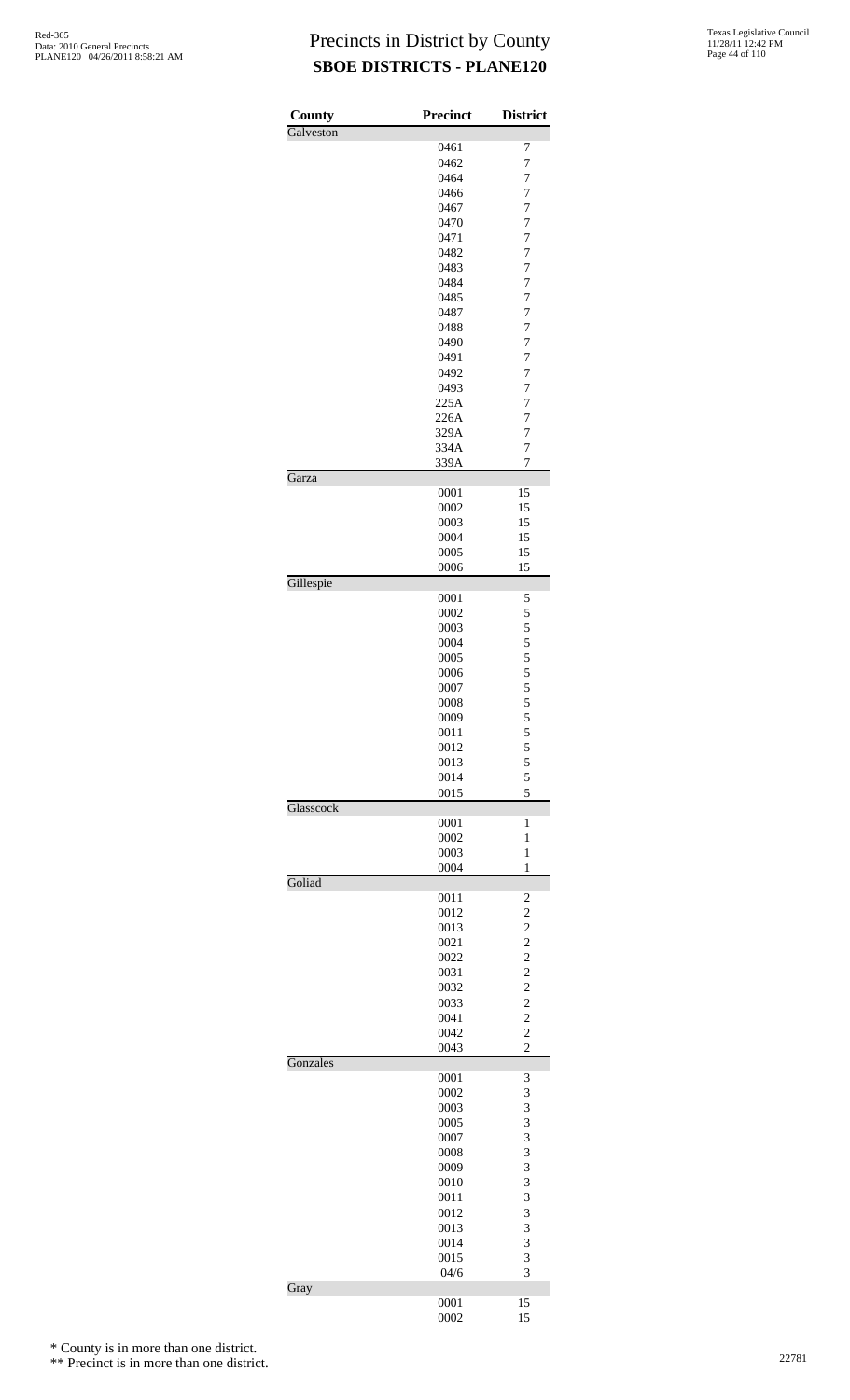# Precincts in District by County
## SBOE DISTRICTS - PLANE120

| County | Precinct | District |
|---|---|---|
| Galveston | | |
| | 0461 | 7 |
| | 0462 | 7 |
| | 0464 | 7 |
| | 0466 | 7 |
| | 0467 | 7 |
| | 0470 | 7 |
| | 0471 | 7 |
| | 0482 | 7 |
| | 0483 | 7 |
| | 0484 | 7 |
| | 0485 | 7 |
| | 0487 | 7 |
| | 0488 | 7 |
| | 0490 | 7 |
| | 0491 | 7 |
| | 0492 | 7 |
| | 0493 | 7 |
| | 225A | 7 |
| | 226A | 7 |
| | 329A | 7 |
| | 334A | 7 |
| | 339A | 7 |
| Garza | | |
| | 0001 | 15 |
| | 0002 | 15 |
| | 0003 | 15 |
| | 0004 | 15 |
| | 0005 | 15 |
| | 0006 | 15 |
| Gillespie | | |
| | 0001 | 5 |
| | 0002 | 5 |
| | 0003 | 5 |
| | 0004 | 5 |
| | 0005 | 5 |
| | 0006 | 5 |
| | 0007 | 5 |
| | 0008 | 5 |
| | 0009 | 5 |
| | 0011 | 5 |
| | 0012 | 5 |
| | 0013 | 5 |
| | 0014 | 5 |
| | 0015 | 5 |
| Glasscock | | |
| | 0001 | 1 |
| | 0002 | 1 |
| | 0003 | 1 |
| | 0004 | 1 |
| Goliad | | |
| | 0011 | 2 |
| | 0012 | 2 |
| | 0013 | 2 |
| | 0021 | 2 |
| | 0022 | 2 |
| | 0031 | 2 |
| | 0032 | 2 |
| | 0033 | 2 |
| | 0041 | 2 |
| | 0042 | 2 |
| | 0043 | 2 |
| Gonzales | | |
| | 0001 | 3 |
| | 0002 | 3 |
| | 0003 | 3 |
| | 0005 | 3 |
| | 0007 | 3 |
| | 0008 | 3 |
| | 0009 | 3 |
| | 0010 | 3 |
| | 0011 | 3 |
| | 0012 | 3 |
| | 0013 | 3 |
| | 0014 | 3 |
| | 0015 | 3 |
| | 04/6 | 3 |
| Gray | | |
| | 0001 | 15 |
| | 0002 | 15 |

\* County is in more than one district.

\*\* Precinct is in more than one district.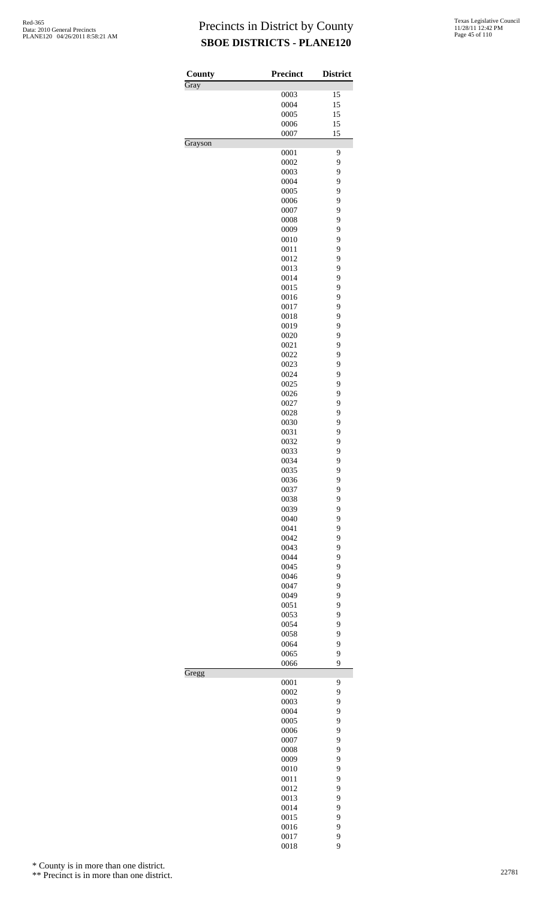# Precincts in District by County

## SBOE DISTRICTS - PLANE120

| County | Precinct | District |
|---|---|---|
| Gray | | |
| | 0003 | 15 |
| | 0004 | 15 |
| | 0005 | 15 |
| | 0006 | 15 |
| | 0007 | 15 |
| Grayson | | |
| | 0001 | 9 |
| | 0002 | 9 |
| | 0003 | 9 |
| | 0004 | 9 |
| | 0005 | 9 |
| | 0006 | 9 |
| | 0007 | 9 |
| | 0008 | 9 |
| | 0009 | 9 |
| | 0010 | 9 |
| | 0011 | 9 |
| | 0012 | 9 |
| | 0013 | 9 |
| | 0014 | 9 |
| | 0015 | 9 |
| | 0016 | 9 |
| | 0017 | 9 |
| | 0018 | 9 |
| | 0019 | 9 |
| | 0020 | 9 |
| | 0021 | 9 |
| | 0022 | 9 |
| | 0023 | 9 |
| | 0024 | 9 |
| | 0025 | 9 |
| | 0026 | 9 |
| | 0027 | 9 |
| | 0028 | 9 |
| | 0030 | 9 |
| | 0031 | 9 |
| | 0032 | 9 |
| | 0033 | 9 |
| | 0034 | 9 |
| | 0035 | 9 |
| | 0036 | 9 |
| | 0037 | 9 |
| | 0038 | 9 |
| | 0039 | 9 |
| | 0040 | 9 |
| | 0041 | 9 |
| | 0042 | 9 |
| | 0043 | 9 |
| | 0044 | 9 |
| | 0045 | 9 |
| | 0046 | 9 |
| | 0047 | 9 |
| | 0049 | 9 |
| | 0051 | 9 |
| | 0053 | 9 |
| | 0054 | 9 |
| | 0058 | 9 |
| | 0064 | 9 |
| | 0065 | 9 |
| | 0066 | 9 |
| Gregg | | |
| | 0001 | 9 |
| | 0002 | 9 |
| | 0003 | 9 |
| | 0004 | 9 |
| | 0005 | 9 |
| | 0006 | 9 |
| | 0007 | 9 |
| | 0008 | 9 |
| | 0009 | 9 |
| | 0010 | 9 |
| | 0011 | 9 |
| | 0012 | 9 |
| | 0013 | 9 |
| | 0014 | 9 |
| | 0015 | 9 |
| | 0016 | 9 |
| | 0017 | 9 |
| | 0018 | 9 |

\* County is in more than one district.

\*\* Precinct is in more than one district.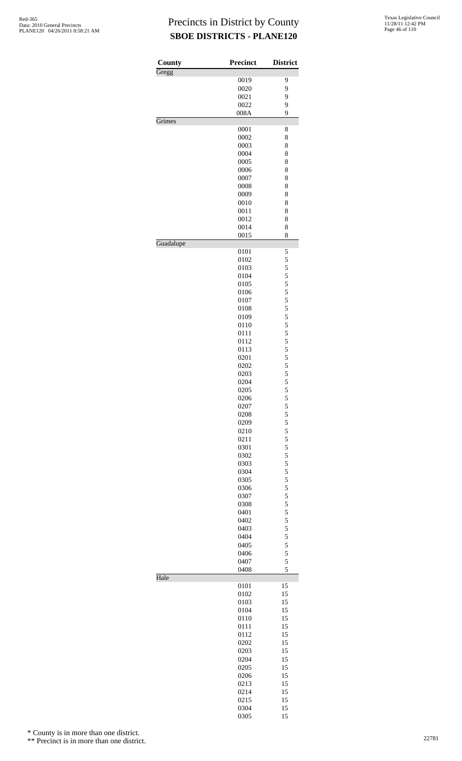# Precincts in District by County
## SBOE DISTRICTS - PLANE120

| County | Precinct | District |
|---|---|---|
| Gregg | | |
| | 0019 | 9 |
| | 0020 | 9 |
| | 0021 | 9 |
| | 0022 | 9 |
| | 008A | 9 |
| Grimes | | |
| | 0001 | 8 |
| | 0002 | 8 |
| | 0003 | 8 |
| | 0004 | 8 |
| | 0005 | 8 |
| | 0006 | 8 |
| | 0007 | 8 |
| | 0008 | 8 |
| | 0009 | 8 |
| | 0010 | 8 |
| | 0011 | 8 |
| | 0012 | 8 |
| | 0014 | 8 |
| | 0015 | 8 |
| Guadalupe | | |
| | 0101 | 5 |
| | 0102 | 5 |
| | 0103 | 5 |
| | 0104 | 5 |
| | 0105 | 5 |
| | 0106 | 5 |
| | 0107 | 5 |
| | 0108 | 5 |
| | 0109 | 5 |
| | 0110 | 5 |
| | 0111 | 5 |
| | 0112 | 5 |
| | 0113 | 5 |
| | 0201 | 5 |
| | 0202 | 5 |
| | 0203 | 5 |
| | 0204 | 5 |
| | 0205 | 5 |
| | 0206 | 5 |
| | 0207 | 5 |
| | 0208 | 5 |
| | 0209 | 5 |
| | 0210 | 5 |
| | 0211 | 5 |
| | 0301 | 5 |
| | 0302 | 5 |
| | 0303 | 5 |
| | 0304 | 5 |
| | 0305 | 5 |
| | 0306 | 5 |
| | 0307 | 5 |
| | 0308 | 5 |
| | 0401 | 5 |
| | 0402 | 5 |
| | 0403 | 5 |
| | 0404 | 5 |
| | 0405 | 5 |
| | 0406 | 5 |
| | 0407 | 5 |
| | 0408 | 5 |
| Hale | | |
| | 0101 | 15 |
| | 0102 | 15 |
| | 0103 | 15 |
| | 0104 | 15 |
| | 0110 | 15 |
| | 0111 | 15 |
| | 0112 | 15 |
| | 0202 | 15 |
| | 0203 | 15 |
| | 0204 | 15 |
| | 0205 | 15 |
| | 0206 | 15 |
| | 0213 | 15 |
| | 0214 | 15 |
| | 0215 | 15 |
| | 0304 | 15 |
| | 0305 | 15 |

\* County is in more than one district.

\*\* Precinct is in more than one district.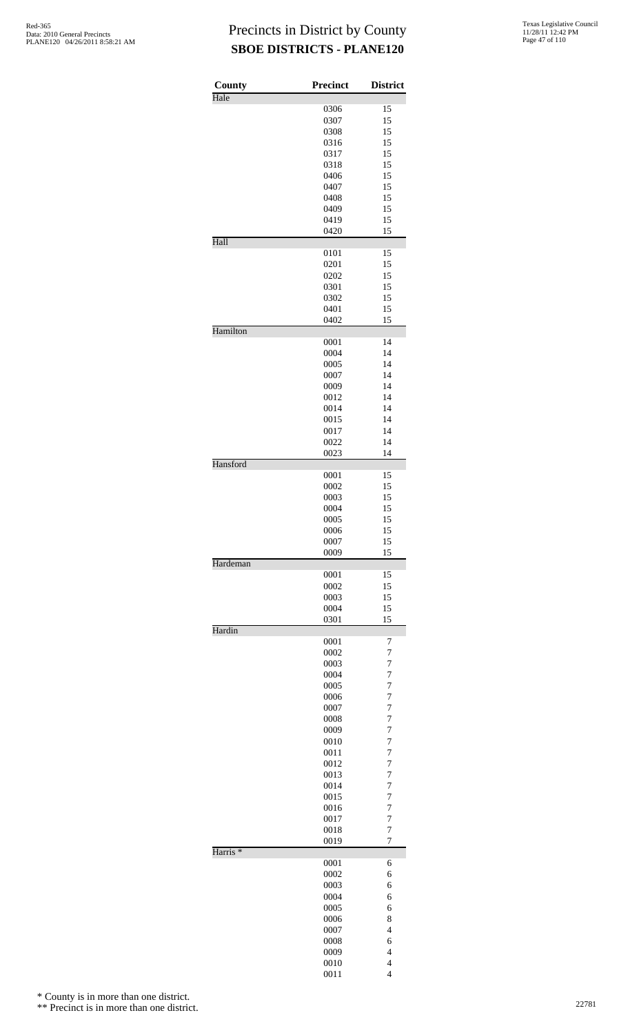# Precincts in District by County
## SBOE DISTRICTS - PLANE120

| County | Precinct | District |
|---|---|---|
| Hale | | |
| | 0306 | 15 |
| | 0307 | 15 |
| | 0308 | 15 |
| | 0316 | 15 |
| | 0317 | 15 |
| | 0318 | 15 |
| | 0406 | 15 |
| | 0407 | 15 |
| | 0408 | 15 |
| | 0409 | 15 |
| | 0419 | 15 |
| | 0420 | 15 |
| Hall | | |
| | 0101 | 15 |
| | 0201 | 15 |
| | 0202 | 15 |
| | 0301 | 15 |
| | 0302 | 15 |
| | 0401 | 15 |
| | 0402 | 15 |
| Hamilton | | |
| | 0001 | 14 |
| | 0004 | 14 |
| | 0005 | 14 |
| | 0007 | 14 |
| | 0009 | 14 |
| | 0012 | 14 |
| | 0014 | 14 |
| | 0015 | 14 |
| | 0017 | 14 |
| | 0022 | 14 |
| | 0023 | 14 |
| Hansford | | |
| | 0001 | 15 |
| | 0002 | 15 |
| | 0003 | 15 |
| | 0004 | 15 |
| | 0005 | 15 |
| | 0006 | 15 |
| | 0007 | 15 |
| | 0009 | 15 |
| Hardeman | | |
| | 0001 | 15 |
| | 0002 | 15 |
| | 0003 | 15 |
| | 0004 | 15 |
| | 0301 | 15 |
| Hardin | | |
| | 0001 | 7 |
| | 0002 | 7 |
| | 0003 | 7 |
| | 0004 | 7 |
| | 0005 | 7 |
| | 0006 | 7 |
| | 0007 | 7 |
| | 0008 | 7 |
| | 0009 | 7 |
| | 0010 | 7 |
| | 0011 | 7 |
| | 0012 | 7 |
| | 0013 | 7 |
| | 0014 | 7 |
| | 0015 | 7 |
| | 0016 | 7 |
| | 0017 | 7 |
| | 0018 | 7 |
| | 0019 | 7 |
| Harris * | | |
| | 0001 | 6 |
| | 0002 | 6 |
| | 0003 | 6 |
| | 0004 | 6 |
| | 0005 | 6 |
| | 0006 | 8 |
| | 0007 | 4 |
| | 0008 | 6 |
| | 0009 | 4 |
| | 0010 | 4 |
| | 0011 | 4 |

\* County is in more than one district.

\*\* Precinct is in more than one district.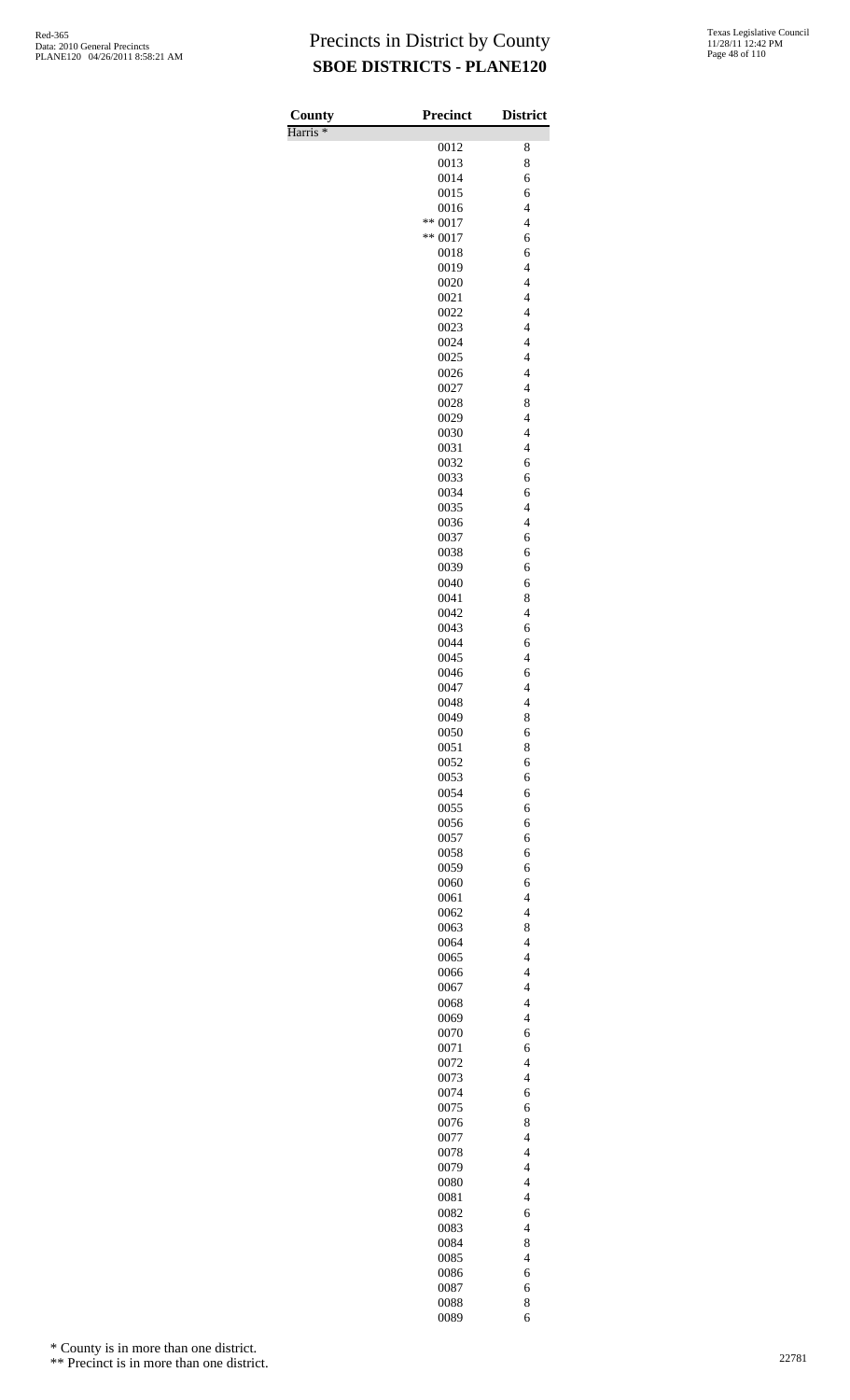# Precincts in District by County

## SBOE DISTRICTS - PLANE120

| County | Precinct | District |
|---|---|---|
| Harris * | | |
| | 0012 | 8 |
| | 0013 | 8 |
| | 0014 | 6 |
| | 0015 | 6 |
| | 0016 | 4 |
| | ** 0017 | 4 |
| | ** 0017 | 6 |
| | 0018 | 6 |
| | 0019 | 4 |
| | 0020 | 4 |
| | 0021 | 4 |
| | 0022 | 4 |
| | 0023 | 4 |
| | 0024 | 4 |
| | 0025 | 4 |
| | 0026 | 4 |
| | 0027 | 4 |
| | 0028 | 8 |
| | 0029 | 4 |
| | 0030 | 4 |
| | 0031 | 4 |
| | 0032 | 6 |
| | 0033 | 6 |
| | 0034 | 6 |
| | 0035 | 4 |
| | 0036 | 4 |
| | 0037 | 6 |
| | 0038 | 6 |
| | 0039 | 6 |
| | 0040 | 6 |
| | 0041 | 8 |
| | 0042 | 4 |
| | 0043 | 6 |
| | 0044 | 6 |
| | 0045 | 4 |
| | 0046 | 6 |
| | 0047 | 4 |
| | 0048 | 4 |
| | 0049 | 8 |
| | 0050 | 6 |
| | 0051 | 8 |
| | 0052 | 6 |
| | 0053 | 6 |
| | 0054 | 6 |
| | 0055 | 6 |
| | 0056 | 6 |
| | 0057 | 6 |
| | 0058 | 6 |
| | 0059 | 6 |
| | 0060 | 6 |
| | 0061 | 4 |
| | 0062 | 4 |
| | 0063 | 8 |
| | 0064 | 4 |
| | 0065 | 4 |
| | 0066 | 4 |
| | 0067 | 4 |
| | 0068 | 4 |
| | 0069 | 4 |
| | 0070 | 6 |
| | 0071 | 6 |
| | 0072 | 4 |
| | 0073 | 4 |
| | 0074 | 6 |
| | 0075 | 6 |
| | 0076 | 8 |
| | 0077 | 4 |
| | 0078 | 4 |
| | 0079 | 4 |
| | 0080 | 4 |
| | 0081 | 4 |
| | 0082 | 6 |
| | 0083 | 4 |
| | 0084 | 8 |
| | 0085 | 4 |
| | 0086 | 6 |
| | 0087 | 6 |
| | 0088 | 8 |
| | 0089 | 6 |

\* County is in more than one district.

\*\* Precinct is in more than one district.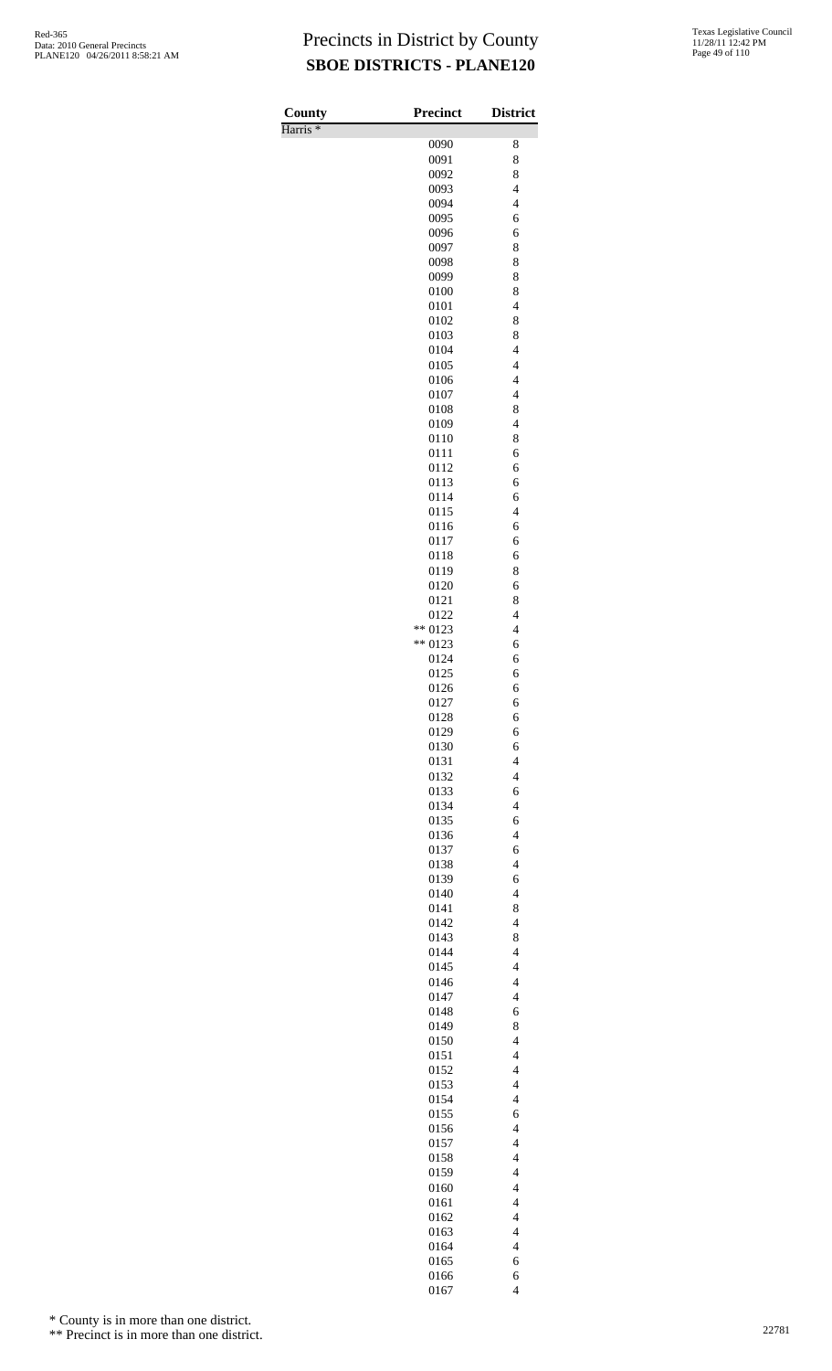# Precincts in District by County
## SBOE DISTRICTS - PLANE120

Red-365
Data: 2010 General Precincts
PLANE120 04/26/2011 8:58:21 AM

Texas Legislative Council
11/28/11 12:42 PM

| County | Precinct | District |
|---|---|---|
| Harris * | | |
| | 0090 | 8 |
| | 0091 | 8 |
| | 0092 | 8 |
| | 0093 | 4 |
| | 0094 | 4 |
| | 0095 | 6 |
| | 0096 | 6 |
| | 0097 | 8 |
| | 0098 | 8 |
| | 0099 | 8 |
| | 0100 | 8 |
| | 0101 | 4 |
| | 0102 | 8 |
| | 0103 | 8 |
| | 0104 | 4 |
| | 0105 | 4 |
| | 0106 | 4 |
| | 0107 | 4 |
| | 0108 | 8 |
| | 0109 | 4 |
| | 0110 | 8 |
| | 0111 | 6 |
| | 0112 | 6 |
| | 0113 | 6 |
| | 0114 | 6 |
| | 0115 | 4 |
| | 0116 | 6 |
| | 0117 | 6 |
| | 0118 | 6 |
| | 0119 | 8 |
| | 0120 | 6 |
| | 0121 | 8 |
| | 0122 | 4 |
| | ** 0123 | 4 |
| | ** 0123 | 6 |
| | 0124 | 6 |
| | 0125 | 6 |
| | 0126 | 6 |
| | 0127 | 6 |
| | 0128 | 6 |
| | 0129 | 6 |
| | 0130 | 6 |
| | 0131 | 4 |
| | 0132 | 4 |
| | 0133 | 6 |
| | 0134 | 4 |
| | 0135 | 6 |
| | 0136 | 4 |
| | 0137 | 6 |
| | 0138 | 4 |
| | 0139 | 6 |
| | 0140 | 4 |
| | 0141 | 8 |
| | 0142 | 4 |
| | 0143 | 8 |
| | 0144 | 4 |
| | 0145 | 4 |
| | 0146 | 4 |
| | 0147 | 4 |
| | 0148 | 6 |
| | 0149 | 8 |
| | 0150 | 4 |
| | 0151 | 4 |
| | 0152 | 4 |
| | 0153 | 4 |
| | 0154 | 4 |
| | 0155 | 6 |
| | 0156 | 4 |
| | 0157 | 4 |
| | 0158 | 4 |
| | 0159 | 4 |
| | 0160 | 4 |
| | 0161 | 4 |
| | 0162 | 4 |
| | 0163 | 4 |
| | 0164 | 4 |
| | 0165 | 6 |
| | 0166 | 6 |
| | 0167 | 4 |

\* County is in more than one district.

\*\* Precinct is in more than one district.

22781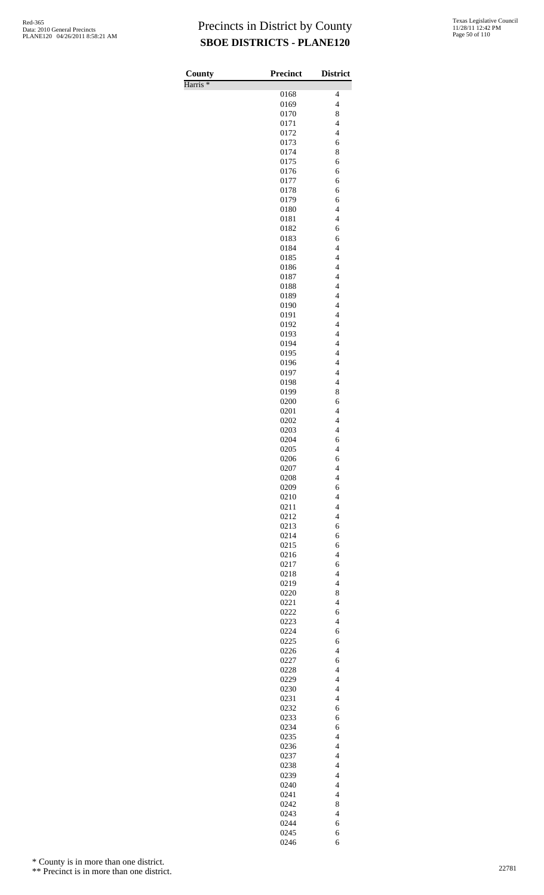# Precincts in District by County
## SBOE DISTRICTS - PLANE120

| County | Precinct | District |
|---|---|---|
| Harris * | | |
| | 0168 | 4 |
| | 0169 | 4 |
| | 0170 | 8 |
| | 0171 | 4 |
| | 0172 | 4 |
| | 0173 | 6 |
| | 0174 | 8 |
| | 0175 | 6 |
| | 0176 | 6 |
| | 0177 | 6 |
| | 0178 | 6 |
| | 0179 | 6 |
| | 0180 | 4 |
| | 0181 | 4 |
| | 0182 | 6 |
| | 0183 | 6 |
| | 0184 | 4 |
| | 0185 | 4 |
| | 0186 | 4 |
| | 0187 | 4 |
| | 0188 | 4 |
| | 0189 | 4 |
| | 0190 | 4 |
| | 0191 | 4 |
| | 0192 | 4 |
| | 0193 | 4 |
| | 0194 | 4 |
| | 0195 | 4 |
| | 0196 | 4 |
| | 0197 | 4 |
| | 0198 | 4 |
| | 0199 | 8 |
| | 0200 | 6 |
| | 0201 | 4 |
| | 0202 | 4 |
| | 0203 | 4 |
| | 0204 | 6 |
| | 0205 | 4 |
| | 0206 | 6 |
| | 0207 | 4 |
| | 0208 | 4 |
| | 0209 | 6 |
| | 0210 | 4 |
| | 0211 | 4 |
| | 0212 | 4 |
| | 0213 | 6 |
| | 0214 | 6 |
| | 0215 | 6 |
| | 0216 | 4 |
| | 0217 | 6 |
| | 0218 | 4 |
| | 0219 | 4 |
| | 0220 | 8 |
| | 0221 | 4 |
| | 0222 | 6 |
| | 0223 | 4 |
| | 0224 | 6 |
| | 0225 | 6 |
| | 0226 | 4 |
| | 0227 | 6 |
| | 0228 | 4 |
| | 0229 | 4 |
| | 0230 | 4 |
| | 0231 | 4 |
| | 0232 | 6 |
| | 0233 | 6 |
| | 0234 | 6 |
| | 0235 | 4 |
| | 0236 | 4 |
| | 0237 | 4 |
| | 0238 | 4 |
| | 0239 | 4 |
| | 0240 | 4 |
| | 0241 | 4 |
| | 0242 | 8 |
| | 0243 | 4 |
| | 0244 | 6 |
| | 0245 | 6 |
| | 0246 | 6 |

\* County is in more than one district.

\*\* Precinct is in more than one district.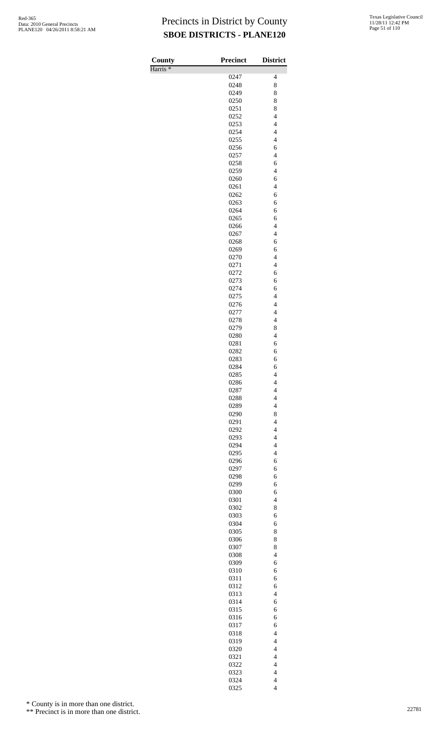# Precincts in District by County

## SBOE DISTRICTS - PLANE120

| County | Precinct | District |
|---|---|---|
| Harris * | | |
| | 0247 | 4 |
| | 0248 | 8 |
| | 0249 | 8 |
| | 0250 | 8 |
| | 0251 | 8 |
| | 0252 | 4 |
| | 0253 | 4 |
| | 0254 | 4 |
| | 0255 | 4 |
| | 0256 | 6 |
| | 0257 | 4 |
| | 0258 | 6 |
| | 0259 | 4 |
| | 0260 | 6 |
| | 0261 | 4 |
| | 0262 | 6 |
| | 0263 | 6 |
| | 0264 | 6 |
| | 0265 | 6 |
| | 0266 | 4 |
| | 0267 | 4 |
| | 0268 | 6 |
| | 0269 | 6 |
| | 0270 | 4 |
| | 0271 | 4 |
| | 0272 | 6 |
| | 0273 | 6 |
| | 0274 | 6 |
| | 0275 | 4 |
| | 0276 | 4 |
| | 0277 | 4 |
| | 0278 | 4 |
| | 0279 | 8 |
| | 0280 | 4 |
| | 0281 | 6 |
| | 0282 | 6 |
| | 0283 | 6 |
| | 0284 | 6 |
| | 0285 | 4 |
| | 0286 | 4 |
| | 0287 | 4 |
| | 0288 | 4 |
| | 0289 | 4 |
| | 0290 | 8 |
| | 0291 | 4 |
| | 0292 | 4 |
| | 0293 | 4 |
| | 0294 | 4 |
| | 0295 | 4 |
| | 0296 | 6 |
| | 0297 | 6 |
| | 0298 | 6 |
| | 0299 | 6 |
| | 0300 | 6 |
| | 0301 | 4 |
| | 0302 | 8 |
| | 0303 | 6 |
| | 0304 | 6 |
| | 0305 | 8 |
| | 0306 | 8 |
| | 0307 | 8 |
| | 0308 | 4 |
| | 0309 | 6 |
| | 0310 | 6 |
| | 0311 | 6 |
| | 0312 | 6 |
| | 0313 | 4 |
| | 0314 | 6 |
| | 0315 | 6 |
| | 0316 | 6 |
| | 0317 | 6 |
| | 0318 | 4 |
| | 0319 | 4 |
| | 0320 | 4 |
| | 0321 | 4 |
| | 0322 | 4 |
| | 0323 | 4 |
| | 0324 | 4 |
| | 0325 | 4 |

\* County is in more than one district.

\*\* Precinct is in more than one district.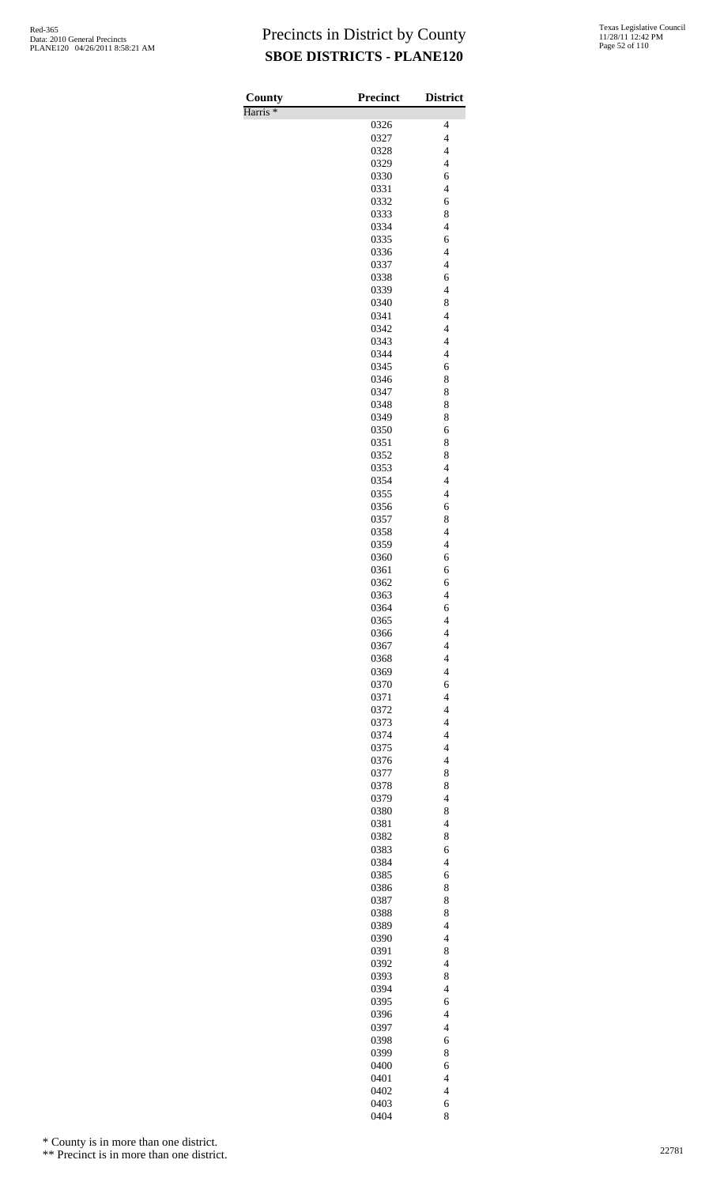# Precincts in District by County

## SBOE DISTRICTS - PLANE120

| County | Precinct | District |
|---|---|---|
| Harris * | | |
| | 0326 | 4 |
| | 0327 | 4 |
| | 0328 | 4 |
| | 0329 | 4 |
| | 0330 | 6 |
| | 0331 | 4 |
| | 0332 | 6 |
| | 0333 | 8 |
| | 0334 | 4 |
| | 0335 | 6 |
| | 0336 | 4 |
| | 0337 | 4 |
| | 0338 | 6 |
| | 0339 | 4 |
| | 0340 | 8 |
| | 0341 | 4 |
| | 0342 | 4 |
| | 0343 | 4 |
| | 0344 | 4 |
| | 0345 | 6 |
| | 0346 | 8 |
| | 0347 | 8 |
| | 0348 | 8 |
| | 0349 | 8 |
| | 0350 | 6 |
| | 0351 | 8 |
| | 0352 | 8 |
| | 0353 | 4 |
| | 0354 | 4 |
| | 0355 | 4 |
| | 0356 | 6 |
| | 0357 | 8 |
| | 0358 | 4 |
| | 0359 | 4 |
| | 0360 | 6 |
| | 0361 | 6 |
| | 0362 | 6 |
| | 0363 | 4 |
| | 0364 | 6 |
| | 0365 | 4 |
| | 0366 | 4 |
| | 0367 | 4 |
| | 0368 | 4 |
| | 0369 | 4 |
| | 0370 | 6 |
| | 0371 | 4 |
| | 0372 | 4 |
| | 0373 | 4 |
| | 0374 | 4 |
| | 0375 | 4 |
| | 0376 | 4 |
| | 0377 | 8 |
| | 0378 | 8 |
| | 0379 | 4 |
| | 0380 | 8 |
| | 0381 | 4 |
| | 0382 | 8 |
| | 0383 | 6 |
| | 0384 | 4 |
| | 0385 | 6 |
| | 0386 | 8 |
| | 0387 | 8 |
| | 0388 | 8 |
| | 0389 | 4 |
| | 0390 | 4 |
| | 0391 | 8 |
| | 0392 | 4 |
| | 0393 | 8 |
| | 0394 | 4 |
| | 0395 | 6 |
| | 0396 | 4 |
| | 0397 | 4 |
| | 0398 | 6 |
| | 0399 | 8 |
| | 0400 | 6 |
| | 0401 | 4 |
| | 0402 | 4 |
| | 0403 | 6 |
| | 0404 | 8 |

\* County is in more than one district.

\*\* Precinct is in more than one district.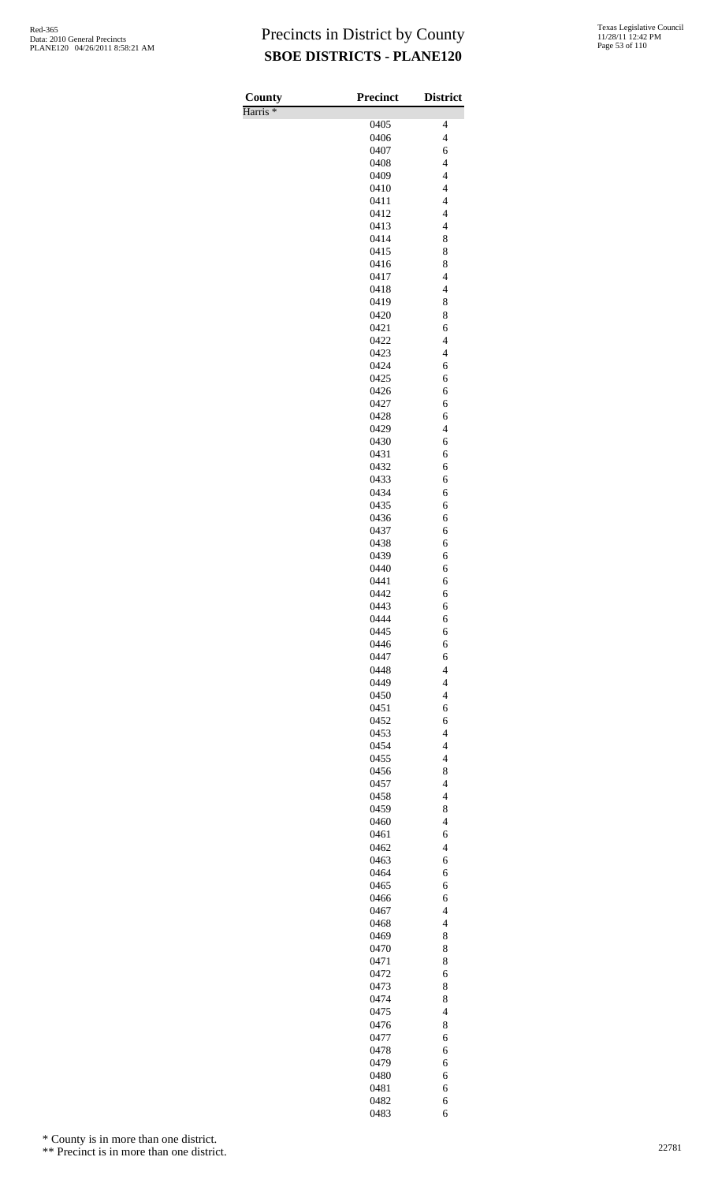# Precincts in District by County

## SBOE DISTRICTS - PLANE120

| County | Precinct | District |
|---|---|---|
| Harris * | | |
| | 0405 | 4 |
| | 0406 | 4 |
| | 0407 | 6 |
| | 0408 | 4 |
| | 0409 | 4 |
| | 0410 | 4 |
| | 0411 | 4 |
| | 0412 | 4 |
| | 0413 | 4 |
| | 0414 | 8 |
| | 0415 | 8 |
| | 0416 | 8 |
| | 0417 | 4 |
| | 0418 | 4 |
| | 0419 | 8 |
| | 0420 | 8 |
| | 0421 | 6 |
| | 0422 | 4 |
| | 0423 | 4 |
| | 0424 | 6 |
| | 0425 | 6 |
| | 0426 | 6 |
| | 0427 | 6 |
| | 0428 | 6 |
| | 0429 | 4 |
| | 0430 | 6 |
| | 0431 | 6 |
| | 0432 | 6 |
| | 0433 | 6 |
| | 0434 | 6 |
| | 0435 | 6 |
| | 0436 | 6 |
| | 0437 | 6 |
| | 0438 | 6 |
| | 0439 | 6 |
| | 0440 | 6 |
| | 0441 | 6 |
| | 0442 | 6 |
| | 0443 | 6 |
| | 0444 | 6 |
| | 0445 | 6 |
| | 0446 | 6 |
| | 0447 | 6 |
| | 0448 | 4 |
| | 0449 | 4 |
| | 0450 | 4 |
| | 0451 | 6 |
| | 0452 | 6 |
| | 0453 | 4 |
| | 0454 | 4 |
| | 0455 | 4 |
| | 0456 | 8 |
| | 0457 | 4 |
| | 0458 | 4 |
| | 0459 | 8 |
| | 0460 | 4 |
| | 0461 | 6 |
| | 0462 | 4 |
| | 0463 | 6 |
| | 0464 | 6 |
| | 0465 | 6 |
| | 0466 | 6 |
| | 0467 | 4 |
| | 0468 | 4 |
| | 0469 | 8 |
| | 0470 | 8 |
| | 0471 | 8 |
| | 0472 | 6 |
| | 0473 | 8 |
| | 0474 | 8 |
| | 0475 | 4 |
| | 0476 | 8 |
| | 0477 | 6 |
| | 0478 | 6 |
| | 0479 | 6 |
| | 0480 | 6 |
| | 0481 | 6 |
| | 0482 | 6 |
| | 0483 | 6 |

\* County is in more than one district.

\*\* Precinct is in more than one district.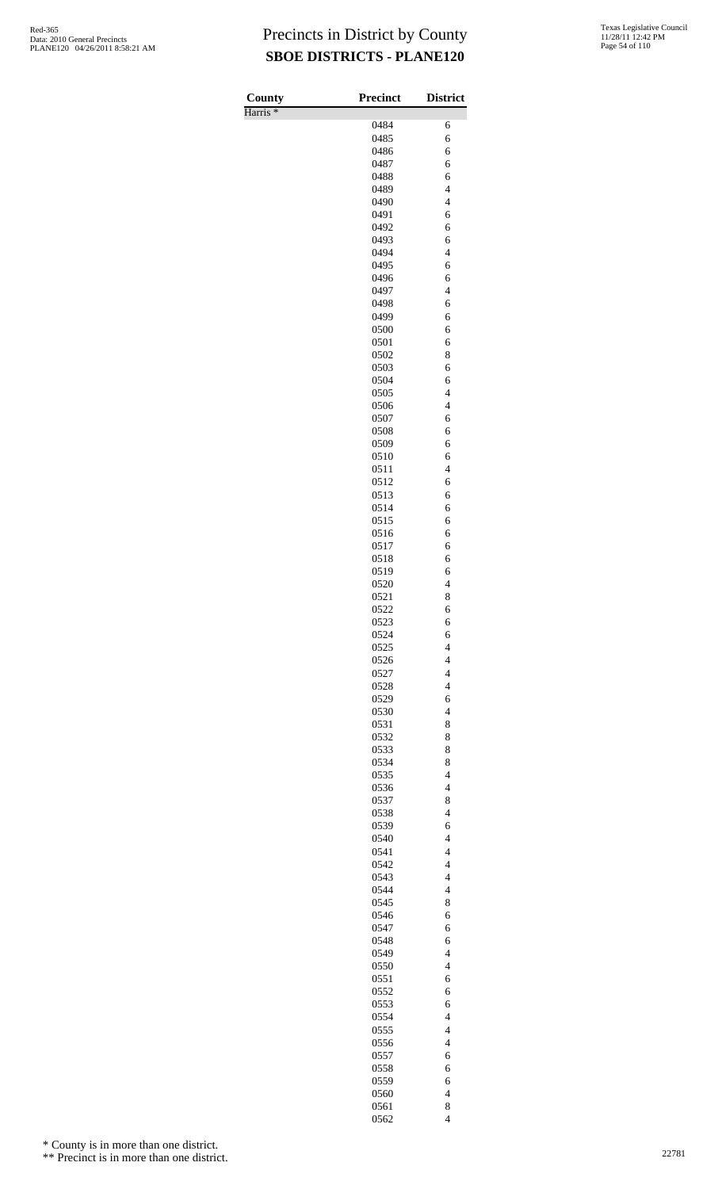# Precincts in District by County

## SBOE DISTRICTS - PLANE120

Red-365
Data: 2010 General Precincts
PLANE120 04/26/2011 8:58:21 AM

Texas Legislative Council
11/28/11 12:42 PM

| County | Precinct | District |
|---|---|---|
| Harris * | | |
| | 0484 | 6 |
| | 0485 | 6 |
| | 0486 | 6 |
| | 0487 | 6 |
| | 0488 | 6 |
| | 0489 | 4 |
| | 0490 | 4 |
| | 0491 | 6 |
| | 0492 | 6 |
| | 0493 | 6 |
| | 0494 | 4 |
| | 0495 | 6 |
| | 0496 | 6 |
| | 0497 | 4 |
| | 0498 | 6 |
| | 0499 | 6 |
| | 0500 | 6 |
| | 0501 | 6 |
| | 0502 | 8 |
| | 0503 | 6 |
| | 0504 | 6 |
| | 0505 | 4 |
| | 0506 | 4 |
| | 0507 | 6 |
| | 0508 | 6 |
| | 0509 | 6 |
| | 0510 | 6 |
| | 0511 | 4 |
| | 0512 | 6 |
| | 0513 | 6 |
| | 0514 | 6 |
| | 0515 | 6 |
| | 0516 | 6 |
| | 0517 | 6 |
| | 0518 | 6 |
| | 0519 | 6 |
| | 0520 | 4 |
| | 0521 | 8 |
| | 0522 | 6 |
| | 0523 | 6 |
| | 0524 | 6 |
| | 0525 | 4 |
| | 0526 | 4 |
| | 0527 | 4 |
| | 0528 | 4 |
| | 0529 | 6 |
| | 0530 | 4 |
| | 0531 | 8 |
| | 0532 | 8 |
| | 0533 | 8 |
| | 0534 | 8 |
| | 0535 | 4 |
| | 0536 | 4 |
| | 0537 | 8 |
| | 0538 | 4 |
| | 0539 | 6 |
| | 0540 | 4 |
| | 0541 | 4 |
| | 0542 | 4 |
| | 0543 | 4 |
| | 0544 | 4 |
| | 0545 | 8 |
| | 0546 | 6 |
| | 0547 | 6 |
| | 0548 | 6 |
| | 0549 | 4 |
| | 0550 | 4 |
| | 0551 | 6 |
| | 0552 | 6 |
| | 0553 | 6 |
| | 0554 | 4 |
| | 0555 | 4 |
| | 0556 | 4 |
| | 0557 | 6 |
| | 0558 | 6 |
| | 0559 | 6 |
| | 0560 | 4 |
| | 0561 | 8 |
| | 0562 | 4 |

\* County is in more than one district.

\*\* Precinct is in more than one district.

22781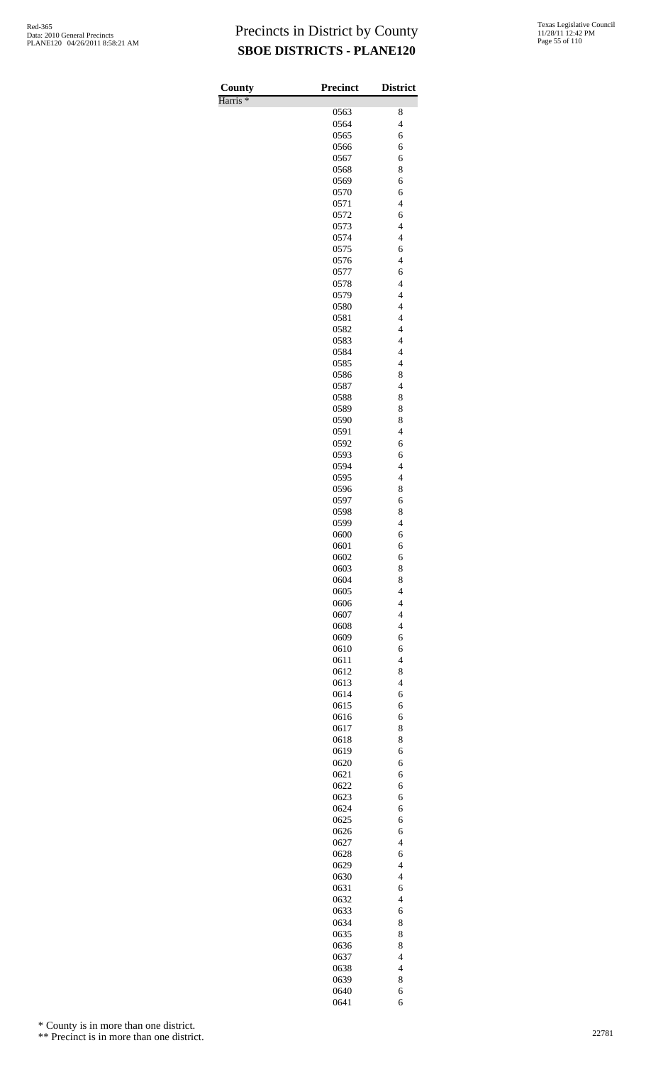# Precincts in District by County

## SBOE DISTRICTS - PLANE120

| County | Precinct | District |
|---|---|---|
| Harris * | | |
| | 0563 | 8 |
| | 0564 | 4 |
| | 0565 | 6 |
| | 0566 | 6 |
| | 0567 | 6 |
| | 0568 | 8 |
| | 0569 | 6 |
| | 0570 | 6 |
| | 0571 | 4 |
| | 0572 | 6 |
| | 0573 | 4 |
| | 0574 | 4 |
| | 0575 | 6 |
| | 0576 | 4 |
| | 0577 | 6 |
| | 0578 | 4 |
| | 0579 | 4 |
| | 0580 | 4 |
| | 0581 | 4 |
| | 0582 | 4 |
| | 0583 | 4 |
| | 0584 | 4 |
| | 0585 | 4 |
| | 0586 | 8 |
| | 0587 | 4 |
| | 0588 | 8 |
| | 0589 | 8 |
| | 0590 | 8 |
| | 0591 | 4 |
| | 0592 | 6 |
| | 0593 | 6 |
| | 0594 | 4 |
| | 0595 | 4 |
| | 0596 | 8 |
| | 0597 | 6 |
| | 0598 | 8 |
| | 0599 | 4 |
| | 0600 | 6 |
| | 0601 | 6 |
| | 0602 | 6 |
| | 0603 | 8 |
| | 0604 | 8 |
| | 0605 | 4 |
| | 0606 | 4 |
| | 0607 | 4 |
| | 0608 | 4 |
| | 0609 | 6 |
| | 0610 | 6 |
| | 0611 | 4 |
| | 0612 | 8 |
| | 0613 | 4 |
| | 0614 | 6 |
| | 0615 | 6 |
| | 0616 | 6 |
| | 0617 | 8 |
| | 0618 | 8 |
| | 0619 | 6 |
| | 0620 | 6 |
| | 0621 | 6 |
| | 0622 | 6 |
| | 0623 | 6 |
| | 0624 | 6 |
| | 0625 | 6 |
| | 0626 | 6 |
| | 0627 | 4 |
| | 0628 | 6 |
| | 0629 | 4 |
| | 0630 | 4 |
| | 0631 | 6 |
| | 0632 | 4 |
| | 0633 | 6 |
| | 0634 | 8 |
| | 0635 | 8 |
| | 0636 | 8 |
| | 0637 | 4 |
| | 0638 | 4 |
| | 0639 | 8 |
| | 0640 | 6 |
| | 0641 | 6 |

\* County is in more than one district.

\*\* Precinct is in more than one district.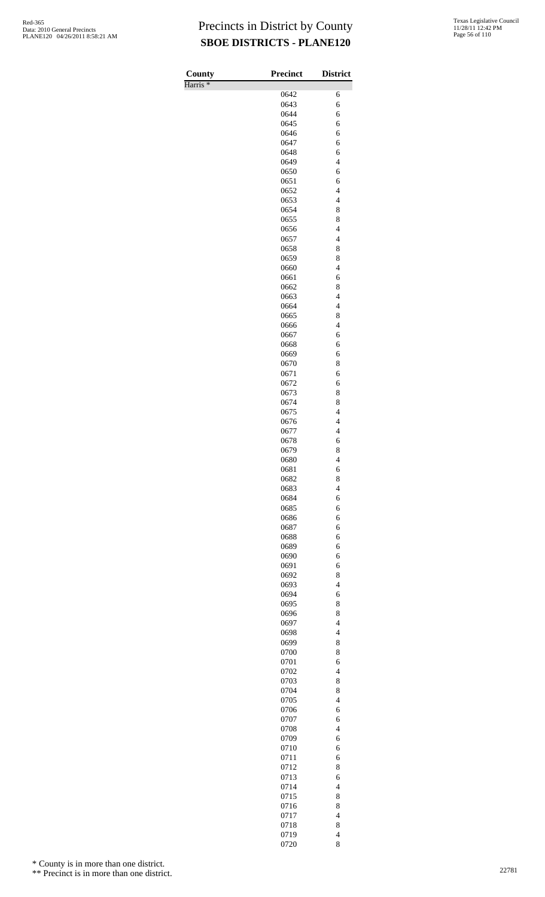# Precincts in District by County
## SBOE DISTRICTS - PLANE120

| County | Precinct | District |
|---|---|---|
| Harris * | | |
| | 0642 | 6 |
| | 0643 | 6 |
| | 0644 | 6 |
| | 0645 | 6 |
| | 0646 | 6 |
| | 0647 | 6 |
| | 0648 | 6 |
| | 0649 | 4 |
| | 0650 | 6 |
| | 0651 | 6 |
| | 0652 | 4 |
| | 0653 | 4 |
| | 0654 | 8 |
| | 0655 | 8 |
| | 0656 | 4 |
| | 0657 | 4 |
| | 0658 | 8 |
| | 0659 | 8 |
| | 0660 | 4 |
| | 0661 | 6 |
| | 0662 | 8 |
| | 0663 | 4 |
| | 0664 | 4 |
| | 0665 | 8 |
| | 0666 | 4 |
| | 0667 | 6 |
| | 0668 | 6 |
| | 0669 | 6 |
| | 0670 | 8 |
| | 0671 | 6 |
| | 0672 | 6 |
| | 0673 | 8 |
| | 0674 | 8 |
| | 0675 | 4 |
| | 0676 | 4 |
| | 0677 | 4 |
| | 0678 | 6 |
| | 0679 | 8 |
| | 0680 | 4 |
| | 0681 | 6 |
| | 0682 | 8 |
| | 0683 | 4 |
| | 0684 | 6 |
| | 0685 | 6 |
| | 0686 | 6 |
| | 0687 | 6 |
| | 0688 | 6 |
| | 0689 | 6 |
| | 0690 | 6 |
| | 0691 | 6 |
| | 0692 | 8 |
| | 0693 | 4 |
| | 0694 | 6 |
| | 0695 | 8 |
| | 0696 | 8 |
| | 0697 | 4 |
| | 0698 | 4 |
| | 0699 | 8 |
| | 0700 | 8 |
| | 0701 | 6 |
| | 0702 | 4 |
| | 0703 | 8 |
| | 0704 | 8 |
| | 0705 | 4 |
| | 0706 | 6 |
| | 0707 | 6 |
| | 0708 | 4 |
| | 0709 | 6 |
| | 0710 | 6 |
| | 0711 | 6 |
| | 0712 | 8 |
| | 0713 | 6 |
| | 0714 | 4 |
| | 0715 | 8 |
| | 0716 | 8 |
| | 0717 | 4 |
| | 0718 | 8 |
| | 0719 | 4 |
| | 0720 | 8 |

\* County is in more than one district.

\*\* Precinct is in more than one district.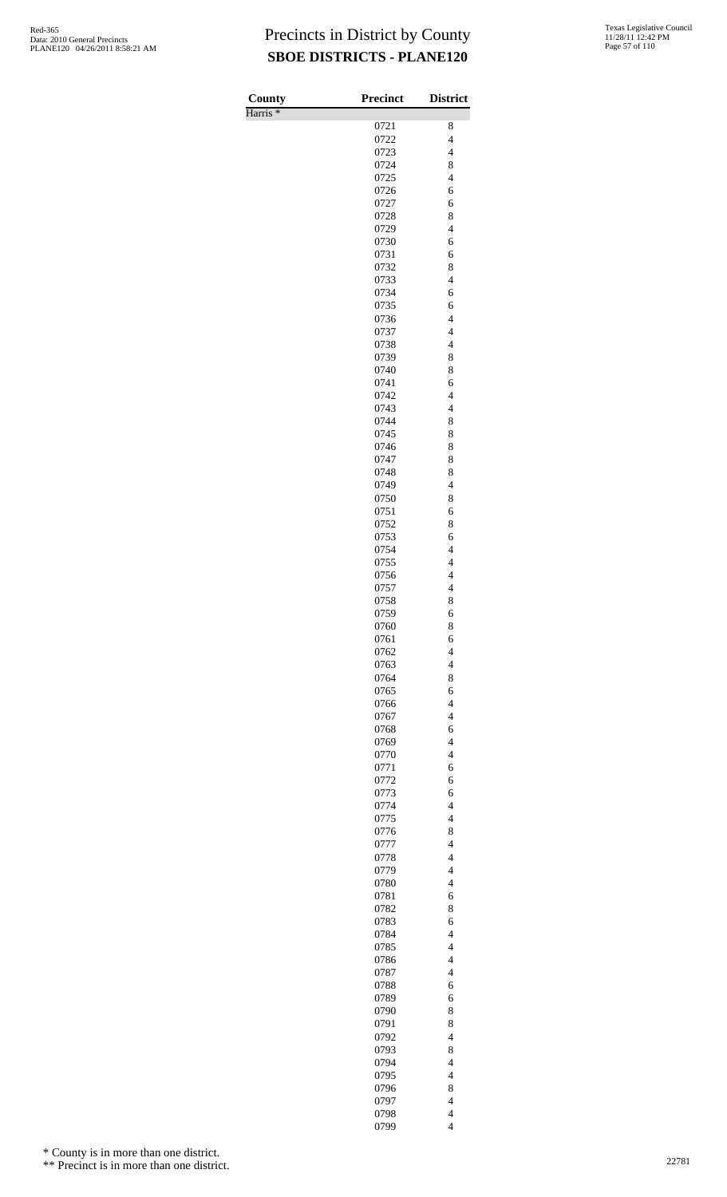# Precincts in District by County

## SBOE DISTRICTS - PLANE120

| County | Precinct | District |
|---|---|---|
| Harris * | | |
| | 0721 | 8 |
| | 0722 | 4 |
| | 0723 | 4 |
| | 0724 | 8 |
| | 0725 | 4 |
| | 0726 | 6 |
| | 0727 | 6 |
| | 0728 | 8 |
| | 0729 | 4 |
| | 0730 | 6 |
| | 0731 | 6 |
| | 0732 | 8 |
| | 0733 | 4 |
| | 0734 | 6 |
| | 0735 | 6 |
| | 0736 | 4 |
| | 0737 | 4 |
| | 0738 | 4 |
| | 0739 | 8 |
| | 0740 | 8 |
| | 0741 | 6 |
| | 0742 | 4 |
| | 0743 | 4 |
| | 0744 | 8 |
| | 0745 | 8 |
| | 0746 | 8 |
| | 0747 | 8 |
| | 0748 | 8 |
| | 0749 | 4 |
| | 0750 | 8 |
| | 0751 | 6 |
| | 0752 | 8 |
| | 0753 | 6 |
| | 0754 | 4 |
| | 0755 | 4 |
| | 0756 | 4 |
| | 0757 | 4 |
| | 0758 | 8 |
| | 0759 | 6 |
| | 0760 | 8 |
| | 0761 | 6 |
| | 0762 | 4 |
| | 0763 | 4 |
| | 0764 | 8 |
| | 0765 | 6 |
| | 0766 | 4 |
| | 0767 | 4 |
| | 0768 | 6 |
| | 0769 | 4 |
| | 0770 | 4 |
| | 0771 | 6 |
| | 0772 | 6 |
| | 0773 | 6 |
| | 0774 | 4 |
| | 0775 | 4 |
| | 0776 | 8 |
| | 0777 | 4 |
| | 0778 | 4 |
| | 0779 | 4 |
| | 0780 | 4 |
| | 0781 | 6 |
| | 0782 | 8 |
| | 0783 | 6 |
| | 0784 | 4 |
| | 0785 | 4 |
| | 0786 | 4 |
| | 0787 | 4 |
| | 0788 | 6 |
| | 0789 | 6 |
| | 0790 | 8 |
| | 0791 | 8 |
| | 0792 | 4 |
| | 0793 | 8 |
| | 0794 | 4 |
| | 0795 | 4 |
| | 0796 | 8 |
| | 0797 | 4 |
| | 0798 | 4 |
| | 0799 | 4 |

\* County is in more than one district.

\*\* Precinct is in more than one district.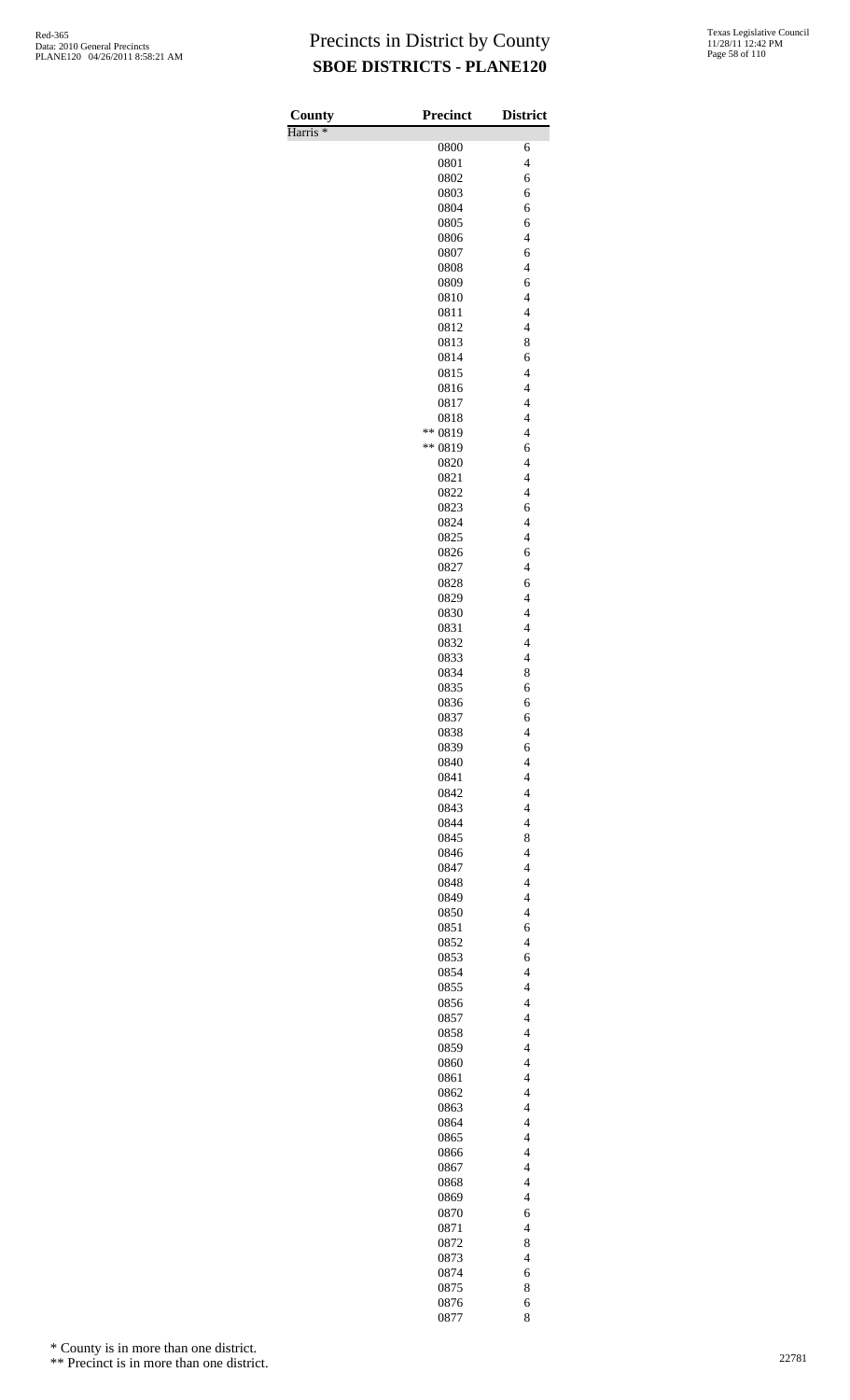# Precincts in District by County

## SBOE DISTRICTS - PLANE120

| County | Precinct | District |
|---|---|---|
| Harris * | | |
| | 0800 | 6 |
| | 0801 | 4 |
| | 0802 | 6 |
| | 0803 | 6 |
| | 0804 | 6 |
| | 0805 | 6 |
| | 0806 | 4 |
| | 0807 | 6 |
| | 0808 | 4 |
| | 0809 | 6 |
| | 0810 | 4 |
| | 0811 | 4 |
| | 0812 | 4 |
| | 0813 | 8 |
| | 0814 | 6 |
| | 0815 | 4 |
| | 0816 | 4 |
| | 0817 | 4 |
| | 0818 | 4 |
| | ** 0819 | 4 |
| | ** 0819 | 6 |
| | 0820 | 4 |
| | 0821 | 4 |
| | 0822 | 4 |
| | 0823 | 6 |
| | 0824 | 4 |
| | 0825 | 4 |
| | 0826 | 6 |
| | 0827 | 4 |
| | 0828 | 6 |
| | 0829 | 4 |
| | 0830 | 4 |
| | 0831 | 4 |
| | 0832 | 4 |
| | 0833 | 4 |
| | 0834 | 8 |
| | 0835 | 6 |
| | 0836 | 6 |
| | 0837 | 6 |
| | 0838 | 4 |
| | 0839 | 6 |
| | 0840 | 4 |
| | 0841 | 4 |
| | 0842 | 4 |
| | 0843 | 4 |
| | 0844 | 4 |
| | 0845 | 8 |
| | 0846 | 4 |
| | 0847 | 4 |
| | 0848 | 4 |
| | 0849 | 4 |
| | 0850 | 4 |
| | 0851 | 6 |
| | 0852 | 4 |
| | 0853 | 6 |
| | 0854 | 4 |
| | 0855 | 4 |
| | 0856 | 4 |
| | 0857 | 4 |
| | 0858 | 4 |
| | 0859 | 4 |
| | 0860 | 4 |
| | 0861 | 4 |
| | 0862 | 4 |
| | 0863 | 4 |
| | 0864 | 4 |
| | 0865 | 4 |
| | 0866 | 4 |
| | 0867 | 4 |
| | 0868 | 4 |
| | 0869 | 4 |
| | 0870 | 6 |
| | 0871 | 4 |
| | 0872 | 8 |
| | 0873 | 4 |
| | 0874 | 6 |
| | 0875 | 8 |
| | 0876 | 6 |
| | 0877 | 8 |

\* County is in more than one district.

\*\* Precinct is in more than one district.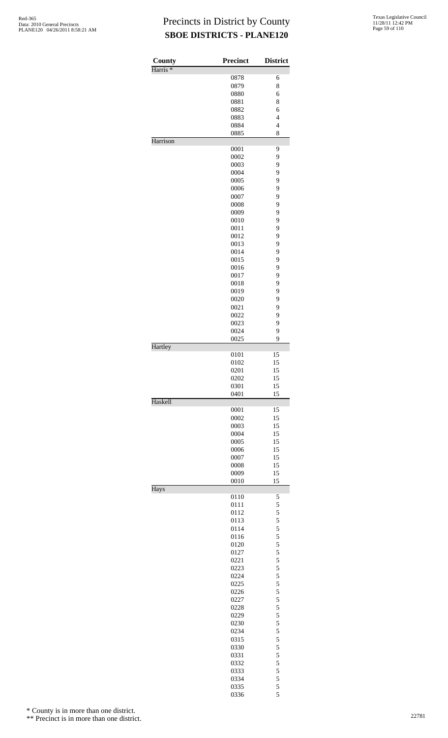# Precincts in District by County
## SBOE DISTRICTS - PLANE120

Red-365
Data: 2010 General Precincts
PLANE120 04/26/2011 8:58:21 AM

Texas Legislative Council
11/28/11 12:42 PM

| County | Precinct | District |
|---|---|---|
| Harris * | | |
| | 0878 | 6 |
| | 0879 | 8 |
| | 0880 | 6 |
| | 0881 | 8 |
| | 0882 | 6 |
| | 0883 | 4 |
| | 0884 | 4 |
| | 0885 | 8 |
| Harrison | | |
| | 0001 | 9 |
| | 0002 | 9 |
| | 0003 | 9 |
| | 0004 | 9 |
| | 0005 | 9 |
| | 0006 | 9 |
| | 0007 | 9 |
| | 0008 | 9 |
| | 0009 | 9 |
| | 0010 | 9 |
| | 0011 | 9 |
| | 0012 | 9 |
| | 0013 | 9 |
| | 0014 | 9 |
| | 0015 | 9 |
| | 0016 | 9 |
| | 0017 | 9 |
| | 0018 | 9 |
| | 0019 | 9 |
| | 0020 | 9 |
| | 0021 | 9 |
| | 0022 | 9 |
| | 0023 | 9 |
| | 0024 | 9 |
| | 0025 | 9 |
| Hartley | | |
| | 0101 | 15 |
| | 0102 | 15 |
| | 0201 | 15 |
| | 0202 | 15 |
| | 0301 | 15 |
| | 0401 | 15 |
| Haskell | | |
| | 0001 | 15 |
| | 0002 | 15 |
| | 0003 | 15 |
| | 0004 | 15 |
| | 0005 | 15 |
| | 0006 | 15 |
| | 0007 | 15 |
| | 0008 | 15 |
| | 0009 | 15 |
| | 0010 | 15 |
| Hays | | |
| | 0110 | 5 |
| | 0111 | 5 |
| | 0112 | 5 |
| | 0113 | 5 |
| | 0114 | 5 |
| | 0116 | 5 |
| | 0120 | 5 |
| | 0127 | 5 |
| | 0221 | 5 |
| | 0223 | 5 |
| | 0224 | 5 |
| | 0225 | 5 |
| | 0226 | 5 |
| | 0227 | 5 |
| | 0228 | 5 |
| | 0229 | 5 |
| | 0230 | 5 |
| | 0234 | 5 |
| | 0315 | 5 |
| | 0330 | 5 |
| | 0331 | 5 |
| | 0332 | 5 |
| | 0333 | 5 |
| | 0334 | 5 |
| | 0335 | 5 |
| | 0336 | 5 |

\* County is in more than one district.

\*\* Precinct is in more than one district.

22781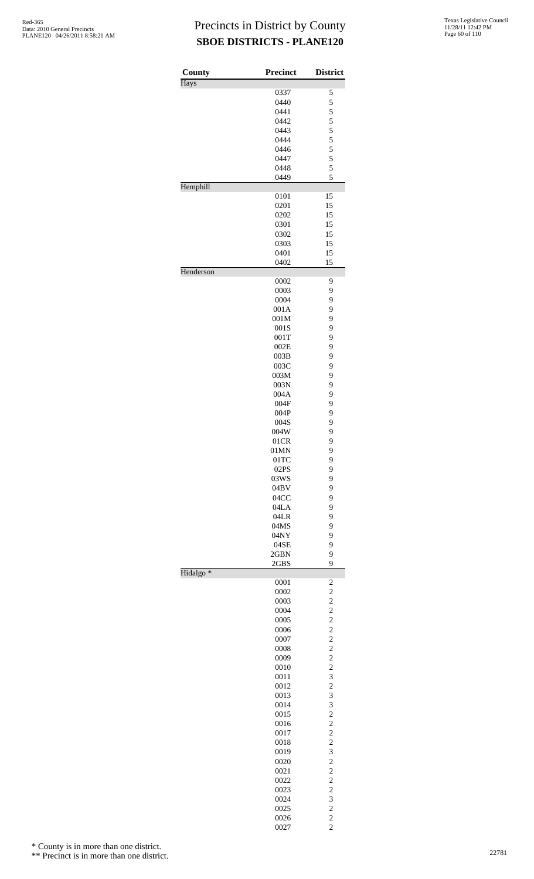# Precincts in District by County

**SBOE DISTRICTS - PLANE120**

| County | Precinct | District |
|---|---|---|
| Hays | | |
| | 0337 | 5 |
| | 0440 | 5 |
| | 0441 | 5 |
| | 0442 | 5 |
| | 0443 | 5 |
| | 0444 | 5 |
| | 0446 | 5 |
| | 0447 | 5 |
| | 0448 | 5 |
| | 0449 | 5 |
| Hemphill | | |
| | 0101 | 15 |
| | 0201 | 15 |
| | 0202 | 15 |
| | 0301 | 15 |
| | 0302 | 15 |
| | 0303 | 15 |
| | 0401 | 15 |
| | 0402 | 15 |
| Henderson | | |
| | 0002 | 9 |
| | 0003 | 9 |
| | 0004 | 9 |
| | 001A | 9 |
| | 001M | 9 |
| | 001S | 9 |
| | 001T | 9 |
| | 002E | 9 |
| | 003B | 9 |
| | 003C | 9 |
| | 003M | 9 |
| | 003N | 9 |
| | 004A | 9 |
| | 004F | 9 |
| | 004P | 9 |
| | 004S | 9 |
| | 004W | 9 |
| | 01CR | 9 |
| | 01MN | 9 |
| | 01TC | 9 |
| | 02PS | 9 |
| | 03WS | 9 |
| | 04BV | 9 |
| | 04CC | 9 |
| | 04LA | 9 |
| | 04LR | 9 |
| | 04MS | 9 |
| | 04NY | 9 |
| | 04SE | 9 |
| | 2GBN | 9 |
| | 2GBS | 9 |
| Hidalgo * | | |
| | 0001 | 2 |
| | 0002 | 2 |
| | 0003 | 2 |
| | 0004 | 2 |
| | 0005 | 2 |
| | 0006 | 2 |
| | 0007 | 2 |
| | 0008 | 2 |
| | 0009 | 2 |
| | 0010 | 2 |
| | 0011 | 3 |
| | 0012 | 2 |
| | 0013 | 3 |
| | 0014 | 3 |
| | 0015 | 2 |
| | 0016 | 2 |
| | 0017 | 2 |
| | 0018 | 2 |
| | 0019 | 3 |
| | 0020 | 2 |
| | 0021 | 2 |
| | 0022 | 2 |
| | 0023 | 2 |
| | 0024 | 3 |
| | 0025 | 2 |
| | 0026 | 2 |
| | 0027 | 2 |

\* County is in more than one district.

\** Precinct is in more than one district.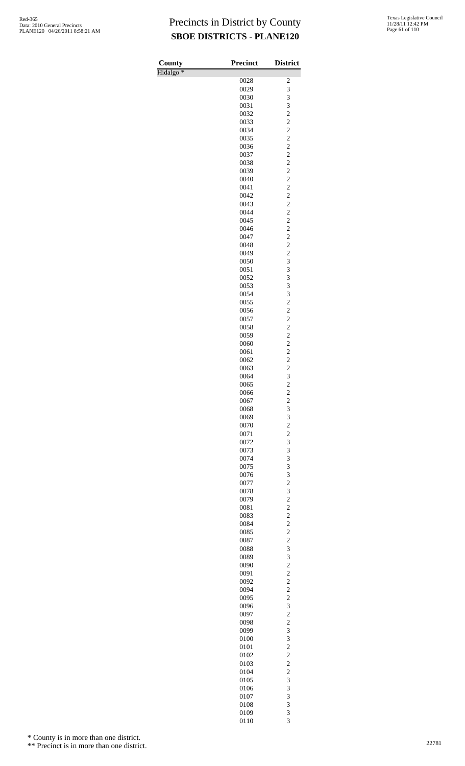# Precincts in District by County

## SBOE DISTRICTS - PLANE120

Red-365
Data: 2010 General Precincts
PLANE120 04/26/2011 8:58:21 AM

Texas Legislative Council
11/28/11 12:42 PM

| County | Precinct | District |
|---|---|---|
| Hidalgo * | | |
| | 0028 | 2 |
| | 0029 | 3 |
| | 0030 | 3 |
| | 0031 | 3 |
| | 0032 | 2 |
| | 0033 | 2 |
| | 0034 | 2 |
| | 0035 | 2 |
| | 0036 | 2 |
| | 0037 | 2 |
| | 0038 | 2 |
| | 0039 | 2 |
| | 0040 | 2 |
| | 0041 | 2 |
| | 0042 | 2 |
| | 0043 | 2 |
| | 0044 | 2 |
| | 0045 | 2 |
| | 0046 | 2 |
| | 0047 | 2 |
| | 0048 | 2 |
| | 0049 | 2 |
| | 0050 | 3 |
| | 0051 | 3 |
| | 0052 | 3 |
| | 0053 | 3 |
| | 0054 | 3 |
| | 0055 | 2 |
| | 0056 | 2 |
| | 0057 | 2 |
| | 0058 | 2 |
| | 0059 | 2 |
| | 0060 | 2 |
| | 0061 | 2 |
| | 0062 | 2 |
| | 0063 | 2 |
| | 0064 | 3 |
| | 0065 | 2 |
| | 0066 | 2 |
| | 0067 | 2 |
| | 0068 | 3 |
| | 0069 | 3 |
| | 0070 | 2 |
| | 0071 | 2 |
| | 0072 | 3 |
| | 0073 | 3 |
| | 0074 | 3 |
| | 0075 | 3 |
| | 0076 | 3 |
| | 0077 | 2 |
| | 0078 | 3 |
| | 0079 | 2 |
| | 0081 | 2 |
| | 0083 | 2 |
| | 0084 | 2 |
| | 0085 | 2 |
| | 0087 | 2 |
| | 0088 | 3 |
| | 0089 | 3 |
| | 0090 | 2 |
| | 0091 | 2 |
| | 0092 | 2 |
| | 0094 | 2 |
| | 0095 | 2 |
| | 0096 | 3 |
| | 0097 | 2 |
| | 0098 | 2 |
| | 0099 | 3 |
| | 0100 | 3 |
| | 0101 | 2 |
| | 0102 | 2 |
| | 0103 | 2 |
| | 0104 | 2 |
| | 0105 | 3 |
| | 0106 | 3 |
| | 0107 | 3 |
| | 0108 | 3 |
| | 0109 | 3 |
| | 0110 | 3 |

\* County is in more than one district.

\** Precinct is in more than one district.

22781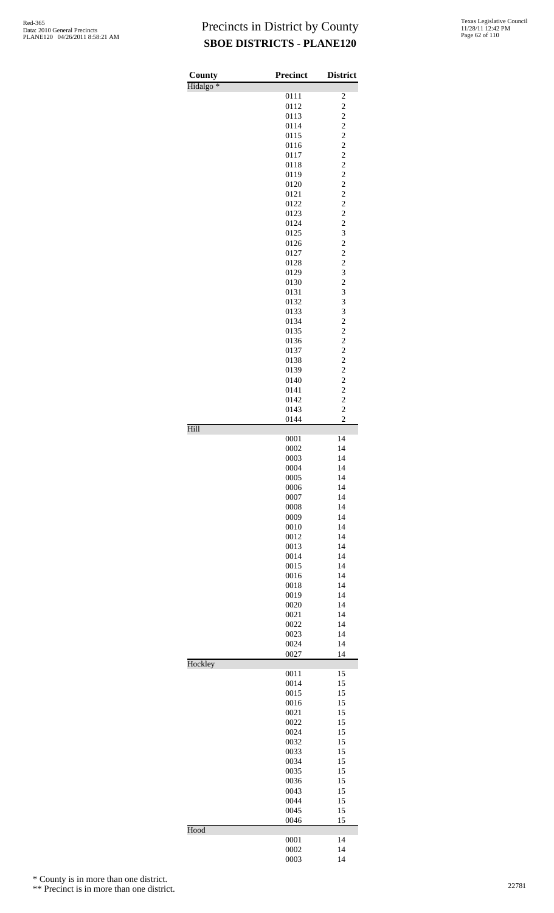# Precincts in District by County
## SBOE DISTRICTS - PLANE120

| County | Precinct | District |
|---|---|---|
| Hidalgo * | | |
| | 0111 | 2 |
| | 0112 | 2 |
| | 0113 | 2 |
| | 0114 | 2 |
| | 0115 | 2 |
| | 0116 | 2 |
| | 0117 | 2 |
| | 0118 | 2 |
| | 0119 | 2 |
| | 0120 | 2 |
| | 0121 | 2 |
| | 0122 | 2 |
| | 0123 | 2 |
| | 0124 | 2 |
| | 0125 | 3 |
| | 0126 | 2 |
| | 0127 | 2 |
| | 0128 | 2 |
| | 0129 | 3 |
| | 0130 | 2 |
| | 0131 | 3 |
| | 0132 | 3 |
| | 0133 | 3 |
| | 0134 | 2 |
| | 0135 | 2 |
| | 0136 | 2 |
| | 0137 | 2 |
| | 0138 | 2 |
| | 0139 | 2 |
| | 0140 | 2 |
| | 0141 | 2 |
| | 0142 | 2 |
| | 0143 | 2 |
| | 0144 | 2 |
| Hill | | |
| | 0001 | 14 |
| | 0002 | 14 |
| | 0003 | 14 |
| | 0004 | 14 |
| | 0005 | 14 |
| | 0006 | 14 |
| | 0007 | 14 |
| | 0008 | 14 |
| | 0009 | 14 |
| | 0010 | 14 |
| | 0012 | 14 |
| | 0013 | 14 |
| | 0014 | 14 |
| | 0015 | 14 |
| | 0016 | 14 |
| | 0018 | 14 |
| | 0019 | 14 |
| | 0020 | 14 |
| | 0021 | 14 |
| | 0022 | 14 |
| | 0023 | 14 |
| | 0024 | 14 |
| | 0027 | 14 |
| Hockley | | |
| | 0011 | 15 |
| | 0014 | 15 |
| | 0015 | 15 |
| | 0016 | 15 |
| | 0021 | 15 |
| | 0022 | 15 |
| | 0024 | 15 |
| | 0032 | 15 |
| | 0033 | 15 |
| | 0034 | 15 |
| | 0035 | 15 |
| | 0036 | 15 |
| | 0043 | 15 |
| | 0044 | 15 |
| | 0045 | 15 |
| | 0046 | 15 |
| Hood | | |
| | 0001 | 14 |
| | 0002 | 14 |
| | 0003 | 14 |

\* County is in more than one district.

\*\* Precinct is in more than one district.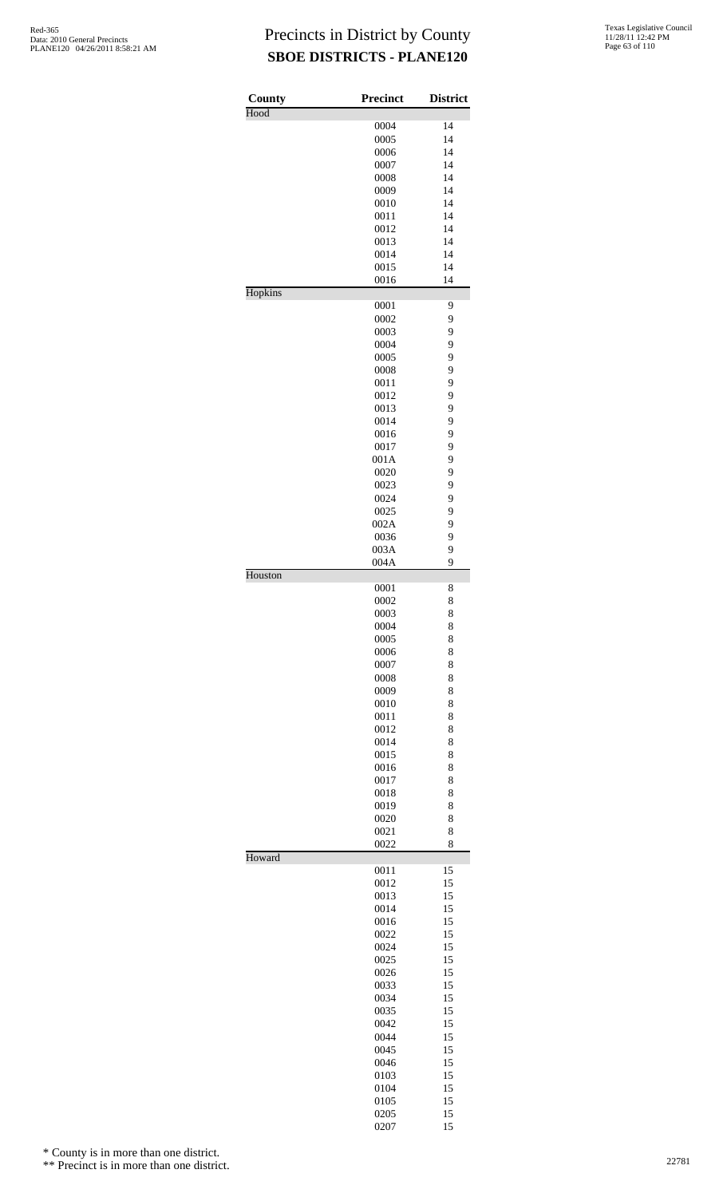# Precincts in District by County
## SBOE DISTRICTS - PLANE120

| County | Precinct | District |
|---|---|---|
| Hood | | |
| | 0004 | 14 |
| | 0005 | 14 |
| | 0006 | 14 |
| | 0007 | 14 |
| | 0008 | 14 |
| | 0009 | 14 |
| | 0010 | 14 |
| | 0011 | 14 |
| | 0012 | 14 |
| | 0013 | 14 |
| | 0014 | 14 |
| | 0015 | 14 |
| | 0016 | 14 |
| Hopkins | | |
| | 0001 | 9 |
| | 0002 | 9 |
| | 0003 | 9 |
| | 0004 | 9 |
| | 0005 | 9 |
| | 0008 | 9 |
| | 0011 | 9 |
| | 0012 | 9 |
| | 0013 | 9 |
| | 0014 | 9 |
| | 0016 | 9 |
| | 0017 | 9 |
| | 001A | 9 |
| | 0020 | 9 |
| | 0023 | 9 |
| | 0024 | 9 |
| | 0025 | 9 |
| | 002A | 9 |
| | 0036 | 9 |
| | 003A | 9 |
| | 004A | 9 |
| Houston | | |
| | 0001 | 8 |
| | 0002 | 8 |
| | 0003 | 8 |
| | 0004 | 8 |
| | 0005 | 8 |
| | 0006 | 8 |
| | 0007 | 8 |
| | 0008 | 8 |
| | 0009 | 8 |
| | 0010 | 8 |
| | 0011 | 8 |
| | 0012 | 8 |
| | 0014 | 8 |
| | 0015 | 8 |
| | 0016 | 8 |
| | 0017 | 8 |
| | 0018 | 8 |
| | 0019 | 8 |
| | 0020 | 8 |
| | 0021 | 8 |
| | 0022 | 8 |
| Howard | | |
| | 0011 | 15 |
| | 0012 | 15 |
| | 0013 | 15 |
| | 0014 | 15 |
| | 0016 | 15 |
| | 0022 | 15 |
| | 0024 | 15 |
| | 0025 | 15 |
| | 0026 | 15 |
| | 0033 | 15 |
| | 0034 | 15 |
| | 0035 | 15 |
| | 0042 | 15 |
| | 0044 | 15 |
| | 0045 | 15 |
| | 0046 | 15 |
| | 0103 | 15 |
| | 0104 | 15 |
| | 0105 | 15 |
| | 0205 | 15 |
| | 0207 | 15 |

\* County is in more than one district.

\*\* Precinct is in more than one district.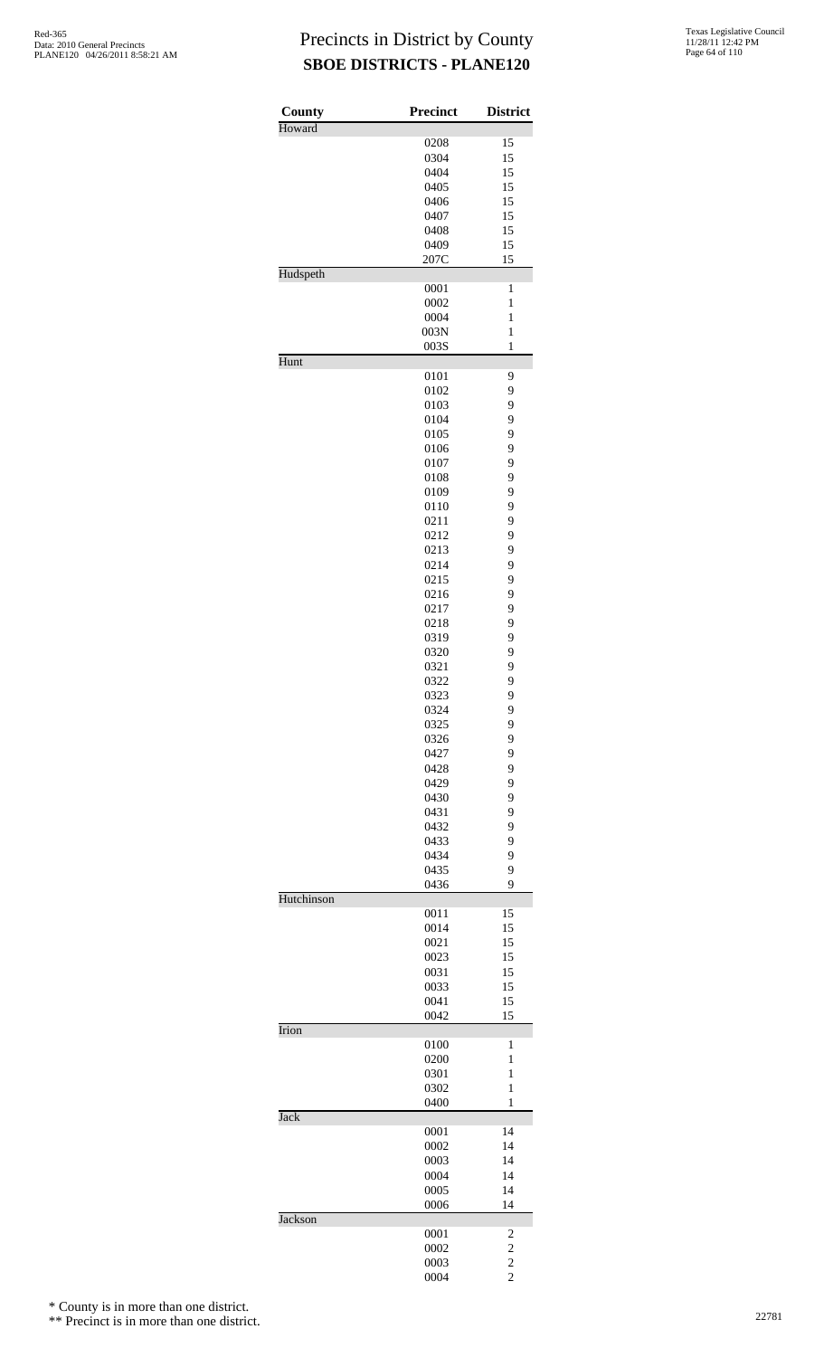# Precincts in District by County
## SBOE DISTRICTS - PLANE120

Red-365
Data: 2010 General Precincts
PLANE120 04/26/2011 8:58:21 AM

Texas Legislative Council
11/28/11 12:42 PM

| County | Precinct | District |
|---|---|---|
| Howard | | |
| | 0208 | 15 |
| | 0304 | 15 |
| | 0404 | 15 |
| | 0405 | 15 |
| | 0406 | 15 |
| | 0407 | 15 |
| | 0408 | 15 |
| | 0409 | 15 |
| | 207C | 15 |
| Hudspeth | | |
| | 0001 | 1 |
| | 0002 | 1 |
| | 0004 | 1 |
| | 003N | 1 |
| | 003S | 1 |
| Hunt | | |
| | 0101 | 9 |
| | 0102 | 9 |
| | 0103 | 9 |
| | 0104 | 9 |
| | 0105 | 9 |
| | 0106 | 9 |
| | 0107 | 9 |
| | 0108 | 9 |
| | 0109 | 9 |
| | 0110 | 9 |
| | 0211 | 9 |
| | 0212 | 9 |
| | 0213 | 9 |
| | 0214 | 9 |
| | 0215 | 9 |
| | 0216 | 9 |
| | 0217 | 9 |
| | 0218 | 9 |
| | 0319 | 9 |
| | 0320 | 9 |
| | 0321 | 9 |
| | 0322 | 9 |
| | 0323 | 9 |
| | 0324 | 9 |
| | 0325 | 9 |
| | 0326 | 9 |
| | 0427 | 9 |
| | 0428 | 9 |
| | 0429 | 9 |
| | 0430 | 9 |
| | 0431 | 9 |
| | 0432 | 9 |
| | 0433 | 9 |
| | 0434 | 9 |
| | 0435 | 9 |
| | 0436 | 9 |
| Hutchinson | | |
| | 0011 | 15 |
| | 0014 | 15 |
| | 0021 | 15 |
| | 0023 | 15 |
| | 0031 | 15 |
| | 0033 | 15 |
| | 0041 | 15 |
| | 0042 | 15 |
| Irion | | |
| | 0100 | 1 |
| | 0200 | 1 |
| | 0301 | 1 |
| | 0302 | 1 |
| | 0400 | 1 |
| Jack | | |
| | 0001 | 14 |
| | 0002 | 14 |
| | 0003 | 14 |
| | 0004 | 14 |
| | 0005 | 14 |
| | 0006 | 14 |
| Jackson | | |
| | 0001 | 2 |
| | 0002 | 2 |
| | 0003 | 2 |
| | 0004 | 2 |

\* County is in more than one district.

\*\* Precinct is in more than one district.

22781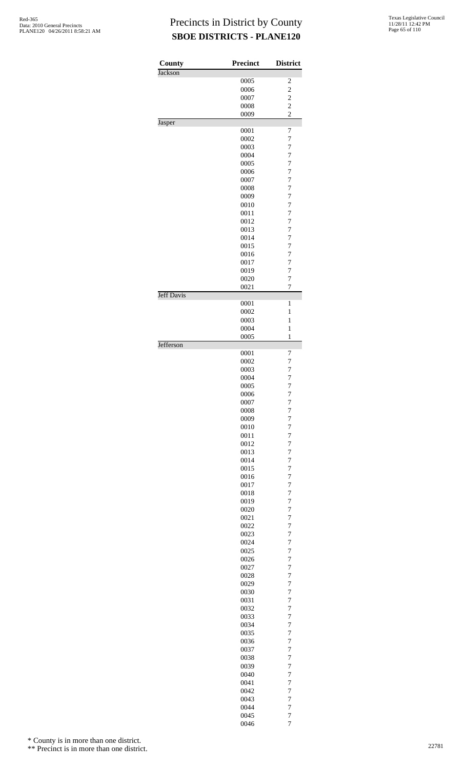# Precincts in District by County

## SBOE DISTRICTS - PLANE120

| County | Precinct | District |
|---|---|---|
| Jackson | | |
| | 0005 | 2 |
| | 0006 | 2 |
| | 0007 | 2 |
| | 0008 | 2 |
| | 0009 | 2 |
| Jasper | | |
| | 0001 | 7 |
| | 0002 | 7 |
| | 0003 | 7 |
| | 0004 | 7 |
| | 0005 | 7 |
| | 0006 | 7 |
| | 0007 | 7 |
| | 0008 | 7 |
| | 0009 | 7 |
| | 0010 | 7 |
| | 0011 | 7 |
| | 0012 | 7 |
| | 0013 | 7 |
| | 0014 | 7 |
| | 0015 | 7 |
| | 0016 | 7 |
| | 0017 | 7 |
| | 0019 | 7 |
| | 0020 | 7 |
| | 0021 | 7 |
| Jeff Davis | | |
| | 0001 | 1 |
| | 0002 | 1 |
| | 0003 | 1 |
| | 0004 | 1 |
| | 0005 | 1 |
| Jefferson | | |
| | 0001 | 7 |
| | 0002 | 7 |
| | 0003 | 7 |
| | 0004 | 7 |
| | 0005 | 7 |
| | 0006 | 7 |
| | 0007 | 7 |
| | 0008 | 7 |
| | 0009 | 7 |
| | 0010 | 7 |
| | 0011 | 7 |
| | 0012 | 7 |
| | 0013 | 7 |
| | 0014 | 7 |
| | 0015 | 7 |
| | 0016 | 7 |
| | 0017 | 7 |
| | 0018 | 7 |
| | 0019 | 7 |
| | 0020 | 7 |
| | 0021 | 7 |
| | 0022 | 7 |
| | 0023 | 7 |
| | 0024 | 7 |
| | 0025 | 7 |
| | 0026 | 7 |
| | 0027 | 7 |
| | 0028 | 7 |
| | 0029 | 7 |
| | 0030 | 7 |
| | 0031 | 7 |
| | 0032 | 7 |
| | 0033 | 7 |
| | 0034 | 7 |
| | 0035 | 7 |
| | 0036 | 7 |
| | 0037 | 7 |
| | 0038 | 7 |
| | 0039 | 7 |
| | 0040 | 7 |
| | 0041 | 7 |
| | 0042 | 7 |
| | 0043 | 7 |
| | 0044 | 7 |
| | 0045 | 7 |
| | 0046 | 7 |

\* County is in more than one district.

\*\* Precinct is in more than one district.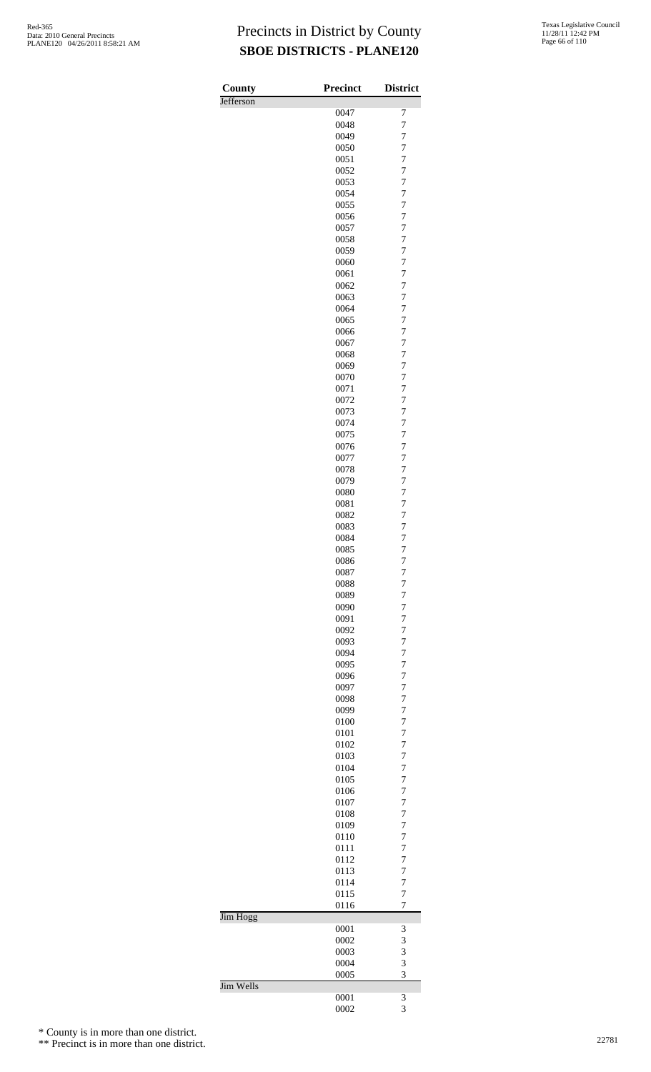# Precincts in District by County

## SBOE DISTRICTS - PLANE120

| County | Precinct | District |
|---|---|---|
| Jefferson | | |
| | 0047 | 7 |
| | 0048 | 7 |
| | 0049 | 7 |
| | 0050 | 7 |
| | 0051 | 7 |
| | 0052 | 7 |
| | 0053 | 7 |
| | 0054 | 7 |
| | 0055 | 7 |
| | 0056 | 7 |
| | 0057 | 7 |
| | 0058 | 7 |
| | 0059 | 7 |
| | 0060 | 7 |
| | 0061 | 7 |
| | 0062 | 7 |
| | 0063 | 7 |
| | 0064 | 7 |
| | 0065 | 7 |
| | 0066 | 7 |
| | 0067 | 7 |
| | 0068 | 7 |
| | 0069 | 7 |
| | 0070 | 7 |
| | 0071 | 7 |
| | 0072 | 7 |
| | 0073 | 7 |
| | 0074 | 7 |
| | 0075 | 7 |
| | 0076 | 7 |
| | 0077 | 7 |
| | 0078 | 7 |
| | 0079 | 7 |
| | 0080 | 7 |
| | 0081 | 7 |
| | 0082 | 7 |
| | 0083 | 7 |
| | 0084 | 7 |
| | 0085 | 7 |
| | 0086 | 7 |
| | 0087 | 7 |
| | 0088 | 7 |
| | 0089 | 7 |
| | 0090 | 7 |
| | 0091 | 7 |
| | 0092 | 7 |
| | 0093 | 7 |
| | 0094 | 7 |
| | 0095 | 7 |
| | 0096 | 7 |
| | 0097 | 7 |
| | 0098 | 7 |
| | 0099 | 7 |
| | 0100 | 7 |
| | 0101 | 7 |
| | 0102 | 7 |
| | 0103 | 7 |
| | 0104 | 7 |
| | 0105 | 7 |
| | 0106 | 7 |
| | 0107 | 7 |
| | 0108 | 7 |
| | 0109 | 7 |
| | 0110 | 7 |
| | 0111 | 7 |
| | 0112 | 7 |
| | 0113 | 7 |
| | 0114 | 7 |
| | 0115 | 7 |
| | 0116 | 7 |
| Jim Hogg | | |
| | 0001 | 3 |
| | 0002 | 3 |
| | 0003 | 3 |
| | 0004 | 3 |
| | 0005 | 3 |
| Jim Wells | | |
| | 0001 | 3 |
| | 0002 | 3 |

\* County is in more than one district.

\*\* Precinct is in more than one district.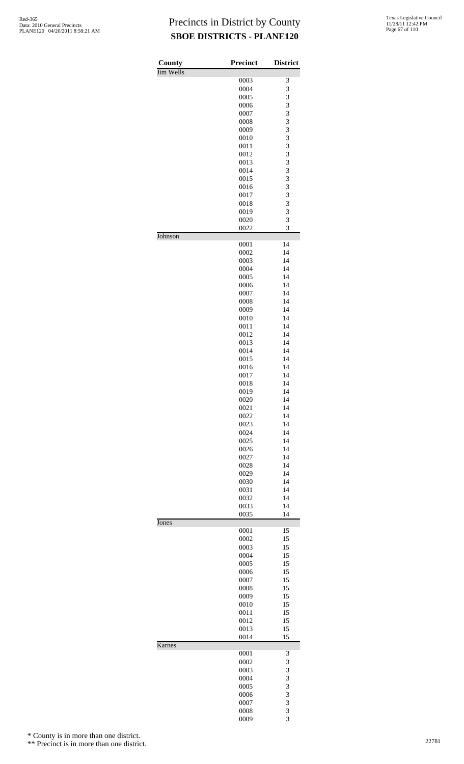# Precincts in District by County

## SBOE DISTRICTS - PLANE120

| County | Precinct | District |
|---|---|---|
| Jim Wells | | |
| | 0003 | 3 |
| | 0004 | 3 |
| | 0005 | 3 |
| | 0006 | 3 |
| | 0007 | 3 |
| | 0008 | 3 |
| | 0009 | 3 |
| | 0010 | 3 |
| | 0011 | 3 |
| | 0012 | 3 |
| | 0013 | 3 |
| | 0014 | 3 |
| | 0015 | 3 |
| | 0016 | 3 |
| | 0017 | 3 |
| | 0018 | 3 |
| | 0019 | 3 |
| | 0020 | 3 |
| | 0022 | 3 |
| Johnson | | |
| | 0001 | 14 |
| | 0002 | 14 |
| | 0003 | 14 |
| | 0004 | 14 |
| | 0005 | 14 |
| | 0006 | 14 |
| | 0007 | 14 |
| | 0008 | 14 |
| | 0009 | 14 |
| | 0010 | 14 |
| | 0011 | 14 |
| | 0012 | 14 |
| | 0013 | 14 |
| | 0014 | 14 |
| | 0015 | 14 |
| | 0016 | 14 |
| | 0017 | 14 |
| | 0018 | 14 |
| | 0019 | 14 |
| | 0020 | 14 |
| | 0021 | 14 |
| | 0022 | 14 |
| | 0023 | 14 |
| | 0024 | 14 |
| | 0025 | 14 |
| | 0026 | 14 |
| | 0027 | 14 |
| | 0028 | 14 |
| | 0029 | 14 |
| | 0030 | 14 |
| | 0031 | 14 |
| | 0032 | 14 |
| | 0033 | 14 |
| | 0035 | 14 |
| Jones | | |
| | 0001 | 15 |
| | 0002 | 15 |
| | 0003 | 15 |
| | 0004 | 15 |
| | 0005 | 15 |
| | 0006 | 15 |
| | 0007 | 15 |
| | 0008 | 15 |
| | 0009 | 15 |
| | 0010 | 15 |
| | 0011 | 15 |
| | 0012 | 15 |
| | 0013 | 15 |
| | 0014 | 15 |
| Karnes | | |
| | 0001 | 3 |
| | 0002 | 3 |
| | 0003 | 3 |
| | 0004 | 3 |
| | 0005 | 3 |
| | 0006 | 3 |
| | 0007 | 3 |
| | 0008 | 3 |
| | 0009 | 3 |

\* County is in more than one district.

\*\* Precinct is in more than one district.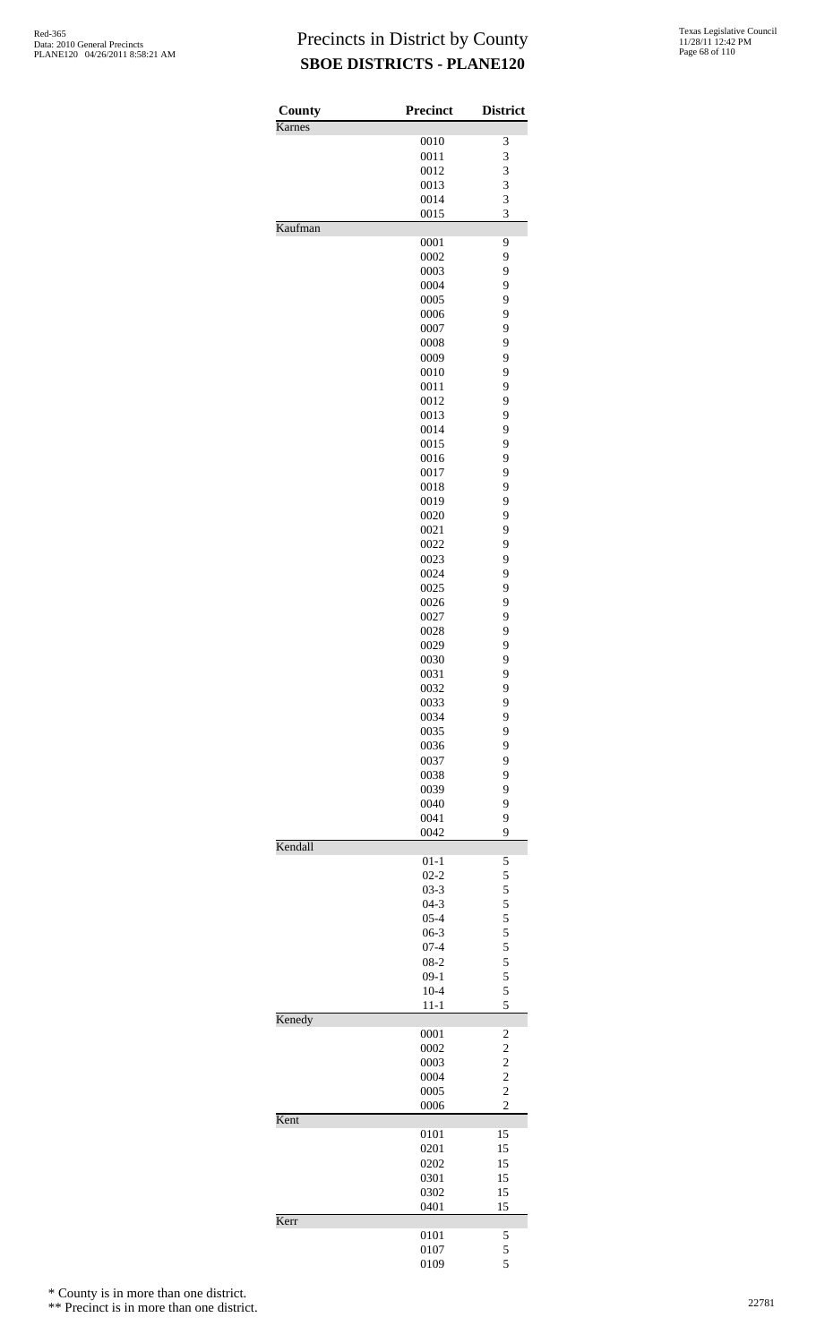# Precincts in District by County
## SBOE DISTRICTS - PLANE120

| County | Precinct | District |
|---|---|---|
| Karnes | | |
| | 0010 | 3 |
| | 0011 | 3 |
| | 0012 | 3 |
| | 0013 | 3 |
| | 0014 | 3 |
| | 0015 | 3 |
| Kaufman | | |
| | 0001 | 9 |
| | 0002 | 9 |
| | 0003 | 9 |
| | 0004 | 9 |
| | 0005 | 9 |
| | 0006 | 9 |
| | 0007 | 9 |
| | 0008 | 9 |
| | 0009 | 9 |
| | 0010 | 9 |
| | 0011 | 9 |
| | 0012 | 9 |
| | 0013 | 9 |
| | 0014 | 9 |
| | 0015 | 9 |
| | 0016 | 9 |
| | 0017 | 9 |
| | 0018 | 9 |
| | 0019 | 9 |
| | 0020 | 9 |
| | 0021 | 9 |
| | 0022 | 9 |
| | 0023 | 9 |
| | 0024 | 9 |
| | 0025 | 9 |
| | 0026 | 9 |
| | 0027 | 9 |
| | 0028 | 9 |
| | 0029 | 9 |
| | 0030 | 9 |
| | 0031 | 9 |
| | 0032 | 9 |
| | 0033 | 9 |
| | 0034 | 9 |
| | 0035 | 9 |
| | 0036 | 9 |
| | 0037 | 9 |
| | 0038 | 9 |
| | 0039 | 9 |
| | 0040 | 9 |
| | 0041 | 9 |
| | 0042 | 9 |
| Kendall | | |
| | 01-1 | 5 |
| | 02-2 | 5 |
| | 03-3 | 5 |
| | 04-3 | 5 |
| | 05-4 | 5 |
| | 06-3 | 5 |
| | 07-4 | 5 |
| | 08-2 | 5 |
| | 09-1 | 5 |
| | 10-4 | 5 |
| | 11-1 | 5 |
| Kenedy | | |
| | 0001 | 2 |
| | 0002 | 2 |
| | 0003 | 2 |
| | 0004 | 2 |
| | 0005 | 2 |
| | 0006 | 2 |
| Kent | | |
| | 0101 | 15 |
| | 0201 | 15 |
| | 0202 | 15 |
| | 0301 | 15 |
| | 0302 | 15 |
| | 0401 | 15 |
| Kerr | | |
| | 0101 | 5 |
| | 0107 | 5 |
| | 0109 | 5 |

\* County is in more than one district.

\*\* Precinct is in more than one district.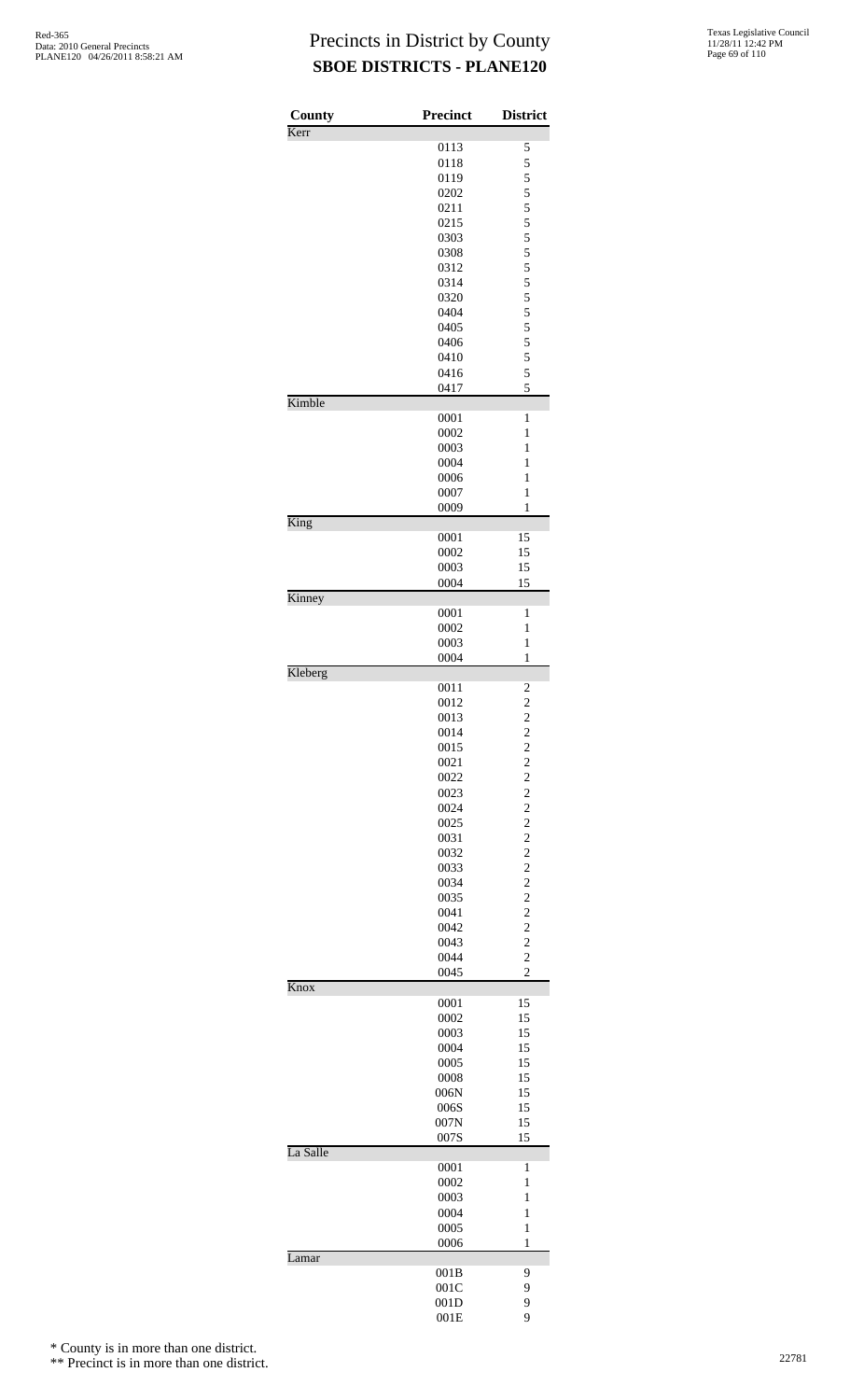# Precincts in District by County
## SBOE DISTRICTS - PLANE120

| County | Precinct | District |
|---|---|---|
| Kerr | | |
| | 0113 | 5 |
| | 0118 | 5 |
| | 0119 | 5 |
| | 0202 | 5 |
| | 0211 | 5 |
| | 0215 | 5 |
| | 0303 | 5 |
| | 0308 | 5 |
| | 0312 | 5 |
| | 0314 | 5 |
| | 0320 | 5 |
| | 0404 | 5 |
| | 0405 | 5 |
| | 0406 | 5 |
| | 0410 | 5 |
| | 0416 | 5 |
| | 0417 | 5 |
| Kimble | | |
| | 0001 | 1 |
| | 0002 | 1 |
| | 0003 | 1 |
| | 0004 | 1 |
| | 0006 | 1 |
| | 0007 | 1 |
| | 0009 | 1 |
| King | | |
| | 0001 | 15 |
| | 0002 | 15 |
| | 0003 | 15 |
| | 0004 | 15 |
| Kinney | | |
| | 0001 | 1 |
| | 0002 | 1 |
| | 0003 | 1 |
| | 0004 | 1 |
| Kleberg | | |
| | 0011 | 2 |
| | 0012 | 2 |
| | 0013 | 2 |
| | 0014 | 2 |
| | 0015 | 2 |
| | 0021 | 2 |
| | 0022 | 2 |
| | 0023 | 2 |
| | 0024 | 2 |
| | 0025 | 2 |
| | 0031 | 2 |
| | 0032 | 2 |
| | 0033 | 2 |
| | 0034 | 2 |
| | 0035 | 2 |
| | 0041 | 2 |
| | 0042 | 2 |
| | 0043 | 2 |
| | 0044 | 2 |
| | 0045 | 2 |
| Knox | | |
| | 0001 | 15 |
| | 0002 | 15 |
| | 0003 | 15 |
| | 0004 | 15 |
| | 0005 | 15 |
| | 0008 | 15 |
| | 006N | 15 |
| | 006S | 15 |
| | 007N | 15 |
| | 007S | 15 |
| La Salle | | |
| | 0001 | 1 |
| | 0002 | 1 |
| | 0003 | 1 |
| | 0004 | 1 |
| | 0005 | 1 |
| | 0006 | 1 |
| Lamar | | |
| | 001B | 9 |
| | 001C | 9 |
| | 001D | 9 |
| | 001E | 9 |

\* County is in more than one district.

\*\* Precinct is in more than one district.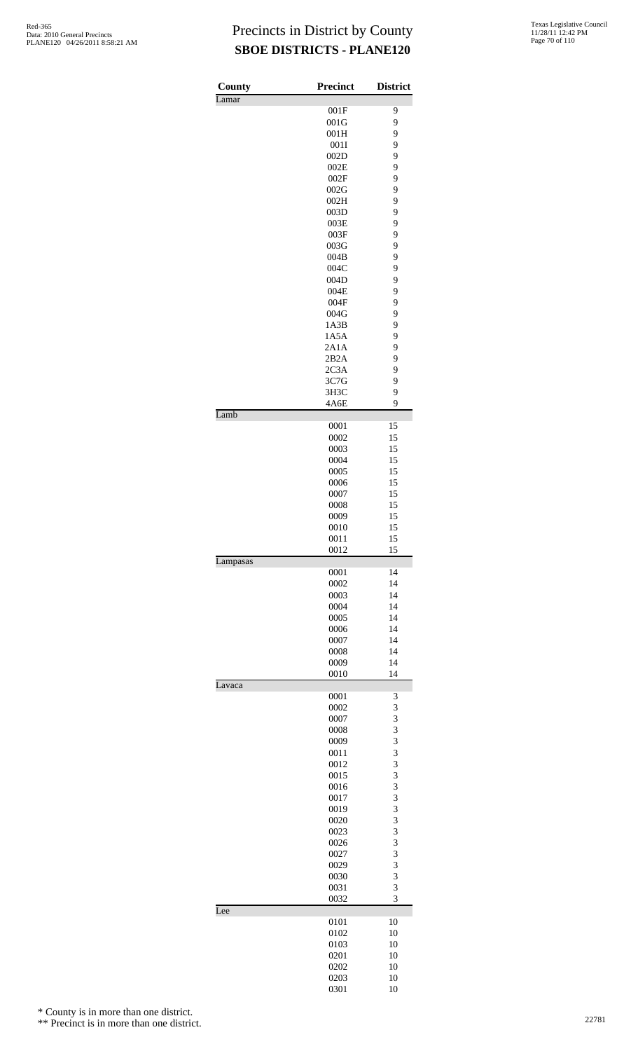# Precincts in District by County
## SBOE DISTRICTS - PLANE120

| County | Precinct | District |
|---|---|---|
| Lamar | | |
| | 001F | 9 |
| | 001G | 9 |
| | 001H | 9 |
| | 001I | 9 |
| | 002D | 9 |
| | 002E | 9 |
| | 002F | 9 |
| | 002G | 9 |
| | 002H | 9 |
| | 003D | 9 |
| | 003E | 9 |
| | 003F | 9 |
| | 003G | 9 |
| | 004B | 9 |
| | 004C | 9 |
| | 004D | 9 |
| | 004E | 9 |
| | 004F | 9 |
| | 004G | 9 |
| | 1A3B | 9 |
| | 1A5A | 9 |
| | 2A1A | 9 |
| | 2B2A | 9 |
| | 2C3A | 9 |
| | 3C7G | 9 |
| | 3H3C | 9 |
| | 4A6E | 9 |
| Lamb | | |
| | 0001 | 15 |
| | 0002 | 15 |
| | 0003 | 15 |
| | 0004 | 15 |
| | 0005 | 15 |
| | 0006 | 15 |
| | 0007 | 15 |
| | 0008 | 15 |
| | 0009 | 15 |
| | 0010 | 15 |
| | 0011 | 15 |
| | 0012 | 15 |
| Lampasas | | |
| | 0001 | 14 |
| | 0002 | 14 |
| | 0003 | 14 |
| | 0004 | 14 |
| | 0005 | 14 |
| | 0006 | 14 |
| | 0007 | 14 |
| | 0008 | 14 |
| | 0009 | 14 |
| | 0010 | 14 |
| Lavaca | | |
| | 0001 | 3 |
| | 0002 | 3 |
| | 0007 | 3 |
| | 0008 | 3 |
| | 0009 | 3 |
| | 0011 | 3 |
| | 0012 | 3 |
| | 0015 | 3 |
| | 0016 | 3 |
| | 0017 | 3 |
| | 0019 | 3 |
| | 0020 | 3 |
| | 0023 | 3 |
| | 0026 | 3 |
| | 0027 | 3 |
| | 0029 | 3 |
| | 0030 | 3 |
| | 0031 | 3 |
| | 0032 | 3 |
| Lee | | |
| | 0101 | 10 |
| | 0102 | 10 |
| | 0103 | 10 |
| | 0201 | 10 |
| | 0202 | 10 |
| | 0203 | 10 |
| | 0301 | 10 |

\* County is in more than one district.

\*\* Precinct is in more than one district.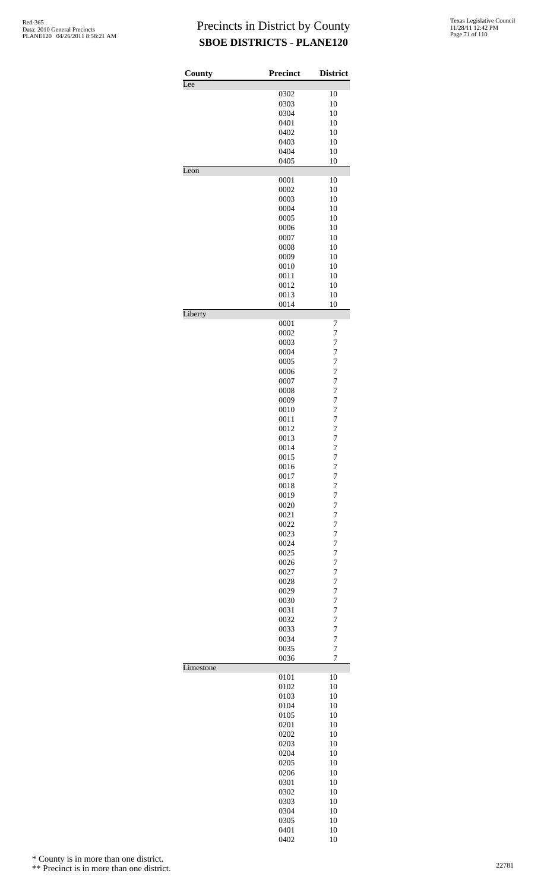# Precincts in District by County
## SBOE DISTRICTS - PLANE120

| County | Precinct | District |
|---|---|---|
| Lee | | |
| | 0302 | 10 |
| | 0303 | 10 |
| | 0304 | 10 |
| | 0401 | 10 |
| | 0402 | 10 |
| | 0403 | 10 |
| | 0404 | 10 |
| | 0405 | 10 |
| Leon | | |
| | 0001 | 10 |
| | 0002 | 10 |
| | 0003 | 10 |
| | 0004 | 10 |
| | 0005 | 10 |
| | 0006 | 10 |
| | 0007 | 10 |
| | 0008 | 10 |
| | 0009 | 10 |
| | 0010 | 10 |
| | 0011 | 10 |
| | 0012 | 10 |
| | 0013 | 10 |
| | 0014 | 10 |
| Liberty | | |
| | 0001 | 7 |
| | 0002 | 7 |
| | 0003 | 7 |
| | 0004 | 7 |
| | 0005 | 7 |
| | 0006 | 7 |
| | 0007 | 7 |
| | 0008 | 7 |
| | 0009 | 7 |
| | 0010 | 7 |
| | 0011 | 7 |
| | 0012 | 7 |
| | 0013 | 7 |
| | 0014 | 7 |
| | 0015 | 7 |
| | 0016 | 7 |
| | 0017 | 7 |
| | 0018 | 7 |
| | 0019 | 7 |
| | 0020 | 7 |
| | 0021 | 7 |
| | 0022 | 7 |
| | 0023 | 7 |
| | 0024 | 7 |
| | 0025 | 7 |
| | 0026 | 7 |
| | 0027 | 7 |
| | 0028 | 7 |
| | 0029 | 7 |
| | 0030 | 7 |
| | 0031 | 7 |
| | 0032 | 7 |
| | 0033 | 7 |
| | 0034 | 7 |
| | 0035 | 7 |
| | 0036 | 7 |
| Limestone | | |
| | 0101 | 10 |
| | 0102 | 10 |
| | 0103 | 10 |
| | 0104 | 10 |
| | 0105 | 10 |
| | 0201 | 10 |
| | 0202 | 10 |
| | 0203 | 10 |
| | 0204 | 10 |
| | 0205 | 10 |
| | 0206 | 10 |
| | 0301 | 10 |
| | 0302 | 10 |
| | 0303 | 10 |
| | 0304 | 10 |
| | 0305 | 10 |
| | 0401 | 10 |
| | 0402 | 10 |

\* County is in more than one district.

\*\* Precinct is in more than one district.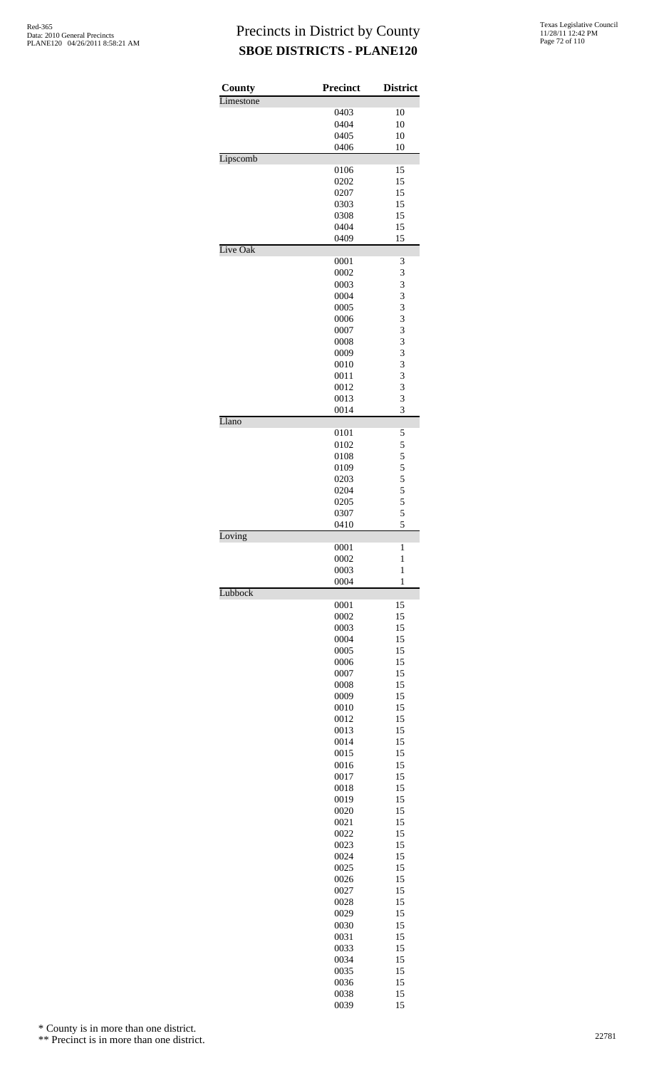# Precincts in District by County
## SBOE DISTRICTS - PLANE120

Red-365
Data: 2010 General Precincts
PLANE120 04/26/2011 8:58:21 AM

Texas Legislative Council
11/28/11 12:42 PM

| County | Precinct | District |
|---|---|---|
| Limestone | | |
| | 0403 | 10 |
| | 0404 | 10 |
| | 0405 | 10 |
| | 0406 | 10 |
| Lipscomb | | |
| | 0106 | 15 |
| | 0202 | 15 |
| | 0207 | 15 |
| | 0303 | 15 |
| | 0308 | 15 |
| | 0404 | 15 |
| | 0409 | 15 |
| Live Oak | | |
| | 0001 | 3 |
| | 0002 | 3 |
| | 0003 | 3 |
| | 0004 | 3 |
| | 0005 | 3 |
| | 0006 | 3 |
| | 0007 | 3 |
| | 0008 | 3 |
| | 0009 | 3 |
| | 0010 | 3 |
| | 0011 | 3 |
| | 0012 | 3 |
| | 0013 | 3 |
| | 0014 | 3 |
| Llano | | |
| | 0101 | 5 |
| | 0102 | 5 |
| | 0108 | 5 |
| | 0109 | 5 |
| | 0203 | 5 |
| | 0204 | 5 |
| | 0205 | 5 |
| | 0307 | 5 |
| | 0410 | 5 |
| Loving | | |
| | 0001 | 1 |
| | 0002 | 1 |
| | 0003 | 1 |
| | 0004 | 1 |
| Lubbock | | |
| | 0001 | 15 |
| | 0002 | 15 |
| | 0003 | 15 |
| | 0004 | 15 |
| | 0005 | 15 |
| | 0006 | 15 |
| | 0007 | 15 |
| | 0008 | 15 |
| | 0009 | 15 |
| | 0010 | 15 |
| | 0012 | 15 |
| | 0013 | 15 |
| | 0014 | 15 |
| | 0015 | 15 |
| | 0016 | 15 |
| | 0017 | 15 |
| | 0018 | 15 |
| | 0019 | 15 |
| | 0020 | 15 |
| | 0021 | 15 |
| | 0022 | 15 |
| | 0023 | 15 |
| | 0024 | 15 |
| | 0025 | 15 |
| | 0026 | 15 |
| | 0027 | 15 |
| | 0028 | 15 |
| | 0029 | 15 |
| | 0030 | 15 |
| | 0031 | 15 |
| | 0033 | 15 |
| | 0034 | 15 |
| | 0035 | 15 |
| | 0036 | 15 |
| | 0038 | 15 |
| | 0039 | 15 |

\* County is in more than one district.

\*\* Precinct is in more than one district.

22781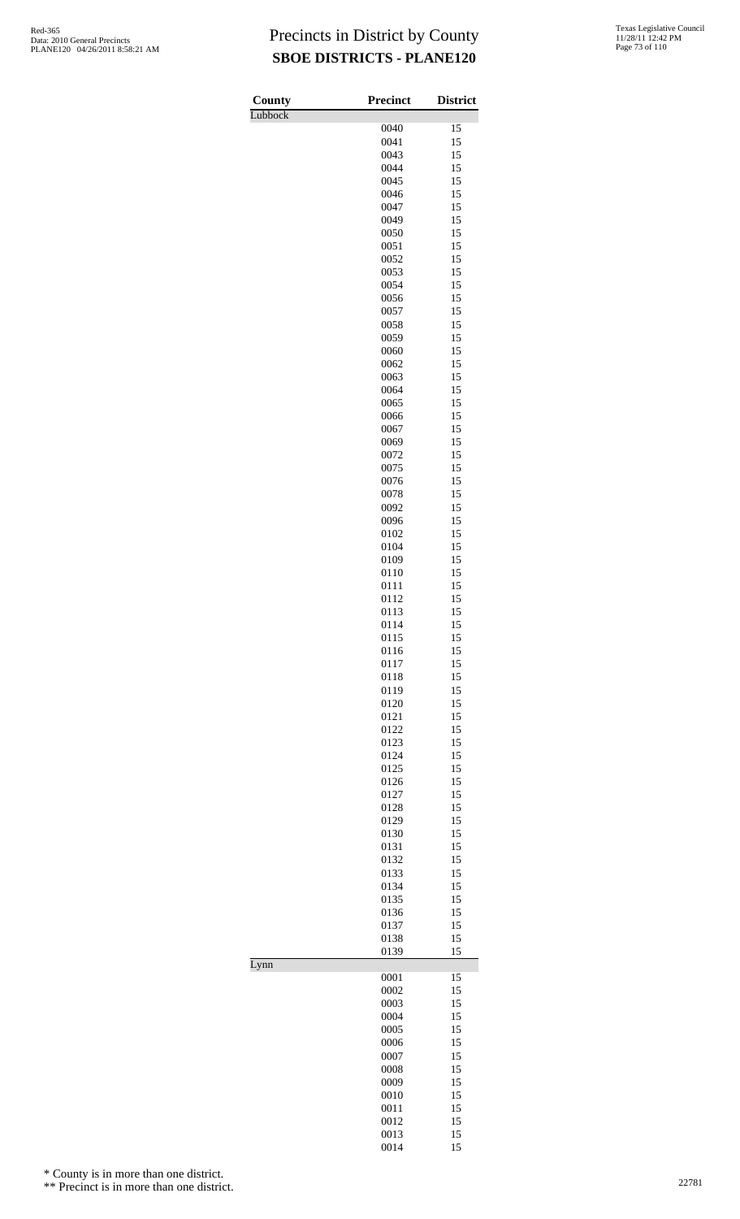# Precincts in District by County

## SBOE DISTRICTS - PLANE120

| County | Precinct | District |
|---|---|---|
| Lubbock | | |
| | 0040 | 15 |
| | 0041 | 15 |
| | 0043 | 15 |
| | 0044 | 15 |
| | 0045 | 15 |
| | 0046 | 15 |
| | 0047 | 15 |
| | 0049 | 15 |
| | 0050 | 15 |
| | 0051 | 15 |
| | 0052 | 15 |
| | 0053 | 15 |
| | 0054 | 15 |
| | 0056 | 15 |
| | 0057 | 15 |
| | 0058 | 15 |
| | 0059 | 15 |
| | 0060 | 15 |
| | 0062 | 15 |
| | 0063 | 15 |
| | 0064 | 15 |
| | 0065 | 15 |
| | 0066 | 15 |
| | 0067 | 15 |
| | 0069 | 15 |
| | 0072 | 15 |
| | 0075 | 15 |
| | 0076 | 15 |
| | 0078 | 15 |
| | 0092 | 15 |
| | 0096 | 15 |
| | 0102 | 15 |
| | 0104 | 15 |
| | 0109 | 15 |
| | 0110 | 15 |
| | 0111 | 15 |
| | 0112 | 15 |
| | 0113 | 15 |
| | 0114 | 15 |
| | 0115 | 15 |
| | 0116 | 15 |
| | 0117 | 15 |
| | 0118 | 15 |
| | 0119 | 15 |
| | 0120 | 15 |
| | 0121 | 15 |
| | 0122 | 15 |
| | 0123 | 15 |
| | 0124 | 15 |
| | 0125 | 15 |
| | 0126 | 15 |
| | 0127 | 15 |
| | 0128 | 15 |
| | 0129 | 15 |
| | 0130 | 15 |
| | 0131 | 15 |
| | 0132 | 15 |
| | 0133 | 15 |
| | 0134 | 15 |
| | 0135 | 15 |
| | 0136 | 15 |
| | 0137 | 15 |
| | 0138 | 15 |
| | 0139 | 15 |
| Lynn | | |
| | 0001 | 15 |
| | 0002 | 15 |
| | 0003 | 15 |
| | 0004 | 15 |
| | 0005 | 15 |
| | 0006 | 15 |
| | 0007 | 15 |
| | 0008 | 15 |
| | 0009 | 15 |
| | 0010 | 15 |
| | 0011 | 15 |
| | 0012 | 15 |
| | 0013 | 15 |
| | 0014 | 15 |

* County is in more than one district.

** Precinct is in more than one district.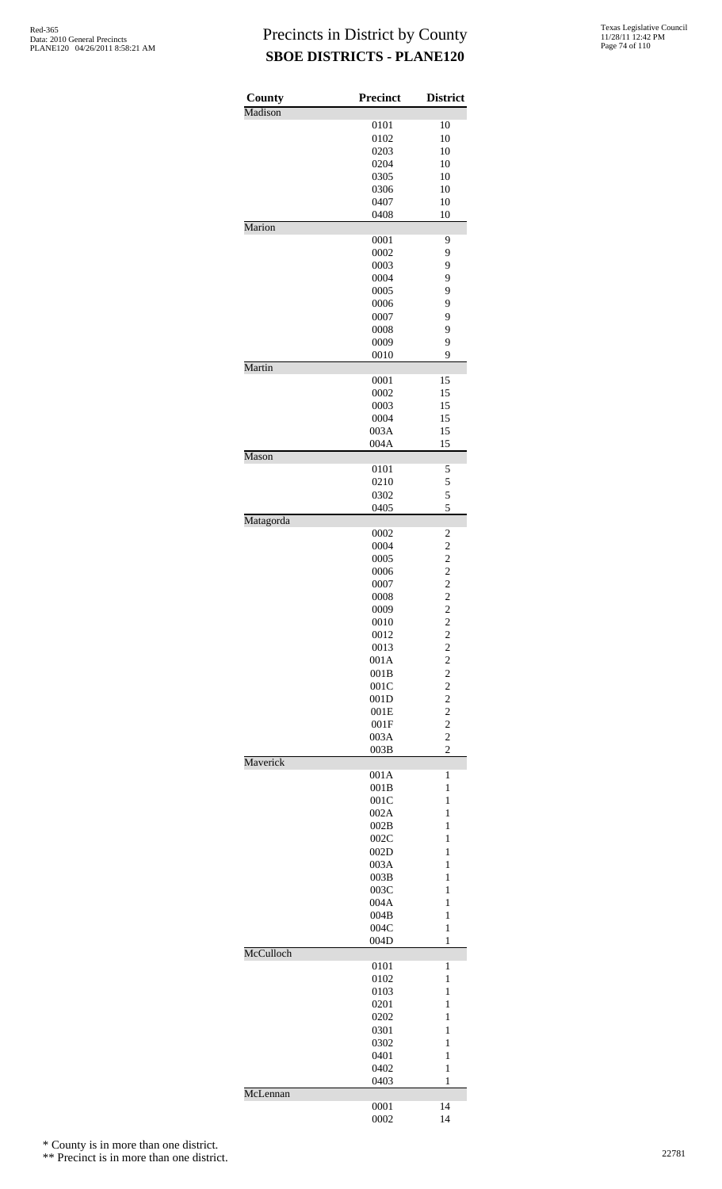# Precincts in District by County
## SBOE DISTRICTS - PLANE120

| County | Precinct | District |
|---|---|---|
| Madison | | |
| | 0101 | 10 |
| | 0102 | 10 |
| | 0203 | 10 |
| | 0204 | 10 |
| | 0305 | 10 |
| | 0306 | 10 |
| | 0407 | 10 |
| | 0408 | 10 |
| Marion | | |
| | 0001 | 9 |
| | 0002 | 9 |
| | 0003 | 9 |
| | 0004 | 9 |
| | 0005 | 9 |
| | 0006 | 9 |
| | 0007 | 9 |
| | 0008 | 9 |
| | 0009 | 9 |
| | 0010 | 9 |
| Martin | | |
| | 0001 | 15 |
| | 0002 | 15 |
| | 0003 | 15 |
| | 0004 | 15 |
| | 003A | 15 |
| | 004A | 15 |
| Mason | | |
| | 0101 | 5 |
| | 0210 | 5 |
| | 0302 | 5 |
| | 0405 | 5 |
| Matagorda | | |
| | 0002 | 2 |
| | 0004 | 2 |
| | 0005 | 2 |
| | 0006 | 2 |
| | 0007 | 2 |
| | 0008 | 2 |
| | 0009 | 2 |
| | 0010 | 2 |
| | 0012 | 2 |
| | 0013 | 2 |
| | 001A | 2 |
| | 001B | 2 |
| | 001C | 2 |
| | 001D | 2 |
| | 001E | 2 |
| | 001F | 2 |
| | 003A | 2 |
| | 003B | 2 |
| Maverick | | |
| | 001A | 1 |
| | 001B | 1 |
| | 001C | 1 |
| | 002A | 1 |
| | 002B | 1 |
| | 002C | 1 |
| | 002D | 1 |
| | 003A | 1 |
| | 003B | 1 |
| | 003C | 1 |
| | 004A | 1 |
| | 004B | 1 |
| | 004C | 1 |
| | 004D | 1 |
| McCulloch | | |
| | 0101 | 1 |
| | 0102 | 1 |
| | 0103 | 1 |
| | 0201 | 1 |
| | 0202 | 1 |
| | 0301 | 1 |
| | 0302 | 1 |
| | 0401 | 1 |
| | 0402 | 1 |
| | 0403 | 1 |
| McLennan | | |
| | 0001 | 14 |
| | 0002 | 14 |

\* County is in more than one district.

\*\* Precinct is in more than one district.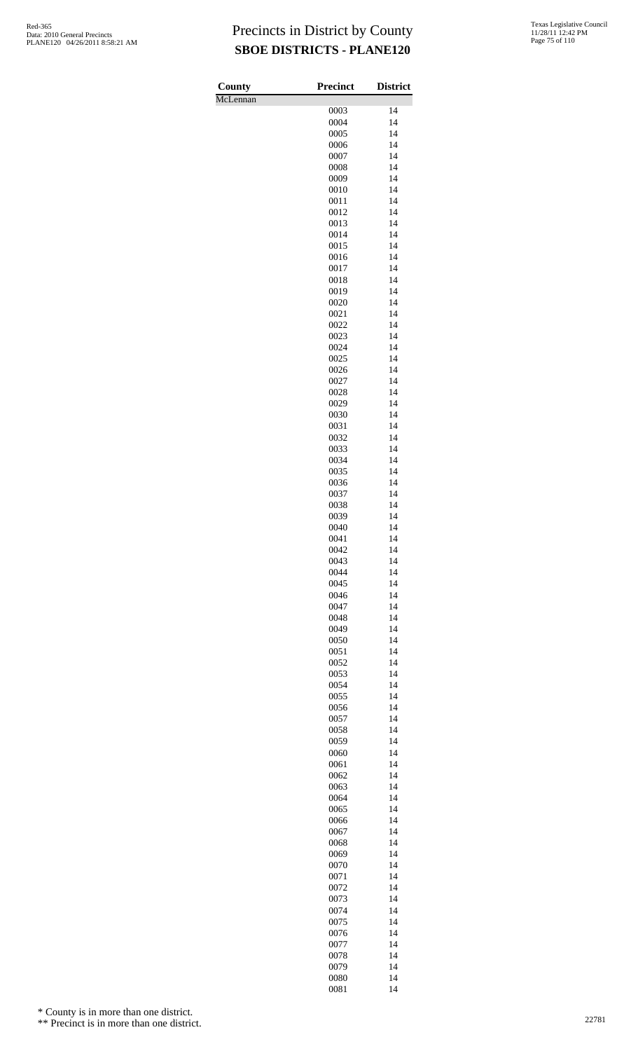# Precincts in District by County

## SBOE DISTRICTS - PLANE120

Red-365
Data: 2010 General Precincts
PLANE120 04/26/2011 8:58:21 AM

Texas Legislative Council
11/28/11 12:42 PM

| County | Precinct | District |
|---|---|---|
| McLennan | | |
| | 0003 | 14 |
| | 0004 | 14 |
| | 0005 | 14 |
| | 0006 | 14 |
| | 0007 | 14 |
| | 0008 | 14 |
| | 0009 | 14 |
| | 0010 | 14 |
| | 0011 | 14 |
| | 0012 | 14 |
| | 0013 | 14 |
| | 0014 | 14 |
| | 0015 | 14 |
| | 0016 | 14 |
| | 0017 | 14 |
| | 0018 | 14 |
| | 0019 | 14 |
| | 0020 | 14 |
| | 0021 | 14 |
| | 0022 | 14 |
| | 0023 | 14 |
| | 0024 | 14 |
| | 0025 | 14 |
| | 0026 | 14 |
| | 0027 | 14 |
| | 0028 | 14 |
| | 0029 | 14 |
| | 0030 | 14 |
| | 0031 | 14 |
| | 0032 | 14 |
| | 0033 | 14 |
| | 0034 | 14 |
| | 0035 | 14 |
| | 0036 | 14 |
| | 0037 | 14 |
| | 0038 | 14 |
| | 0039 | 14 |
| | 0040 | 14 |
| | 0041 | 14 |
| | 0042 | 14 |
| | 0043 | 14 |
| | 0044 | 14 |
| | 0045 | 14 |
| | 0046 | 14 |
| | 0047 | 14 |
| | 0048 | 14 |
| | 0049 | 14 |
| | 0050 | 14 |
| | 0051 | 14 |
| | 0052 | 14 |
| | 0053 | 14 |
| | 0054 | 14 |
| | 0055 | 14 |
| | 0056 | 14 |
| | 0057 | 14 |
| | 0058 | 14 |
| | 0059 | 14 |
| | 0060 | 14 |
| | 0061 | 14 |
| | 0062 | 14 |
| | 0063 | 14 |
| | 0064 | 14 |
| | 0065 | 14 |
| | 0066 | 14 |
| | 0067 | 14 |
| | 0068 | 14 |
| | 0069 | 14 |
| | 0070 | 14 |
| | 0071 | 14 |
| | 0072 | 14 |
| | 0073 | 14 |
| | 0074 | 14 |
| | 0075 | 14 |
| | 0076 | 14 |
| | 0077 | 14 |
| | 0078 | 14 |
| | 0079 | 14 |
| | 0080 | 14 |
| | 0081 | 14 |

* County is in more than one district.

** Precinct is in more than one district.

22781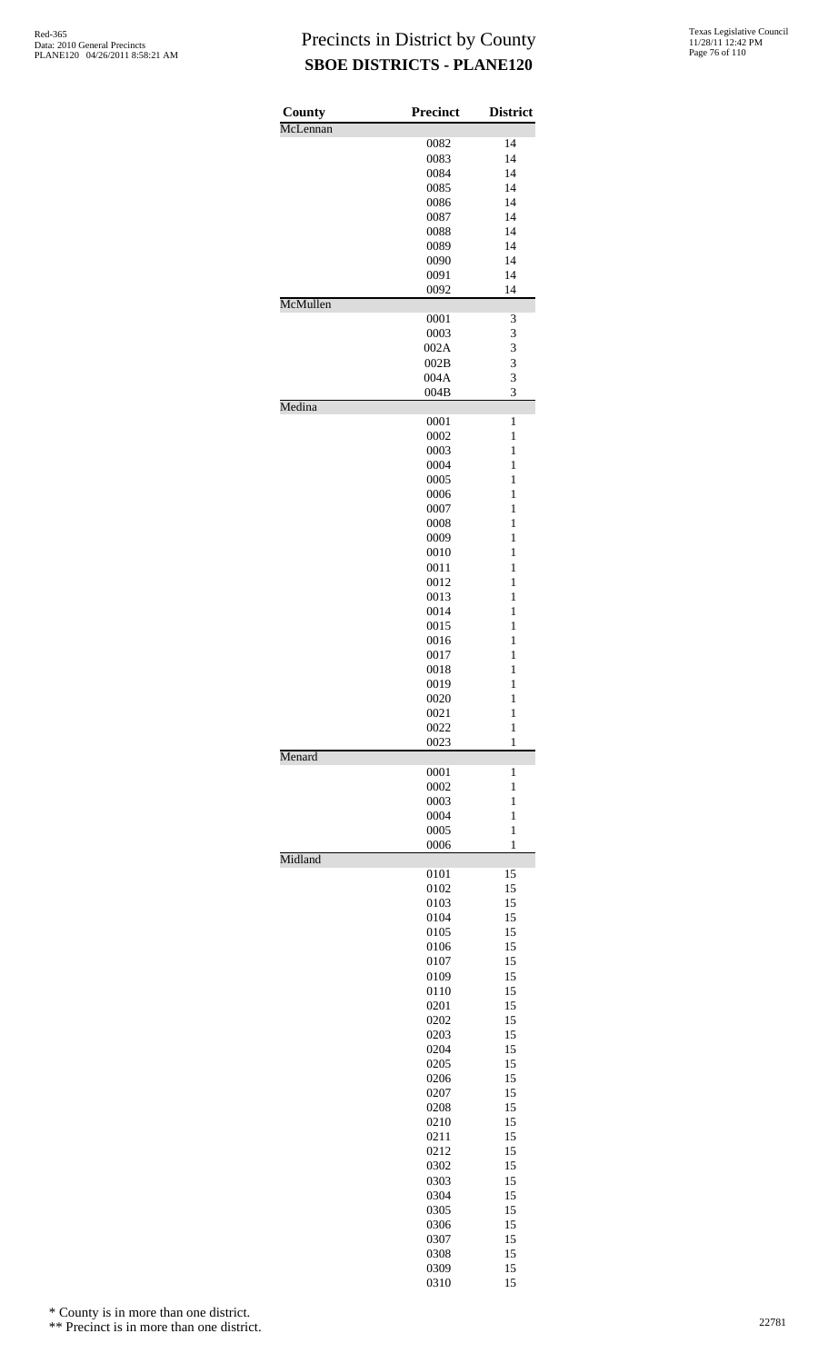# Precincts in District by County
## SBOE DISTRICTS - PLANE120

Red-365
Data: 2010 General Precincts
PLANE120 04/26/2011 8:58:21 AM

Texas Legislative Council
11/28/11 12:42 PM

| County | Precinct | District |
|---|---|---|
| McLennan | | |
| | 0082 | 14 |
| | 0083 | 14 |
| | 0084 | 14 |
| | 0085 | 14 |
| | 0086 | 14 |
| | 0087 | 14 |
| | 0088 | 14 |
| | 0089 | 14 |
| | 0090 | 14 |
| | 0091 | 14 |
| | 0092 | 14 |
| McMullen | | |
| | 0001 | 3 |
| | 0003 | 3 |
| | 002A | 3 |
| | 002B | 3 |
| | 004A | 3 |
| | 004B | 3 |
| Medina | | |
| | 0001 | 1 |
| | 0002 | 1 |
| | 0003 | 1 |
| | 0004 | 1 |
| | 0005 | 1 |
| | 0006 | 1 |
| | 0007 | 1 |
| | 0008 | 1 |
| | 0009 | 1 |
| | 0010 | 1 |
| | 0011 | 1 |
| | 0012 | 1 |
| | 0013 | 1 |
| | 0014 | 1 |
| | 0015 | 1 |
| | 0016 | 1 |
| | 0017 | 1 |
| | 0018 | 1 |
| | 0019 | 1 |
| | 0020 | 1 |
| | 0021 | 1 |
| | 0022 | 1 |
| | 0023 | 1 |
| Menard | | |
| | 0001 | 1 |
| | 0002 | 1 |
| | 0003 | 1 |
| | 0004 | 1 |
| | 0005 | 1 |
| | 0006 | 1 |
| Midland | | |
| | 0101 | 15 |
| | 0102 | 15 |
| | 0103 | 15 |
| | 0104 | 15 |
| | 0105 | 15 |
| | 0106 | 15 |
| | 0107 | 15 |
| | 0109 | 15 |
| | 0110 | 15 |
| | 0201 | 15 |
| | 0202 | 15 |
| | 0203 | 15 |
| | 0204 | 15 |
| | 0205 | 15 |
| | 0206 | 15 |
| | 0207 | 15 |
| | 0208 | 15 |
| | 0210 | 15 |
| | 0211 | 15 |
| | 0212 | 15 |
| | 0302 | 15 |
| | 0303 | 15 |
| | 0304 | 15 |
| | 0305 | 15 |
| | 0306 | 15 |
| | 0307 | 15 |
| | 0308 | 15 |
| | 0309 | 15 |
| | 0310 | 15 |

\* County is in more than one district.

\*\* Precinct is in more than one district.

22781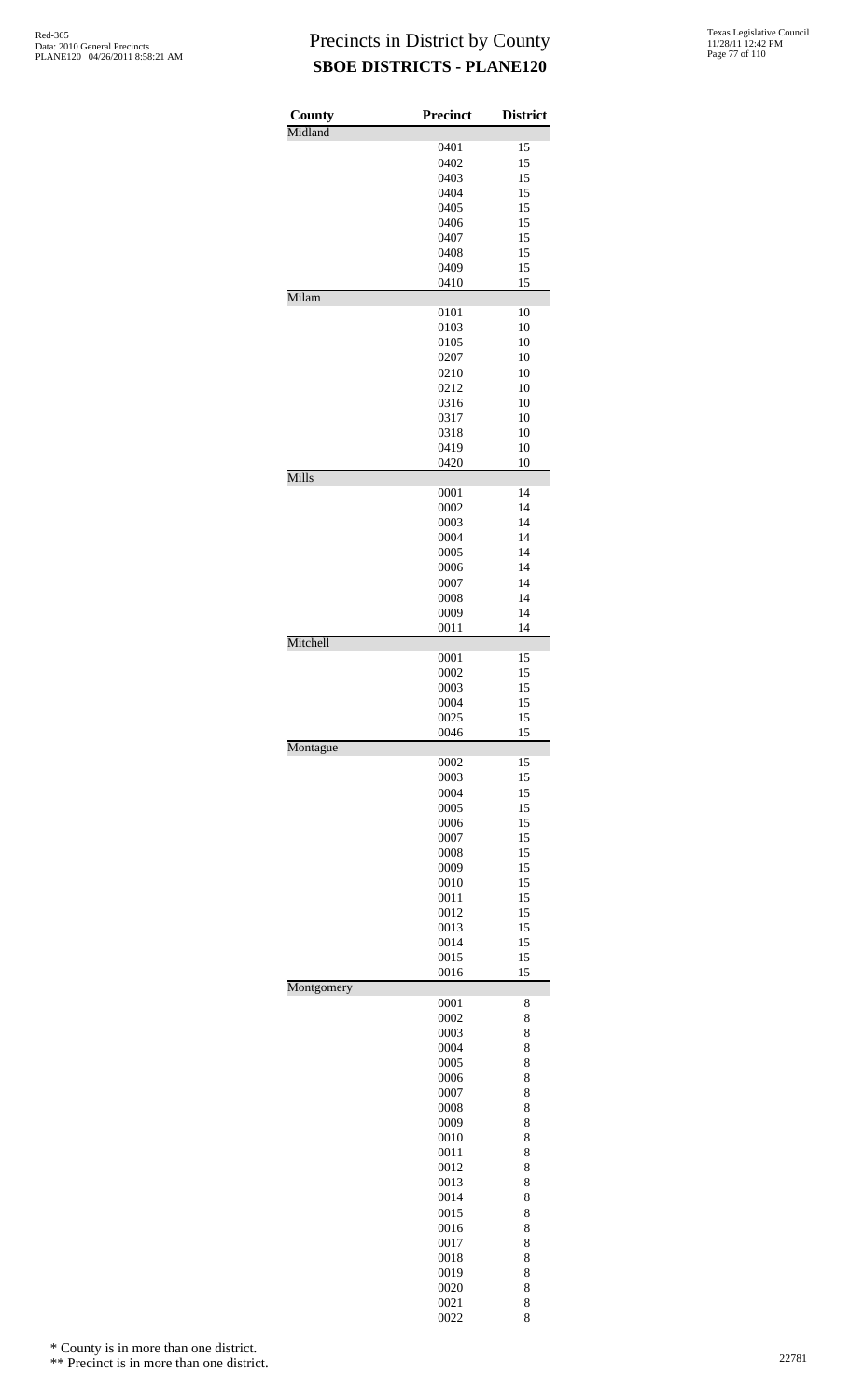# Precincts in District by County

## SBOE DISTRICTS - PLANE120

| County | Precinct | District |
|---|---|---|
| Midland | | |
| | 0401 | 15 |
| | 0402 | 15 |
| | 0403 | 15 |
| | 0404 | 15 |
| | 0405 | 15 |
| | 0406 | 15 |
| | 0407 | 15 |
| | 0408 | 15 |
| | 0409 | 15 |
| | 0410 | 15 |
| Milam | | |
| | 0101 | 10 |
| | 0103 | 10 |
| | 0105 | 10 |
| | 0207 | 10 |
| | 0210 | 10 |
| | 0212 | 10 |
| | 0316 | 10 |
| | 0317 | 10 |
| | 0318 | 10 |
| | 0419 | 10 |
| | 0420 | 10 |
| Mills | | |
| | 0001 | 14 |
| | 0002 | 14 |
| | 0003 | 14 |
| | 0004 | 14 |
| | 0005 | 14 |
| | 0006 | 14 |
| | 0007 | 14 |
| | 0008 | 14 |
| | 0009 | 14 |
| | 0011 | 14 |
| Mitchell | | |
| | 0001 | 15 |
| | 0002 | 15 |
| | 0003 | 15 |
| | 0004 | 15 |
| | 0025 | 15 |
| | 0046 | 15 |
| Montague | | |
| | 0002 | 15 |
| | 0003 | 15 |
| | 0004 | 15 |
| | 0005 | 15 |
| | 0006 | 15 |
| | 0007 | 15 |
| | 0008 | 15 |
| | 0009 | 15 |
| | 0010 | 15 |
| | 0011 | 15 |
| | 0012 | 15 |
| | 0013 | 15 |
| | 0014 | 15 |
| | 0015 | 15 |
| | 0016 | 15 |
| Montgomery | | |
| | 0001 | 8 |
| | 0002 | 8 |
| | 0003 | 8 |
| | 0004 | 8 |
| | 0005 | 8 |
| | 0006 | 8 |
| | 0007 | 8 |
| | 0008 | 8 |
| | 0009 | 8 |
| | 0010 | 8 |
| | 0011 | 8 |
| | 0012 | 8 |
| | 0013 | 8 |
| | 0014 | 8 |
| | 0015 | 8 |
| | 0016 | 8 |
| | 0017 | 8 |
| | 0018 | 8 |
| | 0019 | 8 |
| | 0020 | 8 |
| | 0021 | 8 |
| | 0022 | 8 |

\* County is in more than one district.

\*\* Precinct is in more than one district.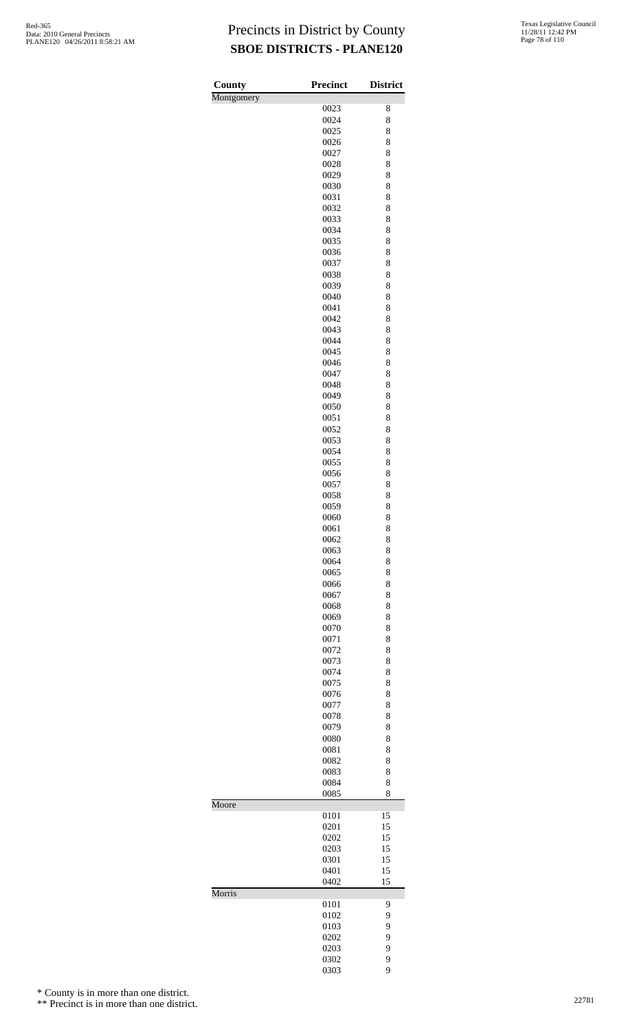# Precincts in District by County
## SBOE DISTRICTS - PLANE120

Red-365
Data: 2010 General Precincts
PLANE120 04/26/2011 8:58:21 AM

Texas Legislative Council
11/28/11 12:42 PM

| County | Precinct | District |
|---|---|---|
| Montgomery | | |
| | 0023 | 8 |
| | 0024 | 8 |
| | 0025 | 8 |
| | 0026 | 8 |
| | 0027 | 8 |
| | 0028 | 8 |
| | 0029 | 8 |
| | 0030 | 8 |
| | 0031 | 8 |
| | 0032 | 8 |
| | 0033 | 8 |
| | 0034 | 8 |
| | 0035 | 8 |
| | 0036 | 8 |
| | 0037 | 8 |
| | 0038 | 8 |
| | 0039 | 8 |
| | 0040 | 8 |
| | 0041 | 8 |
| | 0042 | 8 |
| | 0043 | 8 |
| | 0044 | 8 |
| | 0045 | 8 |
| | 0046 | 8 |
| | 0047 | 8 |
| | 0048 | 8 |
| | 0049 | 8 |
| | 0050 | 8 |
| | 0051 | 8 |
| | 0052 | 8 |
| | 0053 | 8 |
| | 0054 | 8 |
| | 0055 | 8 |
| | 0056 | 8 |
| | 0057 | 8 |
| | 0058 | 8 |
| | 0059 | 8 |
| | 0060 | 8 |
| | 0061 | 8 |
| | 0062 | 8 |
| | 0063 | 8 |
| | 0064 | 8 |
| | 0065 | 8 |
| | 0066 | 8 |
| | 0067 | 8 |
| | 0068 | 8 |
| | 0069 | 8 |
| | 0070 | 8 |
| | 0071 | 8 |
| | 0072 | 8 |
| | 0073 | 8 |
| | 0074 | 8 |
| | 0075 | 8 |
| | 0076 | 8 |
| | 0077 | 8 |
| | 0078 | 8 |
| | 0079 | 8 |
| | 0080 | 8 |
| | 0081 | 8 |
| | 0082 | 8 |
| | 0083 | 8 |
| | 0084 | 8 |
| | 0085 | 8 |
| Moore | | |
| | 0101 | 15 |
| | 0201 | 15 |
| | 0202 | 15 |
| | 0203 | 15 |
| | 0301 | 15 |
| | 0401 | 15 |
| | 0402 | 15 |
| Morris | | |
| | 0101 | 9 |
| | 0102 | 9 |
| | 0103 | 9 |
| | 0202 | 9 |
| | 0203 | 9 |
| | 0302 | 9 |
| | 0303 | 9 |

\* County is in more than one district.

\*\* Precinct is in more than one district.

22781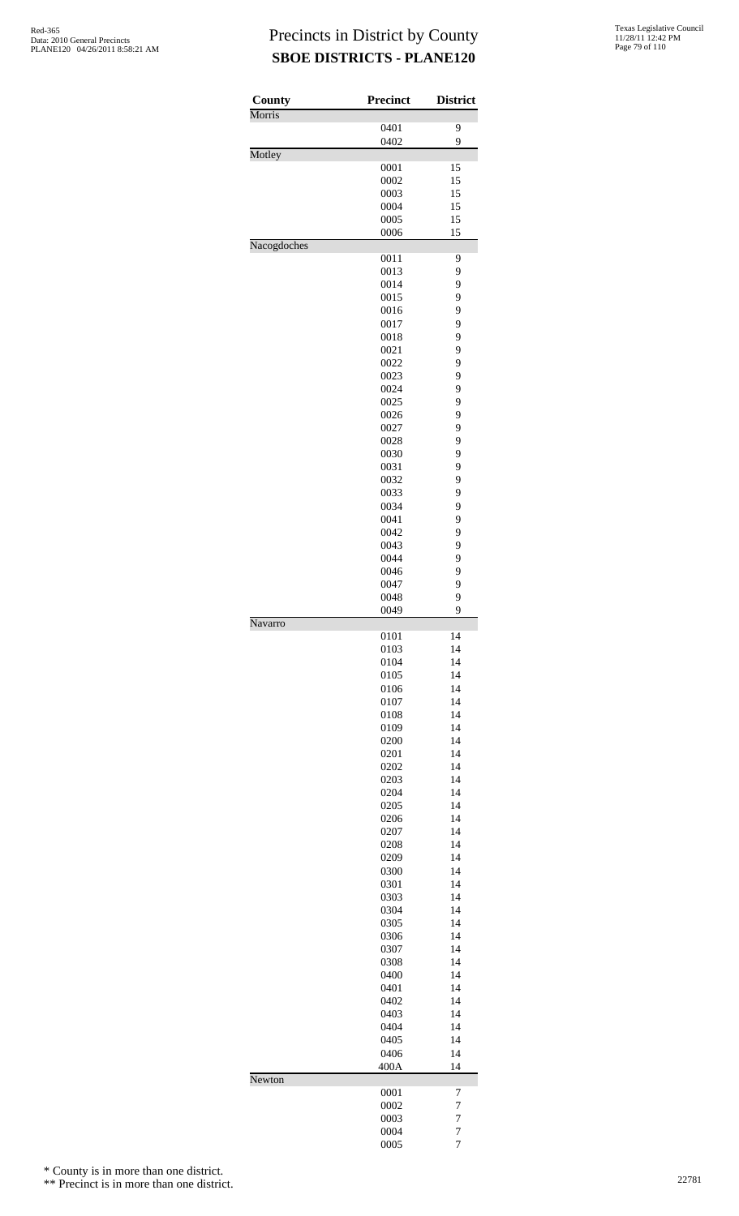# Precincts in District by County

## SBOE DISTRICTS - PLANE120

| County | Precinct | District |
|---|---|---|
| Morris | | |
| | 0401 | 9 |
| | 0402 | 9 |
| Motley | | |
| | 0001 | 15 |
| | 0002 | 15 |
| | 0003 | 15 |
| | 0004 | 15 |
| | 0005 | 15 |
| | 0006 | 15 |
| Nacogdoches | | |
| | 0011 | 9 |
| | 0013 | 9 |
| | 0014 | 9 |
| | 0015 | 9 |
| | 0016 | 9 |
| | 0017 | 9 |
| | 0018 | 9 |
| | 0021 | 9 |
| | 0022 | 9 |
| | 0023 | 9 |
| | 0024 | 9 |
| | 0025 | 9 |
| | 0026 | 9 |
| | 0027 | 9 |
| | 0028 | 9 |
| | 0030 | 9 |
| | 0031 | 9 |
| | 0032 | 9 |
| | 0033 | 9 |
| | 0034 | 9 |
| | 0041 | 9 |
| | 0042 | 9 |
| | 0043 | 9 |
| | 0044 | 9 |
| | 0046 | 9 |
| | 0047 | 9 |
| | 0048 | 9 |
| | 0049 | 9 |
| Navarro | | |
| | 0101 | 14 |
| | 0103 | 14 |
| | 0104 | 14 |
| | 0105 | 14 |
| | 0106 | 14 |
| | 0107 | 14 |
| | 0108 | 14 |
| | 0109 | 14 |
| | 0200 | 14 |
| | 0201 | 14 |
| | 0202 | 14 |
| | 0203 | 14 |
| | 0204 | 14 |
| | 0205 | 14 |
| | 0206 | 14 |
| | 0207 | 14 |
| | 0208 | 14 |
| | 0209 | 14 |
| | 0300 | 14 |
| | 0301 | 14 |
| | 0303 | 14 |
| | 0304 | 14 |
| | 0305 | 14 |
| | 0306 | 14 |
| | 0307 | 14 |
| | 0308 | 14 |
| | 0400 | 14 |
| | 0401 | 14 |
| | 0402 | 14 |
| | 0403 | 14 |
| | 0404 | 14 |
| | 0405 | 14 |
| | 0406 | 14 |
| | 400A | 14 |
| Newton | | |
| | 0001 | 7 |
| | 0002 | 7 |
| | 0003 | 7 |
| | 0004 | 7 |
| | 0005 | 7 |

\* County is in more than one district.

\*\* Precinct is in more than one district.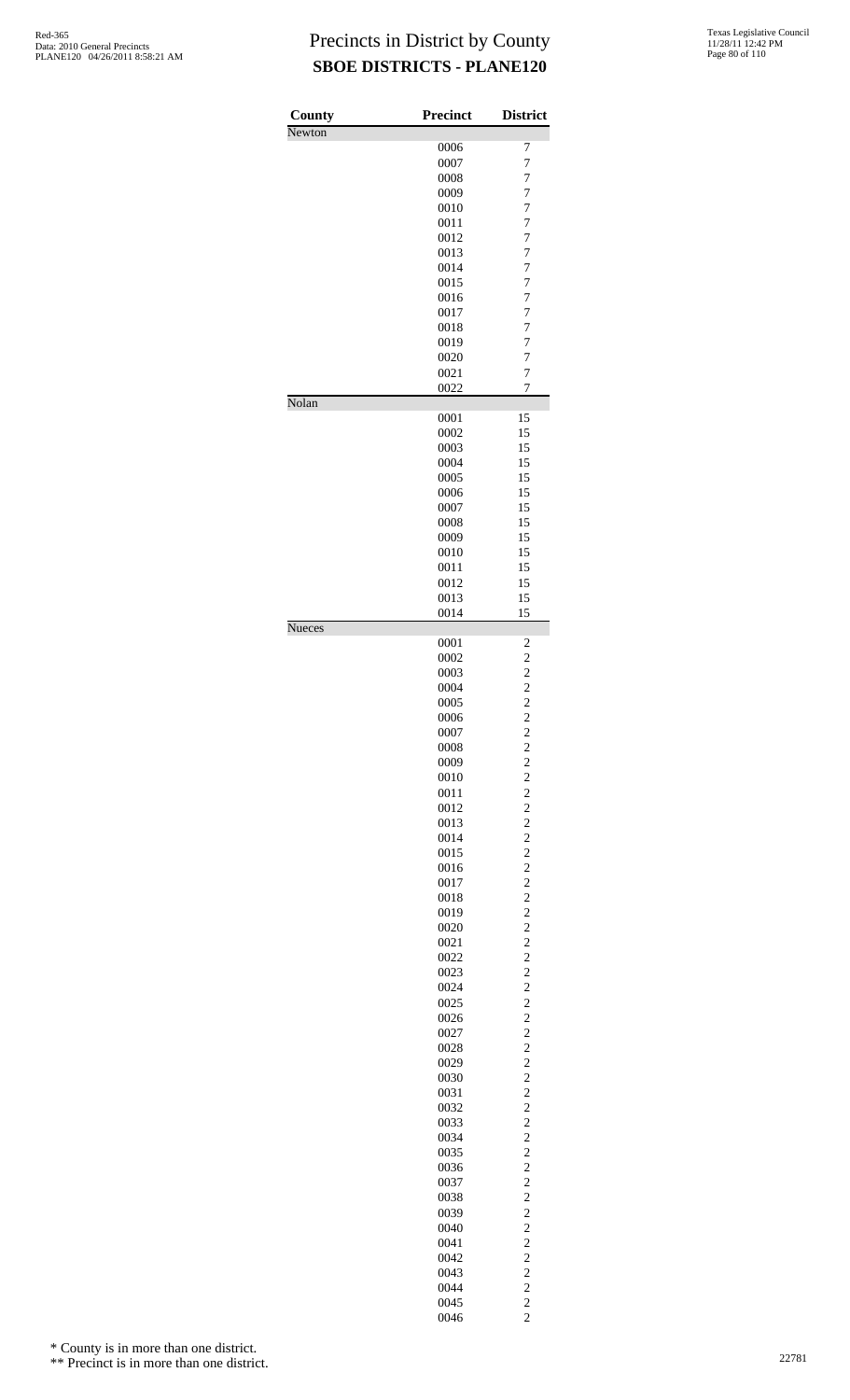# Precincts in District by County
## SBOE DISTRICTS - PLANE120

Red-365
Data: 2010 General Precincts
PLANE120 04/26/2011 8:58:21 AM

Texas Legislative Council
11/28/11 12:42 PM

| County | Precinct | District |
|---|---|---|
| Newton | | |
| | 0006 | 7 |
| | 0007 | 7 |
| | 0008 | 7 |
| | 0009 | 7 |
| | 0010 | 7 |
| | 0011 | 7 |
| | 0012 | 7 |
| | 0013 | 7 |
| | 0014 | 7 |
| | 0015 | 7 |
| | 0016 | 7 |
| | 0017 | 7 |
| | 0018 | 7 |
| | 0019 | 7 |
| | 0020 | 7 |
| | 0021 | 7 |
| | 0022 | 7 |
| Nolan | | |
| | 0001 | 15 |
| | 0002 | 15 |
| | 0003 | 15 |
| | 0004 | 15 |
| | 0005 | 15 |
| | 0006 | 15 |
| | 0007 | 15 |
| | 0008 | 15 |
| | 0009 | 15 |
| | 0010 | 15 |
| | 0011 | 15 |
| | 0012 | 15 |
| | 0013 | 15 |
| | 0014 | 15 |
| Nueces | | |
| | 0001 | 2 |
| | 0002 | 2 |
| | 0003 | 2 |
| | 0004 | 2 |
| | 0005 | 2 |
| | 0006 | 2 |
| | 0007 | 2 |
| | 0008 | 2 |
| | 0009 | 2 |
| | 0010 | 2 |
| | 0011 | 2 |
| | 0012 | 2 |
| | 0013 | 2 |
| | 0014 | 2 |
| | 0015 | 2 |
| | 0016 | 2 |
| | 0017 | 2 |
| | 0018 | 2 |
| | 0019 | 2 |
| | 0020 | 2 |
| | 0021 | 2 |
| | 0022 | 2 |
| | 0023 | 2 |
| | 0024 | 2 |
| | 0025 | 2 |
| | 0026 | 2 |
| | 0027 | 2 |
| | 0028 | 2 |
| | 0029 | 2 |
| | 0030 | 2 |
| | 0031 | 2 |
| | 0032 | 2 |
| | 0033 | 2 |
| | 0034 | 2 |
| | 0035 | 2 |
| | 0036 | 2 |
| | 0037 | 2 |
| | 0038 | 2 |
| | 0039 | 2 |
| | 0040 | 2 |
| | 0041 | 2 |
| | 0042 | 2 |
| | 0043 | 2 |
| | 0044 | 2 |
| | 0045 | 2 |
| | 0046 | 2 |

\* County is in more than one district.

\** Precinct is in more than one district.

22781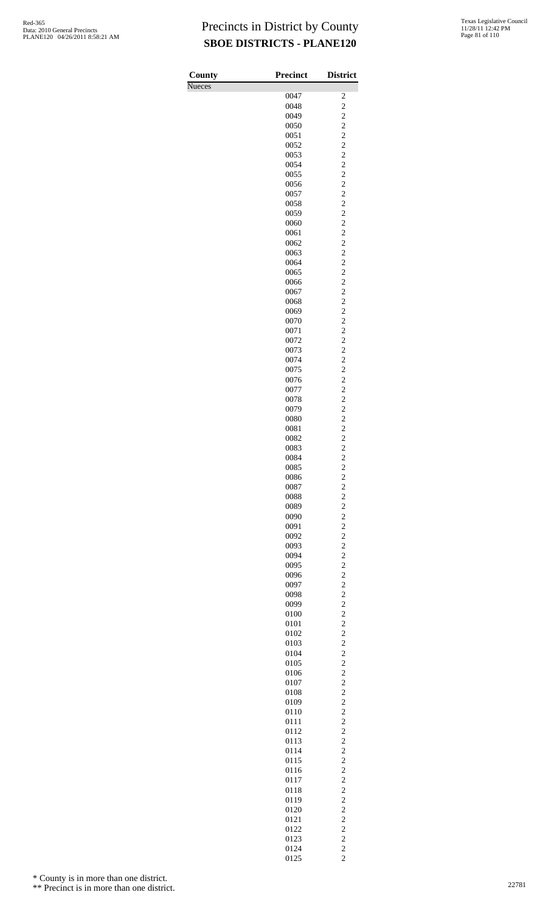# Precincts in District by County
**SBOE DISTRICTS - PLANE120**

| County | Precinct | District |
|---|---|---|
| Nueces | | |
| | 0047 | 2 |
| | 0048 | 2 |
| | 0049 | 2 |
| | 0050 | 2 |
| | 0051 | 2 |
| | 0052 | 2 |
| | 0053 | 2 |
| | 0054 | 2 |
| | 0055 | 2 |
| | 0056 | 2 |
| | 0057 | 2 |
| | 0058 | 2 |
| | 0059 | 2 |
| | 0060 | 2 |
| | 0061 | 2 |
| | 0062 | 2 |
| | 0063 | 2 |
| | 0064 | 2 |
| | 0065 | 2 |
| | 0066 | 2 |
| | 0067 | 2 |
| | 0068 | 2 |
| | 0069 | 2 |
| | 0070 | 2 |
| | 0071 | 2 |
| | 0072 | 2 |
| | 0073 | 2 |
| | 0074 | 2 |
| | 0075 | 2 |
| | 0076 | 2 |
| | 0077 | 2 |
| | 0078 | 2 |
| | 0079 | 2 |
| | 0080 | 2 |
| | 0081 | 2 |
| | 0082 | 2 |
| | 0083 | 2 |
| | 0084 | 2 |
| | 0085 | 2 |
| | 0086 | 2 |
| | 0087 | 2 |
| | 0088 | 2 |
| | 0089 | 2 |
| | 0090 | 2 |
| | 0091 | 2 |
| | 0092 | 2 |
| | 0093 | 2 |
| | 0094 | 2 |
| | 0095 | 2 |
| | 0096 | 2 |
| | 0097 | 2 |
| | 0098 | 2 |
| | 0099 | 2 |
| | 0100 | 2 |
| | 0101 | 2 |
| | 0102 | 2 |
| | 0103 | 2 |
| | 0104 | 2 |
| | 0105 | 2 |
| | 0106 | 2 |
| | 0107 | 2 |
| | 0108 | 2 |
| | 0109 | 2 |
| | 0110 | 2 |
| | 0111 | 2 |
| | 0112 | 2 |
| | 0113 | 2 |
| | 0114 | 2 |
| | 0115 | 2 |
| | 0116 | 2 |
| | 0117 | 2 |
| | 0118 | 2 |
| | 0119 | 2 |
| | 0120 | 2 |
| | 0121 | 2 |
| | 0122 | 2 |
| | 0123 | 2 |
| | 0124 | 2 |
| | 0125 | 2 |

\* County is in more than one district.

\*\* Precinct is in more than one district.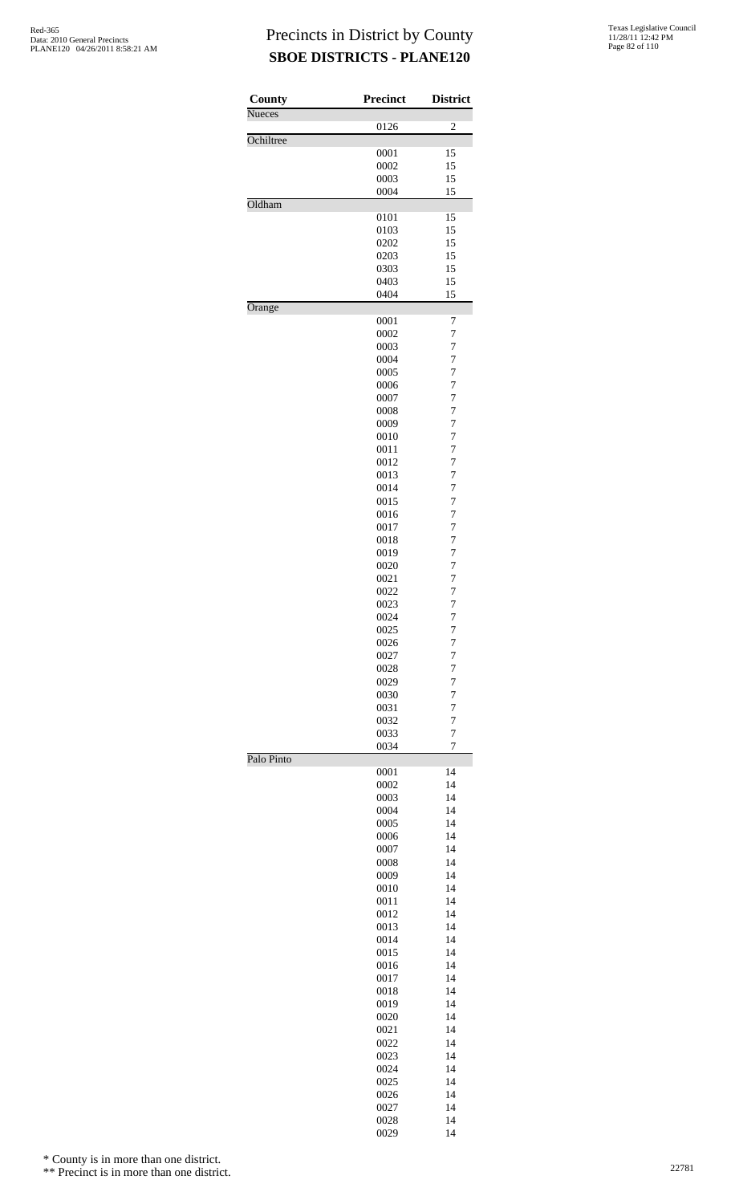# Precincts in District by County

## SBOE DISTRICTS - PLANE120

| County | Precinct | District |
|---|---|---|
| Nueces | | |
| | 0126 | 2 |
| Ochiltree | | |
| | 0001 | 15 |
| | 0002 | 15 |
| | 0003 | 15 |
| | 0004 | 15 |
| Oldham | | |
| | 0101 | 15 |
| | 0103 | 15 |
| | 0202 | 15 |
| | 0203 | 15 |
| | 0303 | 15 |
| | 0403 | 15 |
| | 0404 | 15 |
| Orange | | |
| | 0001 | 7 |
| | 0002 | 7 |
| | 0003 | 7 |
| | 0004 | 7 |
| | 0005 | 7 |
| | 0006 | 7 |
| | 0007 | 7 |
| | 0008 | 7 |
| | 0009 | 7 |
| | 0010 | 7 |
| | 0011 | 7 |
| | 0012 | 7 |
| | 0013 | 7 |
| | 0014 | 7 |
| | 0015 | 7 |
| | 0016 | 7 |
| | 0017 | 7 |
| | 0018 | 7 |
| | 0019 | 7 |
| | 0020 | 7 |
| | 0021 | 7 |
| | 0022 | 7 |
| | 0023 | 7 |
| | 0024 | 7 |
| | 0025 | 7 |
| | 0026 | 7 |
| | 0027 | 7 |
| | 0028 | 7 |
| | 0029 | 7 |
| | 0030 | 7 |
| | 0031 | 7 |
| | 0032 | 7 |
| | 0033 | 7 |
| | 0034 | 7 |
| Palo Pinto | | |
| | 0001 | 14 |
| | 0002 | 14 |
| | 0003 | 14 |
| | 0004 | 14 |
| | 0005 | 14 |
| | 0006 | 14 |
| | 0007 | 14 |
| | 0008 | 14 |
| | 0009 | 14 |
| | 0010 | 14 |
| | 0011 | 14 |
| | 0012 | 14 |
| | 0013 | 14 |
| | 0014 | 14 |
| | 0015 | 14 |
| | 0016 | 14 |
| | 0017 | 14 |
| | 0018 | 14 |
| | 0019 | 14 |
| | 0020 | 14 |
| | 0021 | 14 |
| | 0022 | 14 |
| | 0023 | 14 |
| | 0024 | 14 |
| | 0025 | 14 |
| | 0026 | 14 |
| | 0027 | 14 |
| | 0028 | 14 |
| | 0029 | 14 |

\* County is in more than one district.

\** Precinct is in more than one district.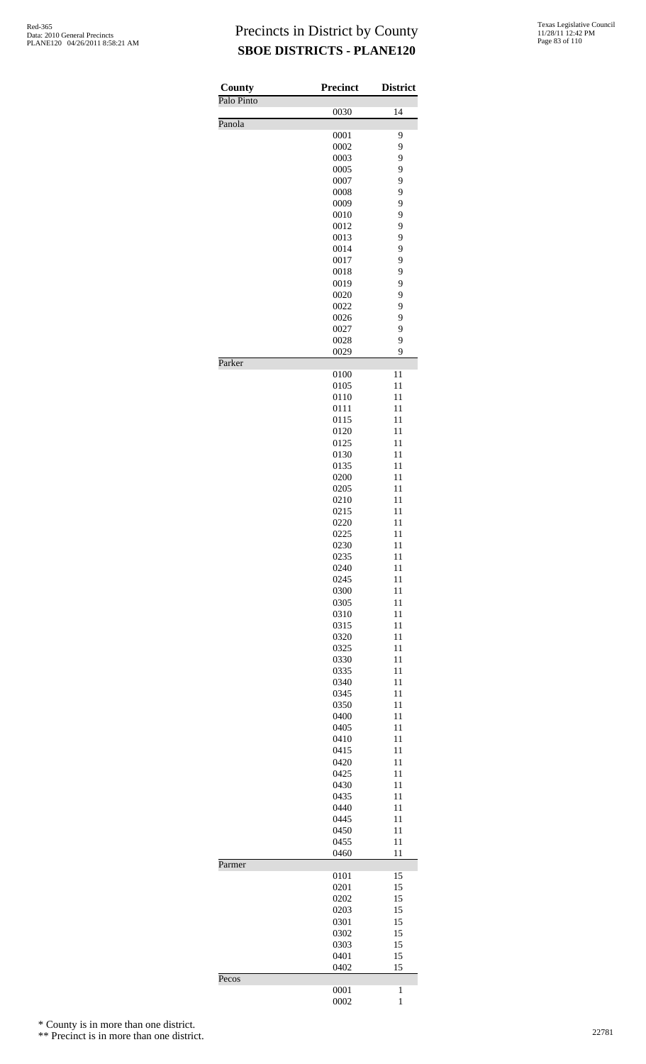# Precincts in District by County

## SBOE DISTRICTS - PLANE120

| County | Precinct | District |
|---|---|---|
| Palo Pinto | | |
| | 0030 | 14 |
| Panola | | |
| | 0001 | 9 |
| | 0002 | 9 |
| | 0003 | 9 |
| | 0005 | 9 |
| | 0007 | 9 |
| | 0008 | 9 |
| | 0009 | 9 |
| | 0010 | 9 |
| | 0012 | 9 |
| | 0013 | 9 |
| | 0014 | 9 |
| | 0017 | 9 |
| | 0018 | 9 |
| | 0019 | 9 |
| | 0020 | 9 |
| | 0022 | 9 |
| | 0026 | 9 |
| | 0027 | 9 |
| | 0028 | 9 |
| | 0029 | 9 |
| Parker | | |
| | 0100 | 11 |
| | 0105 | 11 |
| | 0110 | 11 |
| | 0111 | 11 |
| | 0115 | 11 |
| | 0120 | 11 |
| | 0125 | 11 |
| | 0130 | 11 |
| | 0135 | 11 |
| | 0200 | 11 |
| | 0205 | 11 |
| | 0210 | 11 |
| | 0215 | 11 |
| | 0220 | 11 |
| | 0225 | 11 |
| | 0230 | 11 |
| | 0235 | 11 |
| | 0240 | 11 |
| | 0245 | 11 |
| | 0300 | 11 |
| | 0305 | 11 |
| | 0310 | 11 |
| | 0315 | 11 |
| | 0320 | 11 |
| | 0325 | 11 |
| | 0330 | 11 |
| | 0335 | 11 |
| | 0340 | 11 |
| | 0345 | 11 |
| | 0350 | 11 |
| | 0400 | 11 |
| | 0405 | 11 |
| | 0410 | 11 |
| | 0415 | 11 |
| | 0420 | 11 |
| | 0425 | 11 |
| | 0430 | 11 |
| | 0435 | 11 |
| | 0440 | 11 |
| | 0445 | 11 |
| | 0450 | 11 |
| | 0455 | 11 |
| | 0460 | 11 |
| Parmer | | |
| | 0101 | 15 |
| | 0201 | 15 |
| | 0202 | 15 |
| | 0203 | 15 |
| | 0301 | 15 |
| | 0302 | 15 |
| | 0303 | 15 |
| | 0401 | 15 |
| | 0402 | 15 |
| Pecos | | |
| | 0001 | 1 |
| | 0002 | 1 |

\* County is in more than one district.

\*\* Precinct is in more than one district.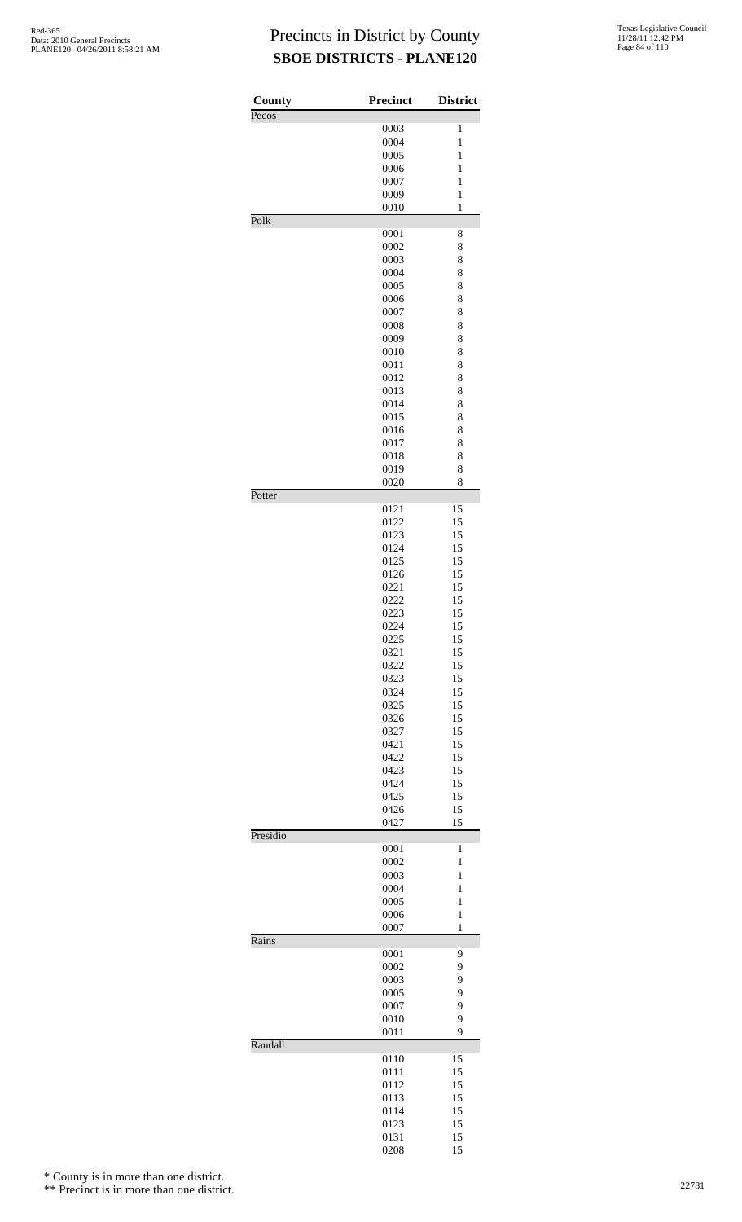# Precincts in District by County

## SBOE DISTRICTS - PLANE120

| County | Precinct | District |
|---|---|---|
| Pecos | | |
| | 0003 | 1 |
| | 0004 | 1 |
| | 0005 | 1 |
| | 0006 | 1 |
| | 0007 | 1 |
| | 0009 | 1 |
| | 0010 | 1 |
| Polk | | |
| | 0001 | 8 |
| | 0002 | 8 |
| | 0003 | 8 |
| | 0004 | 8 |
| | 0005 | 8 |
| | 0006 | 8 |
| | 0007 | 8 |
| | 0008 | 8 |
| | 0009 | 8 |
| | 0010 | 8 |
| | 0011 | 8 |
| | 0012 | 8 |
| | 0013 | 8 |
| | 0014 | 8 |
| | 0015 | 8 |
| | 0016 | 8 |
| | 0017 | 8 |
| | 0018 | 8 |
| | 0019 | 8 |
| | 0020 | 8 |
| Potter | | |
| | 0121 | 15 |
| | 0122 | 15 |
| | 0123 | 15 |
| | 0124 | 15 |
| | 0125 | 15 |
| | 0126 | 15 |
| | 0221 | 15 |
| | 0222 | 15 |
| | 0223 | 15 |
| | 0224 | 15 |
| | 0225 | 15 |
| | 0321 | 15 |
| | 0322 | 15 |
| | 0323 | 15 |
| | 0324 | 15 |
| | 0325 | 15 |
| | 0326 | 15 |
| | 0327 | 15 |
| | 0421 | 15 |
| | 0422 | 15 |
| | 0423 | 15 |
| | 0424 | 15 |
| | 0425 | 15 |
| | 0426 | 15 |
| | 0427 | 15 |
| Presidio | | |
| | 0001 | 1 |
| | 0002 | 1 |
| | 0003 | 1 |
| | 0004 | 1 |
| | 0005 | 1 |
| | 0006 | 1 |
| | 0007 | 1 |
| Rains | | |
| | 0001 | 9 |
| | 0002 | 9 |
| | 0003 | 9 |
| | 0005 | 9 |
| | 0007 | 9 |
| | 0010 | 9 |
| | 0011 | 9 |
| Randall | | |
| | 0110 | 15 |
| | 0111 | 15 |
| | 0112 | 15 |
| | 0113 | 15 |
| | 0114 | 15 |
| | 0123 | 15 |
| | 0131 | 15 |
| | 0208 | 15 |

\* County is in more than one district.

\*\* Precinct is in more than one district.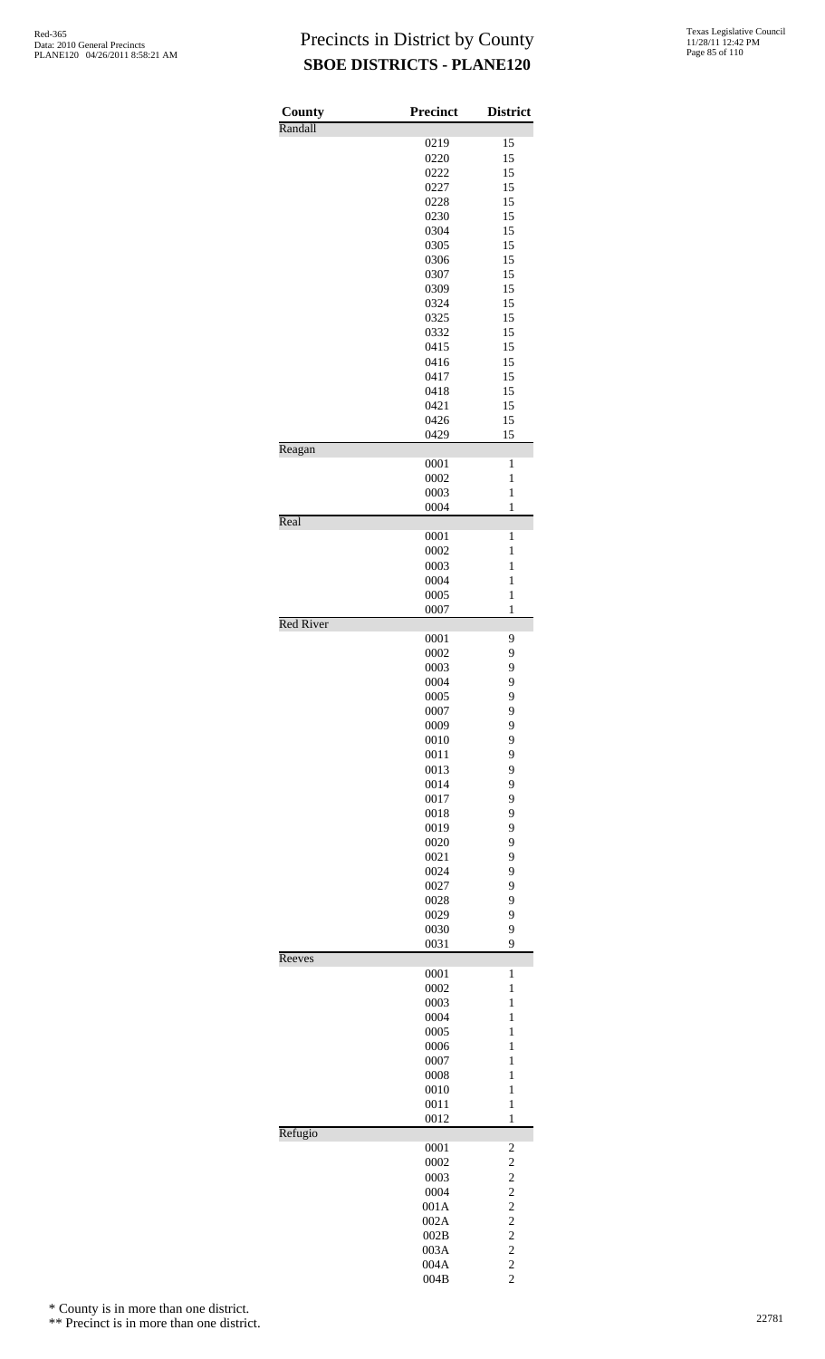# Precincts in District by County
## SBOE DISTRICTS - PLANE120

| County | Precinct | District |
|---|---|---|
| Randall | | |
| | 0219 | 15 |
| | 0220 | 15 |
| | 0222 | 15 |
| | 0227 | 15 |
| | 0228 | 15 |
| | 0230 | 15 |
| | 0304 | 15 |
| | 0305 | 15 |
| | 0306 | 15 |
| | 0307 | 15 |
| | 0309 | 15 |
| | 0324 | 15 |
| | 0325 | 15 |
| | 0332 | 15 |
| | 0415 | 15 |
| | 0416 | 15 |
| | 0417 | 15 |
| | 0418 | 15 |
| | 0421 | 15 |
| | 0426 | 15 |
| | 0429 | 15 |
| Reagan | | |
| | 0001 | 1 |
| | 0002 | 1 |
| | 0003 | 1 |
| | 0004 | 1 |
| Real | | |
| | 0001 | 1 |
| | 0002 | 1 |
| | 0003 | 1 |
| | 0004 | 1 |
| | 0005 | 1 |
| | 0007 | 1 |
| Red River | | |
| | 0001 | 9 |
| | 0002 | 9 |
| | 0003 | 9 |
| | 0004 | 9 |
| | 0005 | 9 |
| | 0007 | 9 |
| | 0009 | 9 |
| | 0010 | 9 |
| | 0011 | 9 |
| | 0013 | 9 |
| | 0014 | 9 |
| | 0017 | 9 |
| | 0018 | 9 |
| | 0019 | 9 |
| | 0020 | 9 |
| | 0021 | 9 |
| | 0024 | 9 |
| | 0027 | 9 |
| | 0028 | 9 |
| | 0029 | 9 |
| | 0030 | 9 |
| | 0031 | 9 |
| Reeves | | |
| | 0001 | 1 |
| | 0002 | 1 |
| | 0003 | 1 |
| | 0004 | 1 |
| | 0005 | 1 |
| | 0006 | 1 |
| | 0007 | 1 |
| | 0008 | 1 |
| | 0010 | 1 |
| | 0011 | 1 |
| | 0012 | 1 |
| Refugio | | |
| | 0001 | 2 |
| | 0002 | 2 |
| | 0003 | 2 |
| | 0004 | 2 |
| | 001A | 2 |
| | 002A | 2 |
| | 002B | 2 |
| | 003A | 2 |
| | 004A | 2 |
| | 004B | 2 |

\* County is in more than one district.

\*\* Precinct is in more than one district.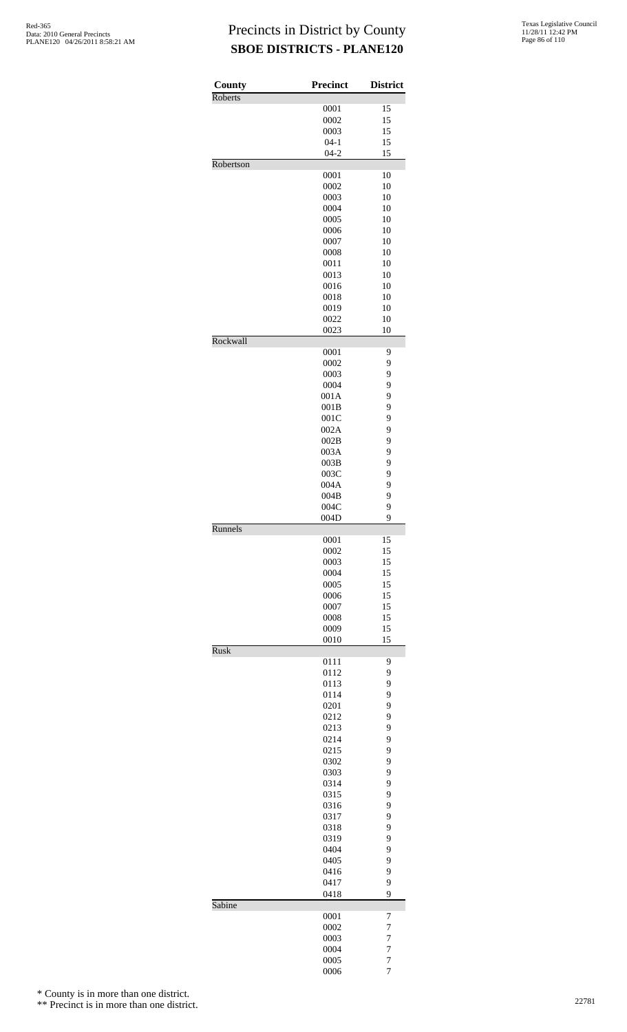# Precincts in District by County
## SBOE DISTRICTS - PLANE120

Red-365
Data: 2010 General Precincts
PLANE120 04/26/2011 8:58:21 AM

Texas Legislative Council
11/28/11 12:42 PM

| County | Precinct | District |
|---|---|---|
| Roberts | | |
| | 0001 | 15 |
| | 0002 | 15 |
| | 0003 | 15 |
| | 04-1 | 15 |
| | 04-2 | 15 |
| Robertson | | |
| | 0001 | 10 |
| | 0002 | 10 |
| | 0003 | 10 |
| | 0004 | 10 |
| | 0005 | 10 |
| | 0006 | 10 |
| | 0007 | 10 |
| | 0008 | 10 |
| | 0011 | 10 |
| | 0013 | 10 |
| | 0016 | 10 |
| | 0018 | 10 |
| | 0019 | 10 |
| | 0022 | 10 |
| | 0023 | 10 |
| Rockwall | | |
| | 0001 | 9 |
| | 0002 | 9 |
| | 0003 | 9 |
| | 0004 | 9 |
| | 001A | 9 |
| | 001B | 9 |
| | 001C | 9 |
| | 002A | 9 |
| | 002B | 9 |
| | 003A | 9 |
| | 003B | 9 |
| | 003C | 9 |
| | 004A | 9 |
| | 004B | 9 |
| | 004C | 9 |
| | 004D | 9 |
| Runnels | | |
| | 0001 | 15 |
| | 0002 | 15 |
| | 0003 | 15 |
| | 0004 | 15 |
| | 0005 | 15 |
| | 0006 | 15 |
| | 0007 | 15 |
| | 0008 | 15 |
| | 0009 | 15 |
| | 0010 | 15 |
| Rusk | | |
| | 0111 | 9 |
| | 0112 | 9 |
| | 0113 | 9 |
| | 0114 | 9 |
| | 0201 | 9 |
| | 0212 | 9 |
| | 0213 | 9 |
| | 0214 | 9 |
| | 0215 | 9 |
| | 0302 | 9 |
| | 0303 | 9 |
| | 0314 | 9 |
| | 0315 | 9 |
| | 0316 | 9 |
| | 0317 | 9 |
| | 0318 | 9 |
| | 0319 | 9 |
| | 0404 | 9 |
| | 0405 | 9 |
| | 0416 | 9 |
| | 0417 | 9 |
| | 0418 | 9 |
| Sabine | | |
| | 0001 | 7 |
| | 0002 | 7 |
| | 0003 | 7 |
| | 0004 | 7 |
| | 0005 | 7 |
| | 0006 | 7 |

\* County is in more than one district.

\*\* Precinct is in more than one district.

22781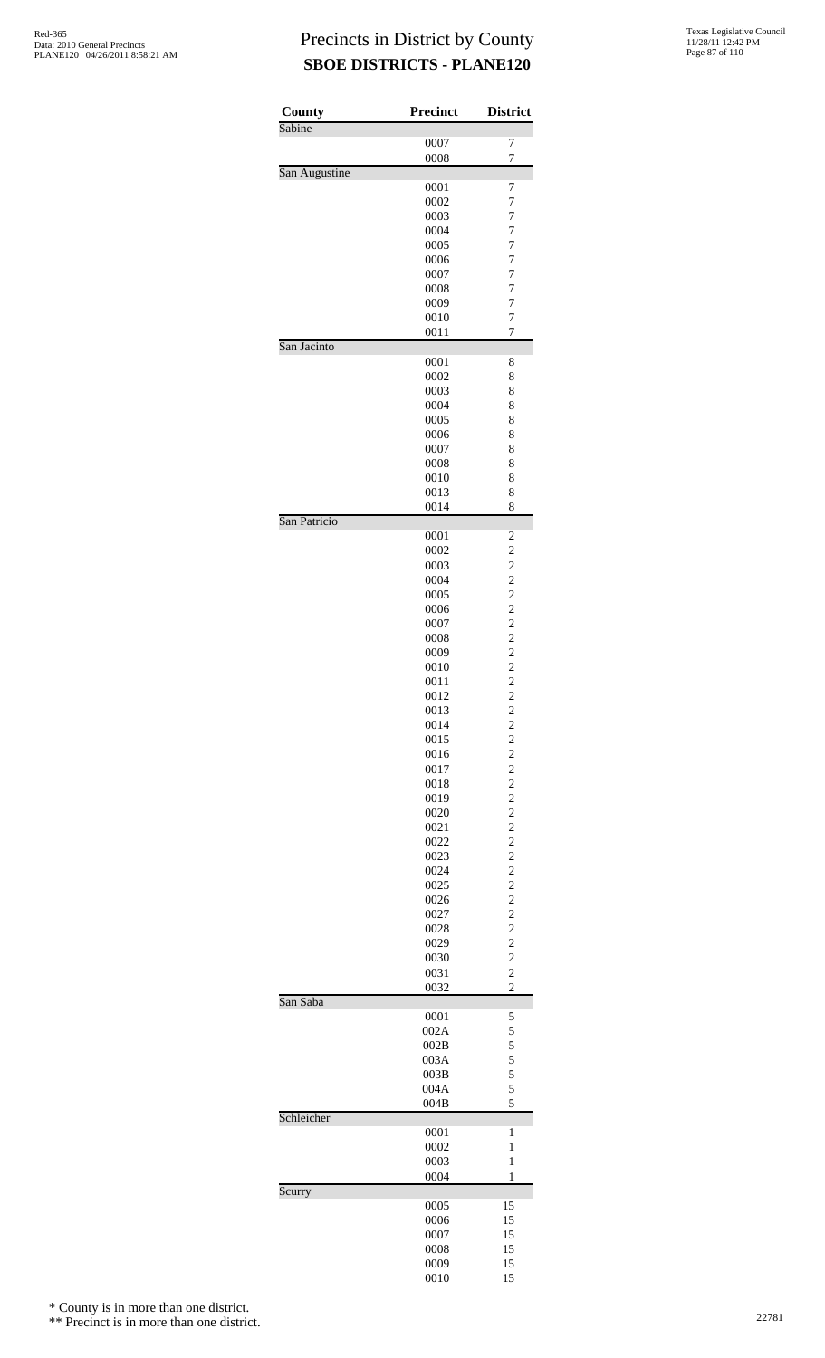# Precincts in District by County
## SBOE DISTRICTS - PLANE120

Red-365
Data: 2010 General Precincts
PLANE120 04/26/2011 8:58:21 AM

Texas Legislative Council
11/28/11 12:42 PM

| County | Precinct | District |
|---|---|---|
| Sabine | | |
| | 0007 | 7 |
| | 0008 | 7 |
| San Augustine | | |
| | 0001 | 7 |
| | 0002 | 7 |
| | 0003 | 7 |
| | 0004 | 7 |
| | 0005 | 7 |
| | 0006 | 7 |
| | 0007 | 7 |
| | 0008 | 7 |
| | 0009 | 7 |
| | 0010 | 7 |
| | 0011 | 7 |
| San Jacinto | | |
| | 0001 | 8 |
| | 0002 | 8 |
| | 0003 | 8 |
| | 0004 | 8 |
| | 0005 | 8 |
| | 0006 | 8 |
| | 0007 | 8 |
| | 0008 | 8 |
| | 0010 | 8 |
| | 0013 | 8 |
| | 0014 | 8 |
| San Patricio | | |
| | 0001 | 2 |
| | 0002 | 2 |
| | 0003 | 2 |
| | 0004 | 2 |
| | 0005 | 2 |
| | 0006 | 2 |
| | 0007 | 2 |
| | 0008 | 2 |
| | 0009 | 2 |
| | 0010 | 2 |
| | 0011 | 2 |
| | 0012 | 2 |
| | 0013 | 2 |
| | 0014 | 2 |
| | 0015 | 2 |
| | 0016 | 2 |
| | 0017 | 2 |
| | 0018 | 2 |
| | 0019 | 2 |
| | 0020 | 2 |
| | 0021 | 2 |
| | 0022 | 2 |
| | 0023 | 2 |
| | 0024 | 2 |
| | 0025 | 2 |
| | 0026 | 2 |
| | 0027 | 2 |
| | 0028 | 2 |
| | 0029 | 2 |
| | 0030 | 2 |
| | 0031 | 2 |
| | 0032 | 2 |
| San Saba | | |
| | 0001 | 5 |
| | 002A | 5 |
| | 002B | 5 |
| | 003A | 5 |
| | 003B | 5 |
| | 004A | 5 |
| | 004B | 5 |
| Schleicher | | |
| | 0001 | 1 |
| | 0002 | 1 |
| | 0003 | 1 |
| | 0004 | 1 |
| Scurry | | |
| | 0005 | 15 |
| | 0006 | 15 |
| | 0007 | 15 |
| | 0008 | 15 |
| | 0009 | 15 |
| | 0010 | 15 |

\* County is in more than one district.

\*\* Precinct is in more than one district.

22781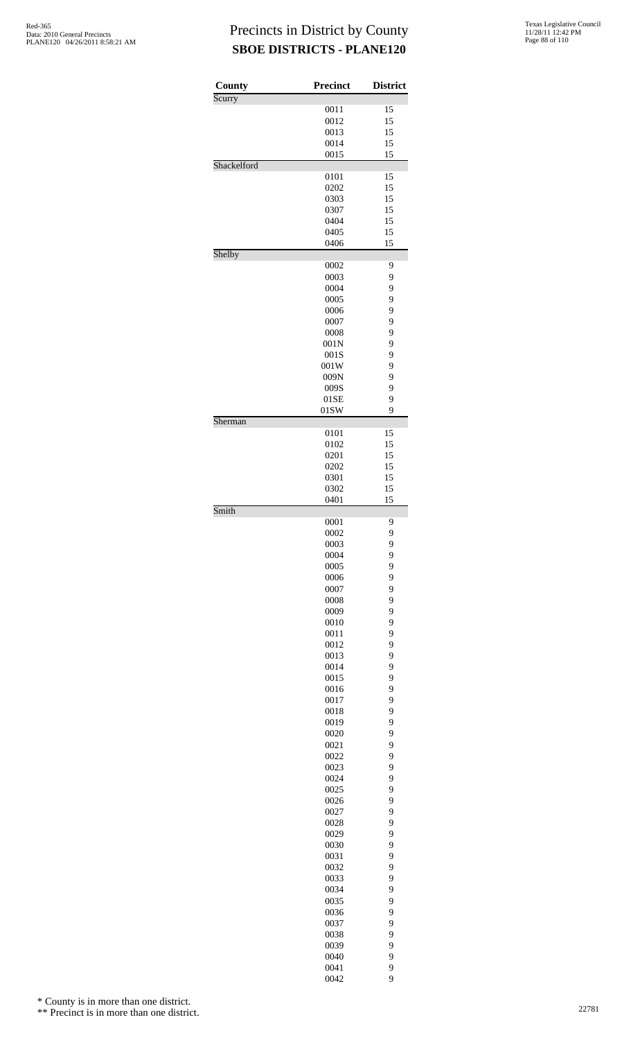# Precincts in District by County
## SBOE DISTRICTS - PLANE120

| County | Precinct | District |
|---|---|---|
| Scurry | | |
| | 0011 | 15 |
| | 0012 | 15 |
| | 0013 | 15 |
| | 0014 | 15 |
| | 0015 | 15 |
| Shackelford | | |
| | 0101 | 15 |
| | 0202 | 15 |
| | 0303 | 15 |
| | 0307 | 15 |
| | 0404 | 15 |
| | 0405 | 15 |
| | 0406 | 15 |
| Shelby | | |
| | 0002 | 9 |
| | 0003 | 9 |
| | 0004 | 9 |
| | 0005 | 9 |
| | 0006 | 9 |
| | 0007 | 9 |
| | 0008 | 9 |
| | 001N | 9 |
| | 001S | 9 |
| | 001W | 9 |
| | 009N | 9 |
| | 009S | 9 |
| | 01SE | 9 |
| | 01SW | 9 |
| Sherman | | |
| | 0101 | 15 |
| | 0102 | 15 |
| | 0201 | 15 |
| | 0202 | 15 |
| | 0301 | 15 |
| | 0302 | 15 |
| | 0401 | 15 |
| Smith | | |
| | 0001 | 9 |
| | 0002 | 9 |
| | 0003 | 9 |
| | 0004 | 9 |
| | 0005 | 9 |
| | 0006 | 9 |
| | 0007 | 9 |
| | 0008 | 9 |
| | 0009 | 9 |
| | 0010 | 9 |
| | 0011 | 9 |
| | 0012 | 9 |
| | 0013 | 9 |
| | 0014 | 9 |
| | 0015 | 9 |
| | 0016 | 9 |
| | 0017 | 9 |
| | 0018 | 9 |
| | 0019 | 9 |
| | 0020 | 9 |
| | 0021 | 9 |
| | 0022 | 9 |
| | 0023 | 9 |
| | 0024 | 9 |
| | 0025 | 9 |
| | 0026 | 9 |
| | 0027 | 9 |
| | 0028 | 9 |
| | 0029 | 9 |
| | 0030 | 9 |
| | 0031 | 9 |
| | 0032 | 9 |
| | 0033 | 9 |
| | 0034 | 9 |
| | 0035 | 9 |
| | 0036 | 9 |
| | 0037 | 9 |
| | 0038 | 9 |
| | 0039 | 9 |
| | 0040 | 9 |
| | 0041 | 9 |
| | 0042 | 9 |

\* County is in more than one district.

\*\* Precinct is in more than one district.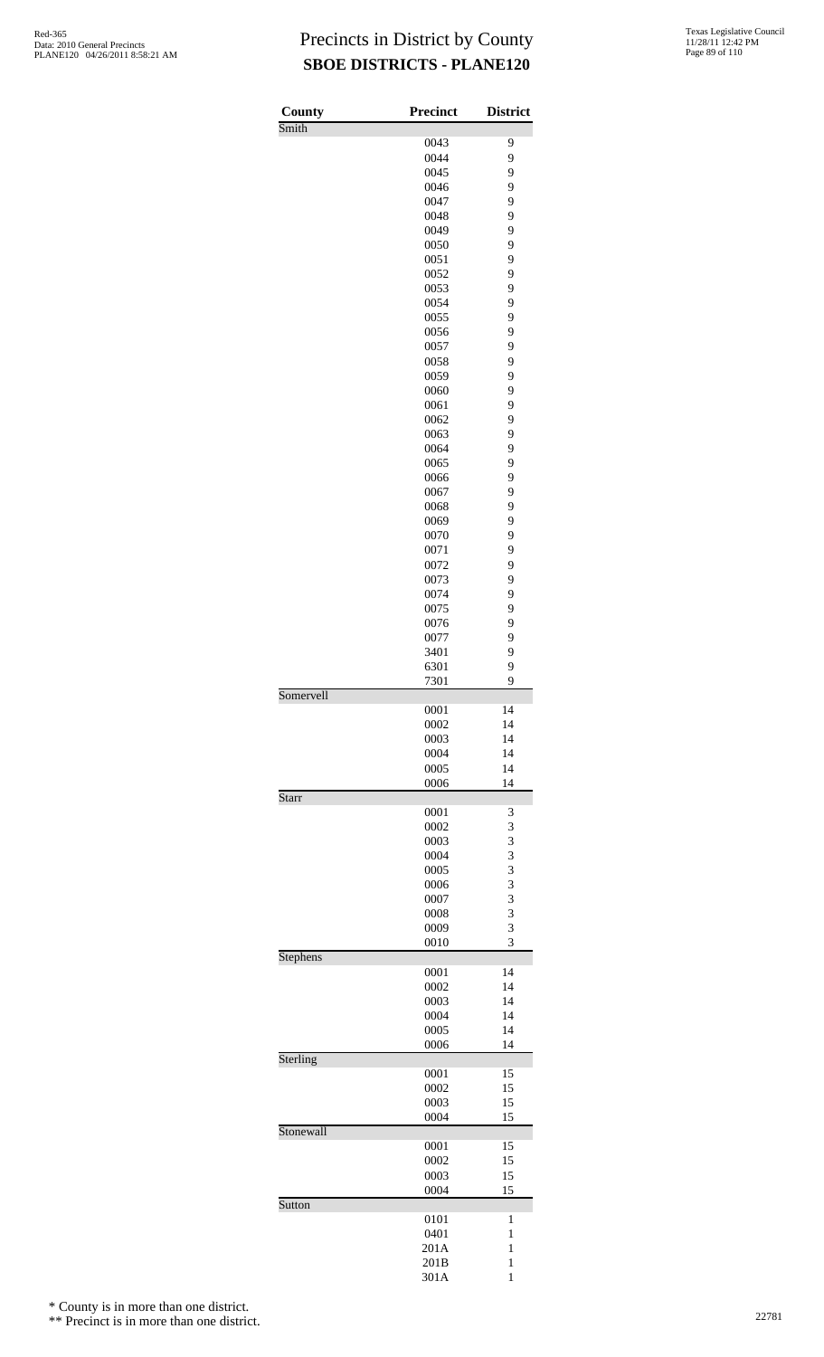# Precincts in District by County
## SBOE DISTRICTS - PLANE120

Red-365
Data: 2010 General Precincts
PLANE120 04/26/2011 8:58:21 AM

Texas Legislative Council
11/28/11 12:42 PM

| County | Precinct | District |
|---|---|---|
| Smith | | |
| | 0043 | 9 |
| | 0044 | 9 |
| | 0045 | 9 |
| | 0046 | 9 |
| | 0047 | 9 |
| | 0048 | 9 |
| | 0049 | 9 |
| | 0050 | 9 |
| | 0051 | 9 |
| | 0052 | 9 |
| | 0053 | 9 |
| | 0054 | 9 |
| | 0055 | 9 |
| | 0056 | 9 |
| | 0057 | 9 |
| | 0058 | 9 |
| | 0059 | 9 |
| | 0060 | 9 |
| | 0061 | 9 |
| | 0062 | 9 |
| | 0063 | 9 |
| | 0064 | 9 |
| | 0065 | 9 |
| | 0066 | 9 |
| | 0067 | 9 |
| | 0068 | 9 |
| | 0069 | 9 |
| | 0070 | 9 |
| | 0071 | 9 |
| | 0072 | 9 |
| | 0073 | 9 |
| | 0074 | 9 |
| | 0075 | 9 |
| | 0076 | 9 |
| | 0077 | 9 |
| | 3401 | 9 |
| | 6301 | 9 |
| | 7301 | 9 |
| Somervell | | |
| | 0001 | 14 |
| | 0002 | 14 |
| | 0003 | 14 |
| | 0004 | 14 |
| | 0005 | 14 |
| | 0006 | 14 |
| Starr | | |
| | 0001 | 3 |
| | 0002 | 3 |
| | 0003 | 3 |
| | 0004 | 3 |
| | 0005 | 3 |
| | 0006 | 3 |
| | 0007 | 3 |
| | 0008 | 3 |
| | 0009 | 3 |
| | 0010 | 3 |
| Stephens | | |
| | 0001 | 14 |
| | 0002 | 14 |
| | 0003 | 14 |
| | 0004 | 14 |
| | 0005 | 14 |
| | 0006 | 14 |
| Sterling | | |
| | 0001 | 15 |
| | 0002 | 15 |
| | 0003 | 15 |
| | 0004 | 15 |
| Stonewall | | |
| | 0001 | 15 |
| | 0002 | 15 |
| | 0003 | 15 |
| | 0004 | 15 |
| Sutton | | |
| | 0101 | 1 |
| | 0401 | 1 |
| | 201A | 1 |
| | 201B | 1 |
| | 301A | 1 |

\* County is in more than one district.

\*\* Precinct is in more than one district.

22781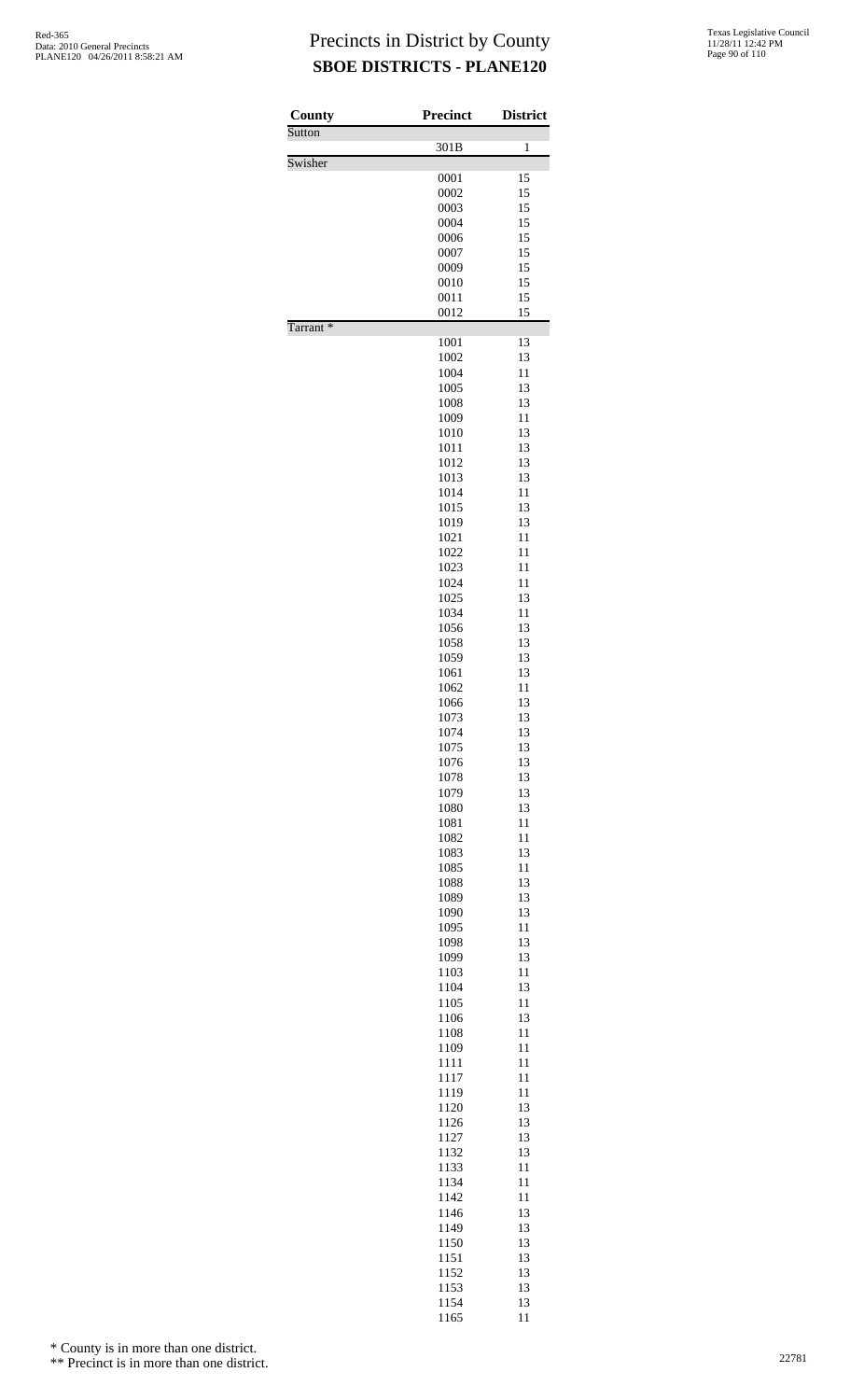# Precincts in District by County

## SBOE DISTRICTS - PLANE120

| County | Precinct | District |
|---|---|---|
| Sutton | | |
| | 301B | 1 |
| Swisher | | |
| | 0001 | 15 |
| | 0002 | 15 |
| | 0003 | 15 |
| | 0004 | 15 |
| | 0006 | 15 |
| | 0007 | 15 |
| | 0009 | 15 |
| | 0010 | 15 |
| | 0011 | 15 |
| | 0012 | 15 |
| Tarrant * | | |
| | 1001 | 13 |
| | 1002 | 13 |
| | 1004 | 11 |
| | 1005 | 13 |
| | 1008 | 13 |
| | 1009 | 11 |
| | 1010 | 13 |
| | 1011 | 13 |
| | 1012 | 13 |
| | 1013 | 13 |
| | 1014 | 11 |
| | 1015 | 13 |
| | 1019 | 13 |
| | 1021 | 11 |
| | 1022 | 11 |
| | 1023 | 11 |
| | 1024 | 11 |
| | 1025 | 13 |
| | 1034 | 11 |
| | 1056 | 13 |
| | 1058 | 13 |
| | 1059 | 13 |
| | 1061 | 13 |
| | 1062 | 11 |
| | 1066 | 13 |
| | 1073 | 13 |
| | 1074 | 13 |
| | 1075 | 13 |
| | 1076 | 13 |
| | 1078 | 13 |
| | 1079 | 13 |
| | 1080 | 13 |
| | 1081 | 11 |
| | 1082 | 11 |
| | 1083 | 13 |
| | 1085 | 11 |
| | 1088 | 13 |
| | 1089 | 13 |
| | 1090 | 13 |
| | 1095 | 11 |
| | 1098 | 13 |
| | 1099 | 13 |
| | 1103 | 11 |
| | 1104 | 13 |
| | 1105 | 11 |
| | 1106 | 13 |
| | 1108 | 11 |
| | 1109 | 11 |
| | 1111 | 11 |
| | 1117 | 11 |
| | 1119 | 11 |
| | 1120 | 13 |
| | 1126 | 13 |
| | 1127 | 13 |
| | 1132 | 13 |
| | 1133 | 11 |
| | 1134 | 11 |
| | 1142 | 11 |
| | 1146 | 13 |
| | 1149 | 13 |
| | 1150 | 13 |
| | 1151 | 13 |
| | 1152 | 13 |
| | 1153 | 13 |
| | 1154 | 13 |
| | 1165 | 11 |

\* County is in more than one district.

\*\* Precinct is in more than one district.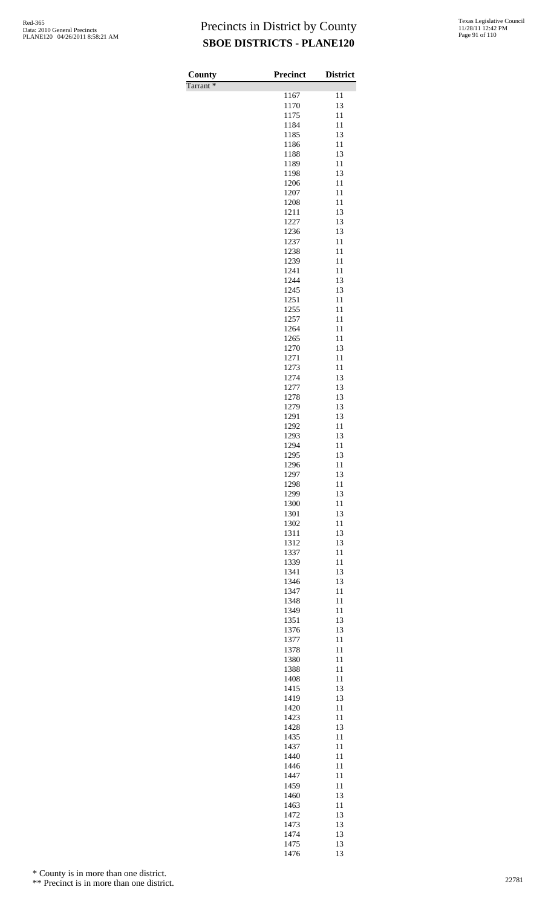# Precincts in District by County
## SBOE DISTRICTS - PLANE120

| County | Precinct | District |
|---|---|---|
| Tarrant * | | |
| | 1167 | 11 |
| | 1170 | 13 |
| | 1175 | 11 |
| | 1184 | 11 |
| | 1185 | 13 |
| | 1186 | 11 |
| | 1188 | 13 |
| | 1189 | 11 |
| | 1198 | 13 |
| | 1206 | 11 |
| | 1207 | 11 |
| | 1208 | 11 |
| | 1211 | 13 |
| | 1227 | 13 |
| | 1236 | 13 |
| | 1237 | 11 |
| | 1238 | 11 |
| | 1239 | 11 |
| | 1241 | 11 |
| | 1244 | 13 |
| | 1245 | 13 |
| | 1251 | 11 |
| | 1255 | 11 |
| | 1257 | 11 |
| | 1264 | 11 |
| | 1265 | 11 |
| | 1270 | 13 |
| | 1271 | 11 |
| | 1273 | 11 |
| | 1274 | 13 |
| | 1277 | 13 |
| | 1278 | 13 |
| | 1279 | 13 |
| | 1291 | 13 |
| | 1292 | 11 |
| | 1293 | 13 |
| | 1294 | 11 |
| | 1295 | 13 |
| | 1296 | 11 |
| | 1297 | 13 |
| | 1298 | 11 |
| | 1299 | 13 |
| | 1300 | 11 |
| | 1301 | 13 |
| | 1302 | 11 |
| | 1311 | 13 |
| | 1312 | 13 |
| | 1337 | 11 |
| | 1339 | 11 |
| | 1341 | 13 |
| | 1346 | 13 |
| | 1347 | 11 |
| | 1348 | 11 |
| | 1349 | 11 |
| | 1351 | 13 |
| | 1376 | 13 |
| | 1377 | 11 |
| | 1378 | 11 |
| | 1380 | 11 |
| | 1388 | 11 |
| | 1408 | 11 |
| | 1415 | 13 |
| | 1419 | 13 |
| | 1420 | 11 |
| | 1423 | 11 |
| | 1428 | 13 |
| | 1435 | 11 |
| | 1437 | 11 |
| | 1440 | 11 |
| | 1446 | 11 |
| | 1447 | 11 |
| | 1459 | 11 |
| | 1460 | 13 |
| | 1463 | 11 |
| | 1472 | 13 |
| | 1473 | 13 |
| | 1474 | 13 |
| | 1475 | 13 |
| | 1476 | 13 |

\* County is in more than one district.

\*\* Precinct is in more than one district.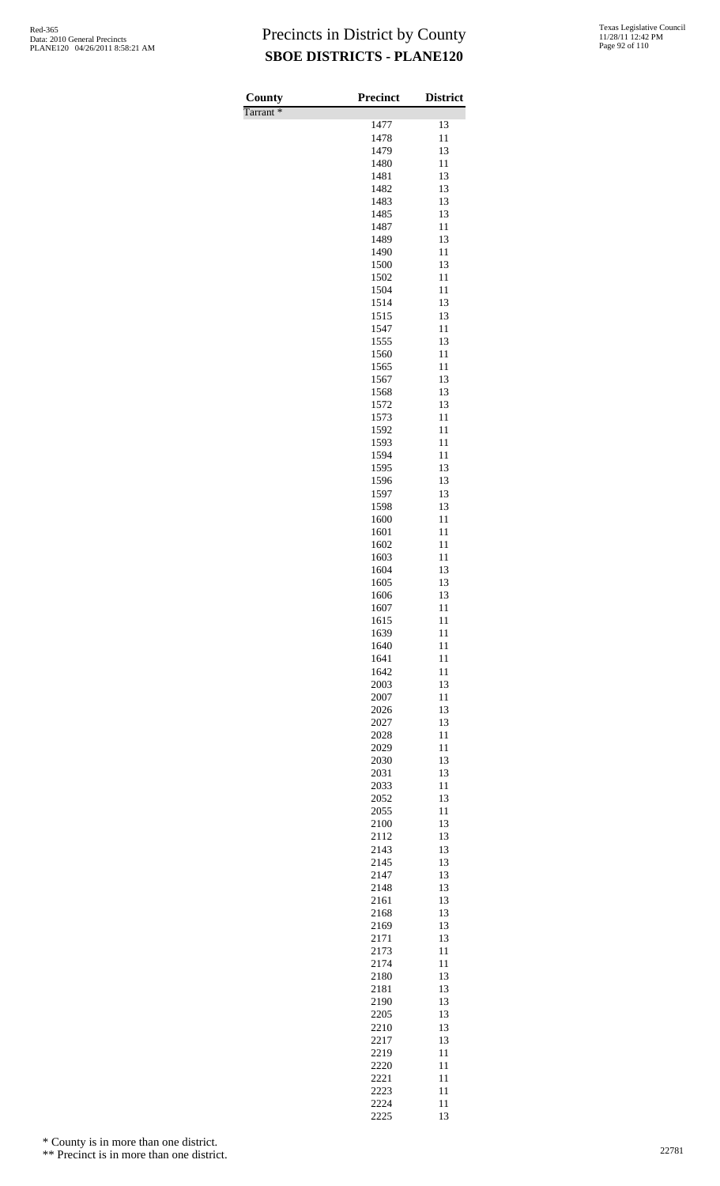# Precincts in District by County

## SBOE DISTRICTS - PLANE120

| County | Precinct | District |
| --- | --- | --- |
| Tarrant * | | |
| | 1477 | 13 |
| | 1478 | 11 |
| | 1479 | 13 |
| | 1480 | 11 |
| | 1481 | 13 |
| | 1482 | 13 |
| | 1483 | 13 |
| | 1485 | 13 |
| | 1487 | 11 |
| | 1489 | 13 |
| | 1490 | 11 |
| | 1500 | 13 |
| | 1502 | 11 |
| | 1504 | 11 |
| | 1514 | 13 |
| | 1515 | 13 |
| | 1547 | 11 |
| | 1555 | 13 |
| | 1560 | 11 |
| | 1565 | 11 |
| | 1567 | 13 |
| | 1568 | 13 |
| | 1572 | 13 |
| | 1573 | 11 |
| | 1592 | 11 |
| | 1593 | 11 |
| | 1594 | 11 |
| | 1595 | 13 |
| | 1596 | 13 |
| | 1597 | 13 |
| | 1598 | 13 |
| | 1600 | 11 |
| | 1601 | 11 |
| | 1602 | 11 |
| | 1603 | 11 |
| | 1604 | 13 |
| | 1605 | 13 |
| | 1606 | 13 |
| | 1607 | 11 |
| | 1615 | 11 |
| | 1639 | 11 |
| | 1640 | 11 |
| | 1641 | 11 |
| | 1642 | 11 |
| | 2003 | 13 |
| | 2007 | 11 |
| | 2026 | 13 |
| | 2027 | 13 |
| | 2028 | 11 |
| | 2029 | 11 |
| | 2030 | 13 |
| | 2031 | 13 |
| | 2033 | 11 |
| | 2052 | 13 |
| | 2055 | 11 |
| | 2100 | 13 |
| | 2112 | 13 |
| | 2143 | 13 |
| | 2145 | 13 |
| | 2147 | 13 |
| | 2148 | 13 |
| | 2161 | 13 |
| | 2168 | 13 |
| | 2169 | 13 |
| | 2171 | 13 |
| | 2173 | 11 |
| | 2174 | 11 |
| | 2180 | 13 |
| | 2181 | 13 |
| | 2190 | 13 |
| | 2205 | 13 |
| | 2210 | 13 |
| | 2217 | 13 |
| | 2219 | 11 |
| | 2220 | 11 |
| | 2221 | 11 |
| | 2223 | 11 |
| | 2224 | 11 |
| | 2225 | 13 |

\* County is in more than one district.

\*\* Precinct is in more than one district.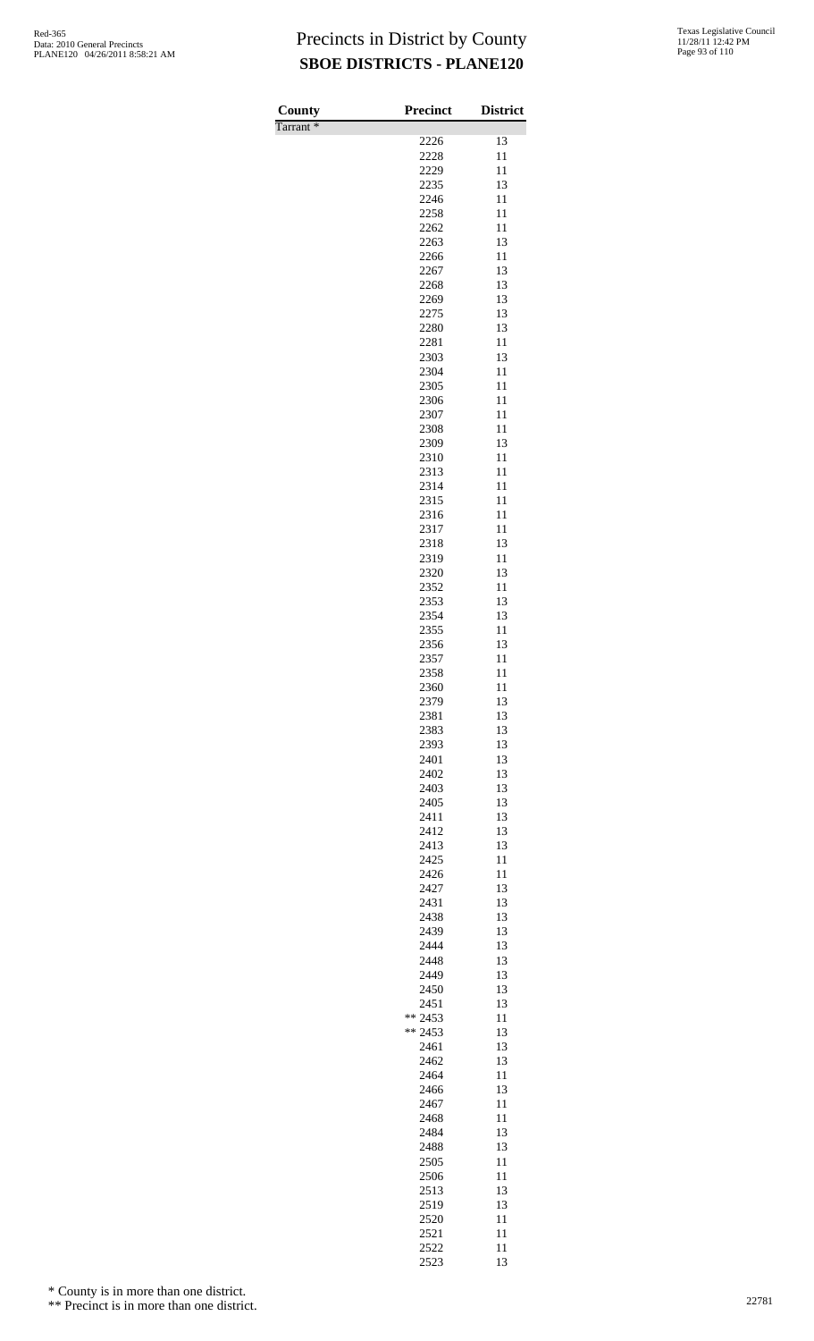# Precincts in District by County
## SBOE DISTRICTS - PLANE120

| County | Precinct | District |
|---|---|---|
| Tarrant * | | |
| | 2226 | 13 |
| | 2228 | 11 |
| | 2229 | 11 |
| | 2235 | 13 |
| | 2246 | 11 |
| | 2258 | 11 |
| | 2262 | 11 |
| | 2263 | 13 |
| | 2266 | 11 |
| | 2267 | 13 |
| | 2268 | 13 |
| | 2269 | 13 |
| | 2275 | 13 |
| | 2280 | 13 |
| | 2281 | 11 |
| | 2303 | 13 |
| | 2304 | 11 |
| | 2305 | 11 |
| | 2306 | 11 |
| | 2307 | 11 |
| | 2308 | 11 |
| | 2309 | 13 |
| | 2310 | 11 |
| | 2313 | 11 |
| | 2314 | 11 |
| | 2315 | 11 |
| | 2316 | 11 |
| | 2317 | 11 |
| | 2318 | 13 |
| | 2319 | 11 |
| | 2320 | 13 |
| | 2352 | 11 |
| | 2353 | 13 |
| | 2354 | 13 |
| | 2355 | 11 |
| | 2356 | 13 |
| | 2357 | 11 |
| | 2358 | 11 |
| | 2360 | 11 |
| | 2379 | 13 |
| | 2381 | 13 |
| | 2383 | 13 |
| | 2393 | 13 |
| | 2401 | 13 |
| | 2402 | 13 |
| | 2403 | 13 |
| | 2405 | 13 |
| | 2411 | 13 |
| | 2412 | 13 |
| | 2413 | 13 |
| | 2425 | 11 |
| | 2426 | 11 |
| | 2427 | 13 |
| | 2431 | 13 |
| | 2438 | 13 |
| | 2439 | 13 |
| | 2444 | 13 |
| | 2448 | 13 |
| | 2449 | 13 |
| | 2450 | 13 |
| | 2451 | 13 |
| | ** 2453 | 11 |
| | ** 2453 | 13 |
| | 2461 | 13 |
| | 2462 | 13 |
| | 2464 | 11 |
| | 2466 | 13 |
| | 2467 | 11 |
| | 2468 | 11 |
| | 2484 | 13 |
| | 2488 | 13 |
| | 2505 | 11 |
| | 2506 | 11 |
| | 2513 | 13 |
| | 2519 | 13 |
| | 2520 | 11 |
| | 2521 | 11 |
| | 2522 | 11 |
| | 2523 | 13 |

\* County is in more than one district.

\*\* Precinct is in more than one district.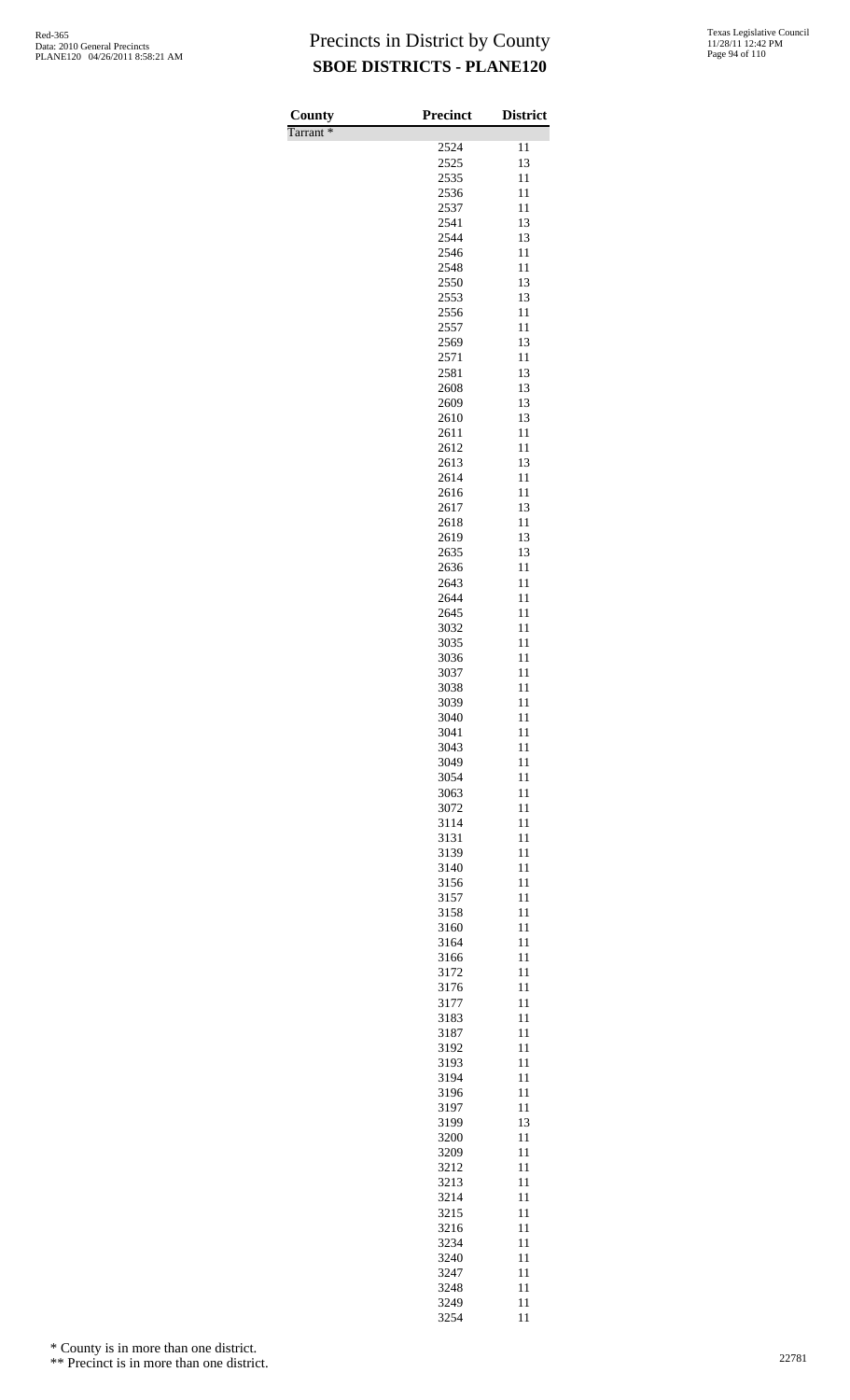# Precincts in District by County
## SBOE DISTRICTS - PLANE120

| County | Precinct | District |
|---|---|---|
| Tarrant * | | |
| | 2524 | 11 |
| | 2525 | 13 |
| | 2535 | 11 |
| | 2536 | 11 |
| | 2537 | 11 |
| | 2541 | 13 |
| | 2544 | 13 |
| | 2546 | 11 |
| | 2548 | 11 |
| | 2550 | 13 |
| | 2553 | 13 |
| | 2556 | 11 |
| | 2557 | 11 |
| | 2569 | 13 |
| | 2571 | 11 |
| | 2581 | 13 |
| | 2608 | 13 |
| | 2609 | 13 |
| | 2610 | 13 |
| | 2611 | 11 |
| | 2612 | 11 |
| | 2613 | 13 |
| | 2614 | 11 |
| | 2616 | 11 |
| | 2617 | 13 |
| | 2618 | 11 |
| | 2619 | 13 |
| | 2635 | 13 |
| | 2636 | 11 |
| | 2643 | 11 |
| | 2644 | 11 |
| | 2645 | 11 |
| | 3032 | 11 |
| | 3035 | 11 |
| | 3036 | 11 |
| | 3037 | 11 |
| | 3038 | 11 |
| | 3039 | 11 |
| | 3040 | 11 |
| | 3041 | 11 |
| | 3043 | 11 |
| | 3049 | 11 |
| | 3054 | 11 |
| | 3063 | 11 |
| | 3072 | 11 |
| | 3114 | 11 |
| | 3131 | 11 |
| | 3139 | 11 |
| | 3140 | 11 |
| | 3156 | 11 |
| | 3157 | 11 |
| | 3158 | 11 |
| | 3160 | 11 |
| | 3164 | 11 |
| | 3166 | 11 |
| | 3172 | 11 |
| | 3176 | 11 |
| | 3177 | 11 |
| | 3183 | 11 |
| | 3187 | 11 |
| | 3192 | 11 |
| | 3193 | 11 |
| | 3194 | 11 |
| | 3196 | 11 |
| | 3197 | 11 |
| | 3199 | 13 |
| | 3200 | 11 |
| | 3209 | 11 |
| | 3212 | 11 |
| | 3213 | 11 |
| | 3214 | 11 |
| | 3215 | 11 |
| | 3216 | 11 |
| | 3234 | 11 |
| | 3240 | 11 |
| | 3247 | 11 |
| | 3248 | 11 |
| | 3249 | 11 |
| | 3254 | 11 |

\* County is in more than one district.

\** Precinct is in more than one district.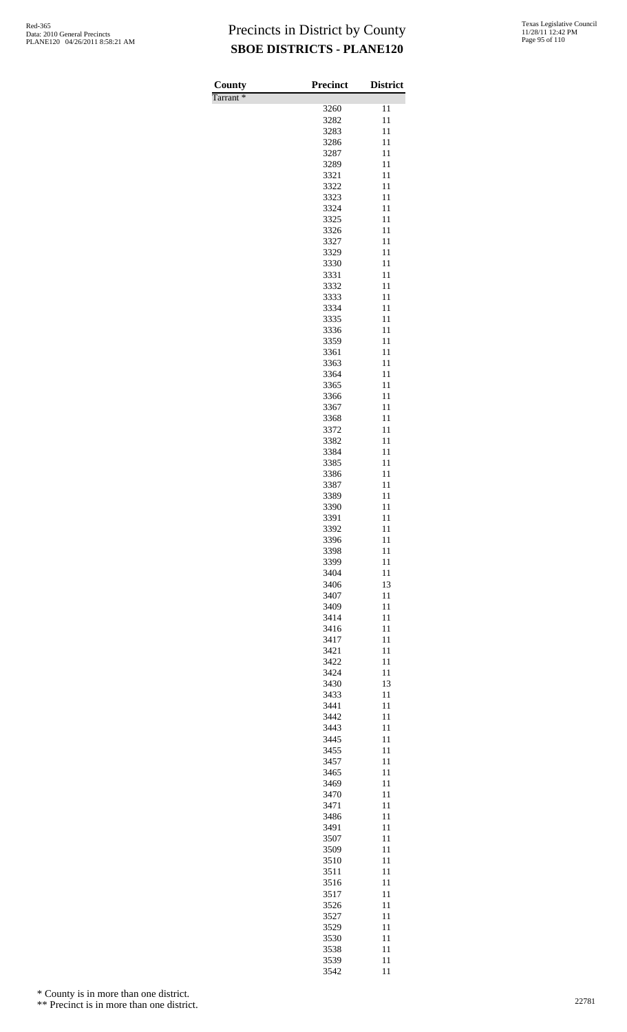# Precincts in District by County

## SBOE DISTRICTS - PLANE120

| County | Precinct | District |
|---|---|---|
| Tarrant * | | |
| | 3260 | 11 |
| | 3282 | 11 |
| | 3283 | 11 |
| | 3286 | 11 |
| | 3287 | 11 |
| | 3289 | 11 |
| | 3321 | 11 |
| | 3322 | 11 |
| | 3323 | 11 |
| | 3324 | 11 |
| | 3325 | 11 |
| | 3326 | 11 |
| | 3327 | 11 |
| | 3329 | 11 |
| | 3330 | 11 |
| | 3331 | 11 |
| | 3332 | 11 |
| | 3333 | 11 |
| | 3334 | 11 |
| | 3335 | 11 |
| | 3336 | 11 |
| | 3359 | 11 |
| | 3361 | 11 |
| | 3363 | 11 |
| | 3364 | 11 |
| | 3365 | 11 |
| | 3366 | 11 |
| | 3367 | 11 |
| | 3368 | 11 |
| | 3372 | 11 |
| | 3382 | 11 |
| | 3384 | 11 |
| | 3385 | 11 |
| | 3386 | 11 |
| | 3387 | 11 |
| | 3389 | 11 |
| | 3390 | 11 |
| | 3391 | 11 |
| | 3392 | 11 |
| | 3396 | 11 |
| | 3398 | 11 |
| | 3399 | 11 |
| | 3404 | 11 |
| | 3406 | 13 |
| | 3407 | 11 |
| | 3409 | 11 |
| | 3414 | 11 |
| | 3416 | 11 |
| | 3417 | 11 |
| | 3421 | 11 |
| | 3422 | 11 |
| | 3424 | 11 |
| | 3430 | 13 |
| | 3433 | 11 |
| | 3441 | 11 |
| | 3442 | 11 |
| | 3443 | 11 |
| | 3445 | 11 |
| | 3455 | 11 |
| | 3457 | 11 |
| | 3465 | 11 |
| | 3469 | 11 |
| | 3470 | 11 |
| | 3471 | 11 |
| | 3486 | 11 |
| | 3491 | 11 |
| | 3507 | 11 |
| | 3509 | 11 |
| | 3510 | 11 |
| | 3511 | 11 |
| | 3516 | 11 |
| | 3517 | 11 |
| | 3526 | 11 |
| | 3527 | 11 |
| | 3529 | 11 |
| | 3530 | 11 |
| | 3538 | 11 |
| | 3539 | 11 |
| | 3542 | 11 |

\* County is in more than one district.

\** Precinct is in more than one district.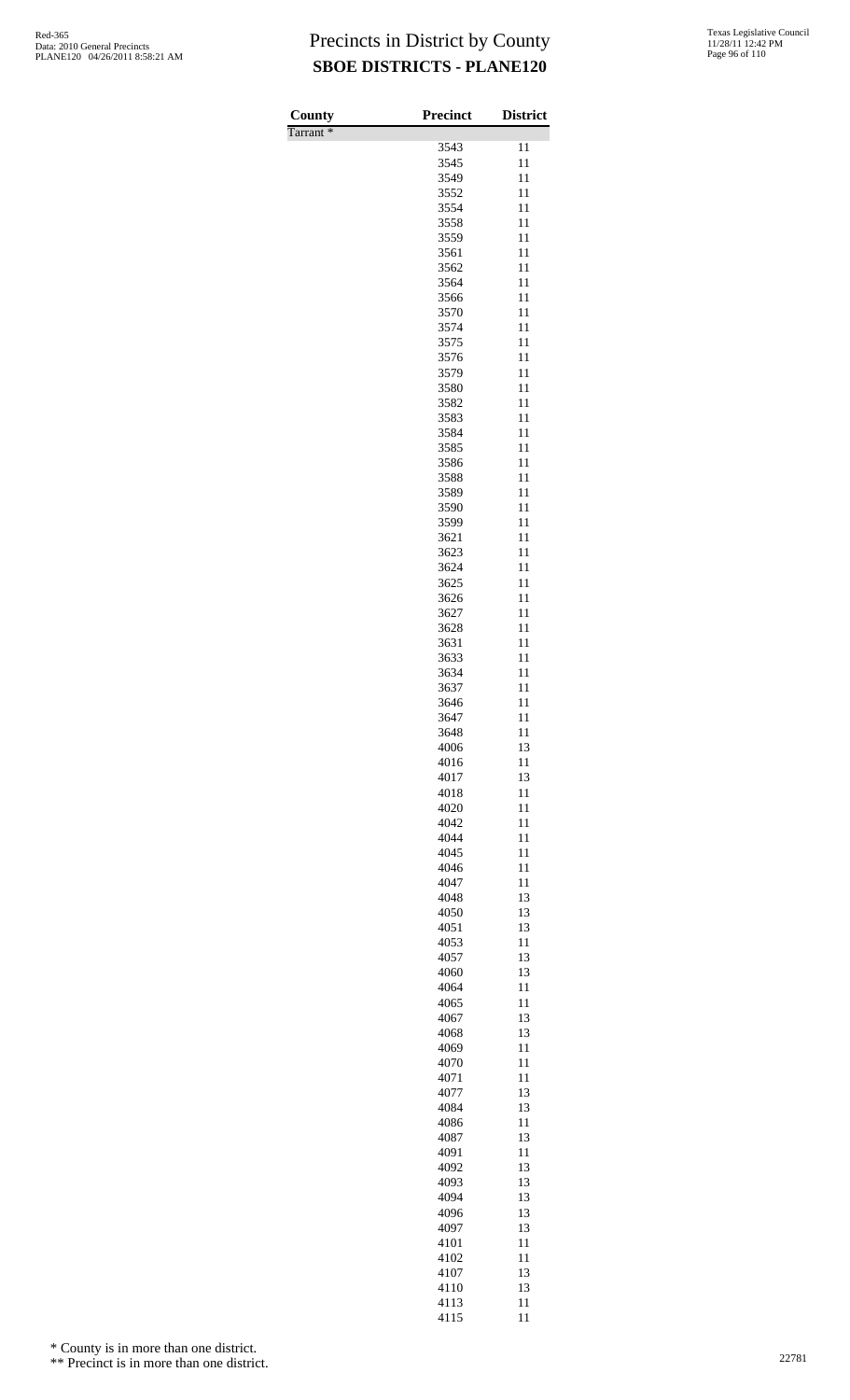# Precincts in District by County
## SBOE DISTRICTS - PLANE120

Red-365
Data: 2010 General Precincts
PLANE120 04/26/2011 8:58:21 AM

Texas Legislative Council
11/28/11 12:42 PM

| County | Precinct | District |
|---|---|---|
| Tarrant * | | |
| | 3543 | 11 |
| | 3545 | 11 |
| | 3549 | 11 |
| | 3552 | 11 |
| | 3554 | 11 |
| | 3558 | 11 |
| | 3559 | 11 |
| | 3561 | 11 |
| | 3562 | 11 |
| | 3564 | 11 |
| | 3566 | 11 |
| | 3570 | 11 |
| | 3574 | 11 |
| | 3575 | 11 |
| | 3576 | 11 |
| | 3579 | 11 |
| | 3580 | 11 |
| | 3582 | 11 |
| | 3583 | 11 |
| | 3584 | 11 |
| | 3585 | 11 |
| | 3586 | 11 |
| | 3588 | 11 |
| | 3589 | 11 |
| | 3590 | 11 |
| | 3599 | 11 |
| | 3621 | 11 |
| | 3623 | 11 |
| | 3624 | 11 |
| | 3625 | 11 |
| | 3626 | 11 |
| | 3627 | 11 |
| | 3628 | 11 |
| | 3631 | 11 |
| | 3633 | 11 |
| | 3634 | 11 |
| | 3637 | 11 |
| | 3646 | 11 |
| | 3647 | 11 |
| | 3648 | 11 |
| | 4006 | 13 |
| | 4016 | 11 |
| | 4017 | 13 |
| | 4018 | 11 |
| | 4020 | 11 |
| | 4042 | 11 |
| | 4044 | 11 |
| | 4045 | 11 |
| | 4046 | 11 |
| | 4047 | 11 |
| | 4048 | 13 |
| | 4050 | 13 |
| | 4051 | 13 |
| | 4053 | 11 |
| | 4057 | 13 |
| | 4060 | 13 |
| | 4064 | 11 |
| | 4065 | 11 |
| | 4067 | 13 |
| | 4068 | 13 |
| | 4069 | 11 |
| | 4070 | 11 |
| | 4071 | 11 |
| | 4077 | 13 |
| | 4084 | 13 |
| | 4086 | 11 |
| | 4087 | 13 |
| | 4091 | 11 |
| | 4092 | 13 |
| | 4093 | 13 |
| | 4094 | 13 |
| | 4096 | 13 |
| | 4097 | 13 |
| | 4101 | 11 |
| | 4102 | 11 |
| | 4107 | 13 |
| | 4110 | 13 |
| | 4113 | 11 |
| | 4115 | 11 |

\* County is in more than one district.

\*\* Precinct is in more than one district.

22781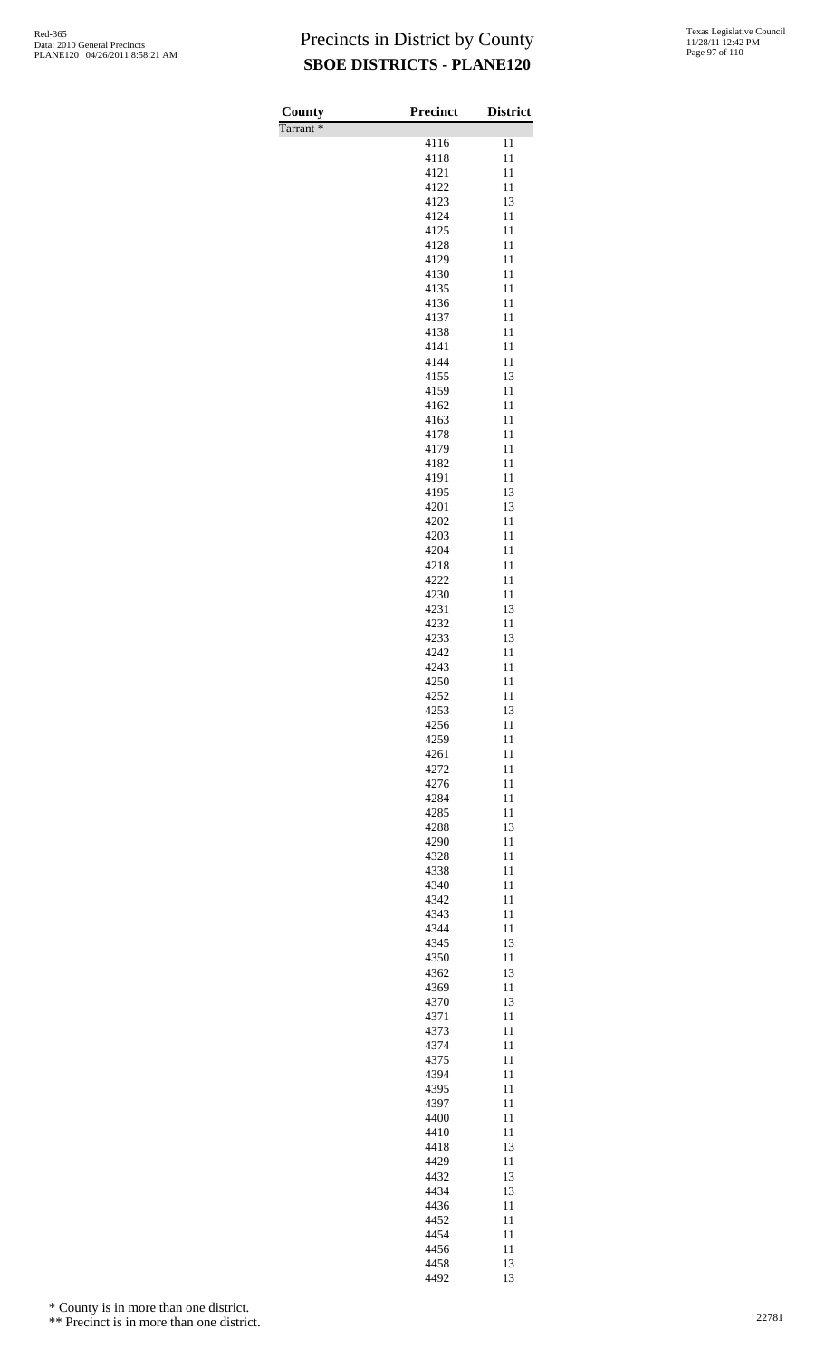# Precincts in District by County

## SBOE DISTRICTS - PLANE120

| County | Precinct | District |
| --- | --- | --- |
| Tarrant * | | |
| | 4116 | 11 |
| | 4118 | 11 |
| | 4121 | 11 |
| | 4122 | 11 |
| | 4123 | 13 |
| | 4124 | 11 |
| | 4125 | 11 |
| | 4128 | 11 |
| | 4129 | 11 |
| | 4130 | 11 |
| | 4135 | 11 |
| | 4136 | 11 |
| | 4137 | 11 |
| | 4138 | 11 |
| | 4141 | 11 |
| | 4144 | 11 |
| | 4155 | 13 |
| | 4159 | 11 |
| | 4162 | 11 |
| | 4163 | 11 |
| | 4178 | 11 |
| | 4179 | 11 |
| | 4182 | 11 |
| | 4191 | 11 |
| | 4195 | 13 |
| | 4201 | 13 |
| | 4202 | 11 |
| | 4203 | 11 |
| | 4204 | 11 |
| | 4218 | 11 |
| | 4222 | 11 |
| | 4230 | 11 |
| | 4231 | 13 |
| | 4232 | 11 |
| | 4233 | 13 |
| | 4242 | 11 |
| | 4243 | 11 |
| | 4250 | 11 |
| | 4252 | 11 |
| | 4253 | 13 |
| | 4256 | 11 |
| | 4259 | 11 |
| | 4261 | 11 |
| | 4272 | 11 |
| | 4276 | 11 |
| | 4284 | 11 |
| | 4285 | 11 |
| | 4288 | 13 |
| | 4290 | 11 |
| | 4328 | 11 |
| | 4338 | 11 |
| | 4340 | 11 |
| | 4342 | 11 |
| | 4343 | 11 |
| | 4344 | 11 |
| | 4345 | 13 |
| | 4350 | 11 |
| | 4362 | 13 |
| | 4369 | 11 |
| | 4370 | 13 |
| | 4371 | 11 |
| | 4373 | 11 |
| | 4374 | 11 |
| | 4375 | 11 |
| | 4394 | 11 |
| | 4395 | 11 |
| | 4397 | 11 |
| | 4400 | 11 |
| | 4410 | 11 |
| | 4418 | 13 |
| | 4429 | 11 |
| | 4432 | 13 |
| | 4434 | 13 |
| | 4436 | 11 |
| | 4452 | 11 |
| | 4454 | 11 |
| | 4456 | 11 |
| | 4458 | 13 |
| | 4492 | 13 |

\* County is in more than one district.

\*\* Precinct is in more than one district.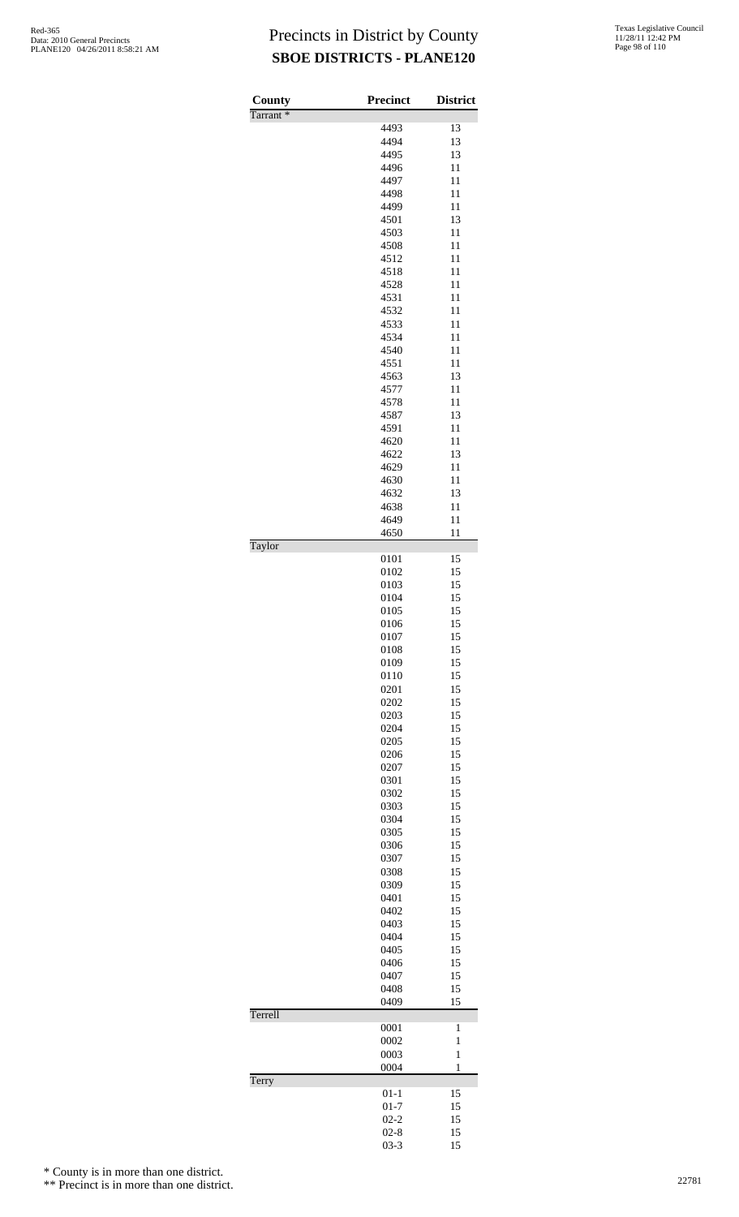# Precincts in District by County

## SBOE DISTRICTS - PLANE120

| County | Precinct | District |
|---|---|---|
| Tarrant * | | |
| | 4493 | 13 |
| | 4494 | 13 |
| | 4495 | 13 |
| | 4496 | 11 |
| | 4497 | 11 |
| | 4498 | 11 |
| | 4499 | 11 |
| | 4501 | 13 |
| | 4503 | 11 |
| | 4508 | 11 |
| | 4512 | 11 |
| | 4518 | 11 |
| | 4528 | 11 |
| | 4531 | 11 |
| | 4532 | 11 |
| | 4533 | 11 |
| | 4534 | 11 |
| | 4540 | 11 |
| | 4551 | 11 |
| | 4563 | 13 |
| | 4577 | 11 |
| | 4578 | 11 |
| | 4587 | 13 |
| | 4591 | 11 |
| | 4620 | 11 |
| | 4622 | 13 |
| | 4629 | 11 |
| | 4630 | 11 |
| | 4632 | 13 |
| | 4638 | 11 |
| | 4649 | 11 |
| | 4650 | 11 |
| Taylor | | |
| | 0101 | 15 |
| | 0102 | 15 |
| | 0103 | 15 |
| | 0104 | 15 |
| | 0105 | 15 |
| | 0106 | 15 |
| | 0107 | 15 |
| | 0108 | 15 |
| | 0109 | 15 |
| | 0110 | 15 |
| | 0201 | 15 |
| | 0202 | 15 |
| | 0203 | 15 |
| | 0204 | 15 |
| | 0205 | 15 |
| | 0206 | 15 |
| | 0207 | 15 |
| | 0301 | 15 |
| | 0302 | 15 |
| | 0303 | 15 |
| | 0304 | 15 |
| | 0305 | 15 |
| | 0306 | 15 |
| | 0307 | 15 |
| | 0308 | 15 |
| | 0309 | 15 |
| | 0401 | 15 |
| | 0402 | 15 |
| | 0403 | 15 |
| | 0404 | 15 |
| | 0405 | 15 |
| | 0406 | 15 |
| | 0407 | 15 |
| | 0408 | 15 |
| | 0409 | 15 |
| Terrell | | |
| | 0001 | 1 |
| | 0002 | 1 |
| | 0003 | 1 |
| | 0004 | 1 |
| Terry | | |
| | 01-1 | 15 |
| | 01-7 | 15 |
| | 02-2 | 15 |
| | 02-8 | 15 |
| | 03-3 | 15 |

\* County is in more than one district.

\*\* Precinct is in more than one district.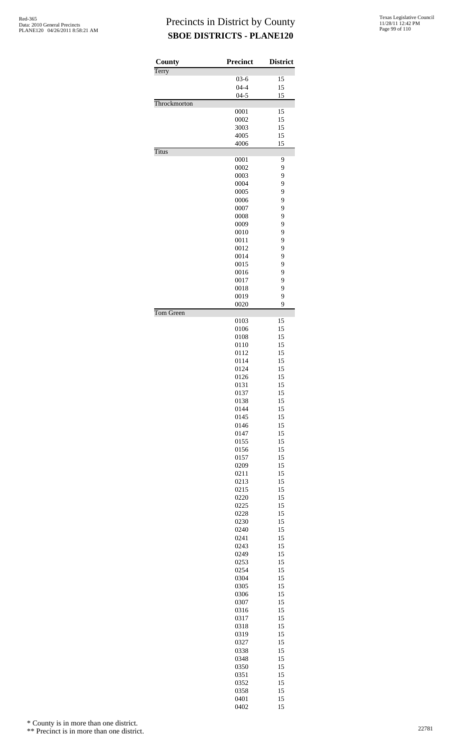# Precincts in District by County

## SBOE DISTRICTS - PLANE120

| County | Precinct | District |
| --- | --- | --- |
| Terry | | |
| | 03-6 | 15 |
| | 04-4 | 15 |
| | 04-5 | 15 |
| Throckmorton | | |
| | 0001 | 15 |
| | 0002 | 15 |
| | 3003 | 15 |
| | 4005 | 15 |
| | 4006 | 15 |
| Titus | | |
| | 0001 | 9 |
| | 0002 | 9 |
| | 0003 | 9 |
| | 0004 | 9 |
| | 0005 | 9 |
| | 0006 | 9 |
| | 0007 | 9 |
| | 0008 | 9 |
| | 0009 | 9 |
| | 0010 | 9 |
| | 0011 | 9 |
| | 0012 | 9 |
| | 0014 | 9 |
| | 0015 | 9 |
| | 0016 | 9 |
| | 0017 | 9 |
| | 0018 | 9 |
| | 0019 | 9 |
| | 0020 | 9 |
| Tom Green | | |
| | 0103 | 15 |
| | 0106 | 15 |
| | 0108 | 15 |
| | 0110 | 15 |
| | 0112 | 15 |
| | 0114 | 15 |
| | 0124 | 15 |
| | 0126 | 15 |
| | 0131 | 15 |
| | 0137 | 15 |
| | 0138 | 15 |
| | 0144 | 15 |
| | 0145 | 15 |
| | 0146 | 15 |
| | 0147 | 15 |
| | 0155 | 15 |
| | 0156 | 15 |
| | 0157 | 15 |
| | 0209 | 15 |
| | 0211 | 15 |
| | 0213 | 15 |
| | 0215 | 15 |
| | 0220 | 15 |
| | 0225 | 15 |
| | 0228 | 15 |
| | 0230 | 15 |
| | 0240 | 15 |
| | 0241 | 15 |
| | 0243 | 15 |
| | 0249 | 15 |
| | 0253 | 15 |
| | 0254 | 15 |
| | 0304 | 15 |
| | 0305 | 15 |
| | 0306 | 15 |
| | 0307 | 15 |
| | 0316 | 15 |
| | 0317 | 15 |
| | 0318 | 15 |
| | 0319 | 15 |
| | 0327 | 15 |
| | 0338 | 15 |
| | 0348 | 15 |
| | 0350 | 15 |
| | 0351 | 15 |
| | 0352 | 15 |
| | 0358 | 15 |
| | 0401 | 15 |
| | 0402 | 15 |

\* County is in more than one district.

\*\* Precinct is in more than one district.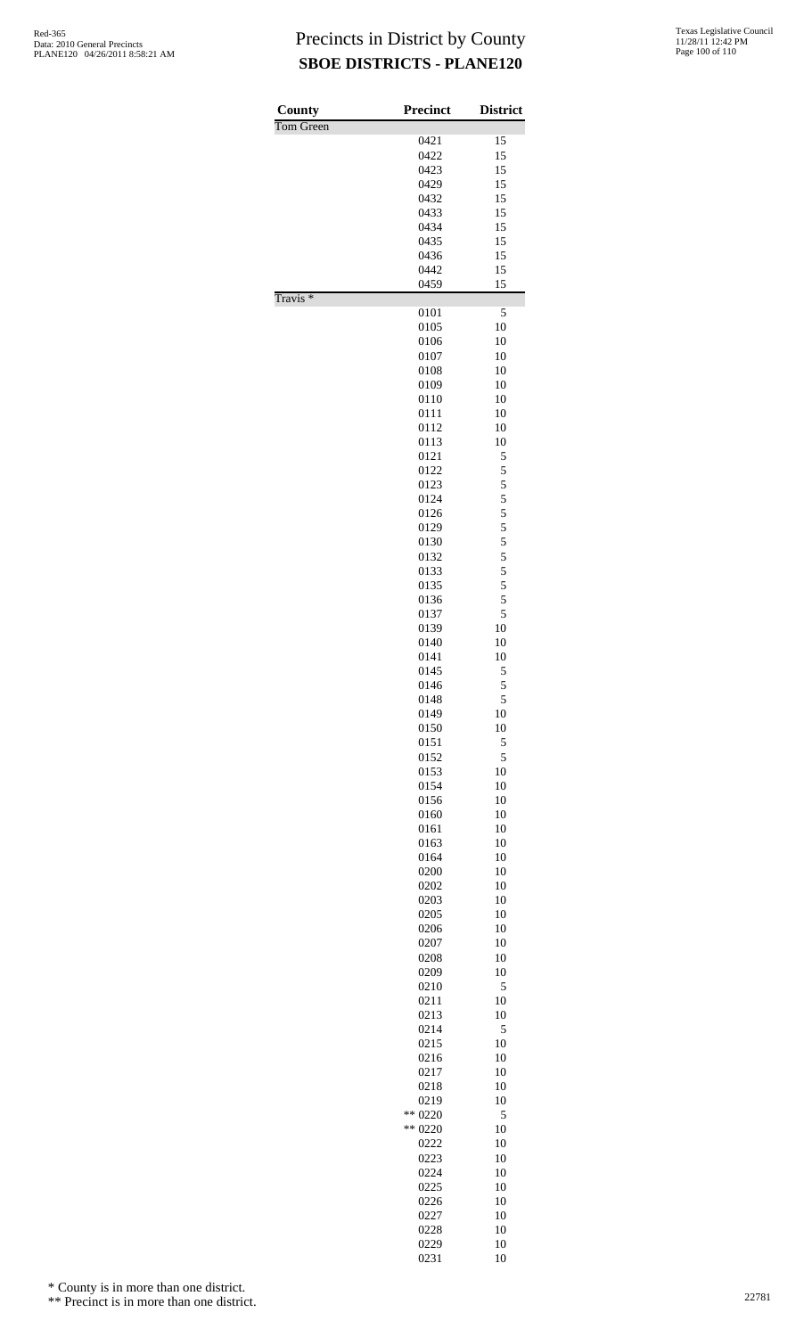# Precincts in District by County
## SBOE DISTRICTS - PLANE120

Red-365
Data: 2010 General Precincts
PLANE120 04/26/2011 8:58:21 AM

Texas Legislative Council
11/28/11 12:42 PM

| County | Precinct | District |
|---|---|---|
| Tom Green | | |
| | 0421 | 15 |
| | 0422 | 15 |
| | 0423 | 15 |
| | 0429 | 15 |
| | 0432 | 15 |
| | 0433 | 15 |
| | 0434 | 15 |
| | 0435 | 15 |
| | 0436 | 15 |
| | 0442 | 15 |
| | 0459 | 15 |
| Travis * | | |
| | 0101 | 5 |
| | 0105 | 10 |
| | 0106 | 10 |
| | 0107 | 10 |
| | 0108 | 10 |
| | 0109 | 10 |
| | 0110 | 10 |
| | 0111 | 10 |
| | 0112 | 10 |
| | 0113 | 10 |
| | 0121 | 5 |
| | 0122 | 5 |
| | 0123 | 5 |
| | 0124 | 5 |
| | 0126 | 5 |
| | 0129 | 5 |
| | 0130 | 5 |
| | 0132 | 5 |
| | 0133 | 5 |
| | 0135 | 5 |
| | 0136 | 5 |
| | 0137 | 5 |
| | 0139 | 10 |
| | 0140 | 10 |
| | 0141 | 10 |
| | 0145 | 5 |
| | 0146 | 5 |
| | 0148 | 5 |
| | 0149 | 10 |
| | 0150 | 10 |
| | 0151 | 5 |
| | 0152 | 5 |
| | 0153 | 10 |
| | 0154 | 10 |
| | 0156 | 10 |
| | 0160 | 10 |
| | 0161 | 10 |
| | 0163 | 10 |
| | 0164 | 10 |
| | 0200 | 10 |
| | 0202 | 10 |
| | 0203 | 10 |
| | 0205 | 10 |
| | 0206 | 10 |
| | 0207 | 10 |
| | 0208 | 10 |
| | 0209 | 10 |
| | 0210 | 5 |
| | 0211 | 10 |
| | 0213 | 10 |
| | 0214 | 5 |
| | 0215 | 10 |
| | 0216 | 10 |
| | 0217 | 10 |
| | 0218 | 10 |
| | 0219 | 10 |
| | ** 0220 | 5 |
| | ** 0220 | 10 |
| | 0222 | 10 |
| | 0223 | 10 |
| | 0224 | 10 |
| | 0225 | 10 |
| | 0226 | 10 |
| | 0227 | 10 |
| | 0228 | 10 |
| | 0229 | 10 |
| | 0231 | 10 |

\* County is in more than one district.

\*\* Precinct is in more than one district.

22781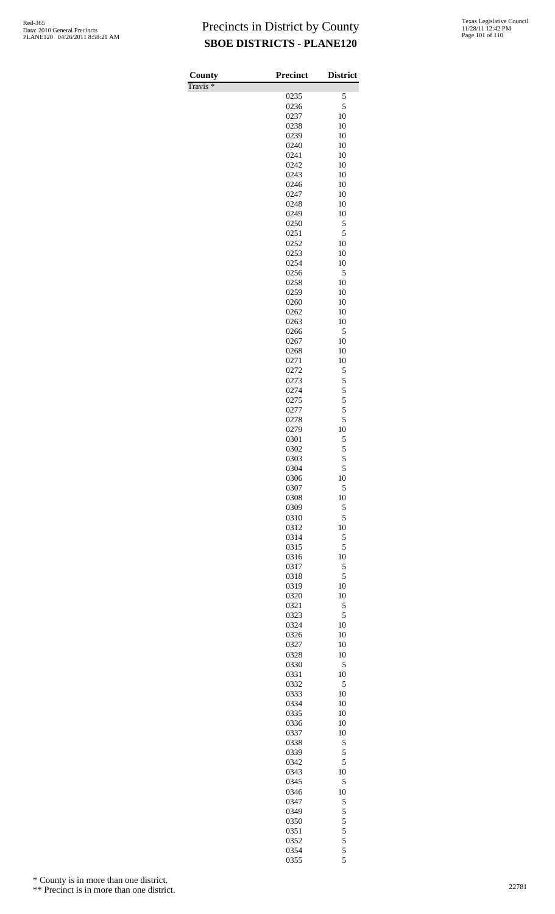# Precincts in District by County

## SBOE DISTRICTS - PLANE120

| County | Precinct | District |
|---|---|---|
| Travis * | | |
| | 0235 | 5 |
| | 0236 | 5 |
| | 0237 | 10 |
| | 0238 | 10 |
| | 0239 | 10 |
| | 0240 | 10 |
| | 0241 | 10 |
| | 0242 | 10 |
| | 0243 | 10 |
| | 0246 | 10 |
| | 0247 | 10 |
| | 0248 | 10 |
| | 0249 | 10 |
| | 0250 | 5 |
| | 0251 | 5 |
| | 0252 | 10 |
| | 0253 | 10 |
| | 0254 | 10 |
| | 0256 | 5 |
| | 0258 | 10 |
| | 0259 | 10 |
| | 0260 | 10 |
| | 0262 | 10 |
| | 0263 | 10 |
| | 0266 | 5 |
| | 0267 | 10 |
| | 0268 | 10 |
| | 0271 | 10 |
| | 0272 | 5 |
| | 0273 | 5 |
| | 0274 | 5 |
| | 0275 | 5 |
| | 0277 | 5 |
| | 0278 | 5 |
| | 0279 | 10 |
| | 0301 | 5 |
| | 0302 | 5 |
| | 0303 | 5 |
| | 0304 | 5 |
| | 0306 | 10 |
| | 0307 | 5 |
| | 0308 | 10 |
| | 0309 | 5 |
| | 0310 | 5 |
| | 0312 | 10 |
| | 0314 | 5 |
| | 0315 | 5 |
| | 0316 | 10 |
| | 0317 | 5 |
| | 0318 | 5 |
| | 0319 | 10 |
| | 0320 | 10 |
| | 0321 | 5 |
| | 0323 | 5 |
| | 0324 | 10 |
| | 0326 | 10 |
| | 0327 | 10 |
| | 0328 | 10 |
| | 0330 | 5 |
| | 0331 | 10 |
| | 0332 | 5 |
| | 0333 | 10 |
| | 0334 | 10 |
| | 0335 | 10 |
| | 0336 | 10 |
| | 0337 | 10 |
| | 0338 | 5 |
| | 0339 | 5 |
| | 0342 | 5 |
| | 0343 | 10 |
| | 0345 | 5 |
| | 0346 | 10 |
| | 0347 | 5 |
| | 0349 | 5 |
| | 0350 | 5 |
| | 0351 | 5 |
| | 0352 | 5 |
| | 0354 | 5 |
| | 0355 | 5 |

\* County is in more than one district.

\*\* Precinct is in more than one district.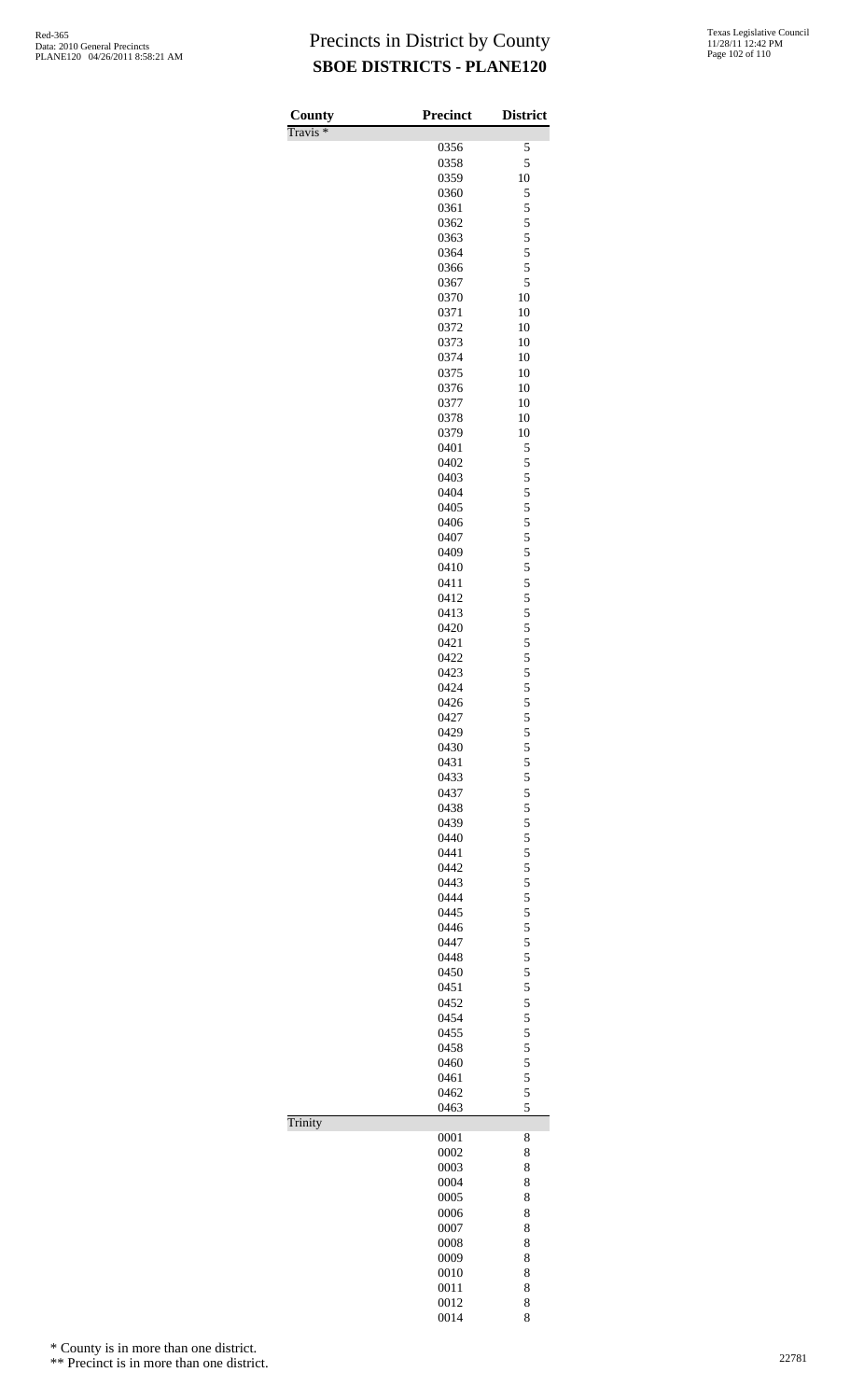# Precincts in District by County

## SBOE DISTRICTS - PLANE120

| County | Precinct | District |
|---|---|---|
| Travis * | | |
| | 0356 | 5 |
| | 0358 | 5 |
| | 0359 | 10 |
| | 0360 | 5 |
| | 0361 | 5 |
| | 0362 | 5 |
| | 0363 | 5 |
| | 0364 | 5 |
| | 0366 | 5 |
| | 0367 | 5 |
| | 0370 | 10 |
| | 0371 | 10 |
| | 0372 | 10 |
| | 0373 | 10 |
| | 0374 | 10 |
| | 0375 | 10 |
| | 0376 | 10 |
| | 0377 | 10 |
| | 0378 | 10 |
| | 0379 | 10 |
| | 0401 | 5 |
| | 0402 | 5 |
| | 0403 | 5 |
| | 0404 | 5 |
| | 0405 | 5 |
| | 0406 | 5 |
| | 0407 | 5 |
| | 0409 | 5 |
| | 0410 | 5 |
| | 0411 | 5 |
| | 0412 | 5 |
| | 0413 | 5 |
| | 0420 | 5 |
| | 0421 | 5 |
| | 0422 | 5 |
| | 0423 | 5 |
| | 0424 | 5 |
| | 0426 | 5 |
| | 0427 | 5 |
| | 0429 | 5 |
| | 0430 | 5 |
| | 0431 | 5 |
| | 0433 | 5 |
| | 0437 | 5 |
| | 0438 | 5 |
| | 0439 | 5 |
| | 0440 | 5 |
| | 0441 | 5 |
| | 0442 | 5 |
| | 0443 | 5 |
| | 0444 | 5 |
| | 0445 | 5 |
| | 0446 | 5 |
| | 0447 | 5 |
| | 0448 | 5 |
| | 0450 | 5 |
| | 0451 | 5 |
| | 0452 | 5 |
| | 0454 | 5 |
| | 0455 | 5 |
| | 0458 | 5 |
| | 0460 | 5 |
| | 0461 | 5 |
| | 0462 | 5 |
| | 0463 | 5 |
| Trinity | | |
| | 0001 | 8 |
| | 0002 | 8 |
| | 0003 | 8 |
| | 0004 | 8 |
| | 0005 | 8 |
| | 0006 | 8 |
| | 0007 | 8 |
| | 0008 | 8 |
| | 0009 | 8 |
| | 0010 | 8 |
| | 0011 | 8 |
| | 0012 | 8 |
| | 0014 | 8 |

\* County is in more than one district.

\*\* Precinct is in more than one district.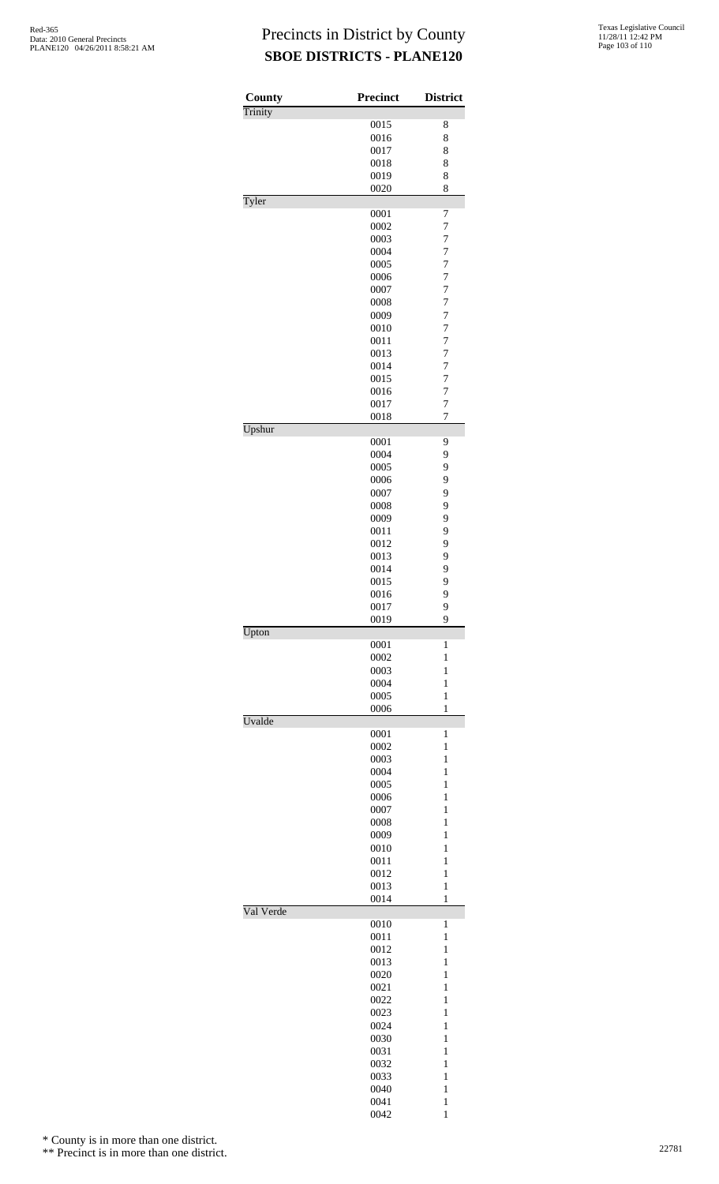# Precincts in District by County

## SBOE DISTRICTS - PLANE120

| County | Precinct | District |
|---|---|---|
| Trinity | | |
| | 0015 | 8 |
| | 0016 | 8 |
| | 0017 | 8 |
| | 0018 | 8 |
| | 0019 | 8 |
| | 0020 | 8 |
| Tyler | | |
| | 0001 | 7 |
| | 0002 | 7 |
| | 0003 | 7 |
| | 0004 | 7 |
| | 0005 | 7 |
| | 0006 | 7 |
| | 0007 | 7 |
| | 0008 | 7 |
| | 0009 | 7 |
| | 0010 | 7 |
| | 0011 | 7 |
| | 0013 | 7 |
| | 0014 | 7 |
| | 0015 | 7 |
| | 0016 | 7 |
| | 0017 | 7 |
| | 0018 | 7 |
| Upshur | | |
| | 0001 | 9 |
| | 0004 | 9 |
| | 0005 | 9 |
| | 0006 | 9 |
| | 0007 | 9 |
| | 0008 | 9 |
| | 0009 | 9 |
| | 0011 | 9 |
| | 0012 | 9 |
| | 0013 | 9 |
| | 0014 | 9 |
| | 0015 | 9 |
| | 0016 | 9 |
| | 0017 | 9 |
| | 0019 | 9 |
| Upton | | |
| | 0001 | 1 |
| | 0002 | 1 |
| | 0003 | 1 |
| | 0004 | 1 |
| | 0005 | 1 |
| | 0006 | 1 |
| Uvalde | | |
| | 0001 | 1 |
| | 0002 | 1 |
| | 0003 | 1 |
| | 0004 | 1 |
| | 0005 | 1 |
| | 0006 | 1 |
| | 0007 | 1 |
| | 0008 | 1 |
| | 0009 | 1 |
| | 0010 | 1 |
| | 0011 | 1 |
| | 0012 | 1 |
| | 0013 | 1 |
| | 0014 | 1 |
| Val Verde | | |
| | 0010 | 1 |
| | 0011 | 1 |
| | 0012 | 1 |
| | 0013 | 1 |
| | 0020 | 1 |
| | 0021 | 1 |
| | 0022 | 1 |
| | 0023 | 1 |
| | 0024 | 1 |
| | 0030 | 1 |
| | 0031 | 1 |
| | 0032 | 1 |
| | 0033 | 1 |
| | 0040 | 1 |
| | 0041 | 1 |
| | 0042 | 1 |

\* County is in more than one district.

\*\* Precinct is in more than one district.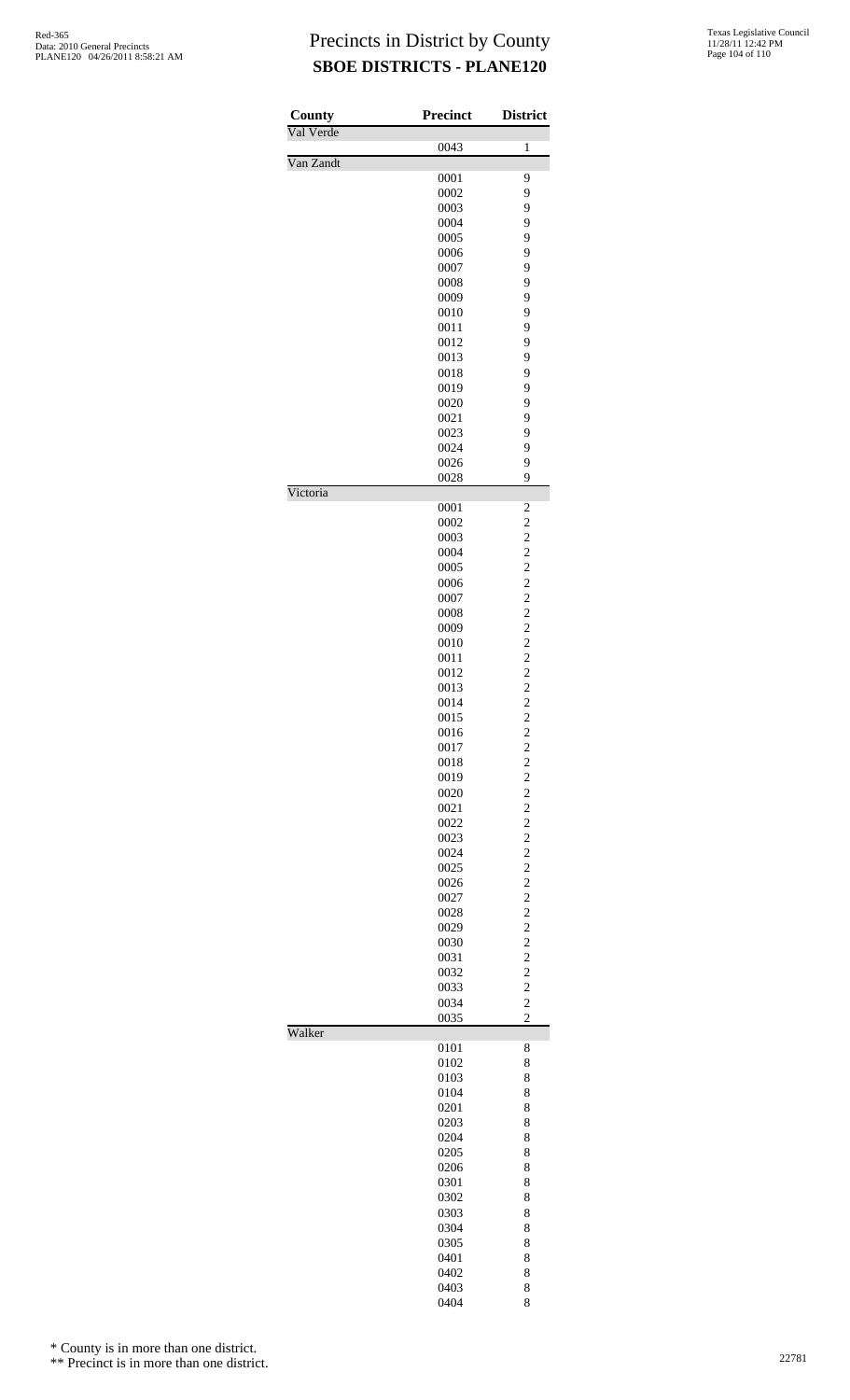# Precincts in District by County
## SBOE DISTRICTS - PLANE120

| County | Precinct | District |
|---|---|---|
| Val Verde | | |
| | 0043 | 1 |
| Van Zandt | | |
| | 0001 | 9 |
| | 0002 | 9 |
| | 0003 | 9 |
| | 0004 | 9 |
| | 0005 | 9 |
| | 0006 | 9 |
| | 0007 | 9 |
| | 0008 | 9 |
| | 0009 | 9 |
| | 0010 | 9 |
| | 0011 | 9 |
| | 0012 | 9 |
| | 0013 | 9 |
| | 0018 | 9 |
| | 0019 | 9 |
| | 0020 | 9 |
| | 0021 | 9 |
| | 0023 | 9 |
| | 0024 | 9 |
| | 0026 | 9 |
| | 0028 | 9 |
| Victoria | | |
| | 0001 | 2 |
| | 0002 | 2 |
| | 0003 | 2 |
| | 0004 | 2 |
| | 0005 | 2 |
| | 0006 | 2 |
| | 0007 | 2 |
| | 0008 | 2 |
| | 0009 | 2 |
| | 0010 | 2 |
| | 0011 | 2 |
| | 0012 | 2 |
| | 0013 | 2 |
| | 0014 | 2 |
| | 0015 | 2 |
| | 0016 | 2 |
| | 0017 | 2 |
| | 0018 | 2 |
| | 0019 | 2 |
| | 0020 | 2 |
| | 0021 | 2 |
| | 0022 | 2 |
| | 0023 | 2 |
| | 0024 | 2 |
| | 0025 | 2 |
| | 0026 | 2 |
| | 0027 | 2 |
| | 0028 | 2 |
| | 0029 | 2 |
| | 0030 | 2 |
| | 0031 | 2 |
| | 0032 | 2 |
| | 0033 | 2 |
| | 0034 | 2 |
| | 0035 | 2 |
| Walker | | |
| | 0101 | 8 |
| | 0102 | 8 |
| | 0103 | 8 |
| | 0104 | 8 |
| | 0201 | 8 |
| | 0203 | 8 |
| | 0204 | 8 |
| | 0205 | 8 |
| | 0206 | 8 |
| | 0301 | 8 |
| | 0302 | 8 |
| | 0303 | 8 |
| | 0304 | 8 |
| | 0305 | 8 |
| | 0401 | 8 |
| | 0402 | 8 |
| | 0403 | 8 |
| | 0404 | 8 |

\* County is in more than one district.

\*\* Precinct is in more than one district.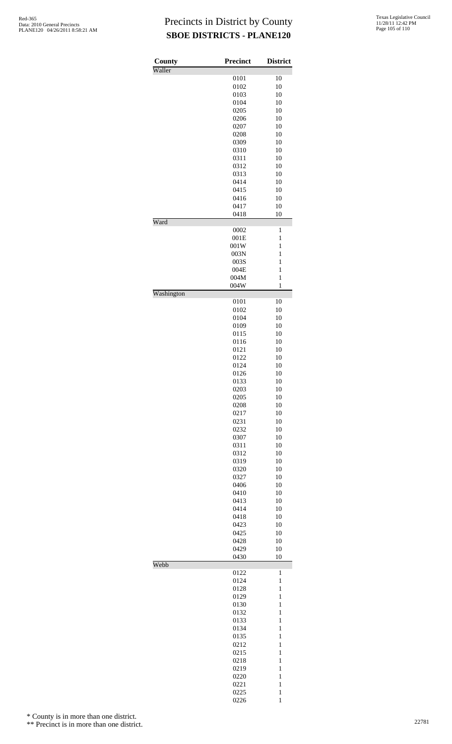# Precincts in District by County

**SBOE DISTRICTS - PLANE120**

| County | Precinct | District |
|---|---|---|
| Waller | | |
| | 0101 | 10 |
| | 0102 | 10 |
| | 0103 | 10 |
| | 0104 | 10 |
| | 0205 | 10 |
| | 0206 | 10 |
| | 0207 | 10 |
| | 0208 | 10 |
| | 0309 | 10 |
| | 0310 | 10 |
| | 0311 | 10 |
| | 0312 | 10 |
| | 0313 | 10 |
| | 0414 | 10 |
| | 0415 | 10 |
| | 0416 | 10 |
| | 0417 | 10 |
| | 0418 | 10 |
| Ward | | |
| | 0002 | 1 |
| | 001E | 1 |
| | 001W | 1 |
| | 003N | 1 |
| | 003S | 1 |
| | 004E | 1 |
| | 004M | 1 |
| | 004W | 1 |
| Washington | | |
| | 0101 | 10 |
| | 0102 | 10 |
| | 0104 | 10 |
| | 0109 | 10 |
| | 0115 | 10 |
| | 0116 | 10 |
| | 0121 | 10 |
| | 0122 | 10 |
| | 0124 | 10 |
| | 0126 | 10 |
| | 0133 | 10 |
| | 0203 | 10 |
| | 0205 | 10 |
| | 0208 | 10 |
| | 0217 | 10 |
| | 0231 | 10 |
| | 0232 | 10 |
| | 0307 | 10 |
| | 0311 | 10 |
| | 0312 | 10 |
| | 0319 | 10 |
| | 0320 | 10 |
| | 0327 | 10 |
| | 0406 | 10 |
| | 0410 | 10 |
| | 0413 | 10 |
| | 0414 | 10 |
| | 0418 | 10 |
| | 0423 | 10 |
| | 0425 | 10 |
| | 0428 | 10 |
| | 0429 | 10 |
| | 0430 | 10 |
| Webb | | |
| | 0122 | 1 |
| | 0124 | 1 |
| | 0128 | 1 |
| | 0129 | 1 |
| | 0130 | 1 |
| | 0132 | 1 |
| | 0133 | 1 |
| | 0134 | 1 |
| | 0135 | 1 |
| | 0212 | 1 |
| | 0215 | 1 |
| | 0218 | 1 |
| | 0219 | 1 |
| | 0220 | 1 |
| | 0221 | 1 |
| | 0225 | 1 |
| | 0226 | 1 |

\* County is in more than one district.

\*\* Precinct is in more than one district.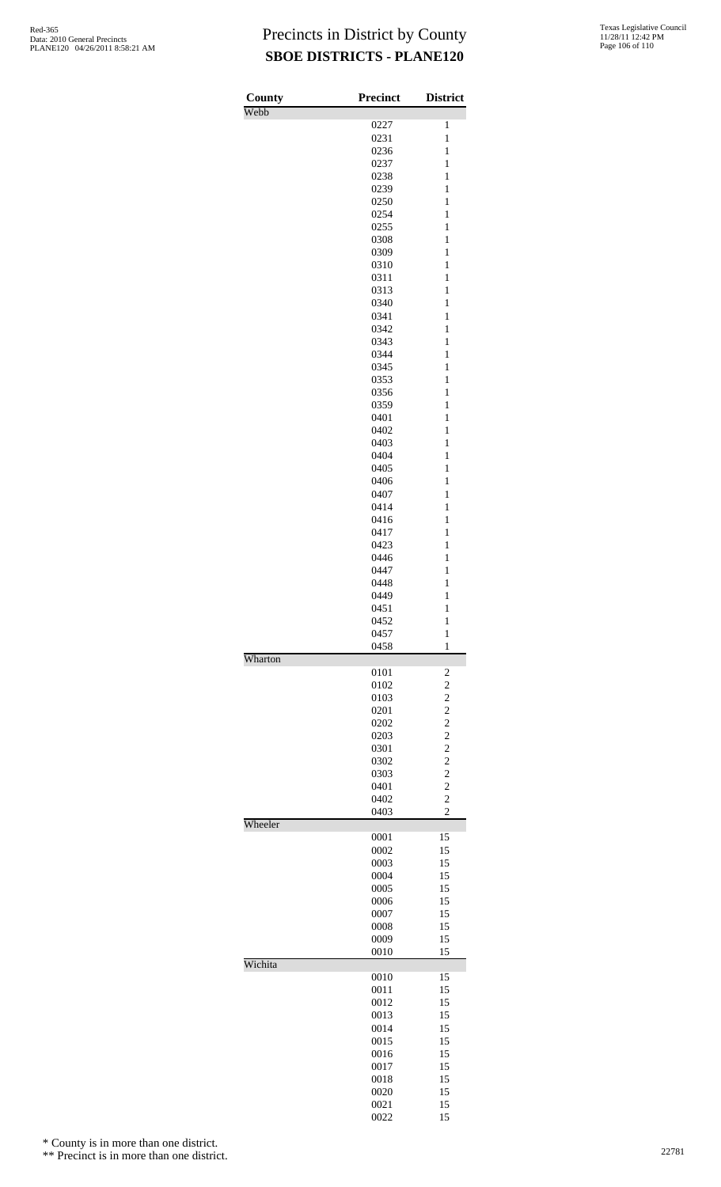# Precincts in District by County
## SBOE DISTRICTS - PLANE120

Red-365
Data: 2010 General Precincts
PLANE120 04/26/2011 8:58:21 AM

Texas Legislative Council
11/28/11 12:42 PM

| County | Precinct | District |
|---|---|---|
| Webb | | |
| | 0227 | 1 |
| | 0231 | 1 |
| | 0236 | 1 |
| | 0237 | 1 |
| | 0238 | 1 |
| | 0239 | 1 |
| | 0250 | 1 |
| | 0254 | 1 |
| | 0255 | 1 |
| | 0308 | 1 |
| | 0309 | 1 |
| | 0310 | 1 |
| | 0311 | 1 |
| | 0313 | 1 |
| | 0340 | 1 |
| | 0341 | 1 |
| | 0342 | 1 |
| | 0343 | 1 |
| | 0344 | 1 |
| | 0345 | 1 |
| | 0353 | 1 |
| | 0356 | 1 |
| | 0359 | 1 |
| | 0401 | 1 |
| | 0402 | 1 |
| | 0403 | 1 |
| | 0404 | 1 |
| | 0405 | 1 |
| | 0406 | 1 |
| | 0407 | 1 |
| | 0414 | 1 |
| | 0416 | 1 |
| | 0417 | 1 |
| | 0423 | 1 |
| | 0446 | 1 |
| | 0447 | 1 |
| | 0448 | 1 |
| | 0449 | 1 |
| | 0451 | 1 |
| | 0452 | 1 |
| | 0457 | 1 |
| | 0458 | 1 |
| Wharton | | |
| | 0101 | 2 |
| | 0102 | 2 |
| | 0103 | 2 |
| | 0201 | 2 |
| | 0202 | 2 |
| | 0203 | 2 |
| | 0301 | 2 |
| | 0302 | 2 |
| | 0303 | 2 |
| | 0401 | 2 |
| | 0402 | 2 |
| | 0403 | 2 |
| Wheeler | | |
| | 0001 | 15 |
| | 0002 | 15 |
| | 0003 | 15 |
| | 0004 | 15 |
| | 0005 | 15 |
| | 0006 | 15 |
| | 0007 | 15 |
| | 0008 | 15 |
| | 0009 | 15 |
| | 0010 | 15 |
| Wichita | | |
| | 0010 | 15 |
| | 0011 | 15 |
| | 0012 | 15 |
| | 0013 | 15 |
| | 0014 | 15 |
| | 0015 | 15 |
| | 0016 | 15 |
| | 0017 | 15 |
| | 0018 | 15 |
| | 0020 | 15 |
| | 0021 | 15 |
| | 0022 | 15 |

\* County is in more than one district.

\*\* Precinct is in more than one district.

22781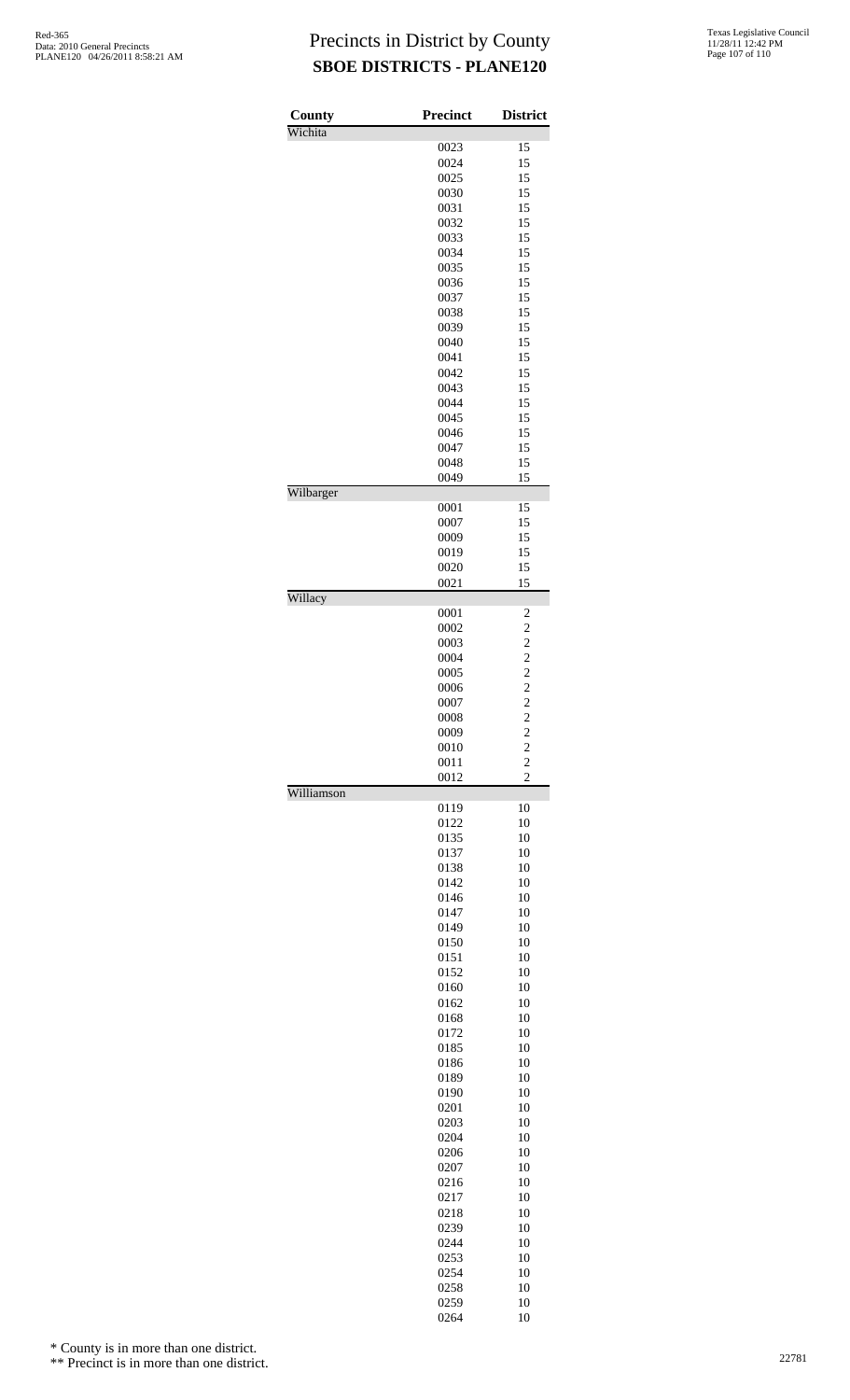# Precincts in District by County

## SBOE DISTRICTS - PLANE120

| County | Precinct | District |
| --- | --- | --- |
| Wichita | | |
| | 0023 | 15 |
| | 0024 | 15 |
| | 0025 | 15 |
| | 0030 | 15 |
| | 0031 | 15 |
| | 0032 | 15 |
| | 0033 | 15 |
| | 0034 | 15 |
| | 0035 | 15 |
| | 0036 | 15 |
| | 0037 | 15 |
| | 0038 | 15 |
| | 0039 | 15 |
| | 0040 | 15 |
| | 0041 | 15 |
| | 0042 | 15 |
| | 0043 | 15 |
| | 0044 | 15 |
| | 0045 | 15 |
| | 0046 | 15 |
| | 0047 | 15 |
| | 0048 | 15 |
| | 0049 | 15 |
| Wilbarger | | |
| | 0001 | 15 |
| | 0007 | 15 |
| | 0009 | 15 |
| | 0019 | 15 |
| | 0020 | 15 |
| | 0021 | 15 |
| Willacy | | |
| | 0001 | 2 |
| | 0002 | 2 |
| | 0003 | 2 |
| | 0004 | 2 |
| | 0005 | 2 |
| | 0006 | 2 |
| | 0007 | 2 |
| | 0008 | 2 |
| | 0009 | 2 |
| | 0010 | 2 |
| | 0011 | 2 |
| | 0012 | 2 |
| Williamson | | |
| | 0119 | 10 |
| | 0122 | 10 |
| | 0135 | 10 |
| | 0137 | 10 |
| | 0138 | 10 |
| | 0142 | 10 |
| | 0146 | 10 |
| | 0147 | 10 |
| | 0149 | 10 |
| | 0150 | 10 |
| | 0151 | 10 |
| | 0152 | 10 |
| | 0160 | 10 |
| | 0162 | 10 |
| | 0168 | 10 |
| | 0172 | 10 |
| | 0185 | 10 |
| | 0186 | 10 |
| | 0189 | 10 |
| | 0190 | 10 |
| | 0201 | 10 |
| | 0203 | 10 |
| | 0204 | 10 |
| | 0206 | 10 |
| | 0207 | 10 |
| | 0216 | 10 |
| | 0217 | 10 |
| | 0218 | 10 |
| | 0239 | 10 |
| | 0244 | 10 |
| | 0253 | 10 |
| | 0254 | 10 |
| | 0258 | 10 |
| | 0259 | 10 |
| | 0264 | 10 |

\* County is in more than one district.

\** Precinct is in more than one district.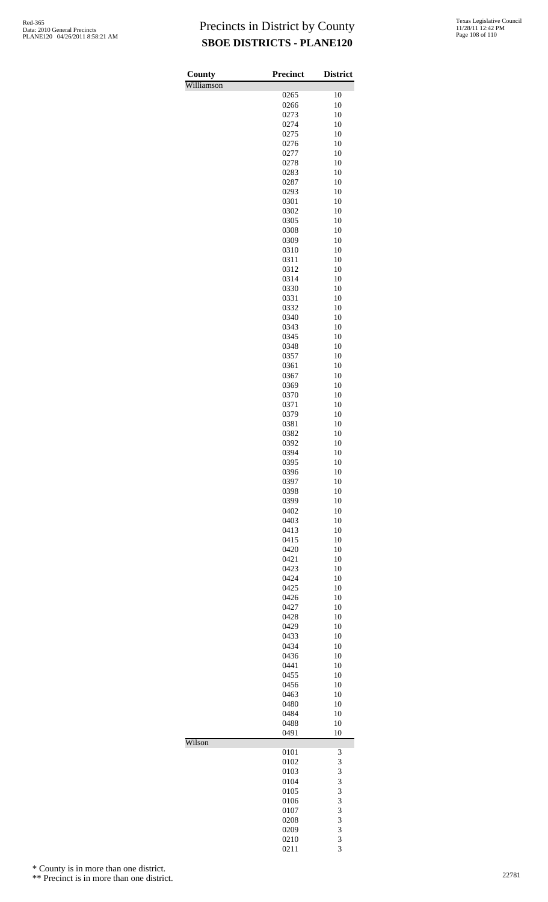# Precincts in District by County

## SBOE DISTRICTS - PLANE120

| County | Precinct | District |
| --- | --- | --- |
| Williamson | | |
| | 0265 | 10 |
| | 0266 | 10 |
| | 0273 | 10 |
| | 0274 | 10 |
| | 0275 | 10 |
| | 0276 | 10 |
| | 0277 | 10 |
| | 0278 | 10 |
| | 0283 | 10 |
| | 0287 | 10 |
| | 0293 | 10 |
| | 0301 | 10 |
| | 0302 | 10 |
| | 0305 | 10 |
| | 0308 | 10 |
| | 0309 | 10 |
| | 0310 | 10 |
| | 0311 | 10 |
| | 0312 | 10 |
| | 0314 | 10 |
| | 0330 | 10 |
| | 0331 | 10 |
| | 0332 | 10 |
| | 0340 | 10 |
| | 0343 | 10 |
| | 0345 | 10 |
| | 0348 | 10 |
| | 0357 | 10 |
| | 0361 | 10 |
| | 0367 | 10 |
| | 0369 | 10 |
| | 0370 | 10 |
| | 0371 | 10 |
| | 0379 | 10 |
| | 0381 | 10 |
| | 0382 | 10 |
| | 0392 | 10 |
| | 0394 | 10 |
| | 0395 | 10 |
| | 0396 | 10 |
| | 0397 | 10 |
| | 0398 | 10 |
| | 0399 | 10 |
| | 0402 | 10 |
| | 0403 | 10 |
| | 0413 | 10 |
| | 0415 | 10 |
| | 0420 | 10 |
| | 0421 | 10 |
| | 0423 | 10 |
| | 0424 | 10 |
| | 0425 | 10 |
| | 0426 | 10 |
| | 0427 | 10 |
| | 0428 | 10 |
| | 0429 | 10 |
| | 0433 | 10 |
| | 0434 | 10 |
| | 0436 | 10 |
| | 0441 | 10 |
| | 0455 | 10 |
| | 0456 | 10 |
| | 0463 | 10 |
| | 0480 | 10 |
| | 0484 | 10 |
| | 0488 | 10 |
| | 0491 | 10 |
| Wilson | | |
| | 0101 | 3 |
| | 0102 | 3 |
| | 0103 | 3 |
| | 0104 | 3 |
| | 0105 | 3 |
| | 0106 | 3 |
| | 0107 | 3 |
| | 0208 | 3 |
| | 0209 | 3 |
| | 0210 | 3 |
| | 0211 | 3 |

\* County is in more than one district.

\** Precinct is in more than one district.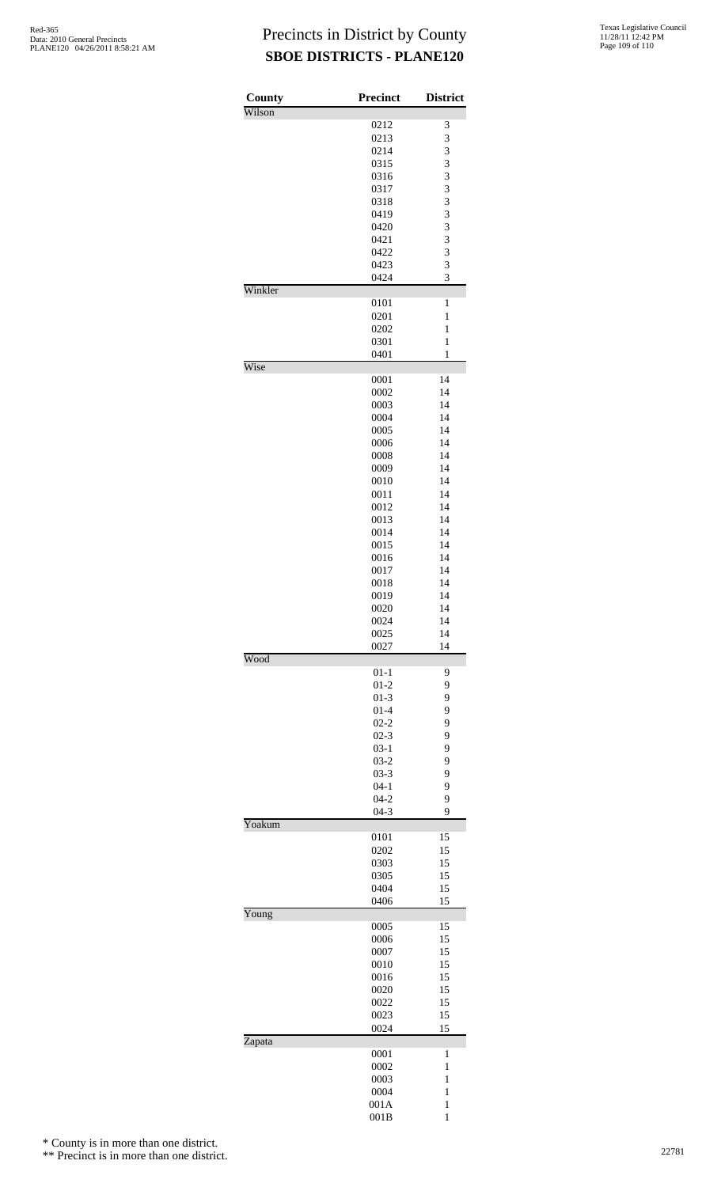# Precincts in District by County
## SBOE DISTRICTS - PLANE120

| County | Precinct | District |
|---|---|---|
| Wilson | | |
| | 0212 | 3 |
| | 0213 | 3 |
| | 0214 | 3 |
| | 0315 | 3 |
| | 0316 | 3 |
| | 0317 | 3 |
| | 0318 | 3 |
| | 0419 | 3 |
| | 0420 | 3 |
| | 0421 | 3 |
| | 0422 | 3 |
| | 0423 | 3 |
| | 0424 | 3 |
| Winkler | | |
| | 0101 | 1 |
| | 0201 | 1 |
| | 0202 | 1 |
| | 0301 | 1 |
| | 0401 | 1 |
| Wise | | |
| | 0001 | 14 |
| | 0002 | 14 |
| | 0003 | 14 |
| | 0004 | 14 |
| | 0005 | 14 |
| | 0006 | 14 |
| | 0008 | 14 |
| | 0009 | 14 |
| | 0010 | 14 |
| | 0011 | 14 |
| | 0012 | 14 |
| | 0013 | 14 |
| | 0014 | 14 |
| | 0015 | 14 |
| | 0016 | 14 |
| | 0017 | 14 |
| | 0018 | 14 |
| | 0019 | 14 |
| | 0020 | 14 |
| | 0024 | 14 |
| | 0025 | 14 |
| | 0027 | 14 |
| Wood | | |
| | 01-1 | 9 |
| | 01-2 | 9 |
| | 01-3 | 9 |
| | 01-4 | 9 |
| | 02-2 | 9 |
| | 02-3 | 9 |
| | 03-1 | 9 |
| | 03-2 | 9 |
| | 03-3 | 9 |
| | 04-1 | 9 |
| | 04-2 | 9 |
| | 04-3 | 9 |
| Yoakum | | |
| | 0101 | 15 |
| | 0202 | 15 |
| | 0303 | 15 |
| | 0305 | 15 |
| | 0404 | 15 |
| | 0406 | 15 |
| Young | | |
| | 0005 | 15 |
| | 0006 | 15 |
| | 0007 | 15 |
| | 0010 | 15 |
| | 0016 | 15 |
| | 0020 | 15 |
| | 0022 | 15 |
| | 0023 | 15 |
| | 0024 | 15 |
| Zapata | | |
| | 0001 | 1 |
| | 0002 | 1 |
| | 0003 | 1 |
| | 0004 | 1 |
| | 001A | 1 |
| | 001B | 1 |

* County is in more than one district.

** Precinct is in more than one district.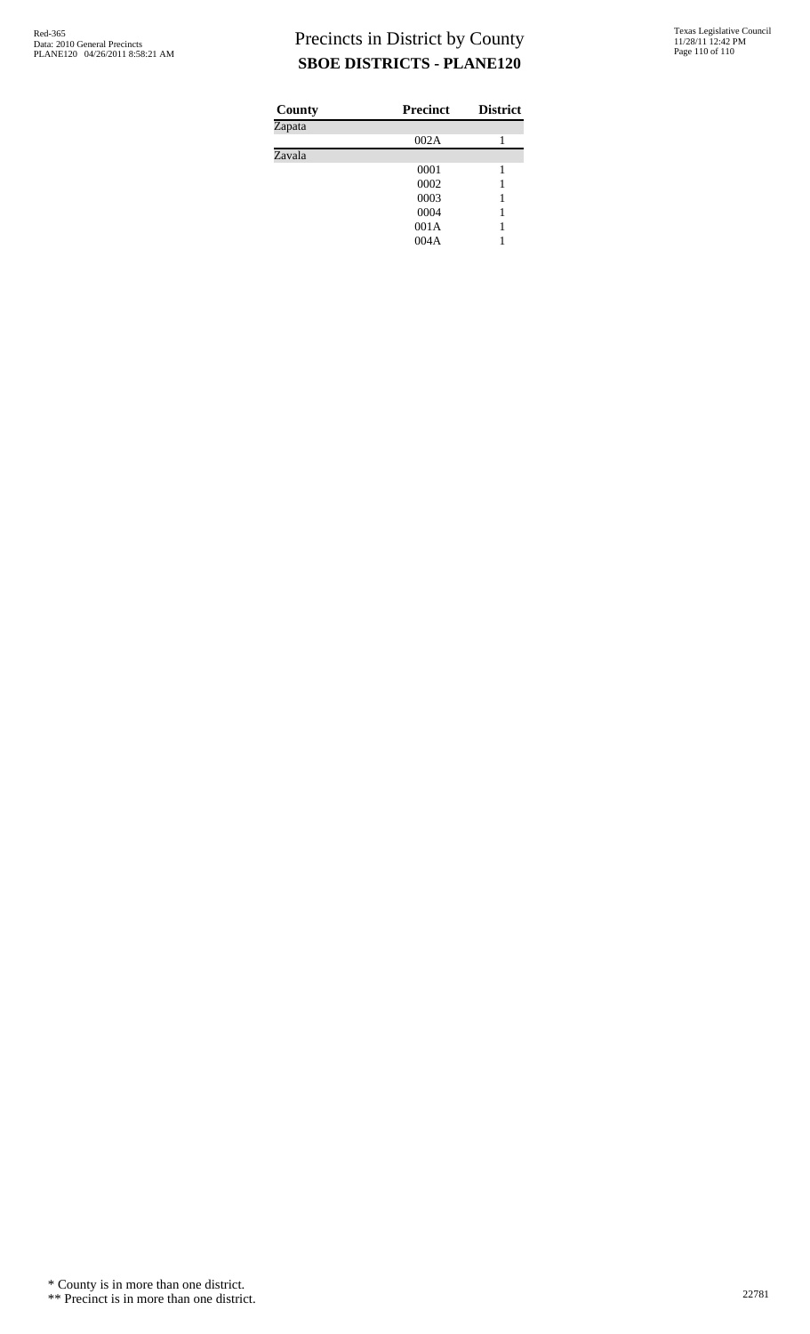# Precincts in District by County

## SBOE DISTRICTS - PLANE120

| County | Precinct | District |
|---|---|---|
| Zapata | | |
| | 002A | 1 |
| Zavala | | |
| | 0001 | 1 |
| | 0002 | 1 |
| | 0003 | 1 |
| | 0004 | 1 |
| | 001A | 1 |
| | 004A | 1 |

* County is in more than one district.

** Precinct is in more than one district.